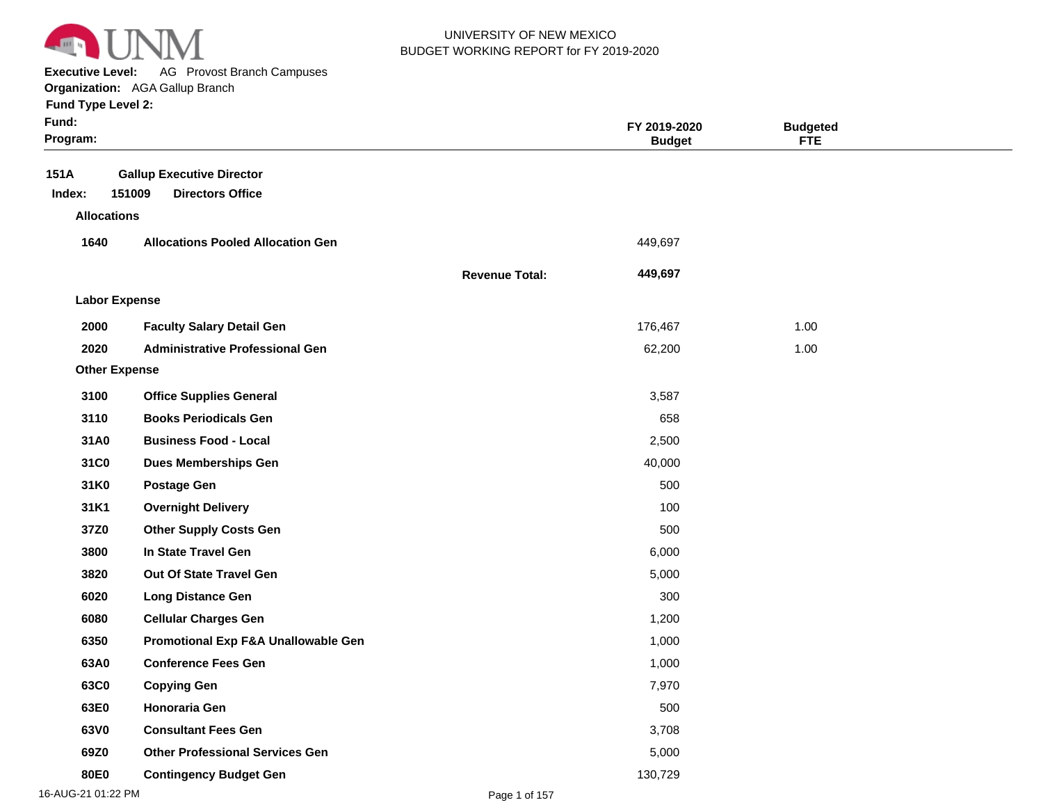# UNIVERSITY OF NEW MEXICO
## BUDGET WORKING REPORT for FY 2019-2020

**Executive Level:** AG Provost Branch Campuses
**Organization:** AGA Gallup Branch
**Fund Type Level 2:**
**Fund:**
**Program:**

| | | | FY 2019-2020 Budget | Budgeted FTE |
|---|---|---|---|---|
| **151A** | **Gallup Executive Director** | | | |
| **Index: 151009** | **Directors Office** | | | |
| **Allocations** | | | | |
| **1640** | **Allocations Pooled Allocation Gen** | | 449,697 | |
| | | **Revenue Total:** | **449,697** | |
| **Labor Expense** | | | | |
| **2000** | **Faculty Salary Detail Gen** | | 176,467 | 1.00 |
| **2020** | **Administrative Professional Gen** | | 62,200 | 1.00 |
| **Other Expense** | | | | |
| **3100** | **Office Supplies General** | | 3,587 | |
| **3110** | **Books Periodicals Gen** | | 658 | |
| **31A0** | **Business Food - Local** | | 2,500 | |
| **31C0** | **Dues Memberships Gen** | | 40,000 | |
| **31K0** | **Postage Gen** | | 500 | |
| **31K1** | **Overnight Delivery** | | 100 | |
| **37Z0** | **Other Supply Costs Gen** | | 500 | |
| **3800** | **In State Travel Gen** | | 6,000 | |
| **3820** | **Out Of State Travel Gen** | | 5,000 | |
| **6020** | **Long Distance Gen** | | 300 | |
| **6080** | **Cellular Charges Gen** | | 1,200 | |
| **6350** | **Promotional Exp F&A Unallowable Gen** | | 1,000 | |
| **63A0** | **Conference Fees Gen** | | 1,000 | |
| **63C0** | **Copying Gen** | | 7,970 | |
| **63E0** | **Honoraria Gen** | | 500 | |
| **63V0** | **Consultant Fees Gen** | | 3,708 | |
| **69Z0** | **Other Professional Services Gen** | | 5,000 | |
| **80E0** | **Contingency Budget Gen** | | 130,729 | |

16-AUG-21 01:22 PM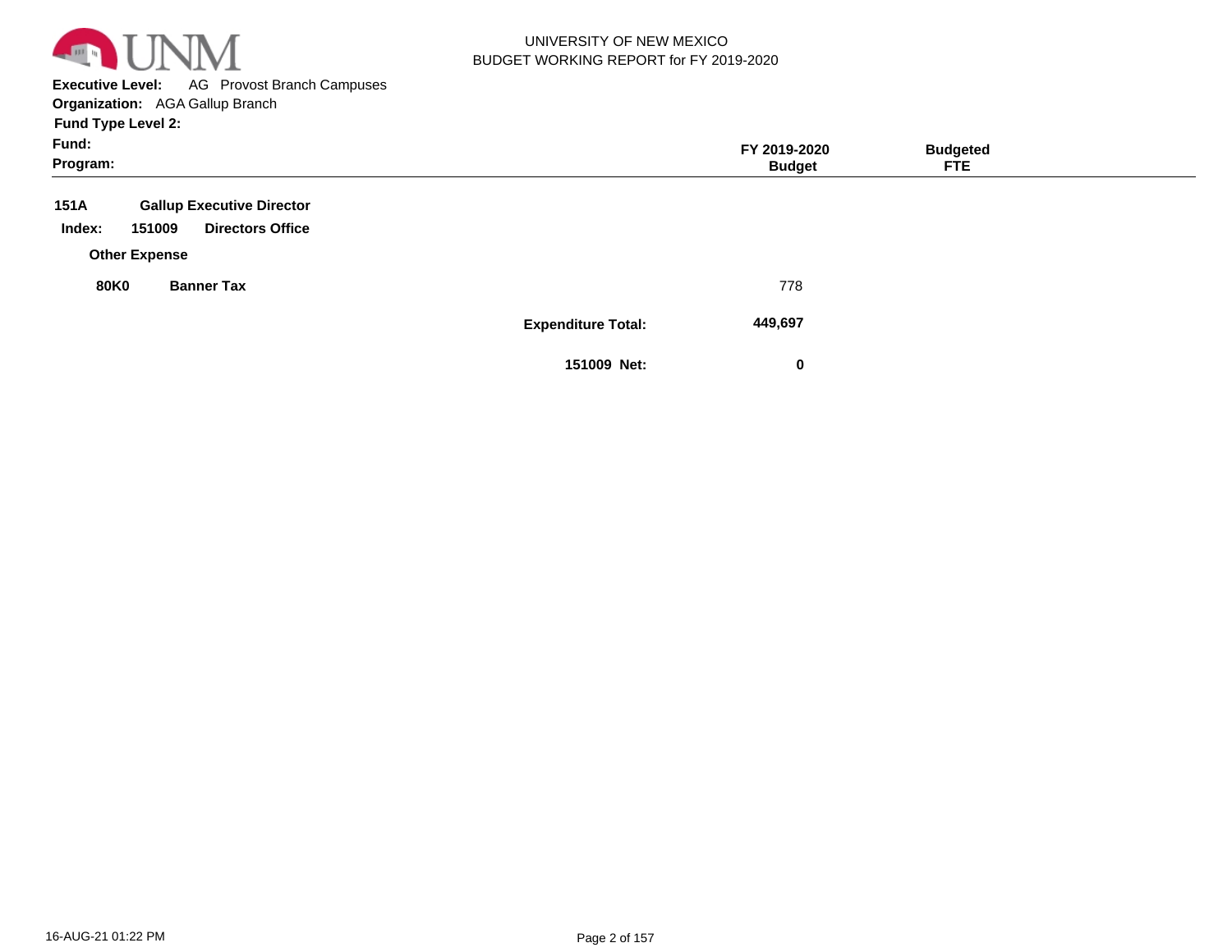UNIVERSITY OF NEW MEXICO
BUDGET WORKING REPORT for FY 2019-2020

**Executive Level:** AG Provost Branch Campuses
**Organization:** AGA Gallup Branch
**Fund Type Level 2:**
**Fund:**
**Program:**

| | | FY 2019-2020 Budget | Budgeted FTE |
|---|---|---|---|
| **151A** | **Gallup Executive Director** | | |
| **Index: 151009** | **Directors Office** | | |
| **Other Expense** | | | |
| **80K0** | **Banner Tax** | 778 | |
| | **Expenditure Total:** | **449,697** | |
| | **151009 Net:** | **0** | |

16-AUG-21 01:22 PM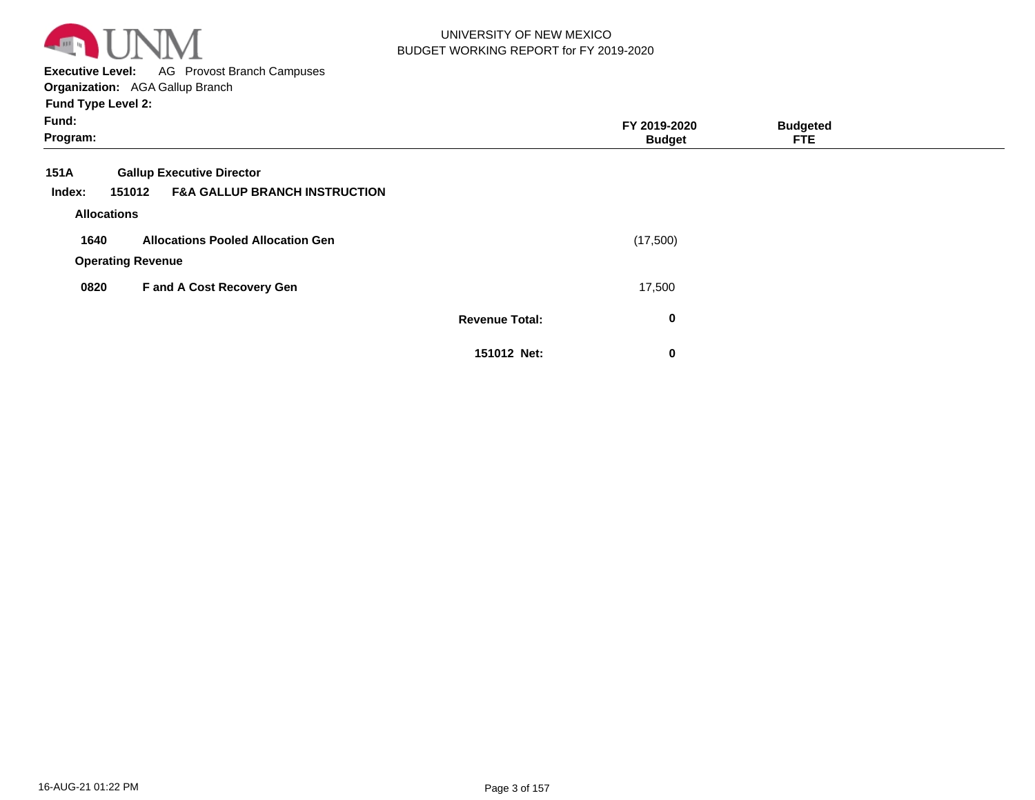UNIVERSITY OF NEW MEXICO
BUDGET WORKING REPORT for FY 2019-2020

**Executive Level:** AG Provost Branch Campuses
**Organization:** AGA Gallup Branch
**Fund Type Level 2:**
**Fund:**
**Program:**

| | | | FY 2019-2020 Budget | Budgeted FTE |
|---|---|---|---|---|
| **151A** | **Gallup Executive Director** | | | |
| **Index: 151012** | **F&A GALLUP BRANCH INSTRUCTION** | | | |
| **Allocations** | | | | |
| **1640** | **Allocations Pooled Allocation Gen** | | (17,500) | |
| **Operating Revenue** | | | | |
| **0820** | **F and A Cost Recovery Gen** | | 17,500 | |
| | | **Revenue Total:** | **0** | |
| | | **151012 Net:** | **0** | |

16-AUG-21 01:22 PM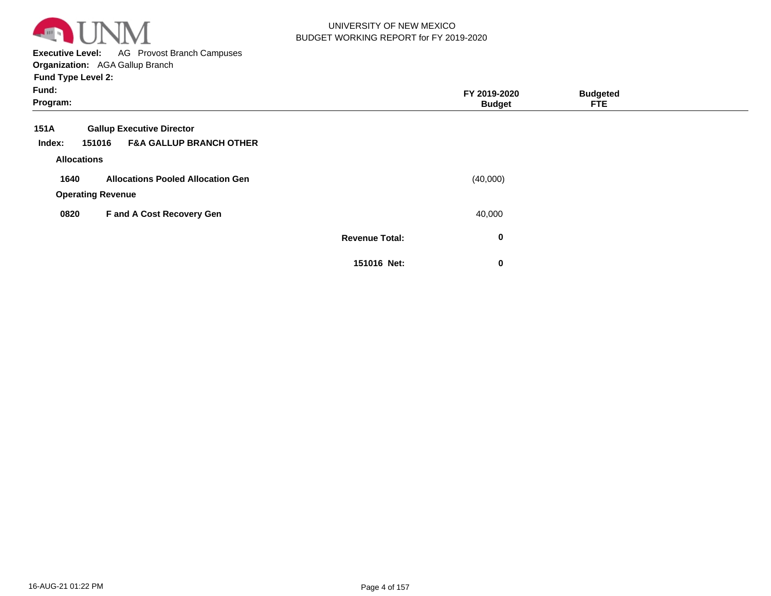UNIVERSITY OF NEW MEXICO
BUDGET WORKING REPORT for FY 2019-2020

**Executive Level:** AG Provost Branch Campuses
**Organization:** AGA Gallup Branch
**Fund Type Level 2:**
**Fund:**
**Program:**

| | | FY 2019-2020 Budget | Budgeted FTE |
|---|---|---|---|
| **151A** | **Gallup Executive Director** | | |
| **Index: 151016** | **F&A GALLUP BRANCH OTHER** | | |
| **Allocations** | | | |
| **1640** | **Allocations Pooled Allocation Gen** | (40,000) | |
| **Operating Revenue** | | | |
| **0820** | **F and A Cost Recovery Gen** | 40,000 | |
| | **Revenue Total:** | **0** | |
| | **151016 Net:** | **0** | |

16-AUG-21 01:22 PM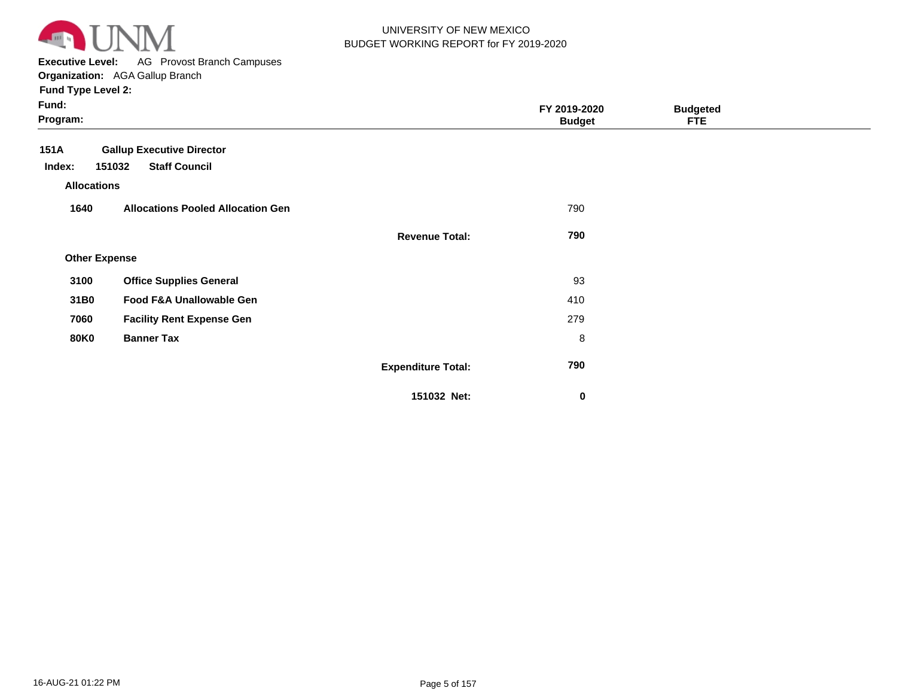UNIVERSITY OF NEW MEXICO
BUDGET WORKING REPORT for FY 2019-2020

**Executive Level:** AG Provost Branch Campuses
**Organization:** AGA Gallup Branch
**Fund Type Level 2:**
**Fund:**
**Program:**

| | | | FY 2019-2020 Budget | Budgeted FTE |
|---|---|---|---|---|
| **151A** | **Gallup Executive Director** | | | |
| **Index: 151032** | **Staff Council** | | | |
| **Allocations** | | | | |
| **1640** | **Allocations Pooled Allocation Gen** | | 790 | |
| | | **Revenue Total:** | **790** | |
| **Other Expense** | | | | |
| **3100** | **Office Supplies General** | | 93 | |
| **31B0** | **Food F&A Unallowable Gen** | | 410 | |
| **7060** | **Facility Rent Expense Gen** | | 279 | |
| **80K0** | **Banner Tax** | | 8 | |
| | | **Expenditure Total:** | **790** | |
| | | **151032 Net:** | **0** | |

16-AUG-21 01:22 PM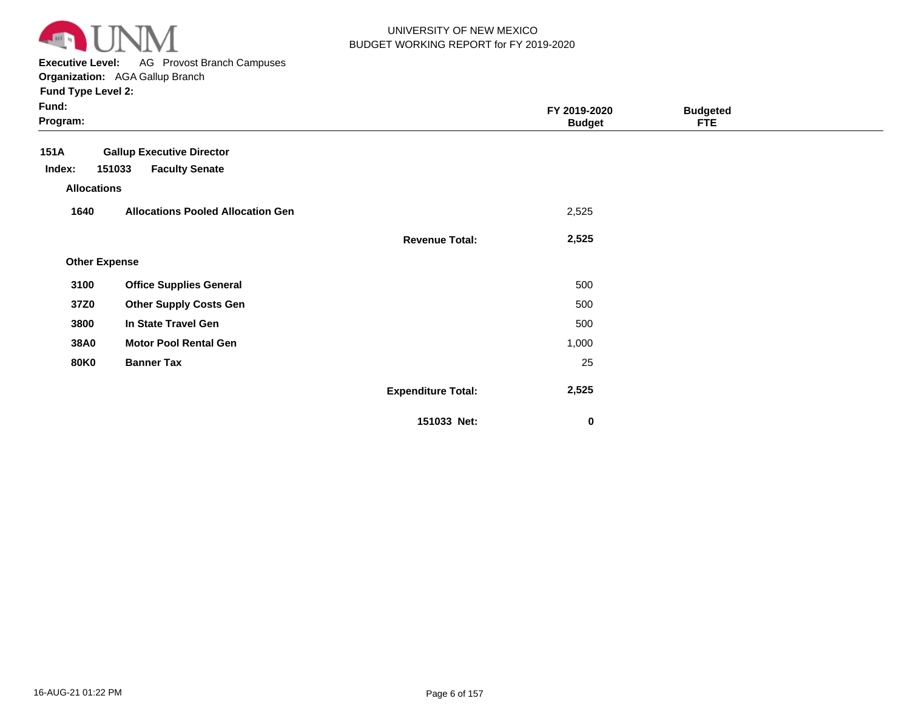UNIVERSITY OF NEW MEXICO
BUDGET WORKING REPORT for FY 2019-2020

**Executive Level:** AG Provost Branch Campuses
**Organization:** AGA Gallup Branch
**Fund Type Level 2:**
**Fund:**
**Program:**

| | | | FY 2019-2020 Budget | Budgeted FTE |
|---|---|---|---|---|
| **151A** | **Gallup Executive Director** | | | |
| **Index: 151033** | **Faculty Senate** | | | |
| **Allocations** | | | | |
| **1640** | **Allocations Pooled Allocation Gen** | | 2,525 | |
| | | **Revenue Total:** | **2,525** | |
| **Other Expense** | | | | |
| **3100** | **Office Supplies General** | | 500 | |
| **37Z0** | **Other Supply Costs Gen** | | 500 | |
| **3800** | **In State Travel Gen** | | 500 | |
| **38A0** | **Motor Pool Rental Gen** | | 1,000 | |
| **80K0** | **Banner Tax** | | 25 | |
| | | **Expenditure Total:** | **2,525** | |
| | | **151033 Net:** | **0** | |

16-AUG-21 01:22 PM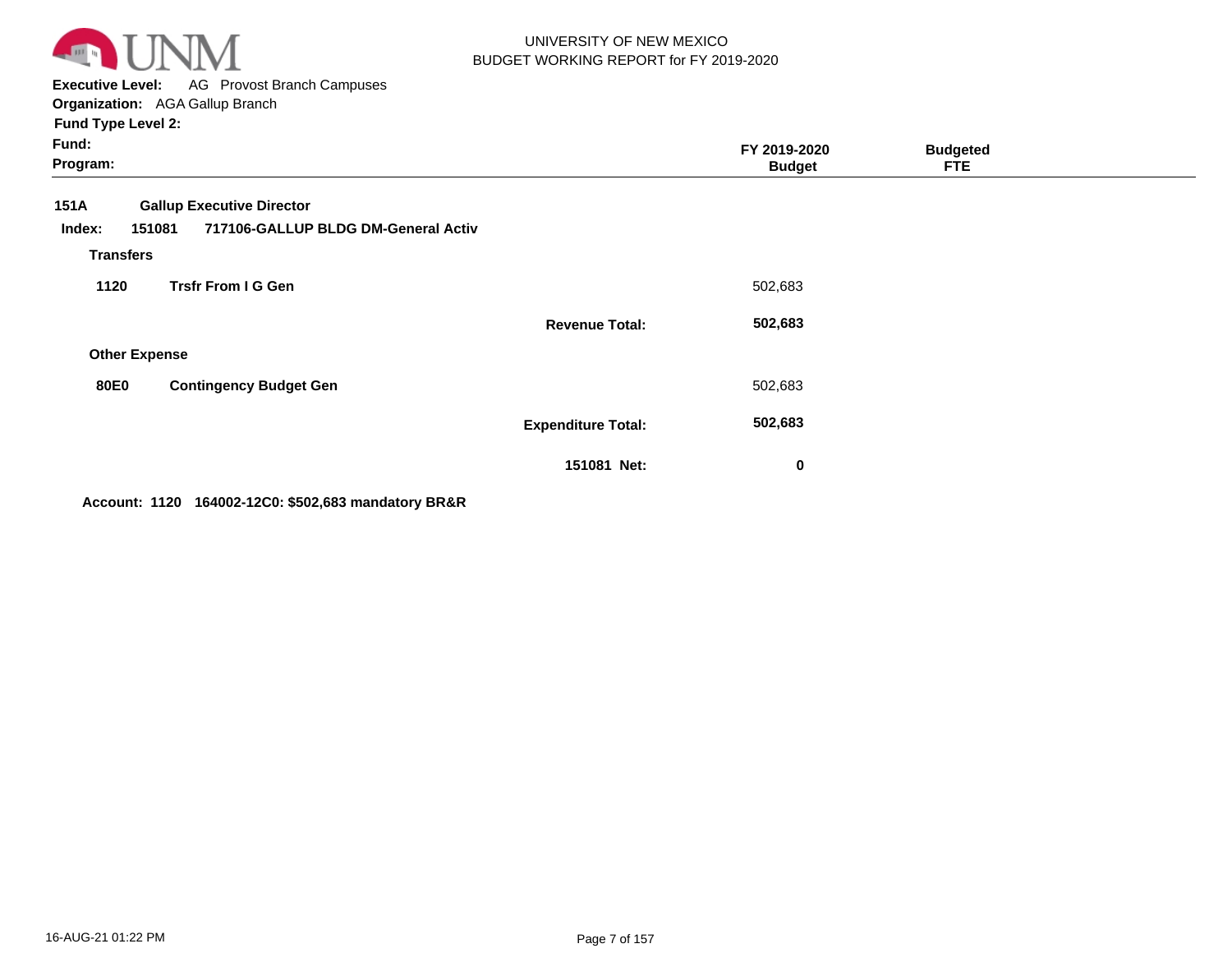UNIVERSITY OF NEW MEXICO
BUDGET WORKING REPORT for FY 2019-2020

**Executive Level:** AG Provost Branch Campuses
**Organization:** AGA Gallup Branch
**Fund Type Level 2:**
**Fund:**
**Program:**

| | | | FY 2019-2020 Budget | Budgeted FTE |
|---|---|---|---|---|
| **151A** | **Gallup Executive Director** | | | |
| **Index: 151081** | **717106-GALLUP BLDG DM-General Activ** | | | |
| **Transfers** | | | | |
| **1120** | **Trsfr From I G Gen** | | 502,683 | |
| | | **Revenue Total:** | **502,683** | |
| **Other Expense** | | | | |
| **80E0** | **Contingency Budget Gen** | | 502,683 | |
| | | **Expenditure Total:** | **502,683** | |
| | | **151081 Net:** | **0** | |

**Account: 1120 164002-12C0: $502,683 mandatory BR&R**

16-AUG-21 01:22 PM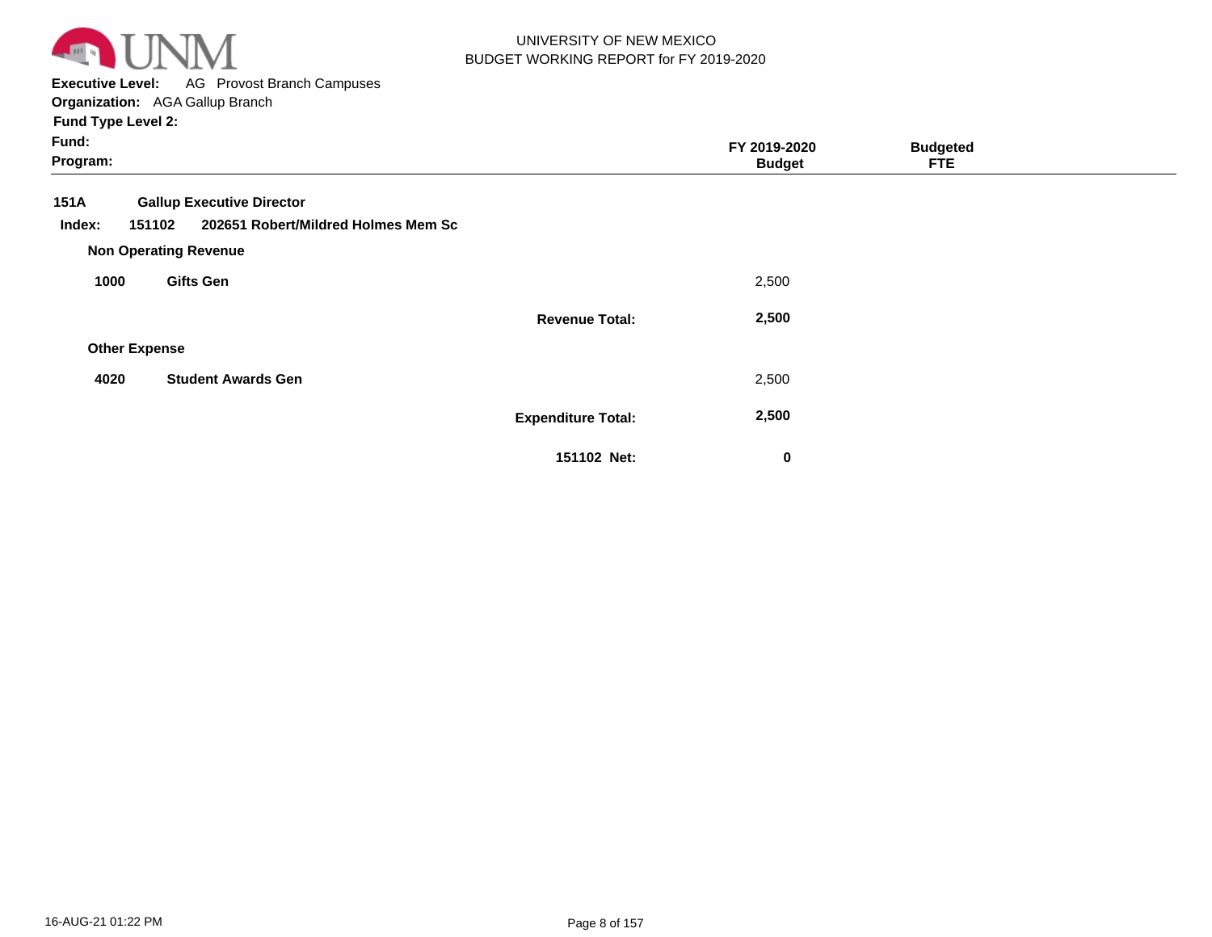UNIVERSITY OF NEW MEXICO
BUDGET WORKING REPORT for FY 2019-2020

**Executive Level:** AG Provost Branch Campuses
**Organization:** AGA Gallup Branch
**Fund Type Level 2:**
**Fund:**
**Program:**

| | | | FY 2019-2020 Budget | Budgeted FTE |
|---|---|---|---|---|
| **151A** | **Gallup Executive Director** | | | |
| **Index: 151102** | **202651 Robert/Mildred Holmes Mem Sc** | | | |
| **Non Operating Revenue** | | | | |
| **1000** | **Gifts Gen** | | 2,500 | |
| | | **Revenue Total:** | **2,500** | |
| **Other Expense** | | | | |
| **4020** | **Student Awards Gen** | | 2,500 | |
| | | **Expenditure Total:** | **2,500** | |
| | | **151102 Net:** | **0** | |

16-AUG-21 01:22 PM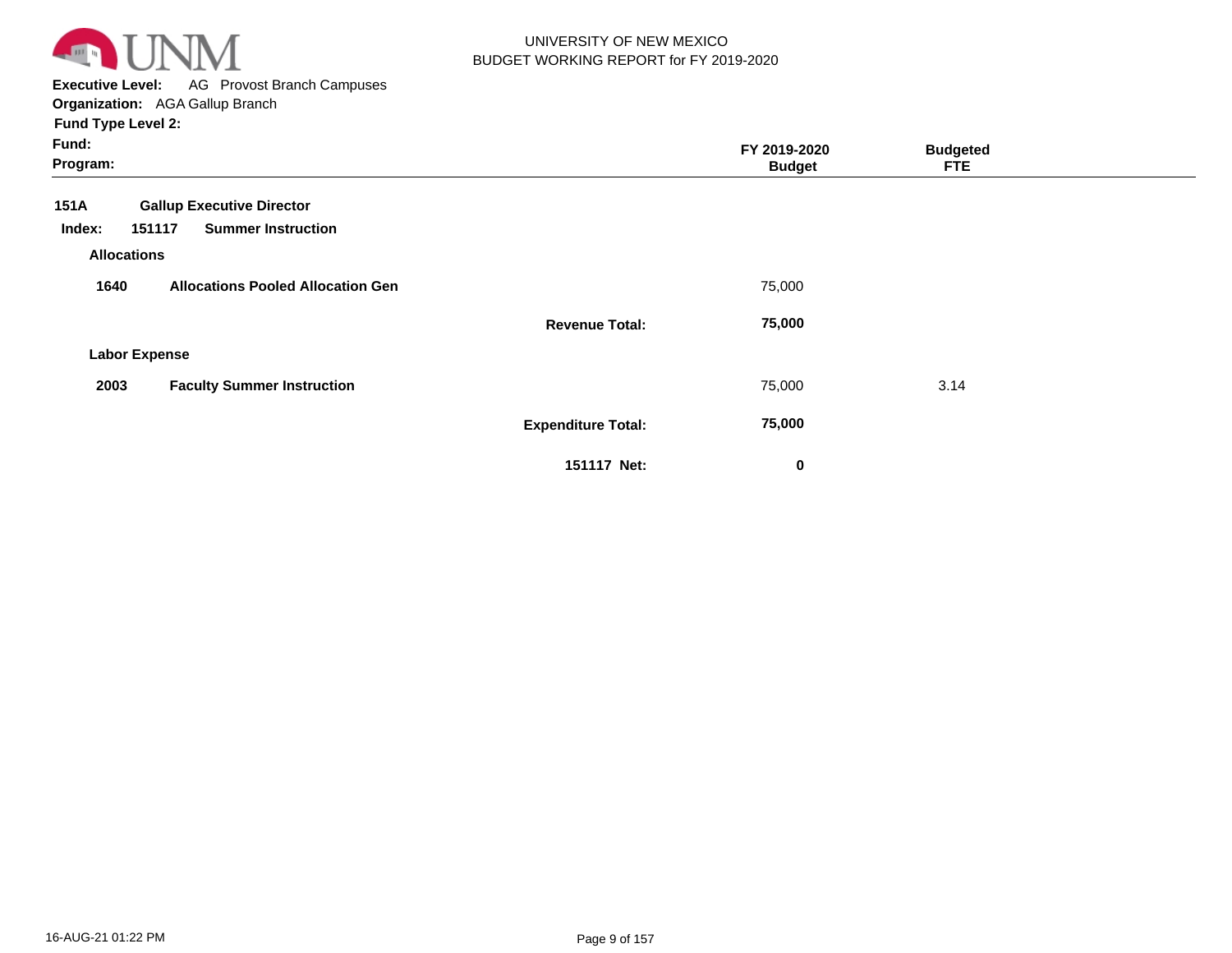UNIVERSITY OF NEW MEXICO
BUDGET WORKING REPORT for FY 2019-2020

**Executive Level:** AG Provost Branch Campuses
**Organization:** AGA Gallup Branch
**Fund Type Level 2:**
**Fund:**
**Program:**

| | | FY 2019-2020 Budget | Budgeted FTE |
|---|---|---|---|
| **151A** | **Gallup Executive Director** | | |
| **Index: 151117** | **Summer Instruction** | | |
| **Allocations** | | | |
| **1640** | **Allocations Pooled Allocation Gen** | 75,000 | |
| | **Revenue Total:** | **75,000** | |
| **Labor Expense** | | | |
| **2003** | **Faculty Summer Instruction** | 75,000 | 3.14 |
| | **Expenditure Total:** | **75,000** | |
| | **151117 Net:** | **0** | |

16-AUG-21 01:22 PM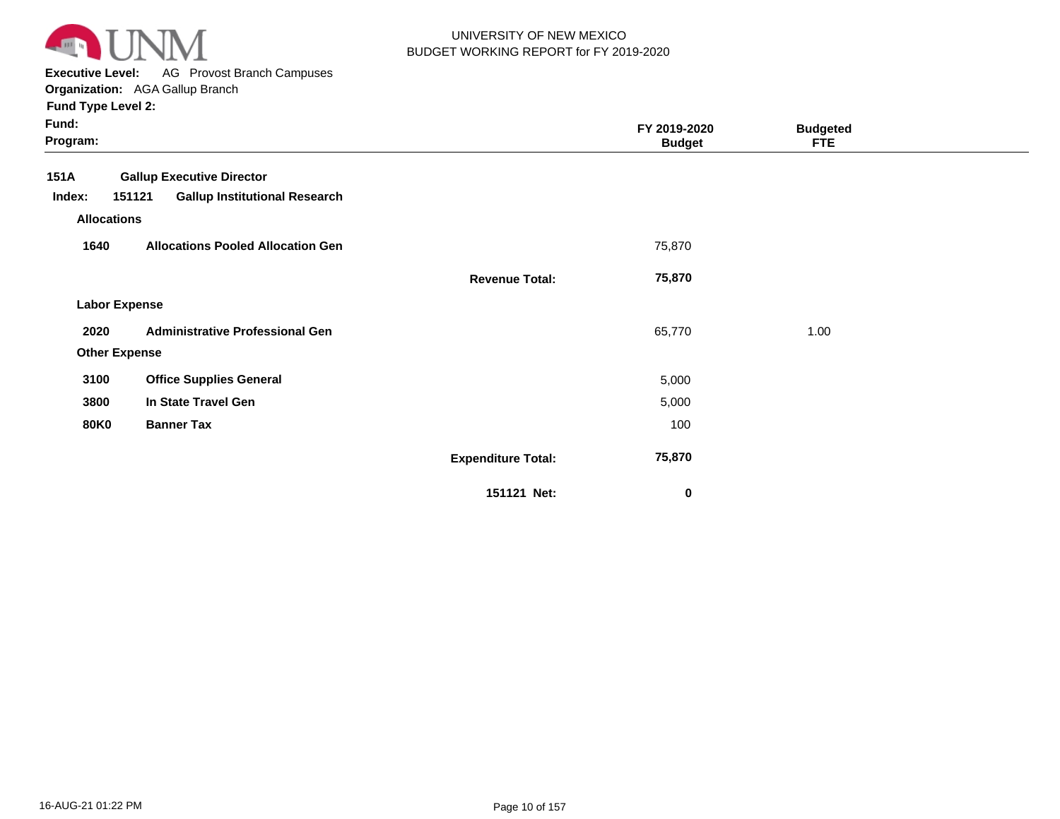UNIVERSITY OF NEW MEXICO
BUDGET WORKING REPORT for FY 2019-2020

**Executive Level:** AG Provost Branch Campuses
**Organization:** AGA Gallup Branch
**Fund Type Level 2:**
**Fund:**
**Program:**

| | | | FY 2019-2020 Budget | Budgeted FTE |
|---|---|---|---|---|
| **151A** | **Gallup Executive Director** | | | |
| **Index: 151121** | **Gallup Institutional Research** | | | |
| **Allocations** | | | | |
| **1640** | **Allocations Pooled Allocation Gen** | | 75,870 | |
| | | **Revenue Total:** | **75,870** | |
| **Labor Expense** | | | | |
| **2020** | **Administrative Professional Gen** | | 65,770 | 1.00 |
| **Other Expense** | | | | |
| **3100** | **Office Supplies General** | | 5,000 | |
| **3800** | **In State Travel Gen** | | 5,000 | |
| **80K0** | **Banner Tax** | | 100 | |
| | | **Expenditure Total:** | **75,870** | |
| | | **151121 Net:** | **0** | |

16-AUG-21 01:22 PM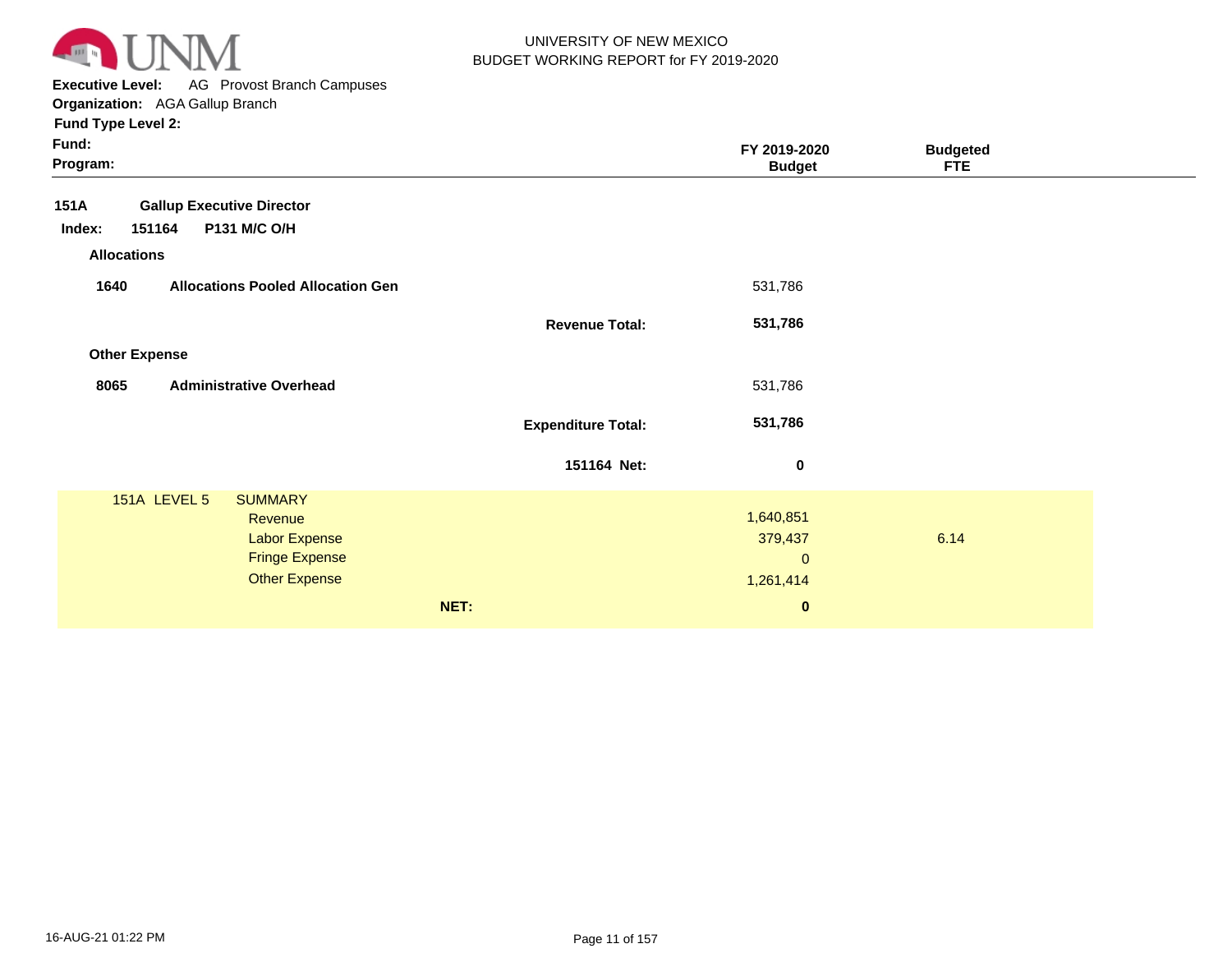UNIVERSITY OF NEW MEXICO
BUDGET WORKING REPORT for FY 2019-2020

**Executive Level:** AG Provost Branch Campuses
**Organization:** AGA Gallup Branch
**Fund Type Level 2:**
**Fund:**
**Program:**

| | | FY 2019-2020 Budget | Budgeted FTE |
|---|---|---|---|
| **151A** | **Gallup Executive Director** | | |
| **Index: 151164** | **P131 M/C O/H** | | |
| **Allocations** | | | |
| **1640** | **Allocations Pooled Allocation Gen** | 531,786 | |
| | **Revenue Total:** | **531,786** | |
| **Other Expense** | | | |
| **8065** | **Administrative Overhead** | 531,786 | |
| | **Expenditure Total:** | **531,786** | |
| | **151164 Net:** | **0** | |

| 151A LEVEL 5 | SUMMARY | | |
|---|---|---|---|
| | Revenue | 1,640,851 | |
| | Labor Expense | 379,437 | 6.14 |
| | Fringe Expense | 0 | |
| | Other Expense | 1,261,414 | |
| | **NET:** | **0** | |

16-AUG-21 01:22 PM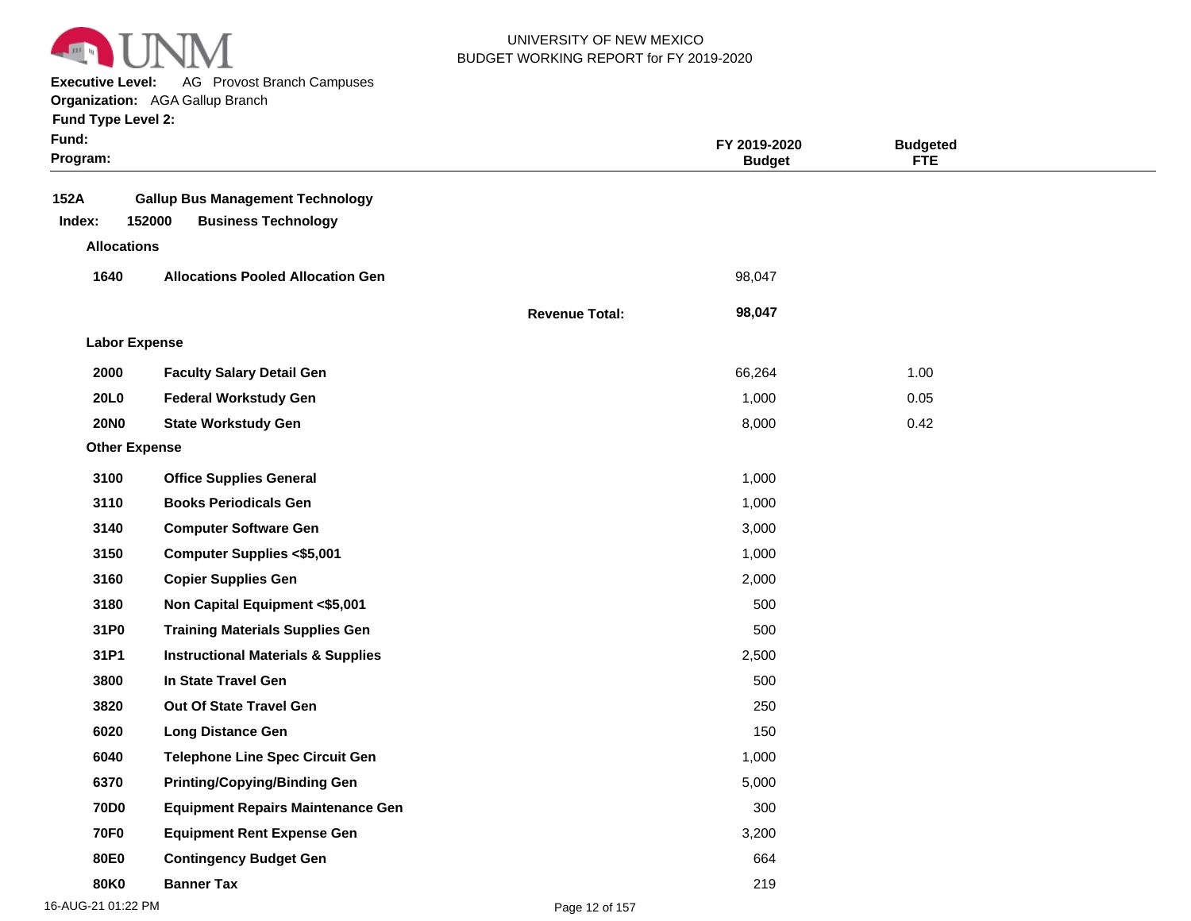UNIVERSITY OF NEW MEXICO
BUDGET WORKING REPORT for FY 2019-2020

**Executive Level:** AG Provost Branch Campuses
**Organization:** AGA Gallup Branch
**Fund Type Level 2:**
**Fund:**
**Program:**

| | | | FY 2019-2020 Budget | Budgeted FTE |
|---|---|---|---|---|
| **152A** | **Gallup Bus Management Technology** | | | |
| **Index: 152000** | **Business Technology** | | | |
| **Allocations** | | | | |
| **1640** | **Allocations Pooled Allocation Gen** | | 98,047 | |
| | | **Revenue Total:** | **98,047** | |
| **Labor Expense** | | | | |
| **2000** | **Faculty Salary Detail Gen** | | 66,264 | 1.00 |
| **20L0** | **Federal Workstudy Gen** | | 1,000 | 0.05 |
| **20N0** | **State Workstudy Gen** | | 8,000 | 0.42 |
| **Other Expense** | | | | |
| **3100** | **Office Supplies General** | | 1,000 | |
| **3110** | **Books Periodicals Gen** | | 1,000 | |
| **3140** | **Computer Software Gen** | | 3,000 | |
| **3150** | **Computer Supplies <$5,001** | | 1,000 | |
| **3160** | **Copier Supplies Gen** | | 2,000 | |
| **3180** | **Non Capital Equipment <$5,001** | | 500 | |
| **31P0** | **Training Materials Supplies Gen** | | 500 | |
| **31P1** | **Instructional Materials & Supplies** | | 2,500 | |
| **3800** | **In State Travel Gen** | | 500 | |
| **3820** | **Out Of State Travel Gen** | | 250 | |
| **6020** | **Long Distance Gen** | | 150 | |
| **6040** | **Telephone Line Spec Circuit Gen** | | 1,000 | |
| **6370** | **Printing/Copying/Binding Gen** | | 5,000 | |
| **70D0** | **Equipment Repairs Maintenance Gen** | | 300 | |
| **70F0** | **Equipment Rent Expense Gen** | | 3,200 | |
| **80E0** | **Contingency Budget Gen** | | 664 | |
| **80K0** | **Banner Tax** | | 219 | |

16-AUG-21 01:22 PM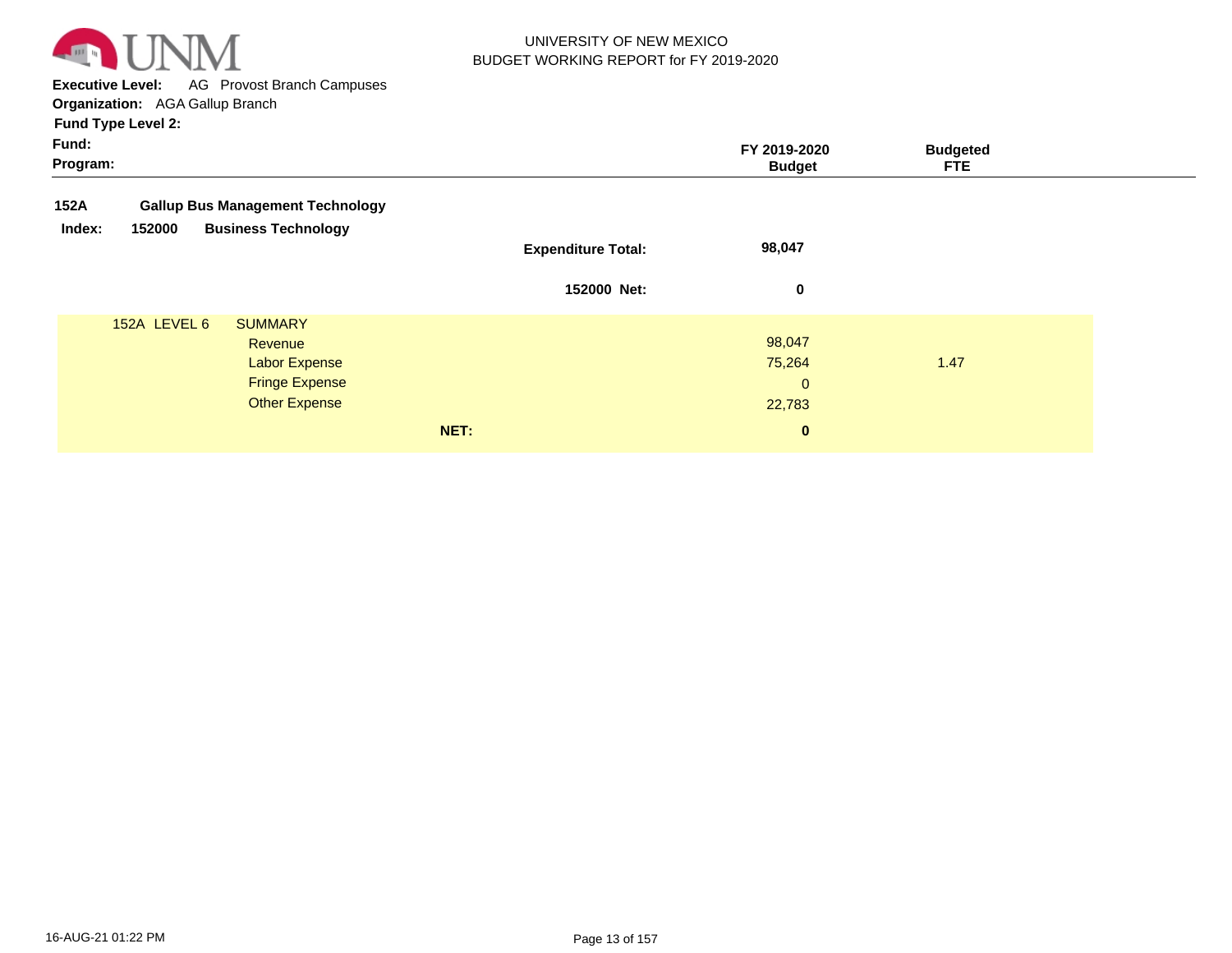UNIVERSITY OF NEW MEXICO
BUDGET WORKING REPORT for FY 2019-2020

**Executive Level:** AG Provost Branch Campuses
**Organization:** AGA Gallup Branch
**Fund Type Level 2:**
**Fund:**
**Program:**

| | | | FY 2019-2020 Budget | Budgeted FTE |
|---|---|---|---|---|
| **152A** | **Gallup Bus Management Technology** | | | |
| **Index: 152000** | **Business Technology** | | | |
| | | **Expenditure Total:** | **98,047** | |
| | | **152000 Net:** | **0** | |
| 152A LEVEL 6 | SUMMARY | | | |
| | Revenue | | 98,047 | |
| | Labor Expense | | 75,264 | 1.47 |
| | Fringe Expense | | 0 | |
| | Other Expense | | 22,783 | |
| | | **NET:** | **0** | |

16-AUG-21 01:22 PM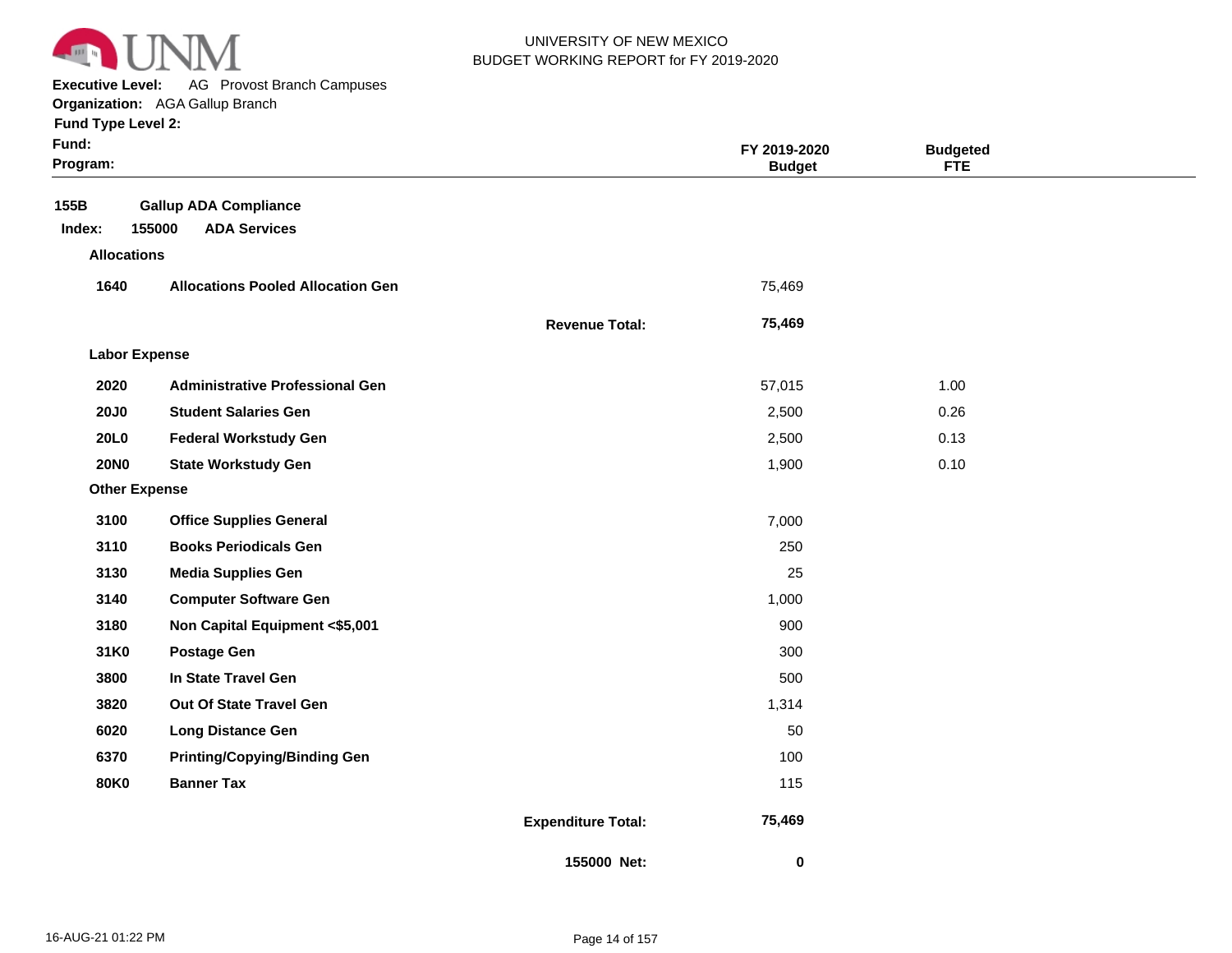UNIVERSITY OF NEW MEXICO
BUDGET WORKING REPORT for FY 2019-2020

**Executive Level:** AG Provost Branch Campuses
**Organization:** AGA Gallup Branch
**Fund Type Level 2:**
**Fund:**
**Program:**

| | | | FY 2019-2020 Budget | Budgeted FTE |
|---|---|---|---|---|
| **155B** | **Gallup ADA Compliance** | | | |
| **Index: 155000** | **ADA Services** | | | |
| **Allocations** | | | | |
| **1640** | **Allocations Pooled Allocation Gen** | | 75,469 | |
| | | **Revenue Total:** | **75,469** | |
| **Labor Expense** | | | | |
| **2020** | **Administrative Professional Gen** | | 57,015 | 1.00 |
| **20J0** | **Student Salaries Gen** | | 2,500 | 0.26 |
| **20L0** | **Federal Workstudy Gen** | | 2,500 | 0.13 |
| **20N0** | **State Workstudy Gen** | | 1,900 | 0.10 |
| **Other Expense** | | | | |
| **3100** | **Office Supplies General** | | 7,000 | |
| **3110** | **Books Periodicals Gen** | | 250 | |
| **3130** | **Media Supplies Gen** | | 25 | |
| **3140** | **Computer Software Gen** | | 1,000 | |
| **3180** | **Non Capital Equipment <$5,001** | | 900 | |
| **31K0** | **Postage Gen** | | 300 | |
| **3800** | **In State Travel Gen** | | 500 | |
| **3820** | **Out Of State Travel Gen** | | 1,314 | |
| **6020** | **Long Distance Gen** | | 50 | |
| **6370** | **Printing/Copying/Binding Gen** | | 100 | |
| **80K0** | **Banner Tax** | | 115 | |
| | | **Expenditure Total:** | **75,469** | |
| | | **155000 Net:** | **0** | |

16-AUG-21 01:22 PM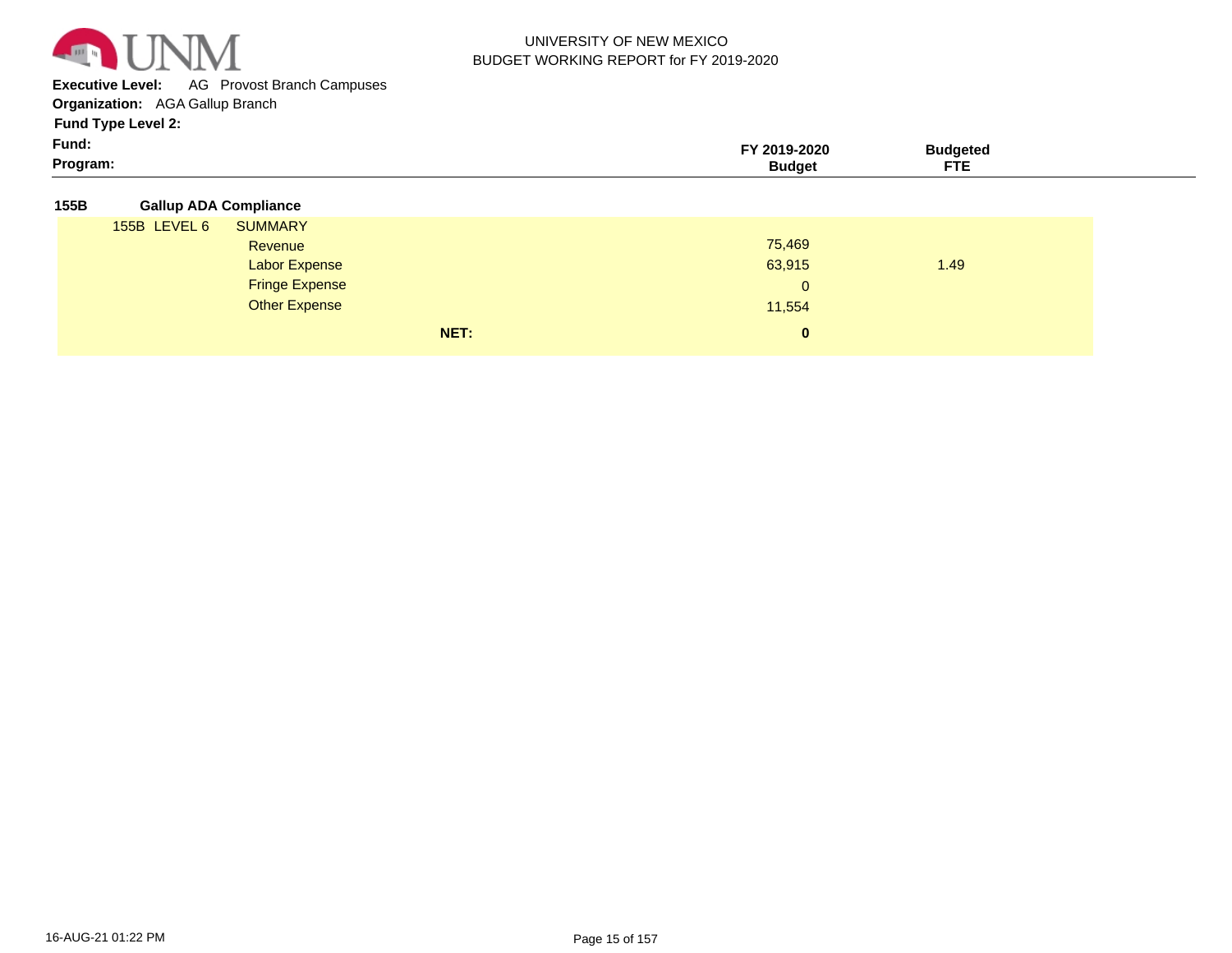UNIVERSITY OF NEW MEXICO
BUDGET WORKING REPORT for FY 2019-2020

**Executive Level:** AG Provost Branch Campuses
**Organization:** AGA Gallup Branch
**Fund Type Level 2:**
**Fund:**
**Program:**

| | | FY 2019-2020 Budget | Budgeted FTE |
|---|---|---|---|
| **155B** | **Gallup ADA Compliance** | | |
| 155B LEVEL 6 | SUMMARY | | |
| | Revenue | 75,469 | |
| | Labor Expense | 63,915 | 1.49 |
| | Fringe Expense | 0 | |
| | Other Expense | 11,554 | |
| | **NET:** | **0** | |

16-AUG-21 01:22 PM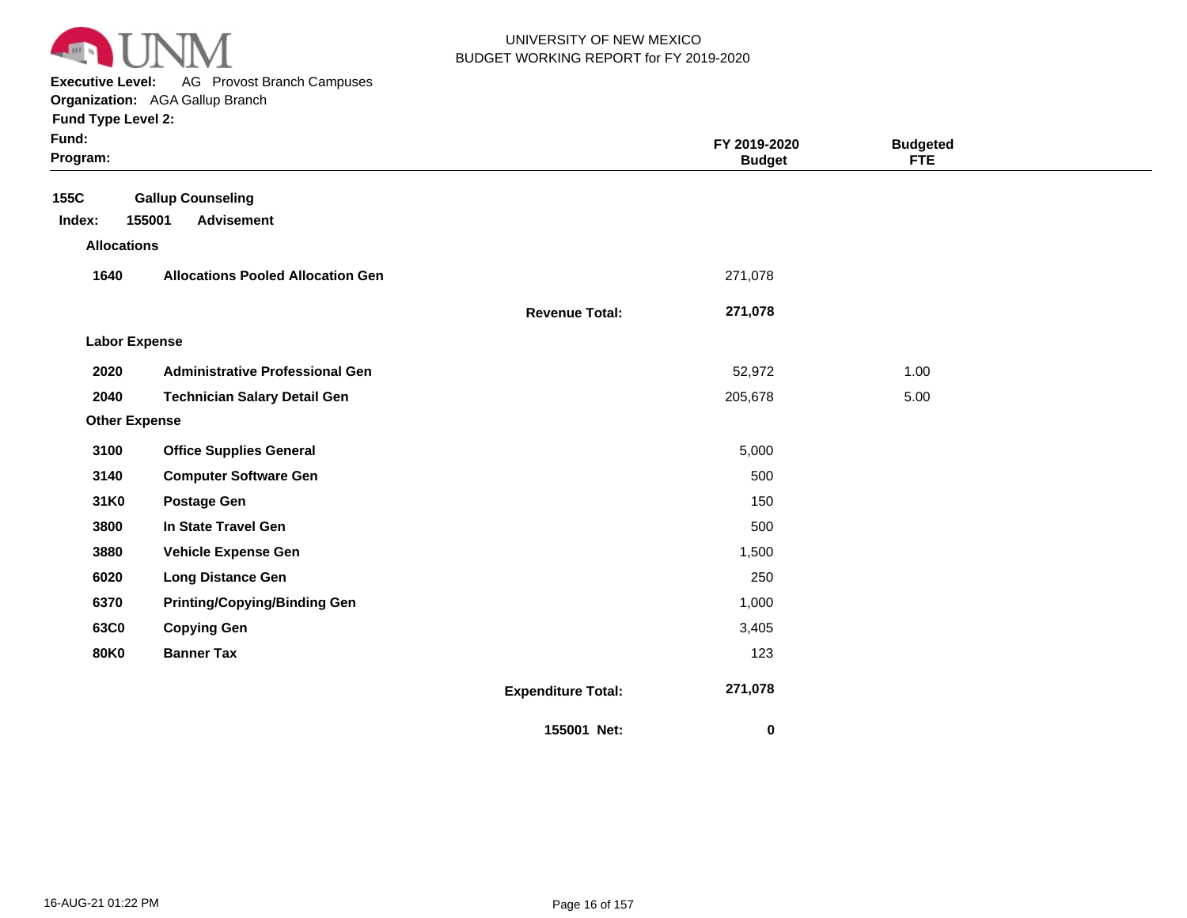UNIVERSITY OF NEW MEXICO
BUDGET WORKING REPORT for FY 2019-2020

**Executive Level:** AG Provost Branch Campuses
**Organization:** AGA Gallup Branch
**Fund Type Level 2:**
**Fund:**
**Program:**

| | | | FY 2019-2020 Budget | Budgeted FTE |
|---|---|---|---|---|
| **155C** | **Gallup Counseling** | | | |
| **Index: 155001** | **Advisement** | | | |
| **Allocations** | | | | |
| **1640** | **Allocations Pooled Allocation Gen** | | 271,078 | |
| | | **Revenue Total:** | **271,078** | |
| **Labor Expense** | | | | |
| **2020** | **Administrative Professional Gen** | | 52,972 | 1.00 |
| **2040** | **Technician Salary Detail Gen** | | 205,678 | 5.00 |
| **Other Expense** | | | | |
| **3100** | **Office Supplies General** | | 5,000 | |
| **3140** | **Computer Software Gen** | | 500 | |
| **31K0** | **Postage Gen** | | 150 | |
| **3800** | **In State Travel Gen** | | 500 | |
| **3880** | **Vehicle Expense Gen** | | 1,500 | |
| **6020** | **Long Distance Gen** | | 250 | |
| **6370** | **Printing/Copying/Binding Gen** | | 1,000 | |
| **63C0** | **Copying Gen** | | 3,405 | |
| **80K0** | **Banner Tax** | | 123 | |
| | | **Expenditure Total:** | **271,078** | |
| | | **155001 Net:** | **0** | |

16-AUG-21 01:22 PM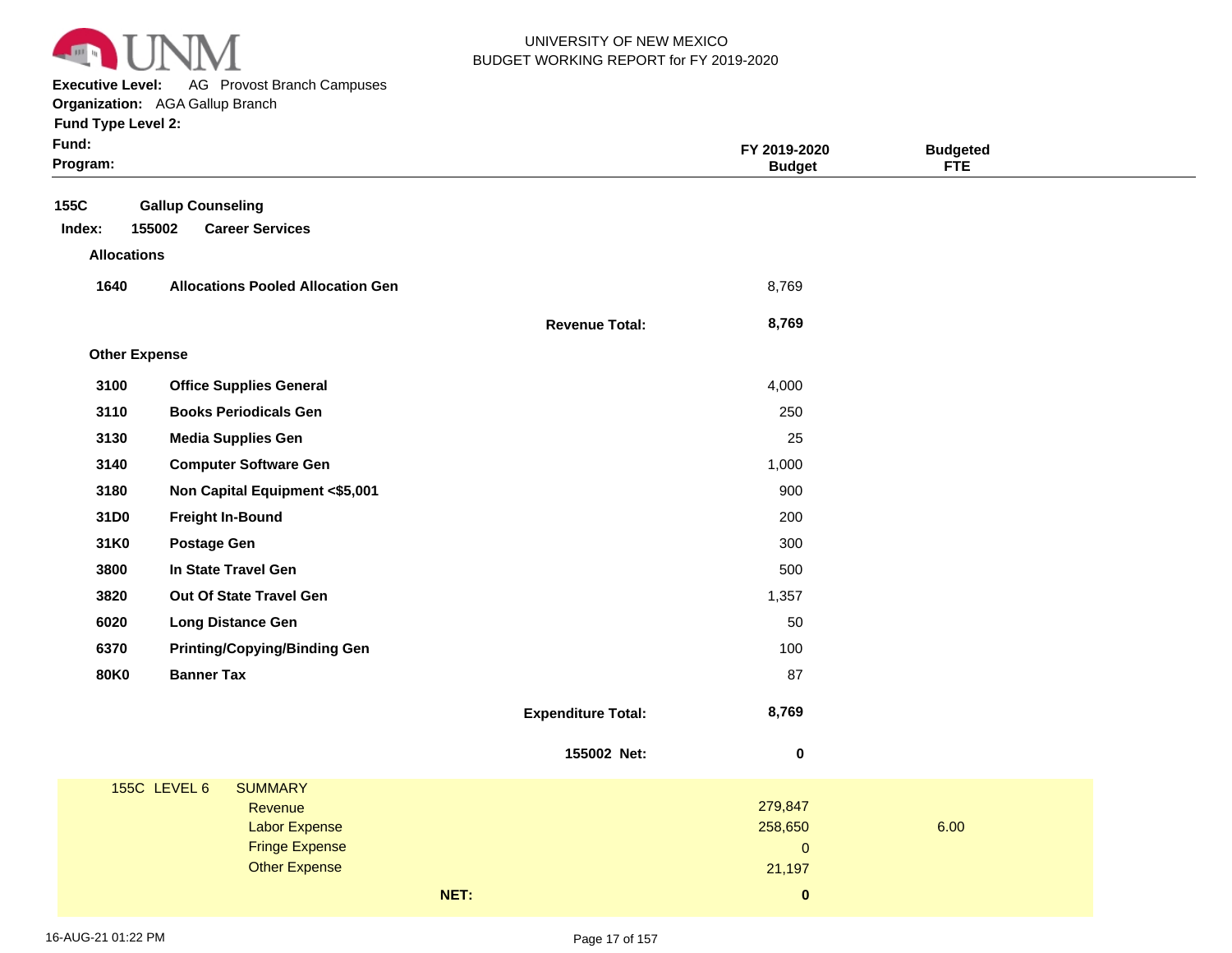UNIVERSITY OF NEW MEXICO
BUDGET WORKING REPORT for FY 2019-2020

**Executive Level:** AG Provost Branch Campuses
**Organization:** AGA Gallup Branch
**Fund Type Level 2:**
**Fund:**
**Program:**

| | | | FY 2019-2020 Budget | Budgeted FTE |
|---|---|---|---|---|
| **155C** | **Gallup Counseling** | | | |
| **Index: 155002** | **Career Services** | | | |
| **Allocations** | | | | |
| **1640** | **Allocations Pooled Allocation Gen** | | 8,769 | |
| | | **Revenue Total:** | **8,769** | |
| **Other Expense** | | | | |
| **3100** | **Office Supplies General** | | 4,000 | |
| **3110** | **Books Periodicals Gen** | | 250 | |
| **3130** | **Media Supplies Gen** | | 25 | |
| **3140** | **Computer Software Gen** | | 1,000 | |
| **3180** | **Non Capital Equipment <$5,001** | | 900 | |
| **31D0** | **Freight In-Bound** | | 200 | |
| **31K0** | **Postage Gen** | | 300 | |
| **3800** | **In State Travel Gen** | | 500 | |
| **3820** | **Out Of State Travel Gen** | | 1,357 | |
| **6020** | **Long Distance Gen** | | 50 | |
| **6370** | **Printing/Copying/Binding Gen** | | 100 | |
| **80K0** | **Banner Tax** | | 87 | |
| | | **Expenditure Total:** | **8,769** | |
| | | **155002 Net:** | **0** | |

| 155C LEVEL 6 | SUMMARY | | |
|---|---|---|---|
| | Revenue | 279,847 | |
| | Labor Expense | 258,650 | 6.00 |
| | Fringe Expense | 0 | |
| | Other Expense | 21,197 | |
| | **NET:** | **0** | |

16-AUG-21 01:22 PM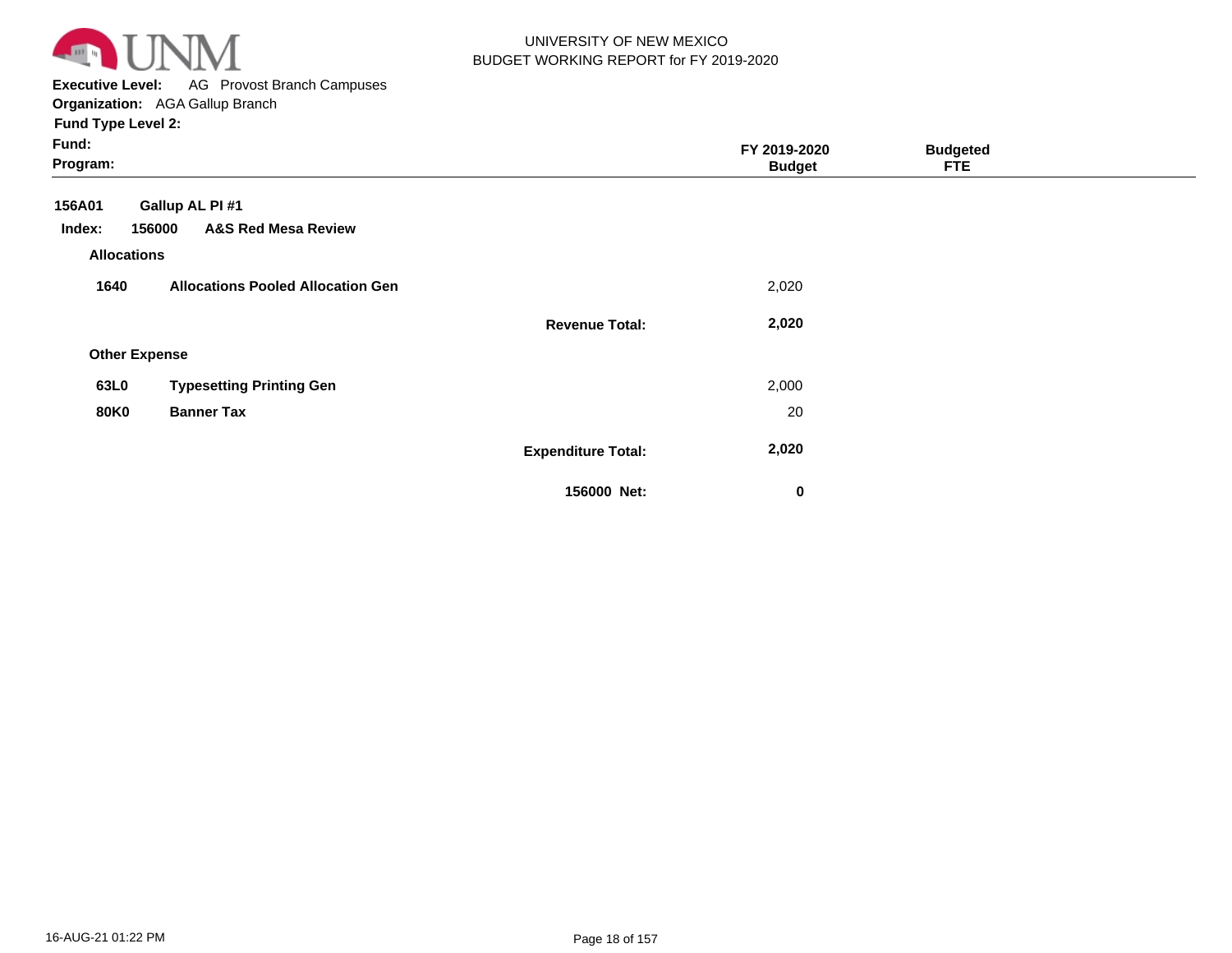UNIVERSITY OF NEW MEXICO
BUDGET WORKING REPORT for FY 2019-2020

**Executive Level:** AG Provost Branch Campuses
**Organization:** AGA Gallup Branch
**Fund Type Level 2:**
**Fund:**
**Program:**

| | | FY 2019-2020 Budget | Budgeted FTE |
|---|---|---|---|
| **156A01** | **Gallup AL PI #1** | | |
| **Index: 156000** | **A&S Red Mesa Review** | | |
| **Allocations** | | | |
| **1640** | **Allocations Pooled Allocation Gen** | 2,020 | |
| | **Revenue Total:** | **2,020** | |
| **Other Expense** | | | |
| **63L0** | **Typesetting Printing Gen** | 2,000 | |
| **80K0** | **Banner Tax** | 20 | |
| | **Expenditure Total:** | **2,020** | |
| | **156000 Net:** | **0** | |

16-AUG-21 01:22 PM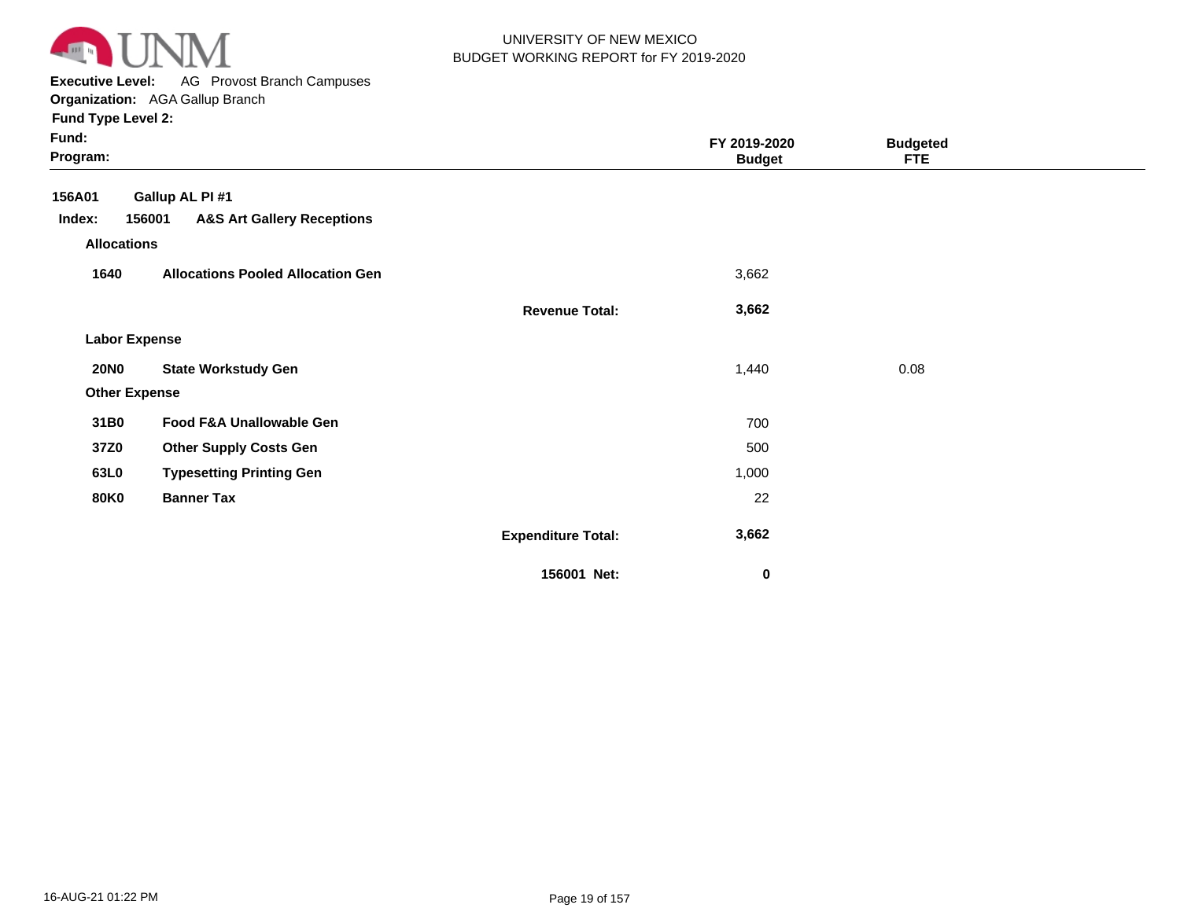UNIVERSITY OF NEW MEXICO
BUDGET WORKING REPORT for FY 2019-2020

**Executive Level:** AG Provost Branch Campuses
**Organization:** AGA Gallup Branch
**Fund Type Level 2:**
**Fund:**
**Program:**

| | | | FY 2019-2020 Budget | Budgeted FTE |
|---|---|---|---|---|
| **156A01** | **Gallup AL PI #1** | | | |
| **Index: 156001** | **A&S Art Gallery Receptions** | | | |
| **Allocations** | | | | |
| **1640** | **Allocations Pooled Allocation Gen** | | 3,662 | |
| | | **Revenue Total:** | **3,662** | |
| **Labor Expense** | | | | |
| **20N0** | **State Workstudy Gen** | | 1,440 | 0.08 |
| **Other Expense** | | | | |
| **31B0** | **Food F&A Unallowable Gen** | | 700 | |
| **37Z0** | **Other Supply Costs Gen** | | 500 | |
| **63L0** | **Typesetting Printing Gen** | | 1,000 | |
| **80K0** | **Banner Tax** | | 22 | |
| | | **Expenditure Total:** | **3,662** | |
| | | **156001 Net:** | **0** | |

16-AUG-21 01:22 PM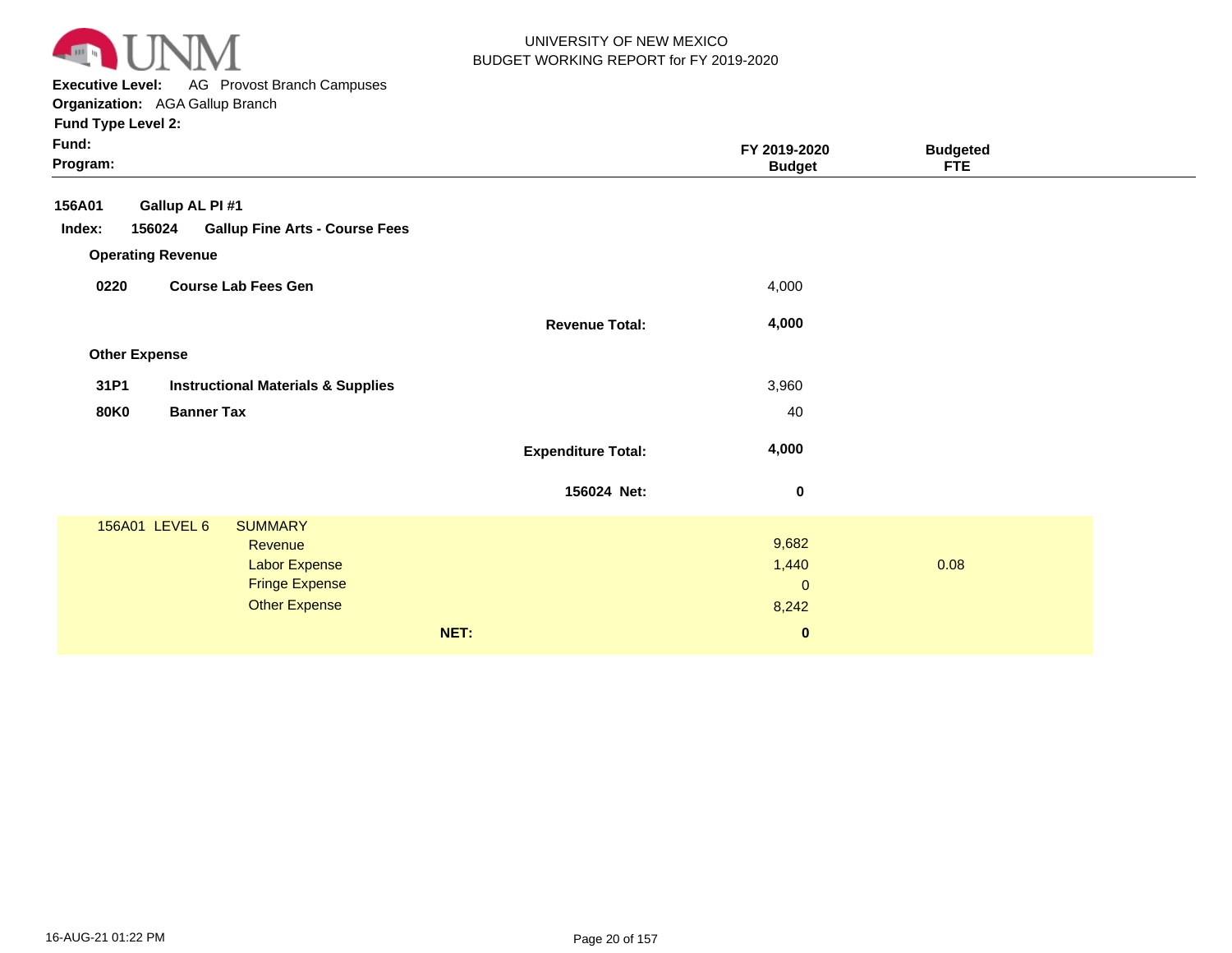UNIVERSITY OF NEW MEXICO
BUDGET WORKING REPORT for FY 2019-2020

**Executive Level:** AG Provost Branch Campuses
**Organization:** AGA Gallup Branch
**Fund Type Level 2:**
**Fund:**
**Program:**

| | | | FY 2019-2020 Budget | Budgeted FTE |
|---|---|---|---|---|
| **156A01** | **Gallup AL PI #1** | | | |
| **Index: 156024** | **Gallup Fine Arts - Course Fees** | | | |
| **Operating Revenue** | | | | |
| **0220** | **Course Lab Fees Gen** | | 4,000 | |
| | | **Revenue Total:** | **4,000** | |
| **Other Expense** | | | | |
| **31P1** | **Instructional Materials & Supplies** | | 3,960 | |
| **80K0** | **Banner Tax** | | 40 | |
| | | **Expenditure Total:** | **4,000** | |
| | | **156024 Net:** | **0** | |

| 156A01 LEVEL 6 | SUMMARY | | |
|---|---|---|---|
| | Revenue | 9,682 | |
| | Labor Expense | 1,440 | 0.08 |
| | Fringe Expense | 0 | |
| | Other Expense | 8,242 | |
| | **NET:** | **0** | |

16-AUG-21 01:22 PM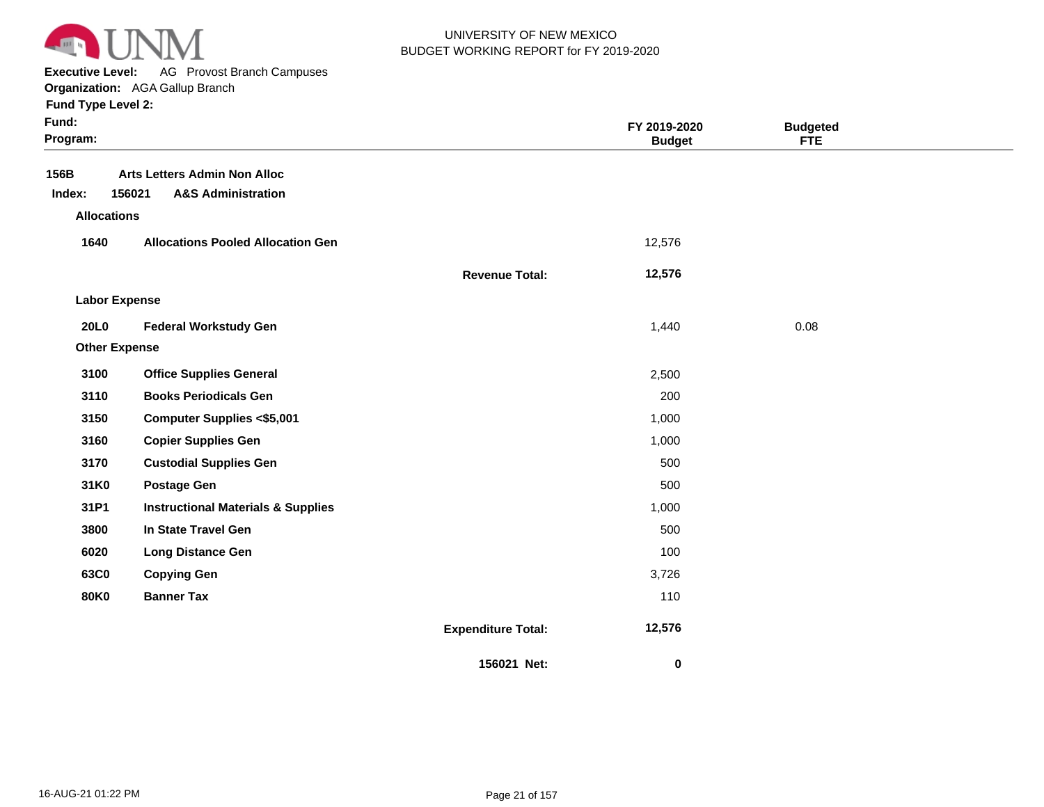UNIVERSITY OF NEW MEXICO
BUDGET WORKING REPORT for FY 2019-2020

**Executive Level:** AG Provost Branch Campuses
**Organization:** AGA Gallup Branch
**Fund Type Level 2:**
**Fund:**
**Program:**

| | | | FY 2019-2020 Budget | Budgeted FTE |
|---|---|---|---|---|
| **156B** | **Arts Letters Admin Non Alloc** | | | |
| **Index: 156021** | **A&S Administration** | | | |
| **Allocations** | | | | |
| **1640** | **Allocations Pooled Allocation Gen** | | 12,576 | |
| | | **Revenue Total:** | **12,576** | |
| **Labor Expense** | | | | |
| **20L0** | **Federal Workstudy Gen** | | 1,440 | 0.08 |
| **Other Expense** | | | | |
| **3100** | **Office Supplies General** | | 2,500 | |
| **3110** | **Books Periodicals Gen** | | 200 | |
| **3150** | **Computer Supplies <$5,001** | | 1,000 | |
| **3160** | **Copier Supplies Gen** | | 1,000 | |
| **3170** | **Custodial Supplies Gen** | | 500 | |
| **31K0** | **Postage Gen** | | 500 | |
| **31P1** | **Instructional Materials & Supplies** | | 1,000 | |
| **3800** | **In State Travel Gen** | | 500 | |
| **6020** | **Long Distance Gen** | | 100 | |
| **63C0** | **Copying Gen** | | 3,726 | |
| **80K0** | **Banner Tax** | | 110 | |
| | | **Expenditure Total:** | **12,576** | |
| | | **156021 Net:** | **0** | |

16-AUG-21 01:22 PM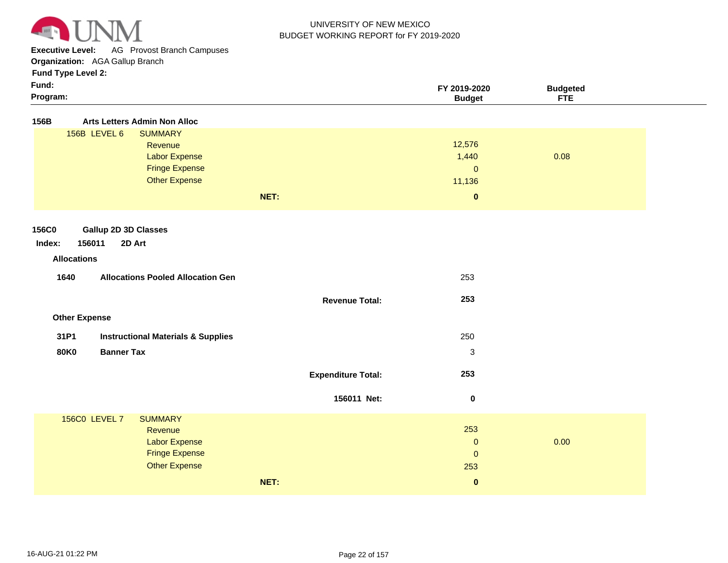UNIVERSITY OF NEW MEXICO
BUDGET WORKING REPORT for FY 2019-2020

**Executive Level:** AG Provost Branch Campuses
**Organization:** AGA Gallup Branch
**Fund Type Level 2:**
**Fund:**
**Program:**

| | | FY 2019-2020 Budget | Budgeted FTE |
|---|---|---|---|
| **156B** | **Arts Letters Admin Non Alloc** | | |
| 156B LEVEL 6 | SUMMARY | | |
| | Revenue | 12,576 | |
| | Labor Expense | 1,440 | 0.08 |
| | Fringe Expense | 0 | |
| | Other Expense | 11,136 | |
| | **NET:** | **0** | |

**156C0** **Gallup 2D 3D Classes**

**Index: 156011 2D Art**

**Allocations**

| | | FY 2019-2020 Budget | Budgeted FTE |
|---|---|---|---|
| **1640** | **Allocations Pooled Allocation Gen** | 253 | |
| | **Revenue Total:** | **253** | |

**Other Expense**

| | | FY 2019-2020 Budget | Budgeted FTE |
|---|---|---|---|
| **31P1** | **Instructional Materials & Supplies** | 250 | |
| **80K0** | **Banner Tax** | 3 | |
| | **Expenditure Total:** | **253** | |
| | **156011 Net:** | **0** | |

| | | FY 2019-2020 Budget | Budgeted FTE |
|---|---|---|---|
| 156C0 LEVEL 7 | SUMMARY | | |
| | Revenue | 253 | |
| | Labor Expense | 0 | 0.00 |
| | Fringe Expense | 0 | |
| | Other Expense | 253 | |
| | **NET:** | **0** | |

16-AUG-21 01:22 PM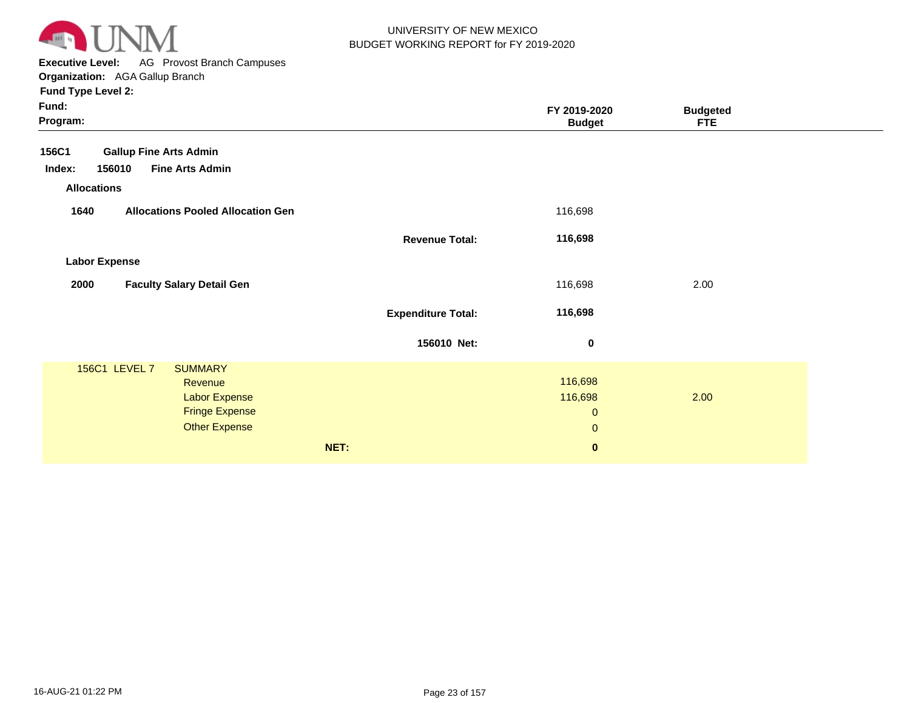UNIVERSITY OF NEW MEXICO
BUDGET WORKING REPORT for FY 2019-2020

**Executive Level:** AG Provost Branch Campuses
**Organization:** AGA Gallup Branch
**Fund Type Level 2:**
**Fund:**
**Program:**

| | | FY 2019-2020 Budget | Budgeted FTE |
|---|---|---|---|
| **156C1** | **Gallup Fine Arts Admin** | | |
| **Index: 156010** | **Fine Arts Admin** | | |
| **Allocations** | | | |
| **1640** | **Allocations Pooled Allocation Gen** | 116,698 | |
| | **Revenue Total:** | **116,698** | |
| **Labor Expense** | | | |
| **2000** | **Faculty Salary Detail Gen** | 116,698 | 2.00 |
| | **Expenditure Total:** | **116,698** | |
| | **156010 Net:** | **0** | |

| 156C1 LEVEL 7 | SUMMARY | | |
|---|---|---|---|
| | Revenue | 116,698 | |
| | Labor Expense | 116,698 | 2.00 |
| | Fringe Expense | 0 | |
| | Other Expense | 0 | |
| | **NET:** | **0** | |

16-AUG-21 01:22 PM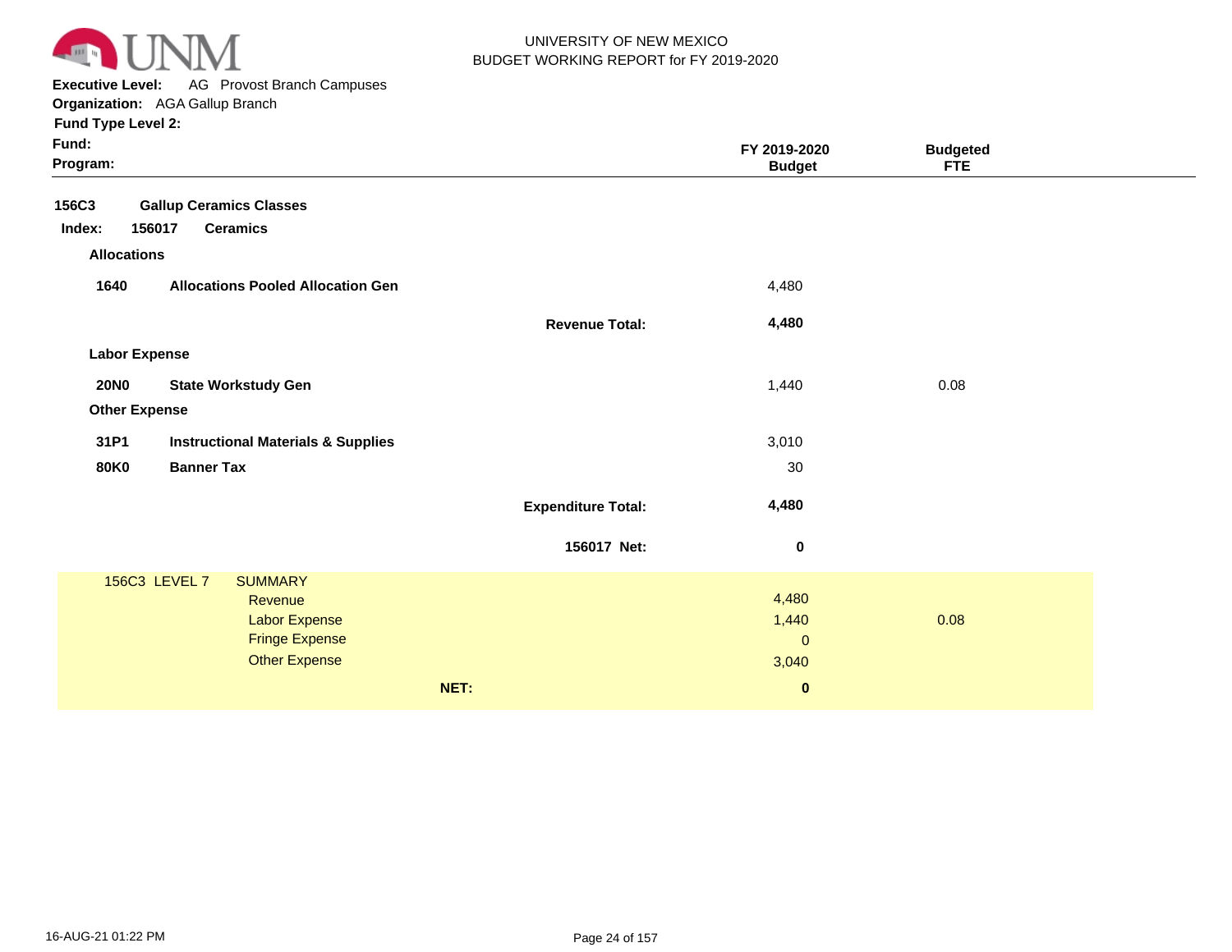UNIVERSITY OF NEW MEXICO
BUDGET WORKING REPORT for FY 2019-2020

**Executive Level:** AG Provost Branch Campuses
**Organization:** AGA Gallup Branch
**Fund Type Level 2:**
**Fund:**
**Program:**

| | | FY 2019-2020 Budget | Budgeted FTE |
|---|---|---|---|
| **156C3** | **Gallup Ceramics Classes** | | |
| **Index: 156017** | **Ceramics** | | |
| **Allocations** | | | |
| **1640** | **Allocations Pooled Allocation Gen** | 4,480 | |
| | **Revenue Total:** | **4,480** | |
| **Labor Expense** | | | |
| **20N0** | **State Workstudy Gen** | 1,440 | 0.08 |
| **Other Expense** | | | |
| **31P1** | **Instructional Materials & Supplies** | 3,010 | |
| **80K0** | **Banner Tax** | 30 | |
| | **Expenditure Total:** | **4,480** | |
| | **156017 Net:** | **0** | |

| 156C3 LEVEL 7 | SUMMARY | | |
|---|---|---|---|
| | Revenue | 4,480 | |
| | Labor Expense | 1,440 | 0.08 |
| | Fringe Expense | 0 | |
| | Other Expense | 3,040 | |
| | **NET:** | **0** | |

16-AUG-21 01:22 PM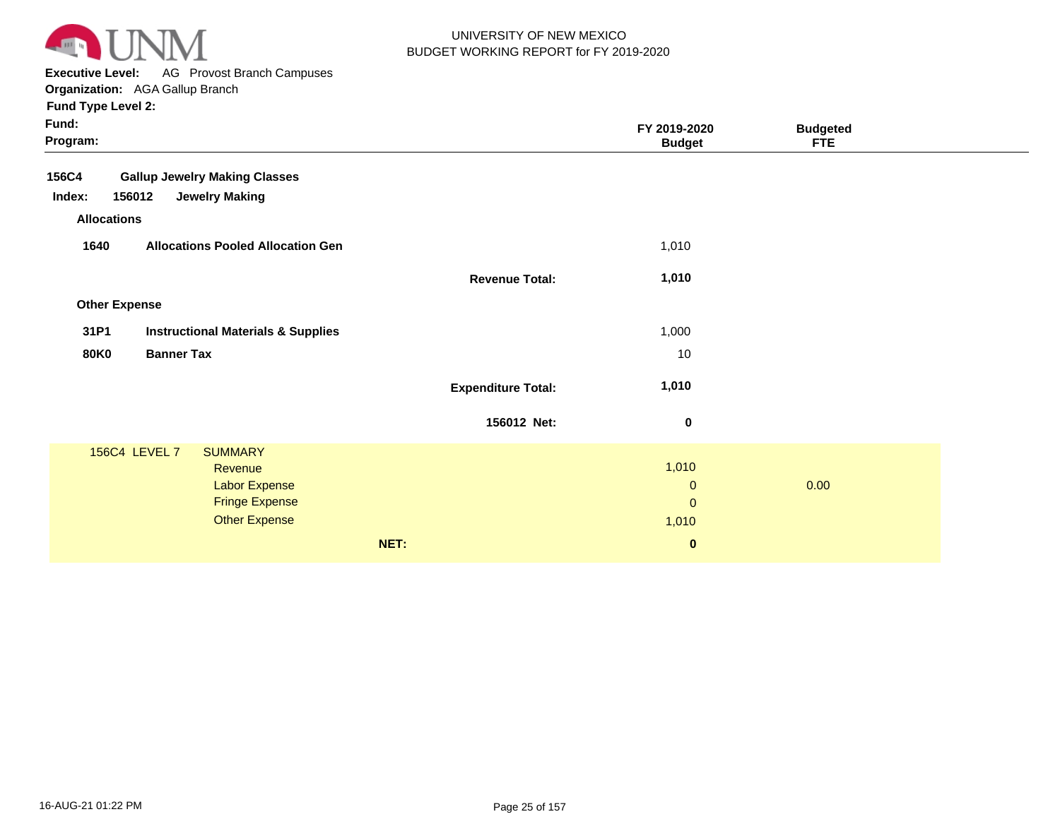UNIVERSITY OF NEW MEXICO
BUDGET WORKING REPORT for FY 2019-2020

**Executive Level:** AG Provost Branch Campuses
**Organization:** AGA Gallup Branch
**Fund Type Level 2:**
**Fund:**
**Program:**

| | | FY 2019-2020 Budget | Budgeted FTE |
|---|---|---|---|
| **156C4** | **Gallup Jewelry Making Classes** | | |
| **Index: 156012** | **Jewelry Making** | | |
| **Allocations** | | | |
| **1640** | **Allocations Pooled Allocation Gen** | 1,010 | |
| | **Revenue Total:** | **1,010** | |
| **Other Expense** | | | |
| **31P1** | **Instructional Materials & Supplies** | 1,000 | |
| **80K0** | **Banner Tax** | 10 | |
| | **Expenditure Total:** | **1,010** | |
| | **156012 Net:** | **0** | |

| 156C4 LEVEL 7 | SUMMARY | | |
|---|---|---|---|
| | Revenue | 1,010 | |
| | Labor Expense | 0 | 0.00 |
| | Fringe Expense | 0 | |
| | Other Expense | 1,010 | |
| | **NET:** | **0** | |

16-AUG-21 01:22 PM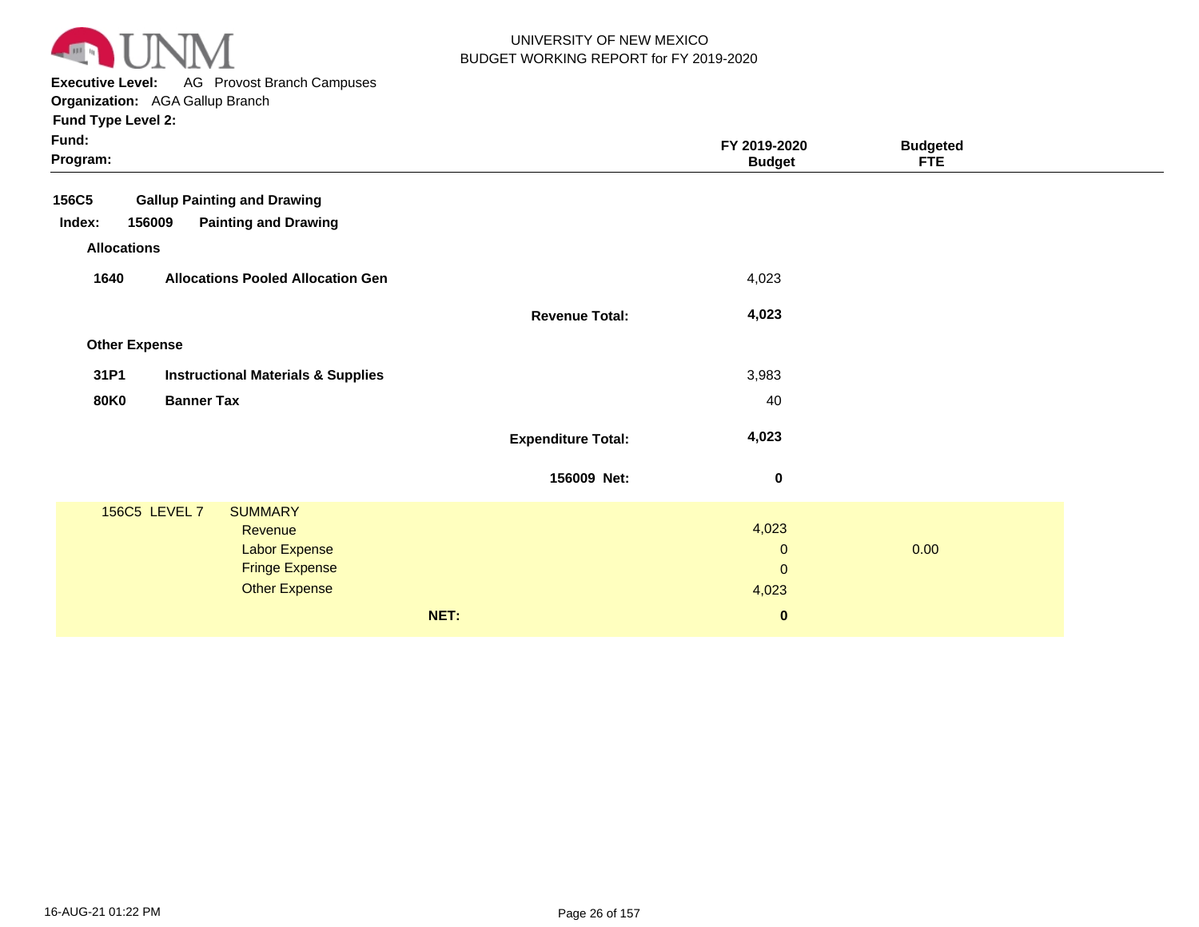UNIVERSITY OF NEW MEXICO
BUDGET WORKING REPORT for FY 2019-2020

**Executive Level:** AG Provost Branch Campuses
**Organization:** AGA Gallup Branch
**Fund Type Level 2:**
**Fund:**
**Program:**

| | | FY 2019-2020 Budget | Budgeted FTE |
|---|---|---|---|
| **156C5** | **Gallup Painting and Drawing** | | |
| **Index: 156009** | **Painting and Drawing** | | |
| **Allocations** | | | |
| **1640** | **Allocations Pooled Allocation Gen** | 4,023 | |
| | **Revenue Total:** | **4,023** | |
| **Other Expense** | | | |
| **31P1** | **Instructional Materials & Supplies** | 3,983 | |
| **80K0** | **Banner Tax** | 40 | |
| | **Expenditure Total:** | **4,023** | |
| | **156009 Net:** | **0** | |
| 156C5 LEVEL 7 | SUMMARY | | |
| | Revenue | 4,023 | |
| | Labor Expense | 0 | 0.00 |
| | Fringe Expense | 0 | |
| | Other Expense | 4,023 | |
| | **NET:** | **0** | |

16-AUG-21 01:22 PM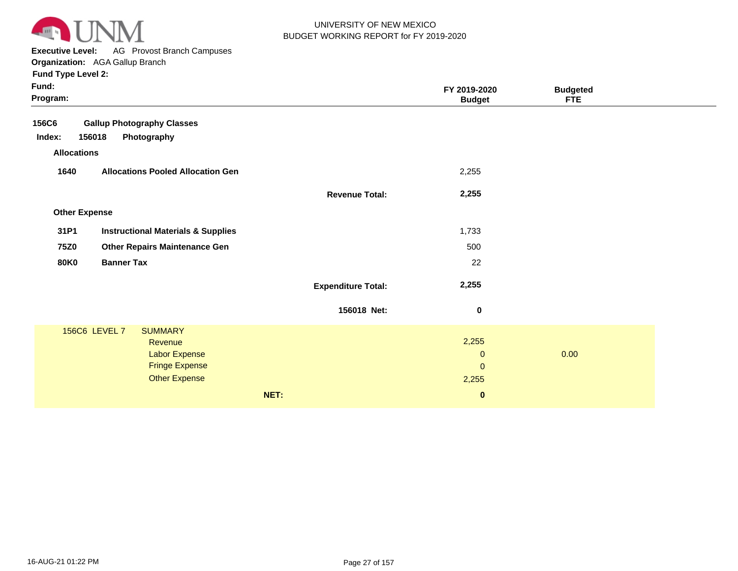UNIVERSITY OF NEW MEXICO
BUDGET WORKING REPORT for FY 2019-2020

**Executive Level:** AG Provost Branch Campuses
**Organization:** AGA Gallup Branch
**Fund Type Level 2:**
**Fund:**
**Program:**

| | | FY 2019-2020 Budget | Budgeted FTE |
|---|---|---|---|
| **156C6** | **Gallup Photography Classes** | | |
| **Index: 156018** | **Photography** | | |
| **Allocations** | | | |
| **1640** | **Allocations Pooled Allocation Gen** | 2,255 | |
| | **Revenue Total:** | **2,255** | |
| **Other Expense** | | | |
| **31P1** | **Instructional Materials & Supplies** | 1,733 | |
| **75Z0** | **Other Repairs Maintenance Gen** | 500 | |
| **80K0** | **Banner Tax** | 22 | |
| | **Expenditure Total:** | **2,255** | |
| | **156018 Net:** | **0** | |

| 156C6 LEVEL 7 | SUMMARY | FY 2019-2020 Budget | Budgeted FTE |
|---|---|---|---|
| | Revenue | 2,255 | |
| | Labor Expense | 0 | 0.00 |
| | Fringe Expense | 0 | |
| | Other Expense | 2,255 | |
| | **NET:** | **0** | |

16-AUG-21 01:22 PM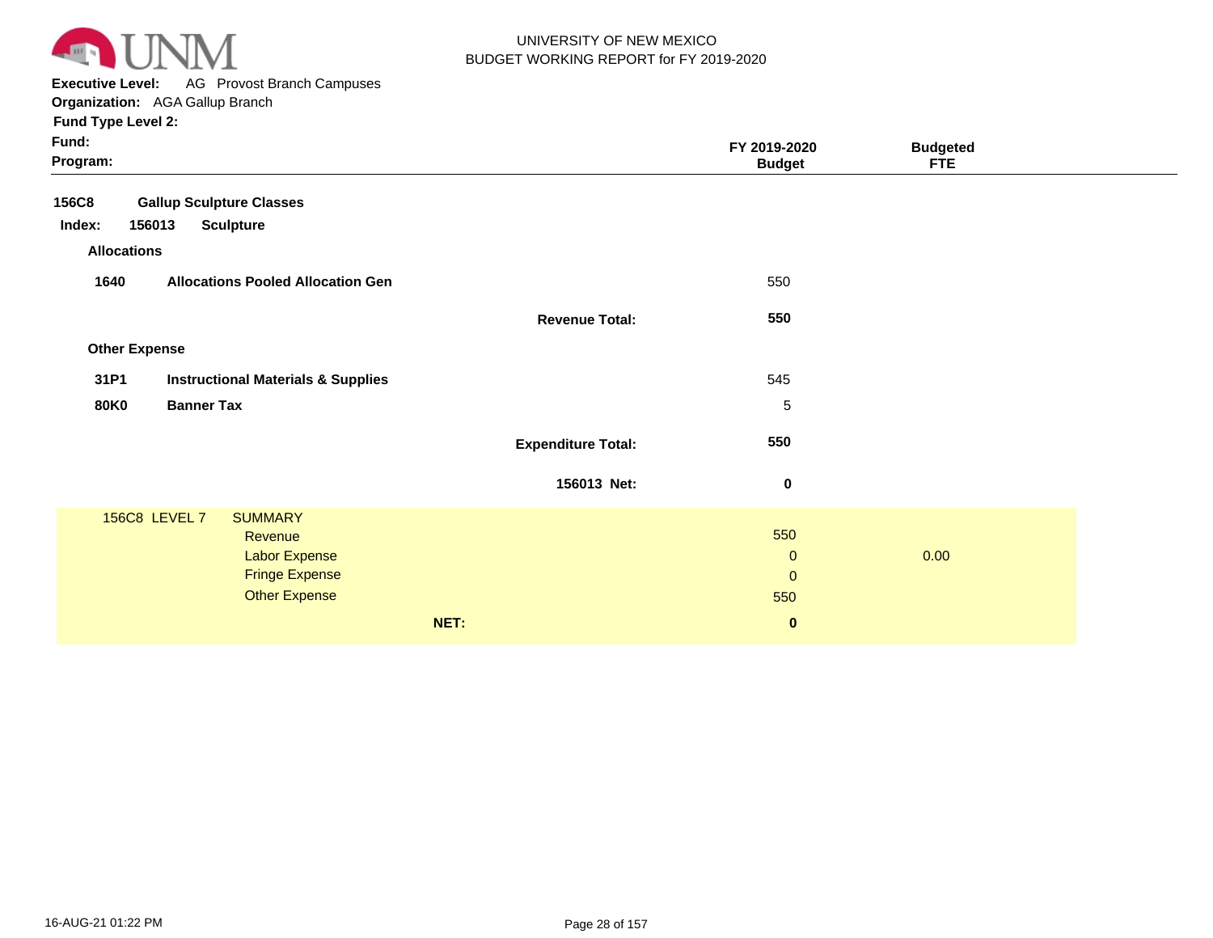UNIVERSITY OF NEW MEXICO
BUDGET WORKING REPORT for FY 2019-2020

**Executive Level:** AG Provost Branch Campuses
**Organization:** AGA Gallup Branch
**Fund Type Level 2:**
**Fund:**
**Program:**

| | | | FY 2019-2020 Budget | Budgeted FTE |
|---|---|---|---|---|
| **156C8** | **Gallup Sculpture Classes** | | | |
| **Index: 156013** | **Sculpture** | | | |
| **Allocations** | | | | |
| **1640** | **Allocations Pooled Allocation Gen** | | 550 | |
| | | **Revenue Total:** | **550** | |
| **Other Expense** | | | | |
| **31P1** | **Instructional Materials & Supplies** | | 545 | |
| **80K0** | **Banner Tax** | | 5 | |
| | | **Expenditure Total:** | **550** | |
| | | **156013 Net:** | **0** | |

| 156C8 LEVEL 7 | SUMMARY | | |
|---|---|---|---|
| | Revenue | 550 | |
| | Labor Expense | 0 | 0.00 |
| | Fringe Expense | 0 | |
| | Other Expense | 550 | |
| | **NET:** | **0** | |

16-AUG-21 01:22 PM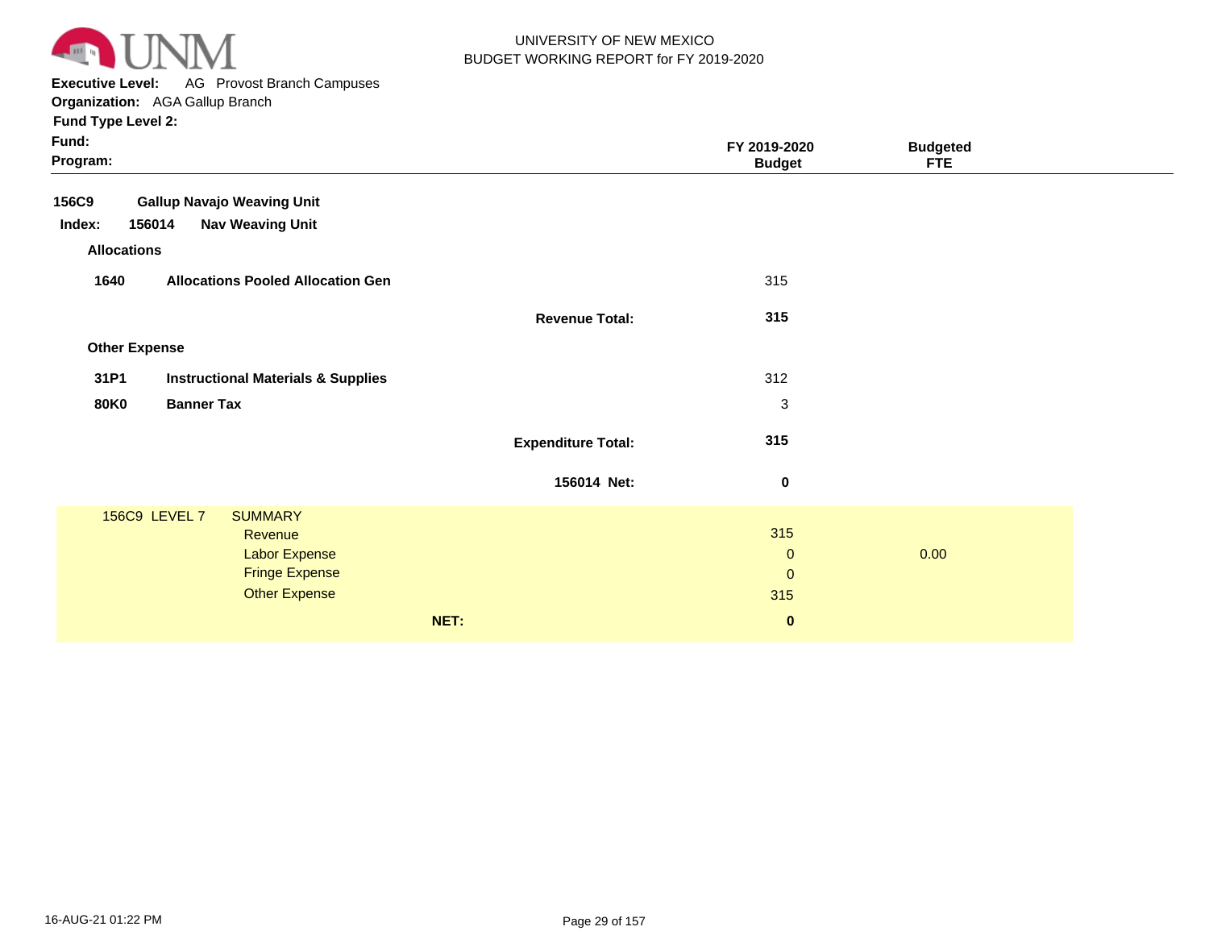UNIVERSITY OF NEW MEXICO
BUDGET WORKING REPORT for FY 2019-2020

**Executive Level:** AG Provost Branch Campuses
**Organization:** AGA Gallup Branch
**Fund Type Level 2:**
**Fund:**
**Program:**

| | | FY 2019-2020 Budget | Budgeted FTE |
|---|---|---|---|
| **156C9** | **Gallup Navajo Weaving Unit** | | |
| **Index: 156014** | **Nav Weaving Unit** | | |
| **Allocations** | | | |
| **1640** | **Allocations Pooled Allocation Gen** | 315 | |
| | **Revenue Total:** | **315** | |
| **Other Expense** | | | |
| **31P1** | **Instructional Materials & Supplies** | 312 | |
| **80K0** | **Banner Tax** | 3 | |
| | **Expenditure Total:** | **315** | |
| | **156014 Net:** | **0** | |

| 156C9 LEVEL 7 | SUMMARY | | |
|---|---|---|---|
| | Revenue | 315 | |
| | Labor Expense | 0 | 0.00 |
| | Fringe Expense | 0 | |
| | Other Expense | 315 | |
| | **NET:** | **0** | |

16-AUG-21 01:22 PM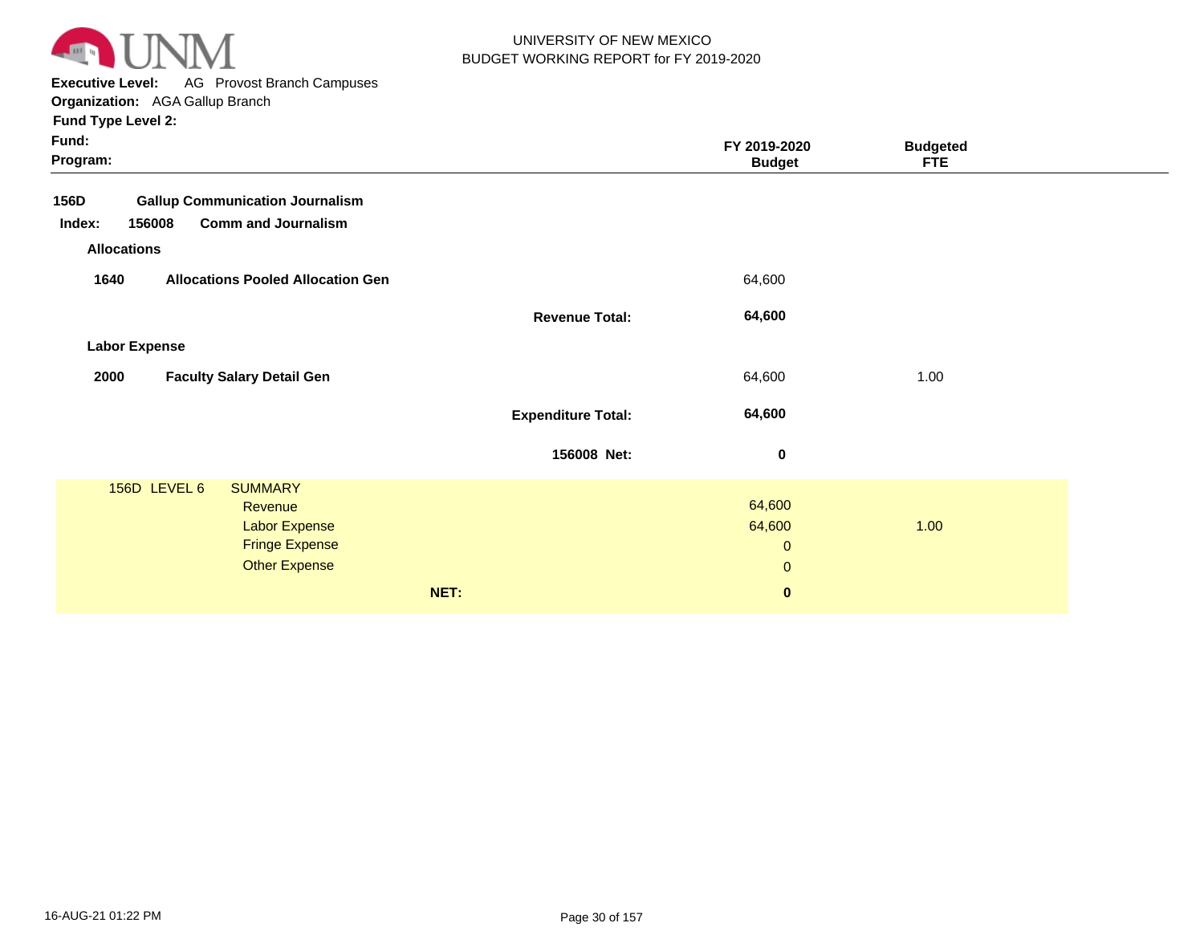UNIVERSITY OF NEW MEXICO
BUDGET WORKING REPORT for FY 2019-2020

**Executive Level:** AG Provost Branch Campuses
**Organization:** AGA Gallup Branch
**Fund Type Level 2:**
**Fund:**
**Program:**

| | | | FY 2019-2020 Budget | Budgeted FTE |
|---|---|---|---|---|
| **156D** | **Gallup Communication Journalism** | | | |
| **Index: 156008** | **Comm and Journalism** | | | |
| **Allocations** | | | | |
| **1640** | **Allocations Pooled Allocation Gen** | | 64,600 | |
| | | **Revenue Total:** | **64,600** | |
| **Labor Expense** | | | | |
| **2000** | **Faculty Salary Detail Gen** | | 64,600 | 1.00 |
| | | **Expenditure Total:** | **64,600** | |
| | | **156008 Net:** | **0** | |

| 156D LEVEL 6 | SUMMARY | | |
|---|---|---|---|
| | Revenue | 64,600 | |
| | Labor Expense | 64,600 | 1.00 |
| | Fringe Expense | 0 | |
| | Other Expense | 0 | |
| | **NET:** | **0** | |

16-AUG-21 01:22 PM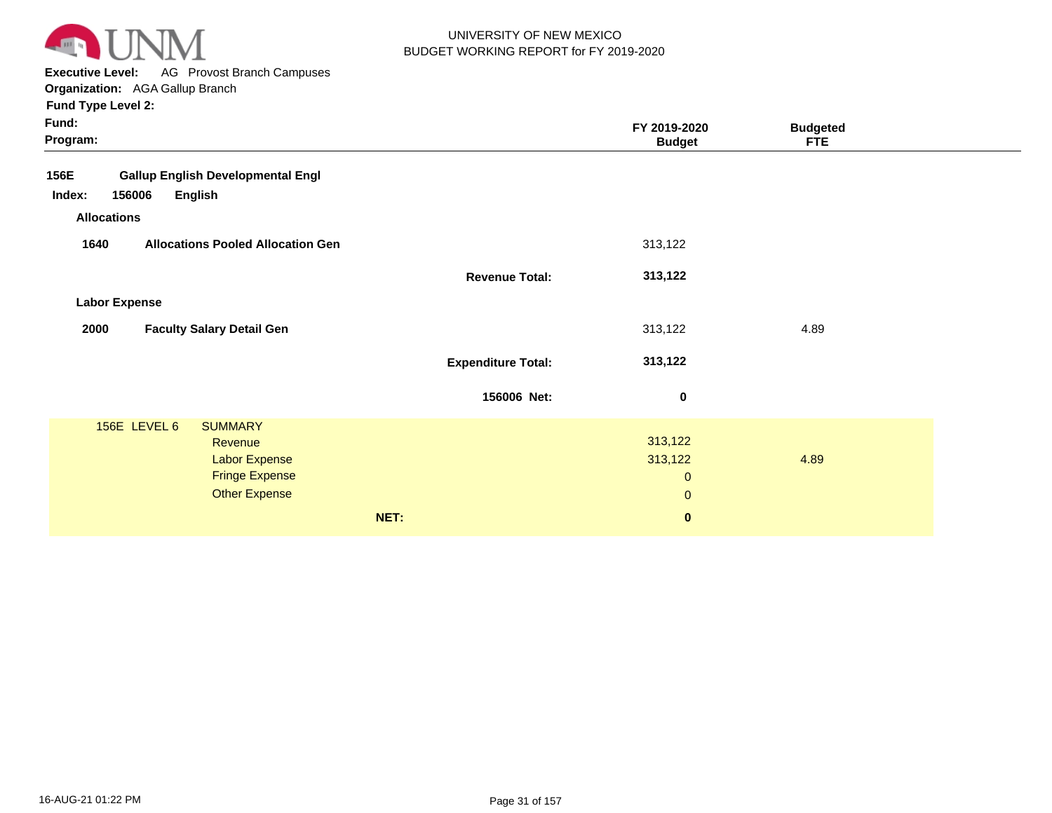UNIVERSITY OF NEW MEXICO
BUDGET WORKING REPORT for FY 2019-2020

**Executive Level:** AG Provost Branch Campuses
**Organization:** AGA Gallup Branch
**Fund Type Level 2:**
**Fund:**
**Program:**

| | | | FY 2019-2020 Budget | Budgeted FTE |
|---|---|---|---|---|
| **156E** | **Gallup English Developmental Engl** | | | |
| **Index: 156006** | **English** | | | |
| **Allocations** | | | | |
| **1640** | **Allocations Pooled Allocation Gen** | | 313,122 | |
| | | **Revenue Total:** | **313,122** | |
| **Labor Expense** | | | | |
| **2000** | **Faculty Salary Detail Gen** | | 313,122 | 4.89 |
| | | **Expenditure Total:** | **313,122** | |
| | | **156006 Net:** | **0** | |

| 156E LEVEL 6 | SUMMARY | | |
|---|---|---|---|
| | Revenue | 313,122 | |
| | Labor Expense | 313,122 | 4.89 |
| | Fringe Expense | 0 | |
| | Other Expense | 0 | |
| | **NET:** | **0** | |

16-AUG-21 01:22 PM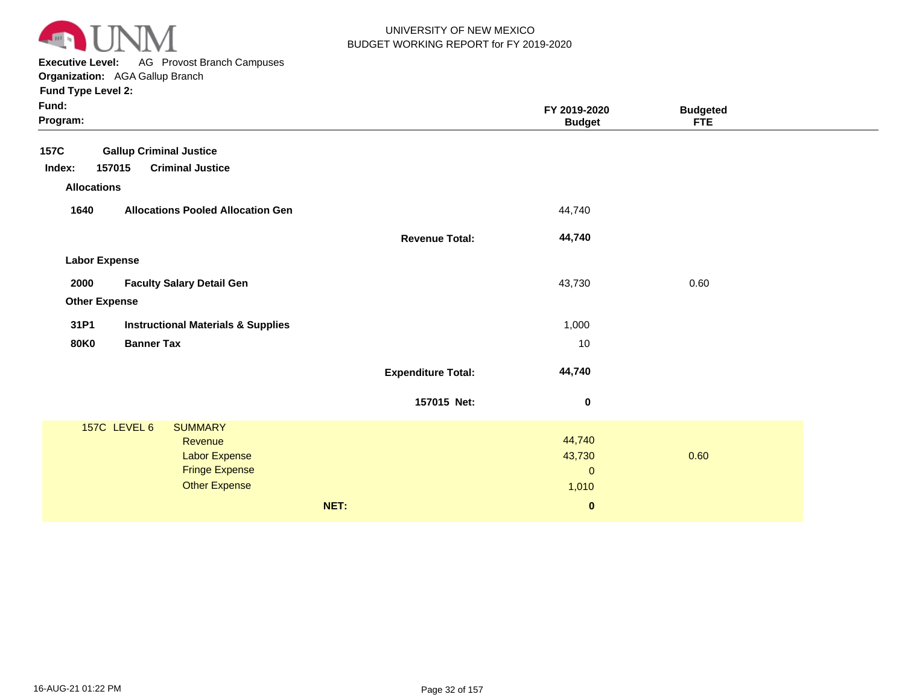UNIVERSITY OF NEW MEXICO
BUDGET WORKING REPORT for FY 2019-2020

**Executive Level:** AG Provost Branch Campuses
**Organization:** AGA Gallup Branch
**Fund Type Level 2:**
**Fund:**
**Program:**

| | | | FY 2019-2020 Budget | Budgeted FTE |
|---|---|---|---|---|
| **157C** | **Gallup Criminal Justice** | | | |
| **Index: 157015** | **Criminal Justice** | | | |
| **Allocations** | | | | |
| **1640** | **Allocations Pooled Allocation Gen** | | 44,740 | |
| | | **Revenue Total:** | **44,740** | |
| **Labor Expense** | | | | |
| **2000** | **Faculty Salary Detail Gen** | | 43,730 | 0.60 |
| **Other Expense** | | | | |
| **31P1** | **Instructional Materials & Supplies** | | 1,000 | |
| **80K0** | **Banner Tax** | | 10 | |
| | | **Expenditure Total:** | **44,740** | |
| | | **157015 Net:** | **0** | |

| 157C LEVEL 6 | SUMMARY | | FY 2019-2020 Budget | Budgeted FTE |
|---|---|---|---|---|
| | Revenue | | 44,740 | |
| | Labor Expense | | 43,730 | 0.60 |
| | Fringe Expense | | 0 | |
| | Other Expense | | 1,010 | |
| | | **NET:** | **0** | |

16-AUG-21 01:22 PM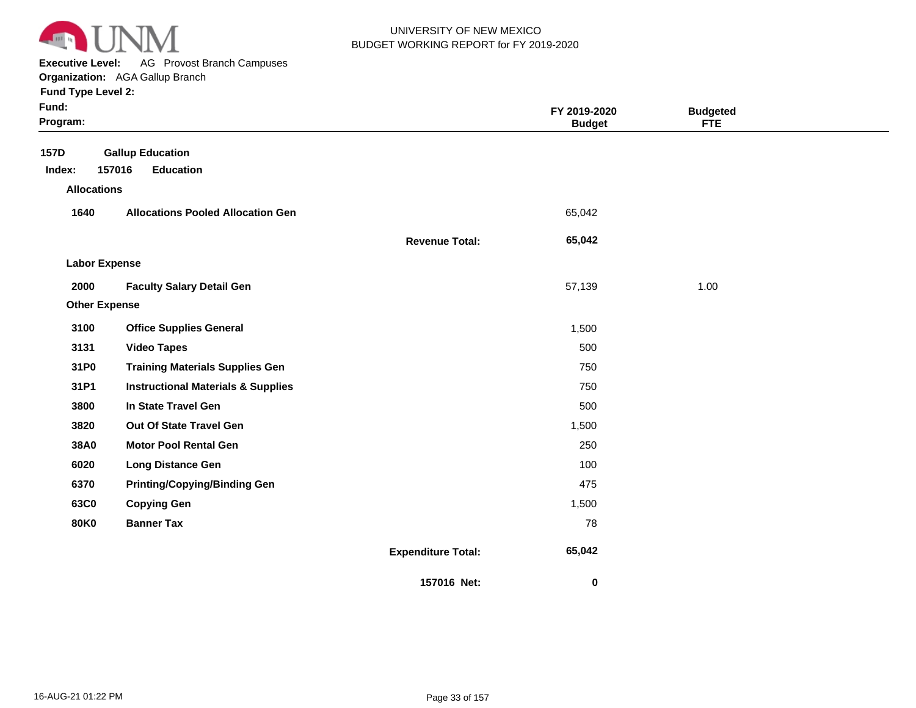UNIVERSITY OF NEW MEXICO
BUDGET WORKING REPORT for FY 2019-2020

**Executive Level:** AG Provost Branch Campuses
**Organization:** AGA Gallup Branch
**Fund Type Level 2:**
**Fund:**
**Program:**

| | | | FY 2019-2020 Budget | Budgeted FTE |
|---|---|---|---|---|
| **157D** | **Gallup Education** | | | |
| **Index: 157016** | **Education** | | | |
| **Allocations** | | | | |
| **1640** | **Allocations Pooled Allocation Gen** | | 65,042 | |
| | | **Revenue Total:** | **65,042** | |
| **Labor Expense** | | | | |
| **2000** | **Faculty Salary Detail Gen** | | 57,139 | 1.00 |
| **Other Expense** | | | | |
| **3100** | **Office Supplies General** | | 1,500 | |
| **3131** | **Video Tapes** | | 500 | |
| **31P0** | **Training Materials Supplies Gen** | | 750 | |
| **31P1** | **Instructional Materials & Supplies** | | 750 | |
| **3800** | **In State Travel Gen** | | 500 | |
| **3820** | **Out Of State Travel Gen** | | 1,500 | |
| **38A0** | **Motor Pool Rental Gen** | | 250 | |
| **6020** | **Long Distance Gen** | | 100 | |
| **6370** | **Printing/Copying/Binding Gen** | | 475 | |
| **63C0** | **Copying Gen** | | 1,500 | |
| **80K0** | **Banner Tax** | | 78 | |
| | | **Expenditure Total:** | **65,042** | |
| | | **157016 Net:** | **0** | |

16-AUG-21 01:22 PM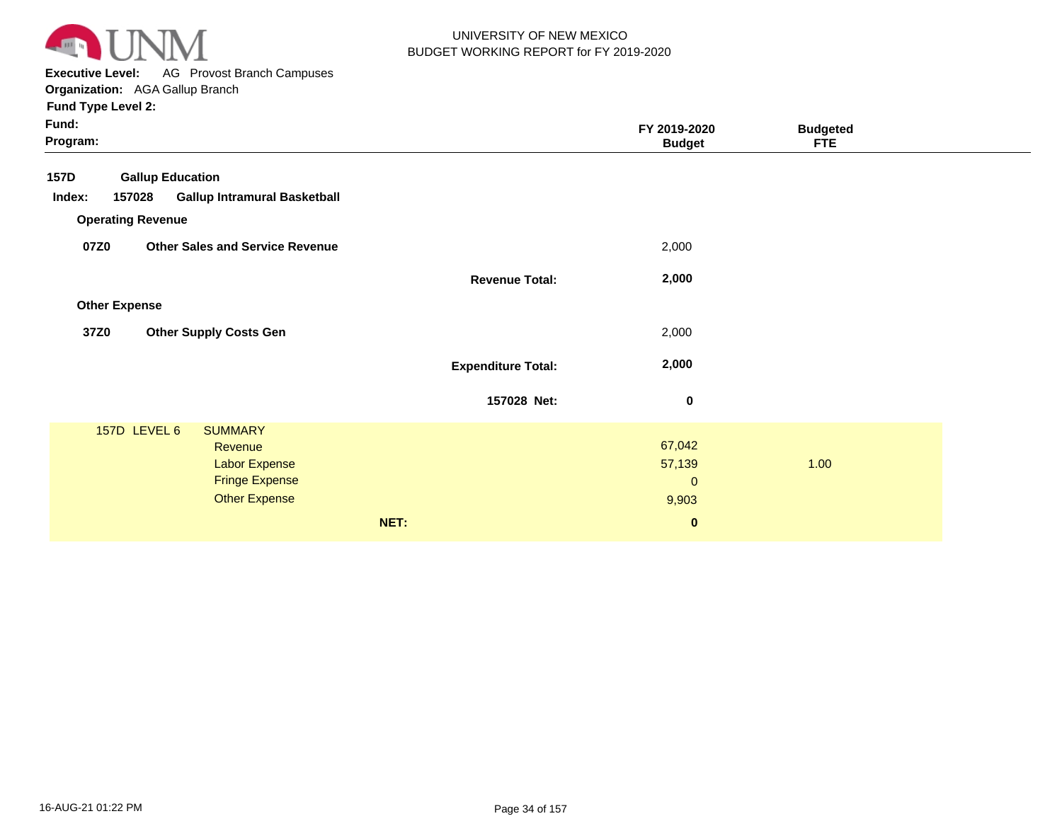UNIVERSITY OF NEW MEXICO
BUDGET WORKING REPORT for FY 2019-2020

**Executive Level:** AG Provost Branch Campuses
**Organization:** AGA Gallup Branch
**Fund Type Level 2:**
**Fund:**
**Program:**

| | | FY 2019-2020 Budget | Budgeted FTE |
|---|---|---|---|
| **157D** | **Gallup Education** | | |
| **Index: 157028** | **Gallup Intramural Basketball** | | |
| **Operating Revenue** | | | |
| **07Z0** | **Other Sales and Service Revenue** | 2,000 | |
| | **Revenue Total:** | **2,000** | |
| **Other Expense** | | | |
| **37Z0** | **Other Supply Costs Gen** | 2,000 | |
| | **Expenditure Total:** | **2,000** | |
| | **157028 Net:** | **0** | |

| 157D LEVEL 6 SUMMARY | | |
|---|---|---|
| Revenue | 67,042 | |
| Labor Expense | 57,139 | 1.00 |
| Fringe Expense | 0 | |
| Other Expense | 9,903 | |
| **NET:** | **0** | |

16-AUG-21 01:22 PM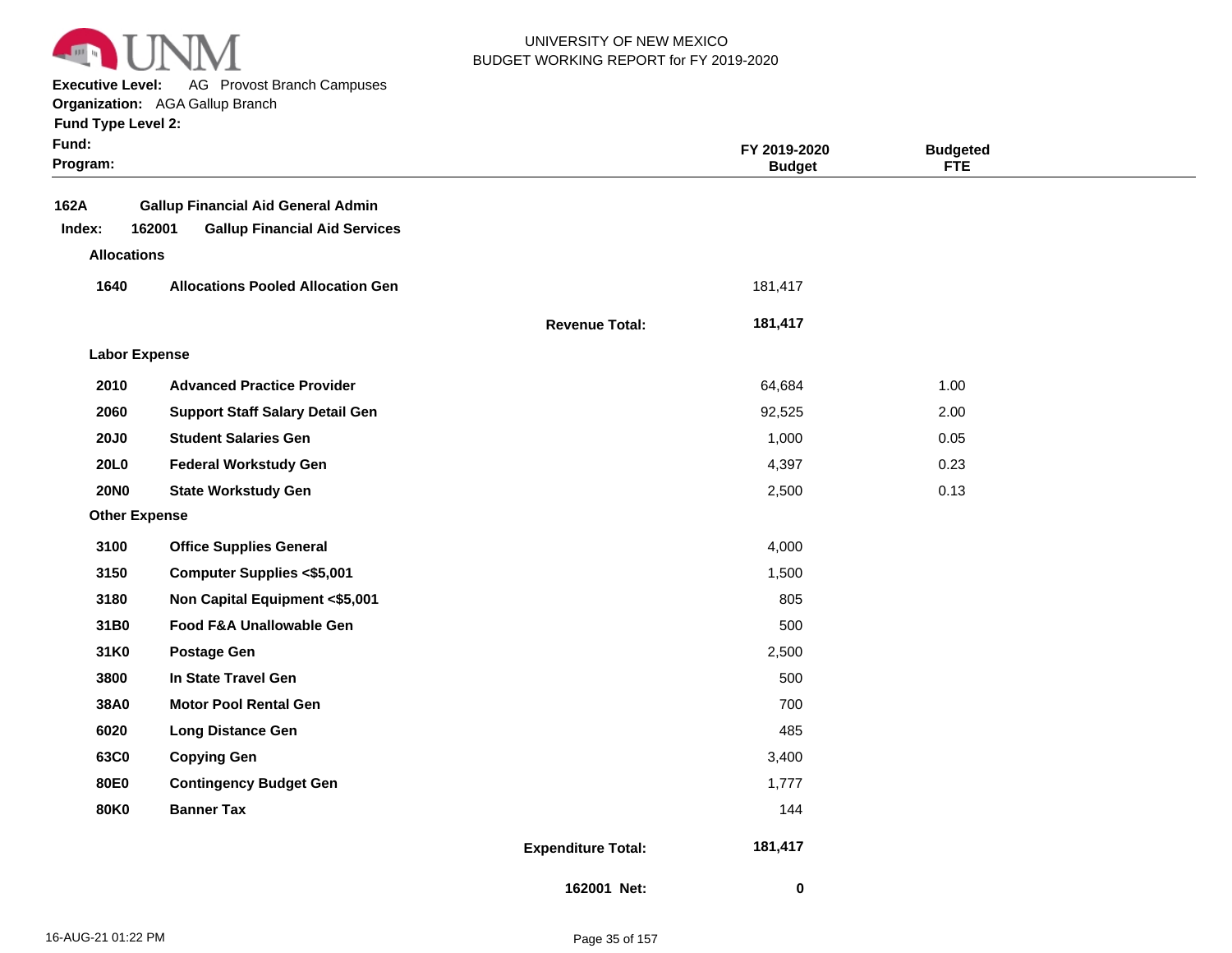UNIVERSITY OF NEW MEXICO
BUDGET WORKING REPORT for FY 2019-2020

**Executive Level:** AG Provost Branch Campuses
**Organization:** AGA Gallup Branch
**Fund Type Level 2:**
**Fund:**
**Program:**

| | | | FY 2019-2020 Budget | Budgeted FTE |
|---|---|---|---|---|
| **162A** | **Gallup Financial Aid General Admin** | | | |
| **Index: 162001** | **Gallup Financial Aid Services** | | | |
| **Allocations** | | | | |
| **1640** | **Allocations Pooled Allocation Gen** | | 181,417 | |
| | | **Revenue Total:** | **181,417** | |
| **Labor Expense** | | | | |
| **2010** | **Advanced Practice Provider** | | 64,684 | 1.00 |
| **2060** | **Support Staff Salary Detail Gen** | | 92,525 | 2.00 |
| **20J0** | **Student Salaries Gen** | | 1,000 | 0.05 |
| **20L0** | **Federal Workstudy Gen** | | 4,397 | 0.23 |
| **20N0** | **State Workstudy Gen** | | 2,500 | 0.13 |
| **Other Expense** | | | | |
| **3100** | **Office Supplies General** | | 4,000 | |
| **3150** | **Computer Supplies <$5,001** | | 1,500 | |
| **3180** | **Non Capital Equipment <$5,001** | | 805 | |
| **31B0** | **Food F&A Unallowable Gen** | | 500 | |
| **31K0** | **Postage Gen** | | 2,500 | |
| **3800** | **In State Travel Gen** | | 500 | |
| **38A0** | **Motor Pool Rental Gen** | | 700 | |
| **6020** | **Long Distance Gen** | | 485 | |
| **63C0** | **Copying Gen** | | 3,400 | |
| **80E0** | **Contingency Budget Gen** | | 1,777 | |
| **80K0** | **Banner Tax** | | 144 | |
| | | **Expenditure Total:** | **181,417** | |
| | | **162001 Net:** | **0** | |

16-AUG-21 01:22 PM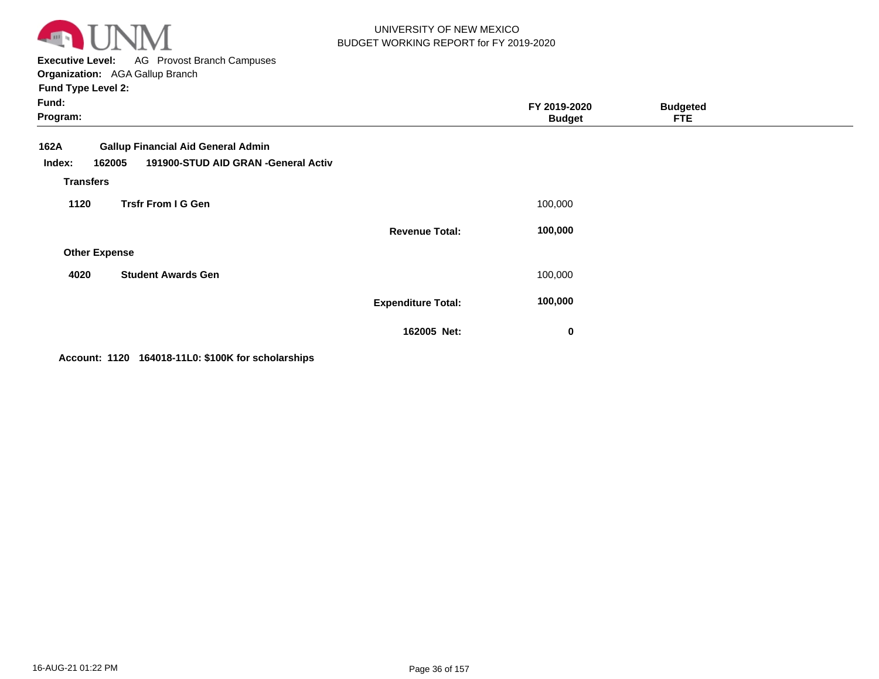UNIVERSITY OF NEW MEXICO
BUDGET WORKING REPORT for FY 2019-2020

**Executive Level:** AG Provost Branch Campuses
**Organization:** AGA Gallup Branch
**Fund Type Level 2:**
**Fund:**
**Program:**

| | | | FY 2019-2020 Budget | Budgeted FTE |
|---|---|---|---|---|
| **162A** | **Gallup Financial Aid General Admin** | | | |
| **Index: 162005** | **191900-STUD AID GRAN -General Activ** | | | |
| **Transfers** | | | | |
| **1120** | **Trsfr From I G Gen** | | 100,000 | |
| | | **Revenue Total:** | **100,000** | |
| **Other Expense** | | | | |
| **4020** | **Student Awards Gen** | | 100,000 | |
| | | **Expenditure Total:** | **100,000** | |
| | | **162005 Net:** | **0** | |

**Account: 1120 164018-11L0: $100K for scholarships**

16-AUG-21 01:22 PM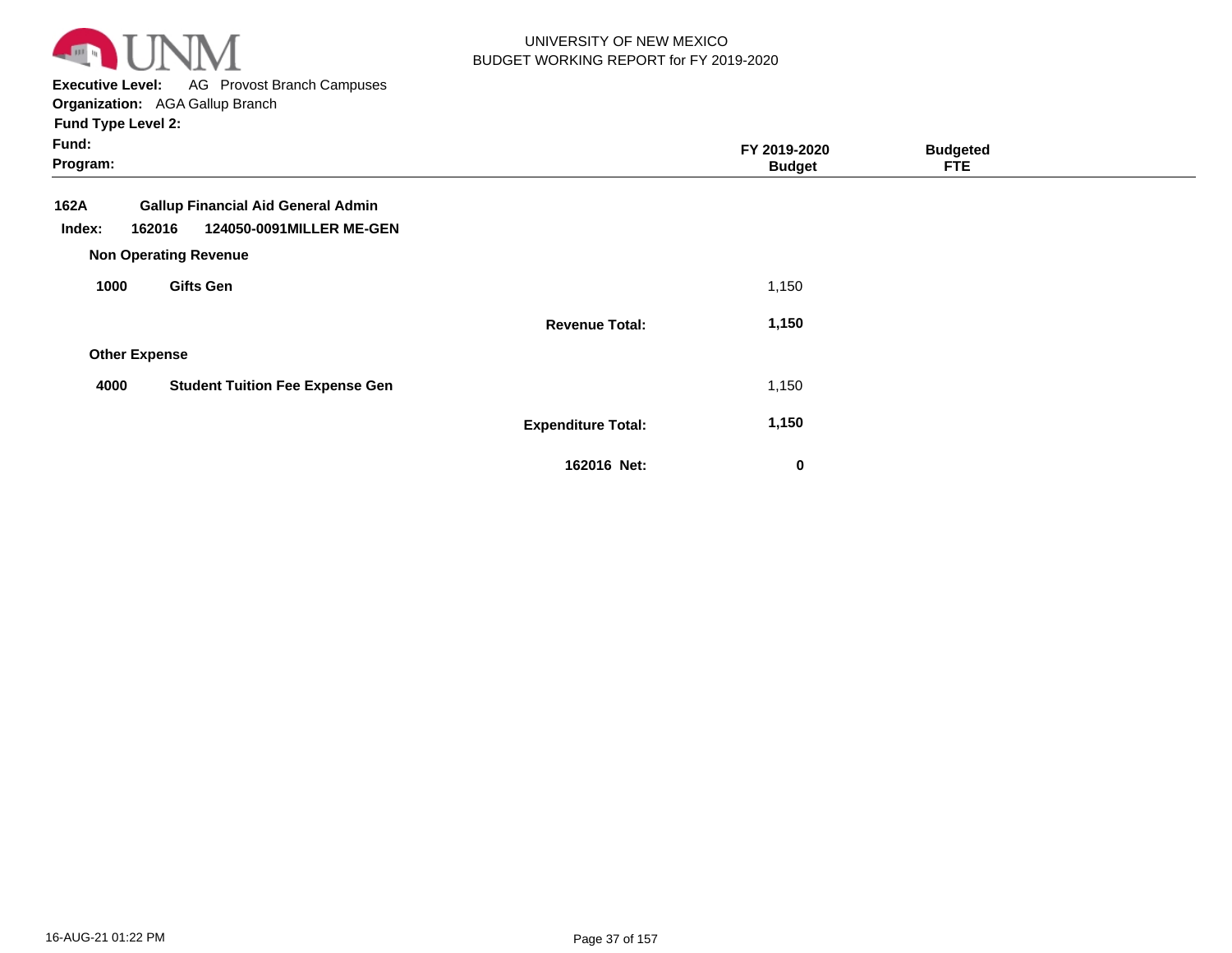UNIVERSITY OF NEW MEXICO
BUDGET WORKING REPORT for FY 2019-2020

**Executive Level:** AG Provost Branch Campuses
**Organization:** AGA Gallup Branch
**Fund Type Level 2:**
**Fund:**
**Program:**

| | | | FY 2019-2020 Budget | Budgeted FTE |
|---|---|---|---|---|
| **162A** | **Gallup Financial Aid General Admin** | | | |
| **Index: 162016** | **124050-0091MILLER ME-GEN** | | | |
| **Non Operating Revenue** | | | | |
| **1000** | **Gifts Gen** | | 1,150 | |
| | | **Revenue Total:** | **1,150** | |
| **Other Expense** | | | | |
| **4000** | **Student Tuition Fee Expense Gen** | | 1,150 | |
| | | **Expenditure Total:** | **1,150** | |
| | | **162016 Net:** | **0** | |

16-AUG-21 01:22 PM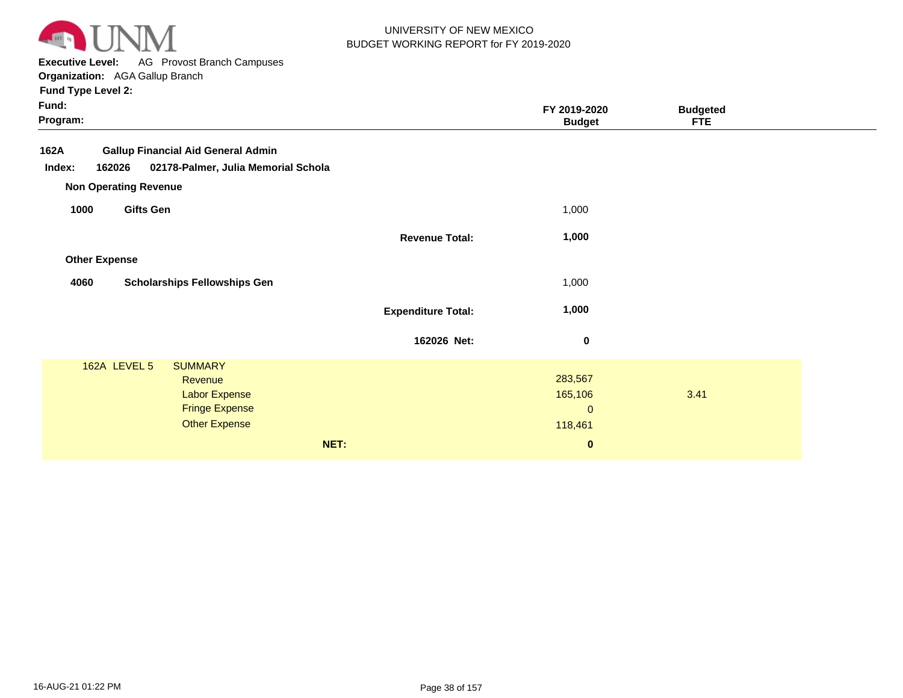UNIVERSITY OF NEW MEXICO
BUDGET WORKING REPORT for FY 2019-2020

**Executive Level:** AG Provost Branch Campuses
**Organization:** AGA Gallup Branch
**Fund Type Level 2:**
**Fund:**
**Program:**

| | | FY 2019-2020 Budget | Budgeted FTE |
|---|---|---|---|
| **162A** | **Gallup Financial Aid General Admin** | | |
| **Index: 162026** | **02178-Palmer, Julia Memorial Schola** | | |
| **Non Operating Revenue** | | | |
| **1000** | **Gifts Gen** | 1,000 | |
| | **Revenue Total:** | **1,000** | |
| **Other Expense** | | | |
| **4060** | **Scholarships Fellowships Gen** | 1,000 | |
| | **Expenditure Total:** | **1,000** | |
| | **162026 Net:** | **0** | |

| 162A LEVEL 5 | SUMMARY | | |
|---|---|---|---|
| | Revenue | 283,567 | |
| | Labor Expense | 165,106 | 3.41 |
| | Fringe Expense | 0 | |
| | Other Expense | 118,461 | |
| | **NET:** | **0** | |

16-AUG-21 01:22 PM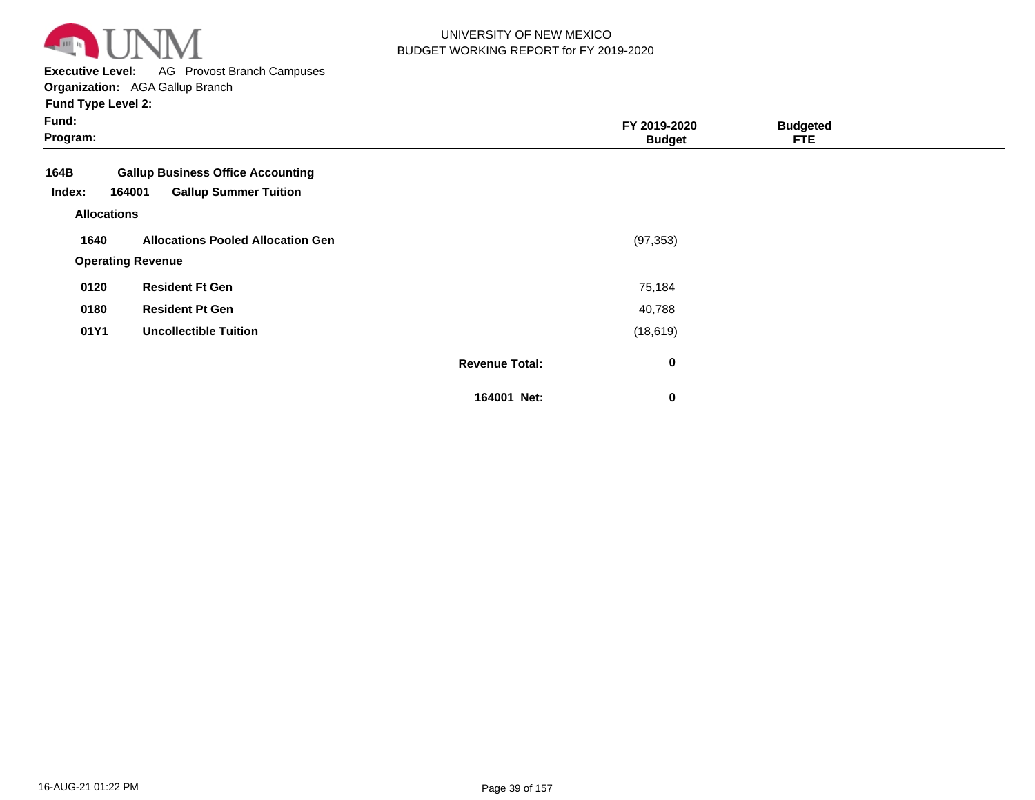**Executive Level:** AG Provost Branch Campuses
**Organization:** AGA Gallup Branch
**Fund Type Level 2:**
**Fund:**
**Program:**

| | | FY 2019-2020 Budget | Budgeted FTE |
|---|---|---|---|
| **164B** | **Gallup Business Office Accounting** | | |
| **Index: 164001** | **Gallup Summer Tuition** | | |
| **Allocations** | | | |
| **1640** | **Allocations Pooled Allocation Gen** | (97,353) | |
| **Operating Revenue** | | | |
| **0120** | **Resident Ft Gen** | 75,184 | |
| **0180** | **Resident Pt Gen** | 40,788 | |
| **01Y1** | **Uncollectible Tuition** | (18,619) | |
| | **Revenue Total:** | **0** | |
| | **164001 Net:** | **0** | |

16-AUG-21 01:22 PM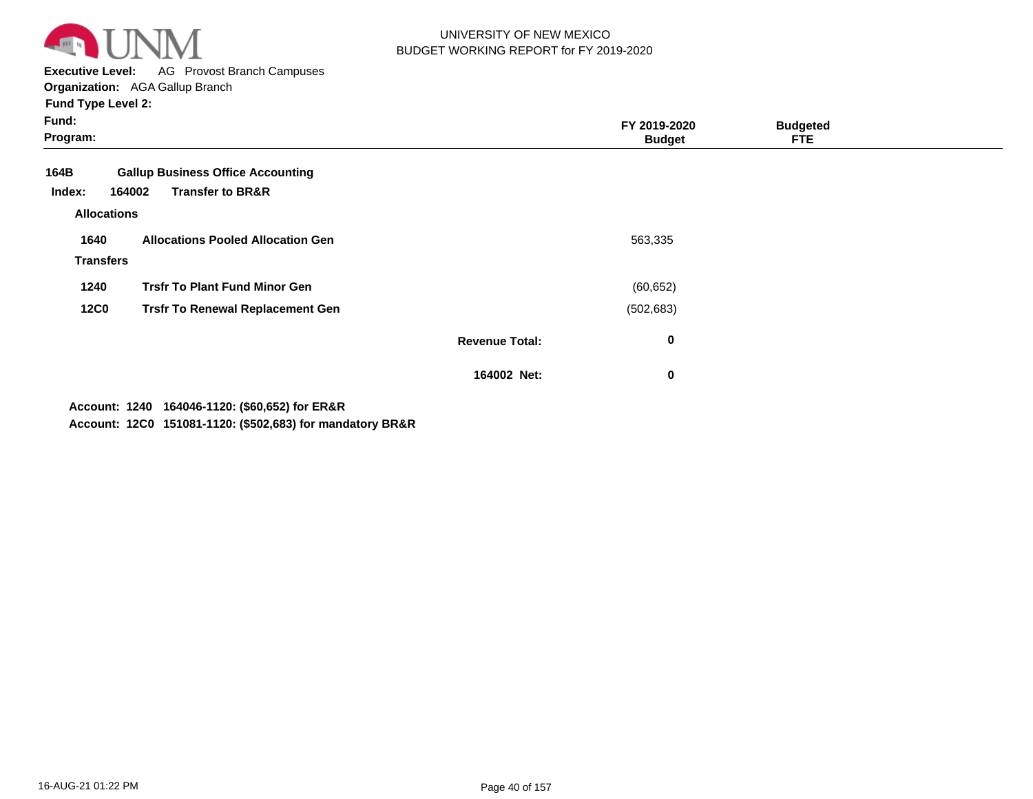UNIVERSITY OF NEW MEXICO
BUDGET WORKING REPORT for FY 2019-2020

**Executive Level:** AG Provost Branch Campuses
**Organization:** AGA Gallup Branch
**Fund Type Level 2:**
**Fund:**
**Program:**

| | | | FY 2019-2020 Budget | Budgeted FTE |
|---|---|---|---|---|
| **164B** | **Gallup Business Office Accounting** | | | |
| **Index: 164002** | **Transfer to BR&R** | | | |
| **Allocations** | | | | |
| **1640** | **Allocations Pooled Allocation Gen** | | 563,335 | |
| **Transfers** | | | | |
| **1240** | **Trsfr To Plant Fund Minor Gen** | | (60,652) | |
| **12C0** | **Trsfr To Renewal Replacement Gen** | | (502,683) | |
| | | **Revenue Total:** | **0** | |
| | | **164002 Net:** | **0** | |

**Account: 1240 164046-1120: ($60,652) for ER&R**
**Account: 12C0 151081-1120: ($502,683) for mandatory BR&R**

16-AUG-21 01:22 PM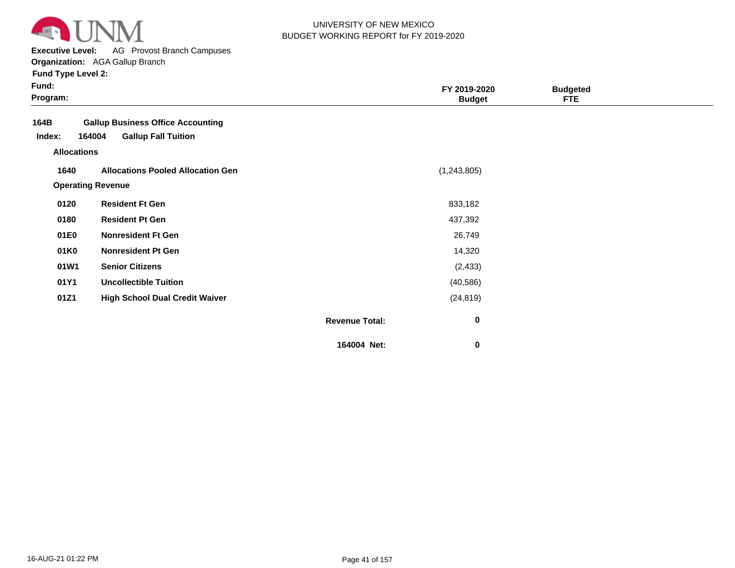UNIVERSITY OF NEW MEXICO
BUDGET WORKING REPORT for FY 2019-2020

**Executive Level:** AG Provost Branch Campuses
**Organization:** AGA Gallup Branch
**Fund Type Level 2:**
**Fund:**
**Program:**

| | | | FY 2019-2020 Budget | Budgeted FTE |
|---|---|---|---|---|
| **164B** | **Gallup Business Office Accounting** | | | |
| **Index: 164004** | **Gallup Fall Tuition** | | | |
| **Allocations** | | | | |
| **1640** | **Allocations Pooled Allocation Gen** | | (1,243,805) | |
| **Operating Revenue** | | | | |
| **0120** | **Resident Ft Gen** | | 833,182 | |
| **0180** | **Resident Pt Gen** | | 437,392 | |
| **01E0** | **Nonresident Ft Gen** | | 26,749 | |
| **01K0** | **Nonresident Pt Gen** | | 14,320 | |
| **01W1** | **Senior Citizens** | | (2,433) | |
| **01Y1** | **Uncollectible Tuition** | | (40,586) | |
| **01Z1** | **High School Dual Credit Waiver** | | (24,819) | |
| | | **Revenue Total:** | **0** | |
| | | **164004 Net:** | **0** | |

16-AUG-21 01:22 PM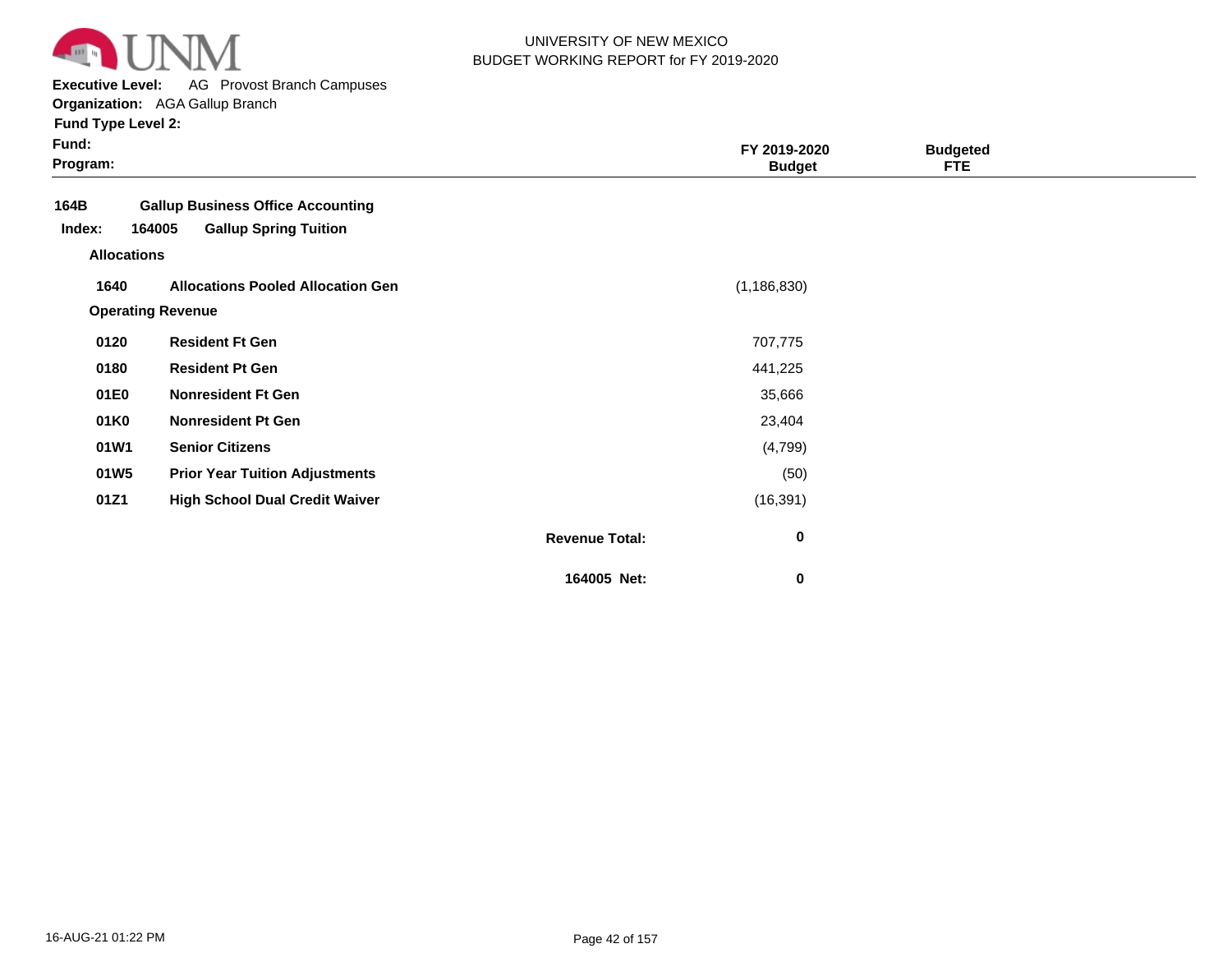UNIVERSITY OF NEW MEXICO
BUDGET WORKING REPORT for FY 2019-2020

**Executive Level:** AG Provost Branch Campuses
**Organization:** AGA Gallup Branch
**Fund Type Level 2:**
**Fund:**
**Program:**

| | | FY 2019-2020 Budget | Budgeted FTE |
|---|---|---|---|
| **164B** | **Gallup Business Office Accounting** | | |
| **Index: 164005** | **Gallup Spring Tuition** | | |
| **Allocations** | | | |
| **1640** | **Allocations Pooled Allocation Gen** | (1,186,830) | |
| **Operating Revenue** | | | |
| **0120** | **Resident Ft Gen** | 707,775 | |
| **0180** | **Resident Pt Gen** | 441,225 | |
| **01E0** | **Nonresident Ft Gen** | 35,666 | |
| **01K0** | **Nonresident Pt Gen** | 23,404 | |
| **01W1** | **Senior Citizens** | (4,799) | |
| **01W5** | **Prior Year Tuition Adjustments** | (50) | |
| **01Z1** | **High School Dual Credit Waiver** | (16,391) | |
| | **Revenue Total:** | **0** | |
| | **164005 Net:** | **0** | |

16-AUG-21 01:22 PM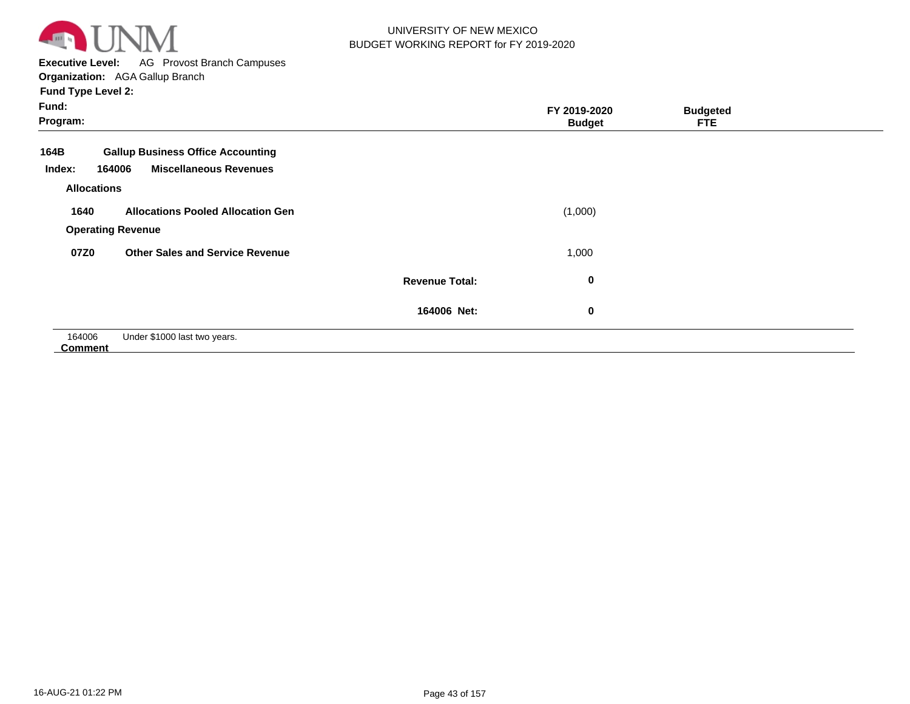UNIVERSITY OF NEW MEXICO
BUDGET WORKING REPORT for FY 2019-2020

**Executive Level:** AG Provost Branch Campuses
**Organization:** AGA Gallup Branch
**Fund Type Level 2:**
**Fund:**
**Program:**

| | | | FY 2019-2020 Budget | Budgeted FTE |
|---|---|---|---|---|
| **164B** | **Gallup Business Office Accounting** | | | |
| **Index: 164006** | **Miscellaneous Revenues** | | | |
| **Allocations** | | | | |
| **1640** | **Allocations Pooled Allocation Gen** | | (1,000) | |
| **Operating Revenue** | | | | |
| **07Z0** | **Other Sales and Service Revenue** | | 1,000 | |
| | | **Revenue Total:** | **0** | |
| | | **164006 Net:** | **0** | |

**Comment**
164006 Under $1000 last two years.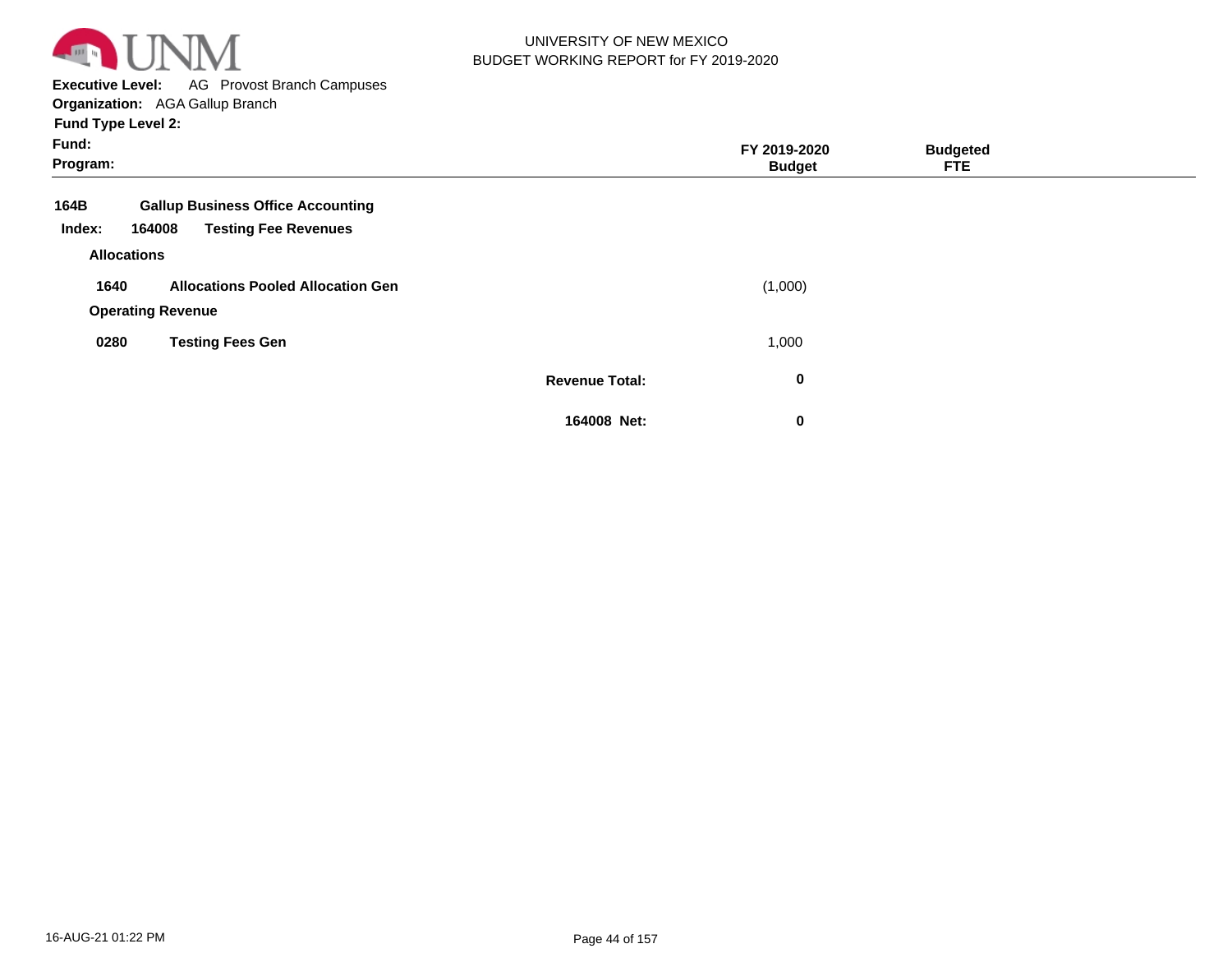UNIVERSITY OF NEW MEXICO
BUDGET WORKING REPORT for FY 2019-2020

**Executive Level:** AG Provost Branch Campuses
**Organization:** AGA Gallup Branch
**Fund Type Level 2:**
**Fund:**
**Program:**

| | | FY 2019-2020 Budget | Budgeted FTE |
|---|---|---|---|
| **164B** | **Gallup Business Office Accounting** | | |
| **Index: 164008** | **Testing Fee Revenues** | | |
| **Allocations** | | | |
| **1640** | **Allocations Pooled Allocation Gen** | (1,000) | |
| **Operating Revenue** | | | |
| **0280** | **Testing Fees Gen** | 1,000 | |
| | **Revenue Total:** | **0** | |
| | **164008 Net:** | **0** | |

16-AUG-21 01:22 PM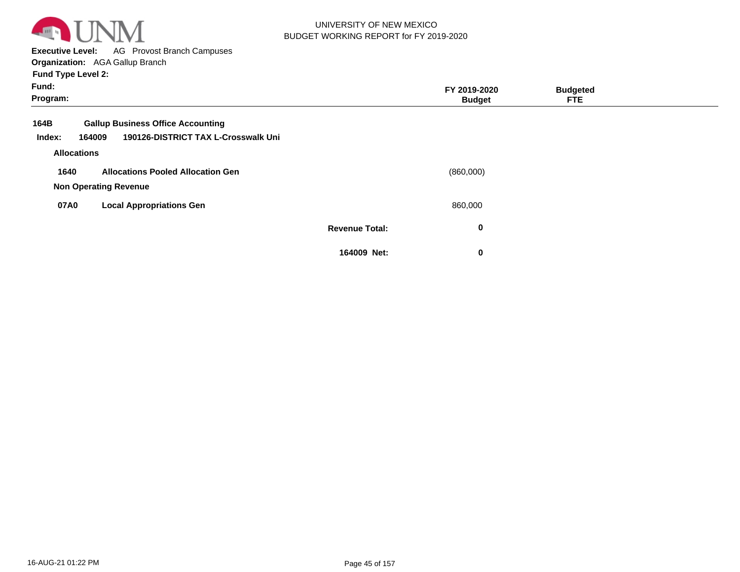UNIVERSITY OF NEW MEXICO
BUDGET WORKING REPORT for FY 2019-2020

**Executive Level:** AG Provost Branch Campuses
**Organization:** AGA Gallup Branch
**Fund Type Level 2:**
**Fund:**
**Program:**

| | | FY 2019-2020 Budget | Budgeted FTE |
|---|---|---|---|
| **164B** | **Gallup Business Office Accounting** | | |
| **Index: 164009** | **190126-DISTRICT TAX L-Crosswalk Uni** | | |
| **Allocations** | | | |
| **1640** | **Allocations Pooled Allocation Gen** | (860,000) | |
| **Non Operating Revenue** | | | |
| **07A0** | **Local Appropriations Gen** | 860,000 | |
| | **Revenue Total:** | **0** | |
| | **164009 Net:** | **0** | |

16-AUG-21 01:22 PM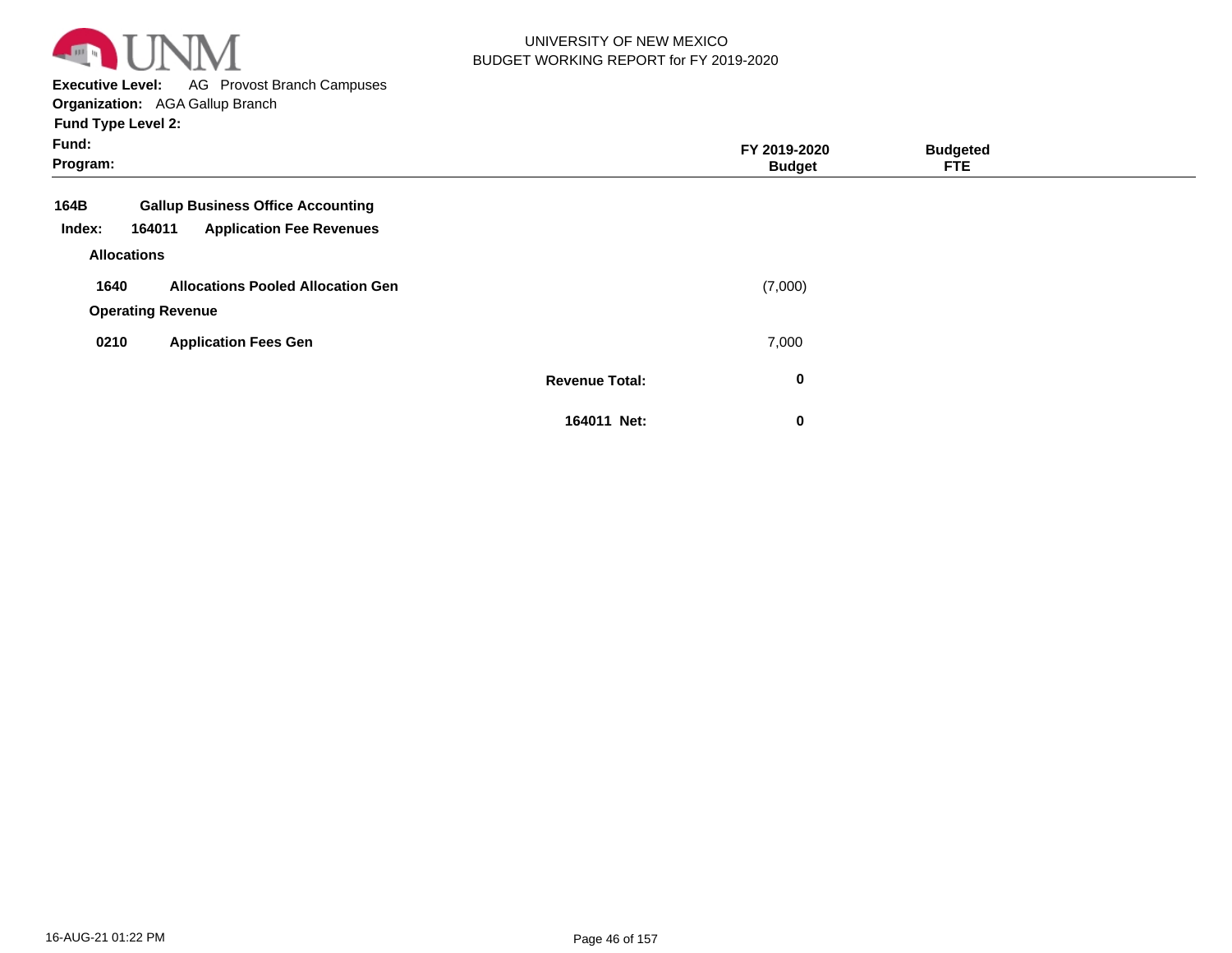UNIVERSITY OF NEW MEXICO
BUDGET WORKING REPORT for FY 2019-2020

**Executive Level:** AG Provost Branch Campuses
**Organization:** AGA Gallup Branch
**Fund Type Level 2:**
**Fund:**
**Program:**

| | | | FY 2019-2020 Budget | Budgeted FTE |
|---|---|---|---|---|
| **164B** | **Gallup Business Office Accounting** | | | |
| **Index: 164011** | **Application Fee Revenues** | | | |
| **Allocations** | | | | |
| **1640** | **Allocations Pooled Allocation Gen** | | (7,000) | |
| **Operating Revenue** | | | | |
| **0210** | **Application Fees Gen** | | 7,000 | |
| | | **Revenue Total:** | **0** | |
| | | **164011 Net:** | **0** | |

16-AUG-21 01:22 PM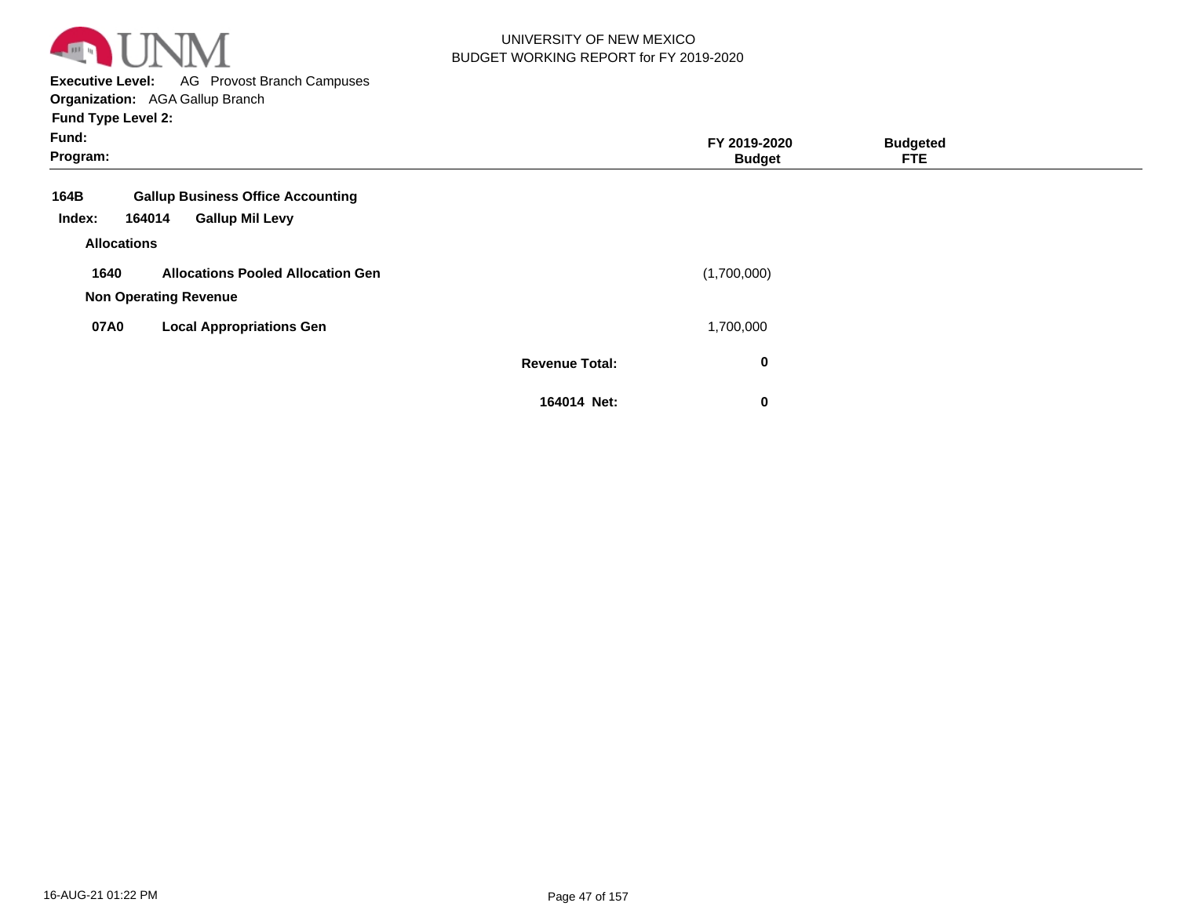UNIVERSITY OF NEW MEXICO
BUDGET WORKING REPORT for FY 2019-2020

**Executive Level:** AG Provost Branch Campuses
**Organization:** AGA Gallup Branch
**Fund Type Level 2:**
**Fund:**
**Program:**

| | | | FY 2019-2020 Budget | Budgeted FTE |
|---|---|---|---|---|
| **164B** | **Gallup Business Office Accounting** | | | |
| **Index: 164014** | **Gallup Mil Levy** | | | |
| **Allocations** | | | | |
| **1640** | **Allocations Pooled Allocation Gen** | | (1,700,000) | |
| **Non Operating Revenue** | | | | |
| **07A0** | **Local Appropriations Gen** | | 1,700,000 | |
| | | **Revenue Total:** | **0** | |
| | | **164014 Net:** | **0** | |

16-AUG-21 01:22 PM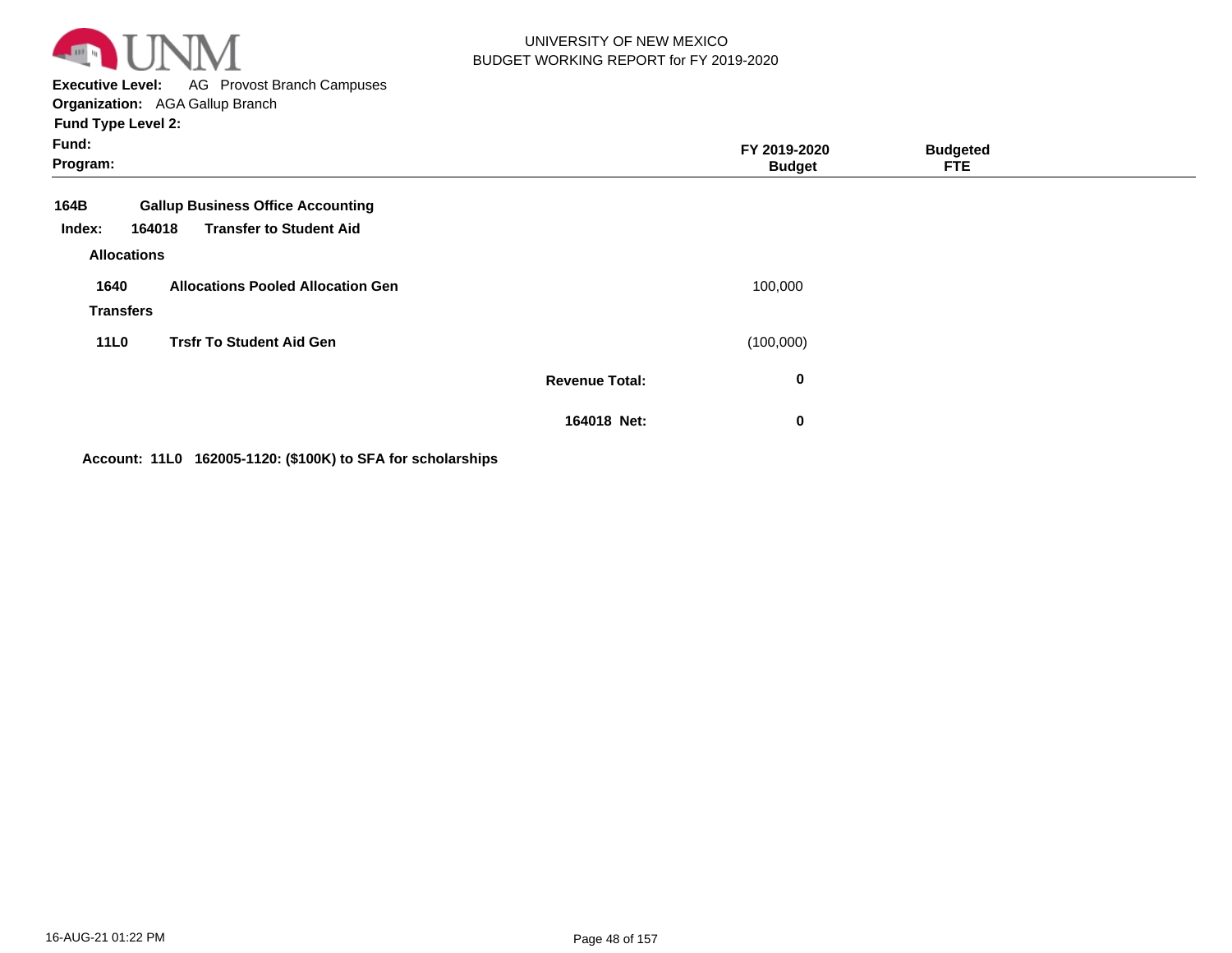UNIVERSITY OF NEW MEXICO
BUDGET WORKING REPORT for FY 2019-2020

**Executive Level:** AG Provost Branch Campuses
**Organization:** AGA Gallup Branch
**Fund Type Level 2:**
**Fund:**
**Program:**

| | | FY 2019-2020 Budget | Budgeted FTE |
|---|---|---|---|
| **164B** | **Gallup Business Office Accounting** | | |
| **Index: 164018** | **Transfer to Student Aid** | | |
| **Allocations** | | | |
| **1640** | **Allocations Pooled Allocation Gen** | 100,000 | |
| **Transfers** | | | |
| **11L0** | **Trsfr To Student Aid Gen** | (100,000) | |
| | **Revenue Total:** | **0** | |
| | **164018 Net:** | **0** | |

**Account: 11L0 162005-1120: ($100K) to SFA for scholarships**

16-AUG-21 01:22 PM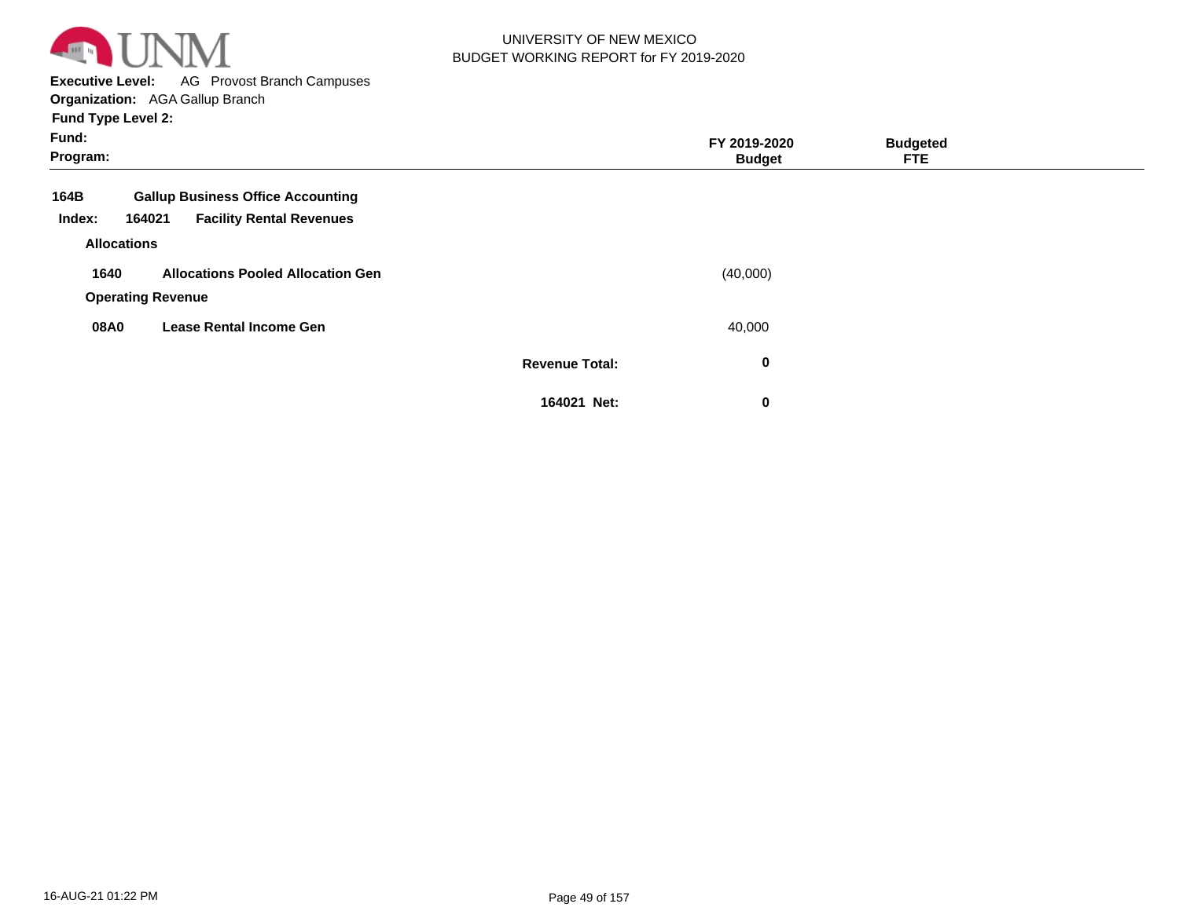UNIVERSITY OF NEW MEXICO
BUDGET WORKING REPORT for FY 2019-2020

**Executive Level:** AG Provost Branch Campuses
**Organization:** AGA Gallup Branch
**Fund Type Level 2:**
**Fund:**
**Program:**

| | | | FY 2019-2020 Budget | Budgeted FTE |
|---|---|---|---|---|
| **164B** | **Gallup Business Office Accounting** | | | |
| **Index: 164021** | **Facility Rental Revenues** | | | |
| **Allocations** | | | | |
| **1640** | **Allocations Pooled Allocation Gen** | | (40,000) | |
| **Operating Revenue** | | | | |
| **08A0** | **Lease Rental Income Gen** | | 40,000 | |
| | | **Revenue Total:** | **0** | |
| | | **164021 Net:** | **0** | |

16-AUG-21 01:22 PM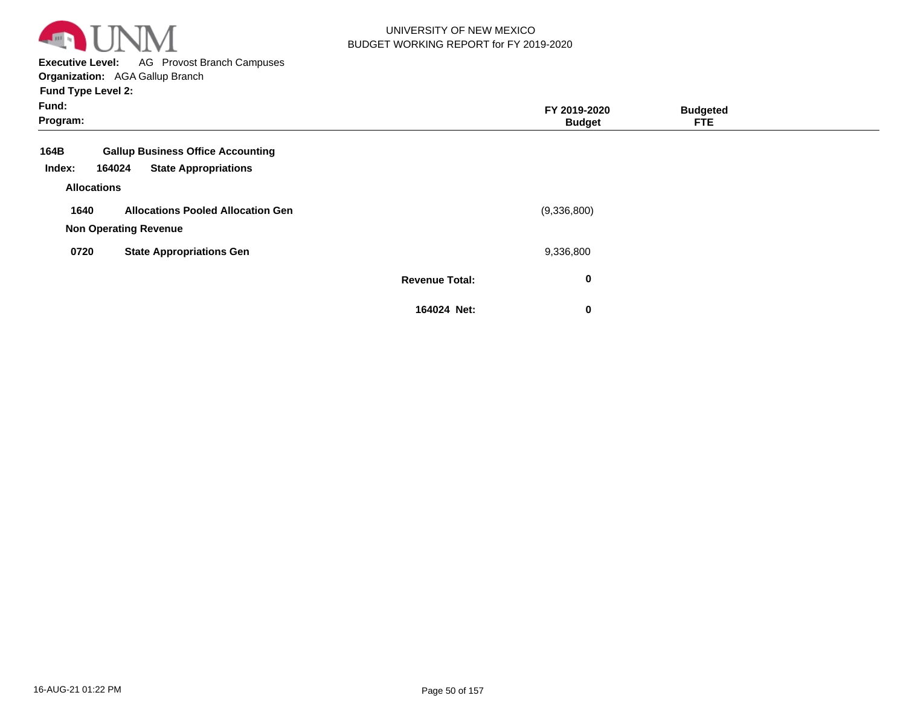UNIVERSITY OF NEW MEXICO
BUDGET WORKING REPORT for FY 2019-2020

**Executive Level:** AG Provost Branch Campuses
**Organization:** AGA Gallup Branch
**Fund Type Level 2:**
**Fund:**
**Program:**

| | | | FY 2019-2020 Budget | Budgeted FTE |
|---|---|---|---|---|
| **164B** | **Gallup Business Office Accounting** | | | |
| **Index: 164024** | **State Appropriations** | | | |
| **Allocations** | | | | |
| **1640** | **Allocations Pooled Allocation Gen** | | (9,336,800) | |
| **Non Operating Revenue** | | | | |
| **0720** | **State Appropriations Gen** | | 9,336,800 | |
| | | **Revenue Total:** | **0** | |
| | | **164024 Net:** | **0** | |

16-AUG-21 01:22 PM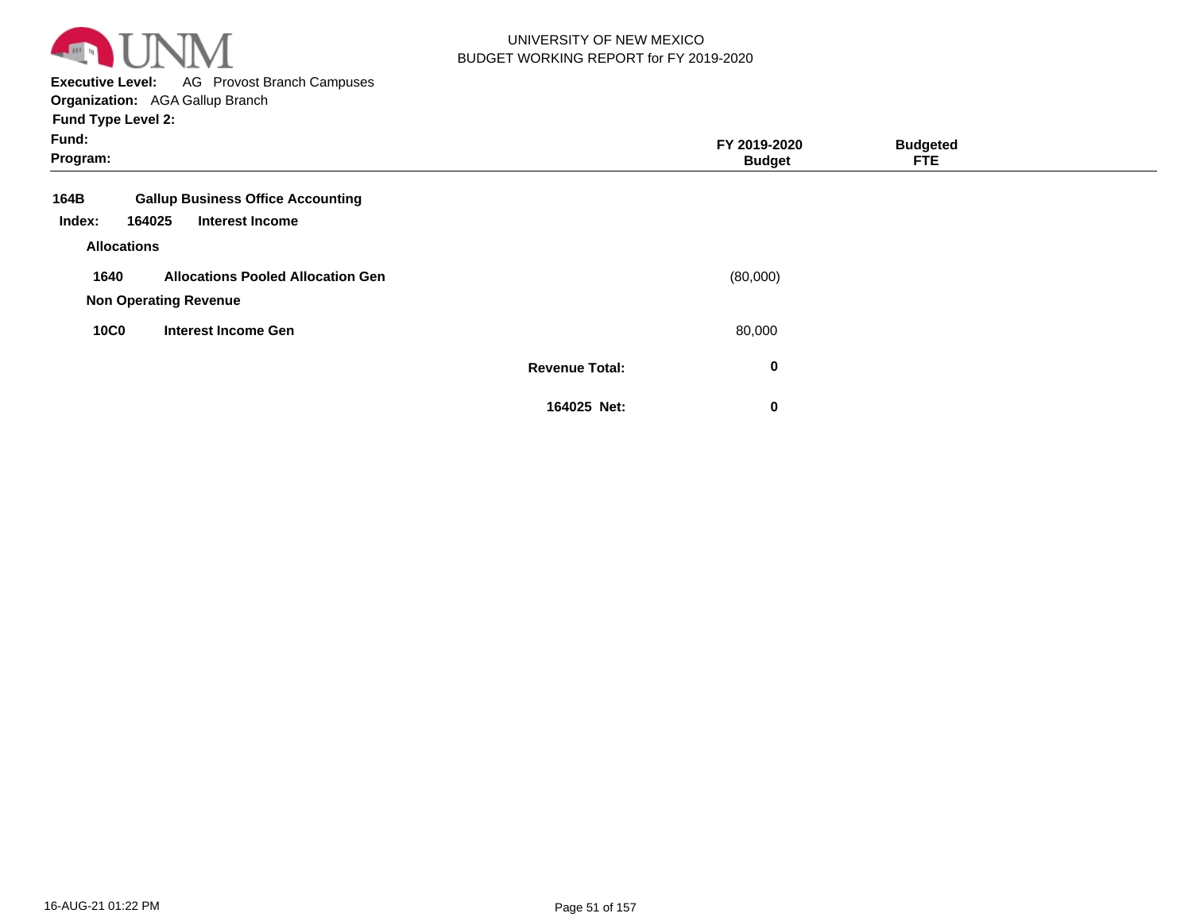**UNIVERSITY OF NEW MEXICO**
**BUDGET WORKING REPORT for FY 2019-2020**

**Executive Level:** AG Provost Branch Campuses
**Organization:** AGA Gallup Branch
**Fund Type Level 2:**
**Fund:**
**Program:**

| | | FY 2019-2020 Budget | Budgeted FTE |
|---|---|---|---|
| **164B** | **Gallup Business Office Accounting** | | |
| **Index: 164025** | **Interest Income** | | |
| **Allocations** | | | |
| **1640** | **Allocations Pooled Allocation Gen** | (80,000) | |
| **Non Operating Revenue** | | | |
| **10C0** | **Interest Income Gen** | 80,000 | |
| | **Revenue Total:** | **0** | |
| | **164025 Net:** | **0** | |

16-AUG-21 01:22 PM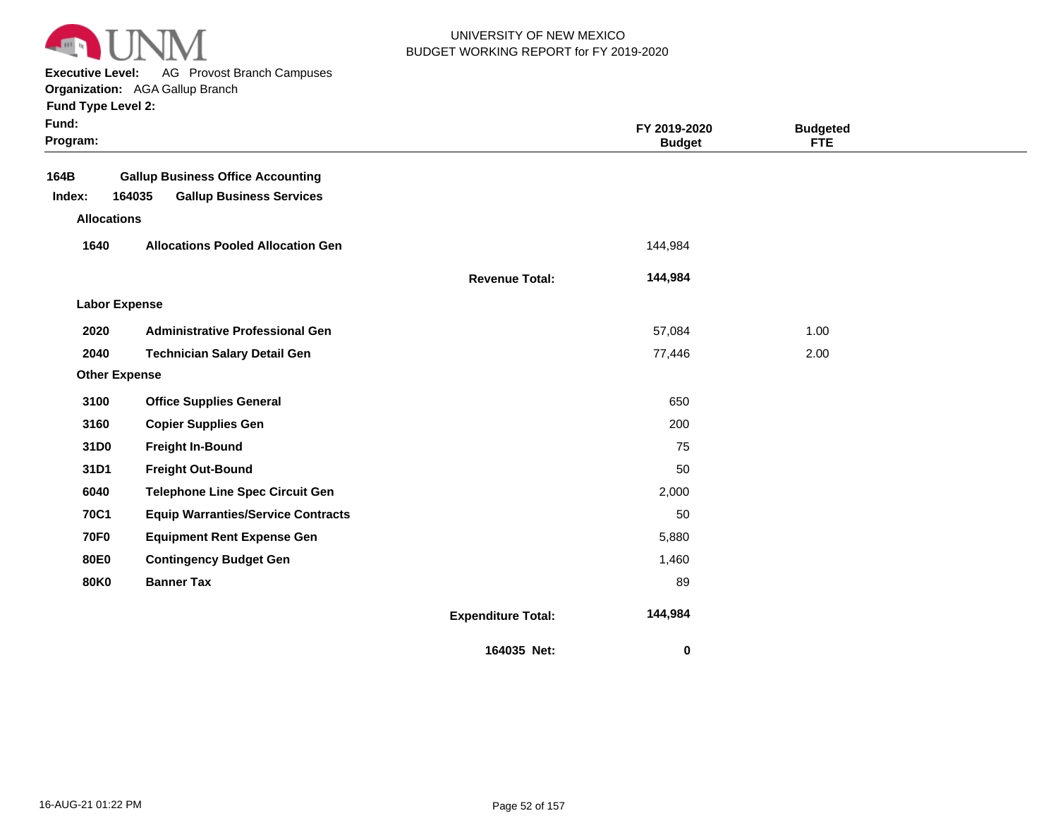UNIVERSITY OF NEW MEXICO
BUDGET WORKING REPORT for FY 2019-2020

**Executive Level:** AG Provost Branch Campuses
**Organization:** AGA Gallup Branch
**Fund Type Level 2:**
**Fund:**
**Program:**

| | | | FY 2019-2020 Budget | Budgeted FTE |
|---|---|---|---|---|
| **164B** | **Gallup Business Office Accounting** | | | |
| **Index: 164035** | **Gallup Business Services** | | | |
| **Allocations** | | | | |
| **1640** | **Allocations Pooled Allocation Gen** | | 144,984 | |
| | | **Revenue Total:** | **144,984** | |
| **Labor Expense** | | | | |
| **2020** | **Administrative Professional Gen** | | 57,084 | 1.00 |
| **2040** | **Technician Salary Detail Gen** | | 77,446 | 2.00 |
| **Other Expense** | | | | |
| **3100** | **Office Supplies General** | | 650 | |
| **3160** | **Copier Supplies Gen** | | 200 | |
| **31D0** | **Freight In-Bound** | | 75 | |
| **31D1** | **Freight Out-Bound** | | 50 | |
| **6040** | **Telephone Line Spec Circuit Gen** | | 2,000 | |
| **70C1** | **Equip Warranties/Service Contracts** | | 50 | |
| **70F0** | **Equipment Rent Expense Gen** | | 5,880 | |
| **80E0** | **Contingency Budget Gen** | | 1,460 | |
| **80K0** | **Banner Tax** | | 89 | |
| | | **Expenditure Total:** | **144,984** | |
| | | **164035 Net:** | **0** | |

16-AUG-21 01:22 PM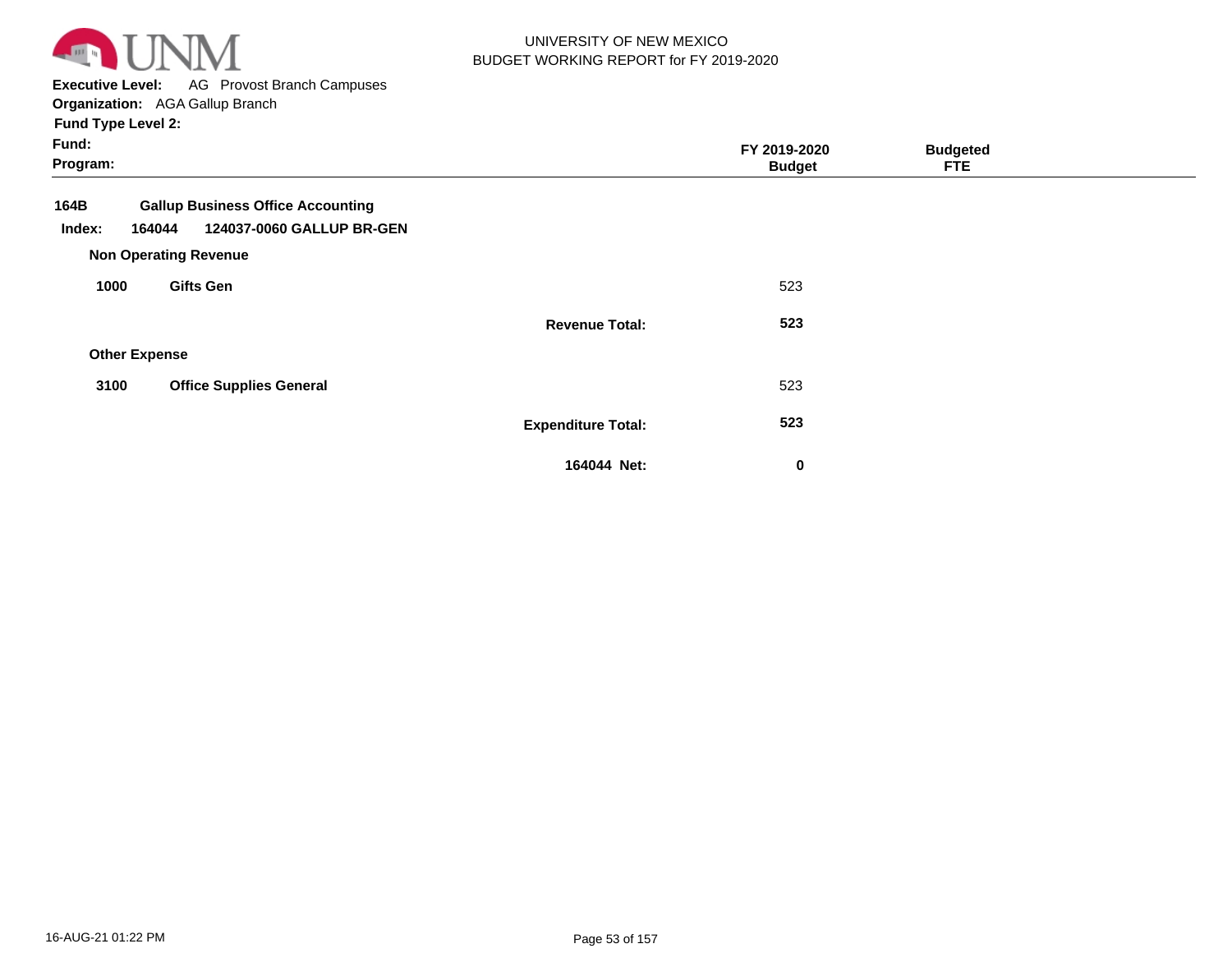UNIVERSITY OF NEW MEXICO
BUDGET WORKING REPORT for FY 2019-2020

**Executive Level:** AG Provost Branch Campuses
**Organization:** AGA Gallup Branch
**Fund Type Level 2:**
**Fund:**
**Program:**

| | | | FY 2019-2020 Budget | Budgeted FTE |
|---|---|---|---|---|
| **164B** | **Gallup Business Office Accounting** | | | |
| **Index:** | **164044** | **124037-0060 GALLUP BR-GEN** | | |
| **Non Operating Revenue** | | | | |
| **1000** | **Gifts Gen** | | 523 | |
| | | **Revenue Total:** | **523** | |
| **Other Expense** | | | | |
| **3100** | **Office Supplies General** | | 523 | |
| | | **Expenditure Total:** | **523** | |
| | | **164044 Net:** | **0** | |

16-AUG-21 01:22 PM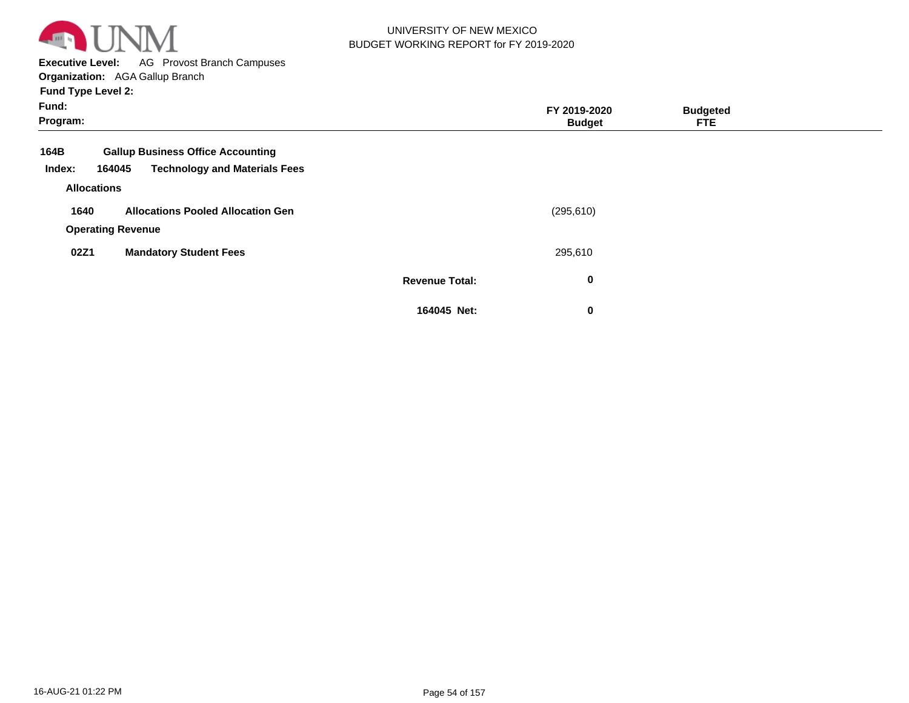UNIVERSITY OF NEW MEXICO
BUDGET WORKING REPORT for FY 2019-2020

**Executive Level:** AG Provost Branch Campuses
**Organization:** AGA Gallup Branch
**Fund Type Level 2:**
**Fund:**
**Program:**

| | | FY 2019-2020 Budget | Budgeted FTE |
|---|---|---|---|
| **164B** | **Gallup Business Office Accounting** | | |
| **Index: 164045** | **Technology and Materials Fees** | | |
| **Allocations** | | | |
| **1640** | **Allocations Pooled Allocation Gen** | (295,610) | |
| **Operating Revenue** | | | |
| **02Z1** | **Mandatory Student Fees** | 295,610 | |
| | **Revenue Total:** | **0** | |
| | **164045 Net:** | **0** | |

16-AUG-21 01:22 PM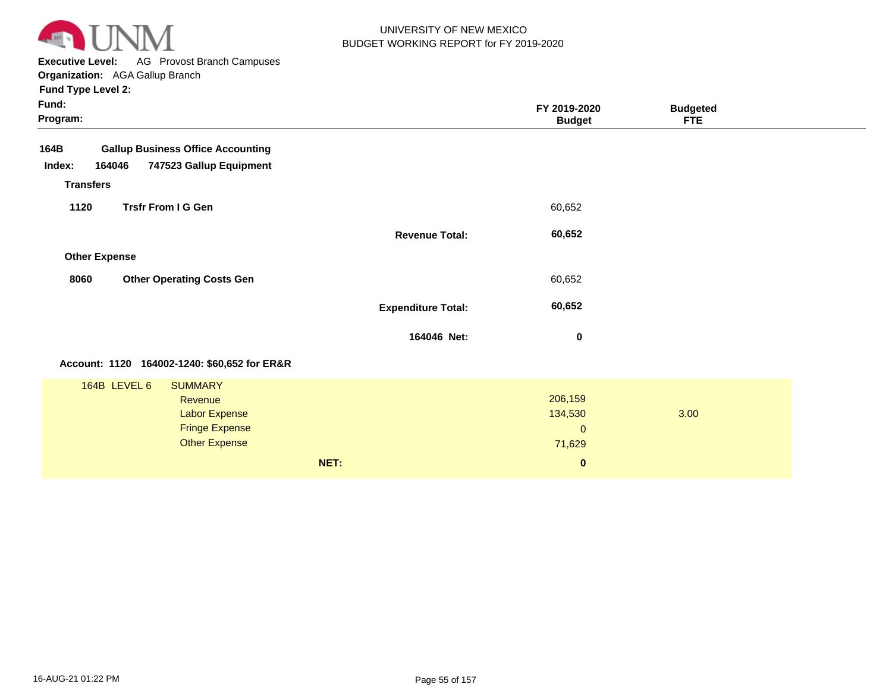UNIVERSITY OF NEW MEXICO
BUDGET WORKING REPORT for FY 2019-2020

**Executive Level:** AG Provost Branch Campuses
**Organization:** AGA Gallup Branch
**Fund Type Level 2:**
**Fund:**
**Program:**

| | | FY 2019-2020 Budget | Budgeted FTE |
|---|---|---|---|
| **164B** | **Gallup Business Office Accounting** | | |
| **Index: 164046** | **747523 Gallup Equipment** | | |
| **Transfers** | | | |
| **1120** | **Trsfr From I G Gen** | 60,652 | |
| | **Revenue Total:** | **60,652** | |
| **Other Expense** | | | |
| **8060** | **Other Operating Costs Gen** | 60,652 | |
| | **Expenditure Total:** | **60,652** | |
| | **164046 Net:** | **0** | |

**Account: 1120 164002-1240: $60,652 for ER&R**

| 164B LEVEL 6 | SUMMARY | FY 2019-2020 Budget | Budgeted FTE |
|---|---|---|---|
| | Revenue | 206,159 | |
| | Labor Expense | 134,530 | 3.00 |
| | Fringe Expense | 0 | |
| | Other Expense | 71,629 | |
| | **NET:** | **0** | |

16-AUG-21 01:22 PM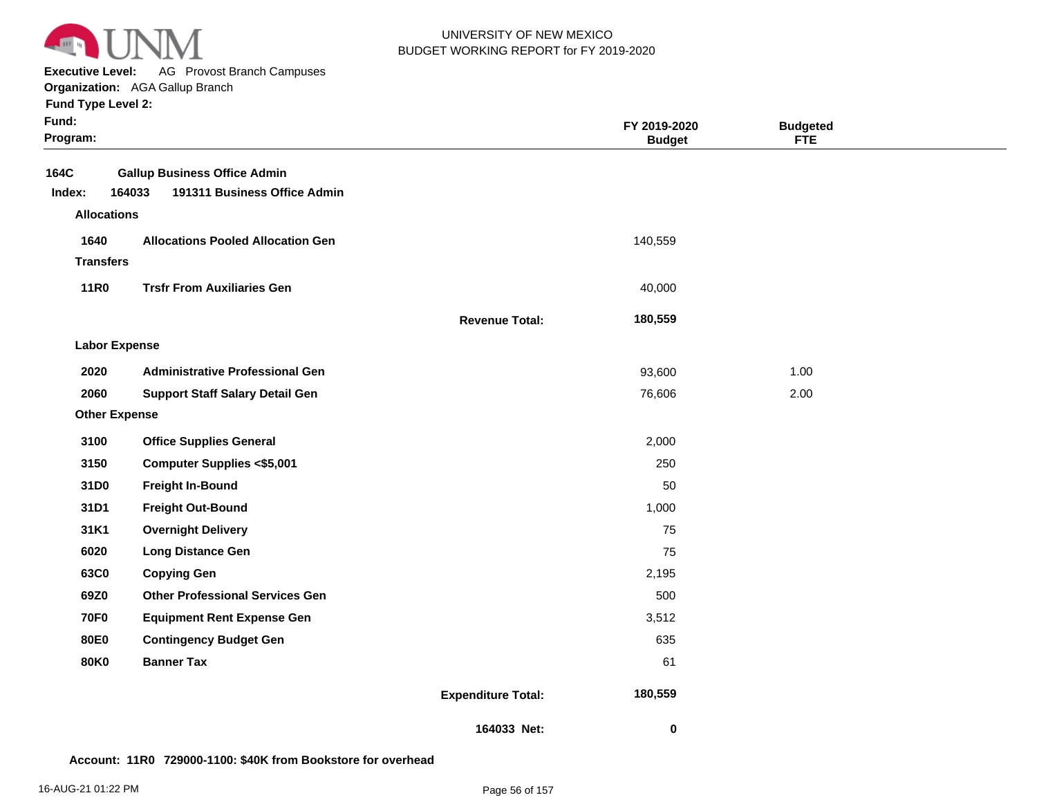UNIVERSITY OF NEW MEXICO
BUDGET WORKING REPORT for FY 2019-2020

**Executive Level:** AG Provost Branch Campuses
**Organization:** AGA Gallup Branch
**Fund Type Level 2:**
**Fund:**
**Program:**

| | | | FY 2019-2020 Budget | Budgeted FTE |
|---|---|---|---|---|
| **164C** | **Gallup Business Office Admin** | | | |
| **Index: 164033** | **191311 Business Office Admin** | | | |
| **Allocations** | | | | |
| **1640** | **Allocations Pooled Allocation Gen** | | 140,559 | |
| **Transfers** | | | | |
| **11R0** | **Trsfr From Auxiliaries Gen** | | 40,000 | |
| | | **Revenue Total:** | **180,559** | |
| **Labor Expense** | | | | |
| **2020** | **Administrative Professional Gen** | | 93,600 | 1.00 |
| **2060** | **Support Staff Salary Detail Gen** | | 76,606 | 2.00 |
| **Other Expense** | | | | |
| **3100** | **Office Supplies General** | | 2,000 | |
| **3150** | **Computer Supplies <$5,001** | | 250 | |
| **31D0** | **Freight In-Bound** | | 50 | |
| **31D1** | **Freight Out-Bound** | | 1,000 | |
| **31K1** | **Overnight Delivery** | | 75 | |
| **6020** | **Long Distance Gen** | | 75 | |
| **63C0** | **Copying Gen** | | 2,195 | |
| **69Z0** | **Other Professional Services Gen** | | 500 | |
| **70F0** | **Equipment Rent Expense Gen** | | 3,512 | |
| **80E0** | **Contingency Budget Gen** | | 635 | |
| **80K0** | **Banner Tax** | | 61 | |
| | | **Expenditure Total:** | **180,559** | |
| | | **164033 Net:** | **0** | |

**Account: 11R0 729000-1100: $40K from Bookstore for overhead**

16-AUG-21 01:22 PM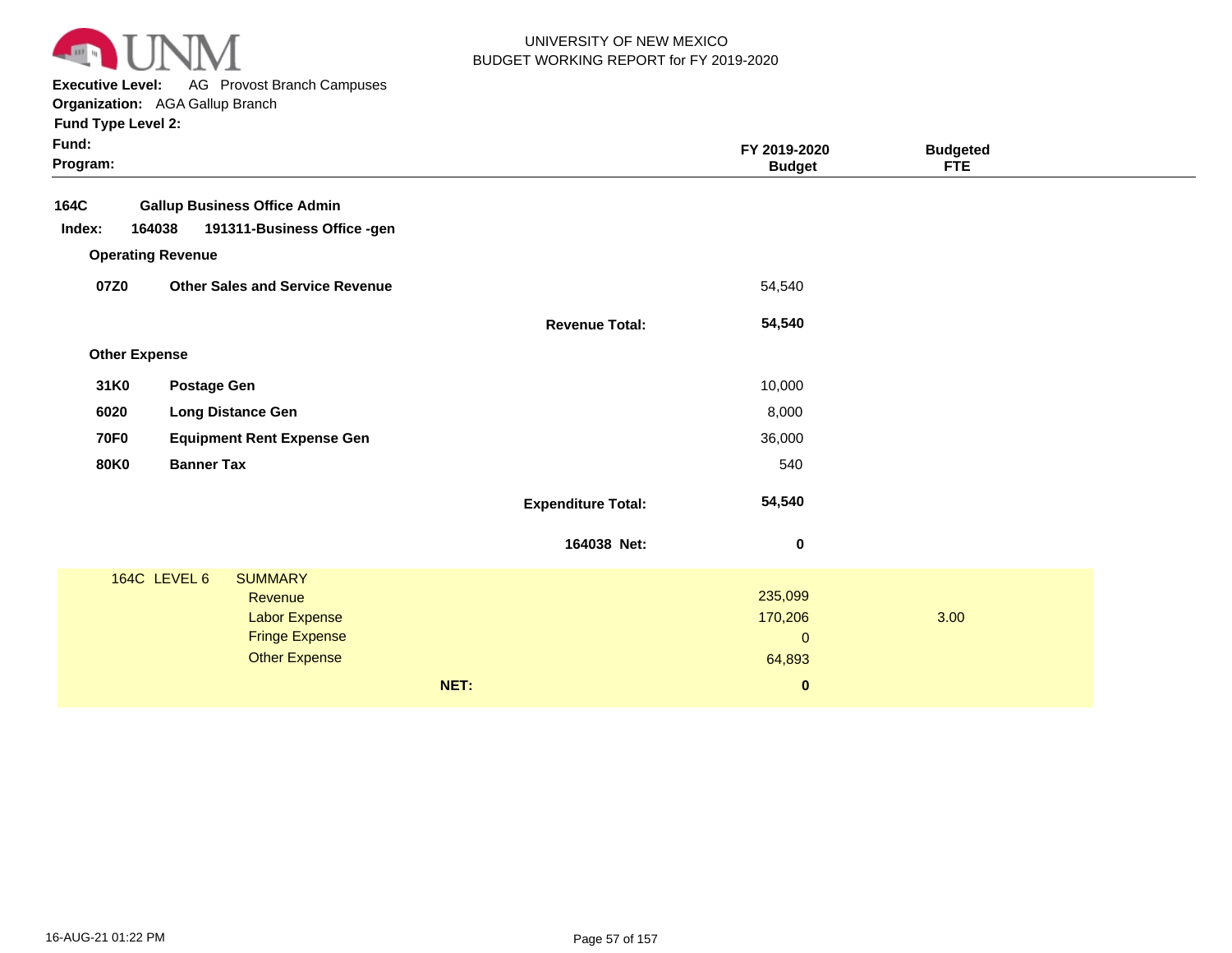UNIVERSITY OF NEW MEXICO
BUDGET WORKING REPORT for FY 2019-2020

**Executive Level:** AG Provost Branch Campuses
**Organization:** AGA Gallup Branch
**Fund Type Level 2:**
**Fund:**
**Program:**

| | | | FY 2019-2020 Budget | Budgeted FTE |
|---|---|---|---|---|
| **164C** | **Gallup Business Office Admin** | | | |
| **Index: 164038** | **191311-Business Office -gen** | | | |
| **Operating Revenue** | | | | |
| **07Z0** | **Other Sales and Service Revenue** | | 54,540 | |
| | | **Revenue Total:** | **54,540** | |
| **Other Expense** | | | | |
| **31K0** | **Postage Gen** | | 10,000 | |
| **6020** | **Long Distance Gen** | | 8,000 | |
| **70F0** | **Equipment Rent Expense Gen** | | 36,000 | |
| **80K0** | **Banner Tax** | | 540 | |
| | | **Expenditure Total:** | **54,540** | |
| | | **164038 Net:** | **0** | |

| 164C LEVEL 6 | SUMMARY | | FY 2019-2020 Budget | Budgeted FTE |
|---|---|---|---|---|
| | Revenue | | 235,099 | |
| | Labor Expense | | 170,206 | 3.00 |
| | Fringe Expense | | 0 | |
| | Other Expense | | 64,893 | |
| | | **NET:** | **0** | |

16-AUG-21 01:22 PM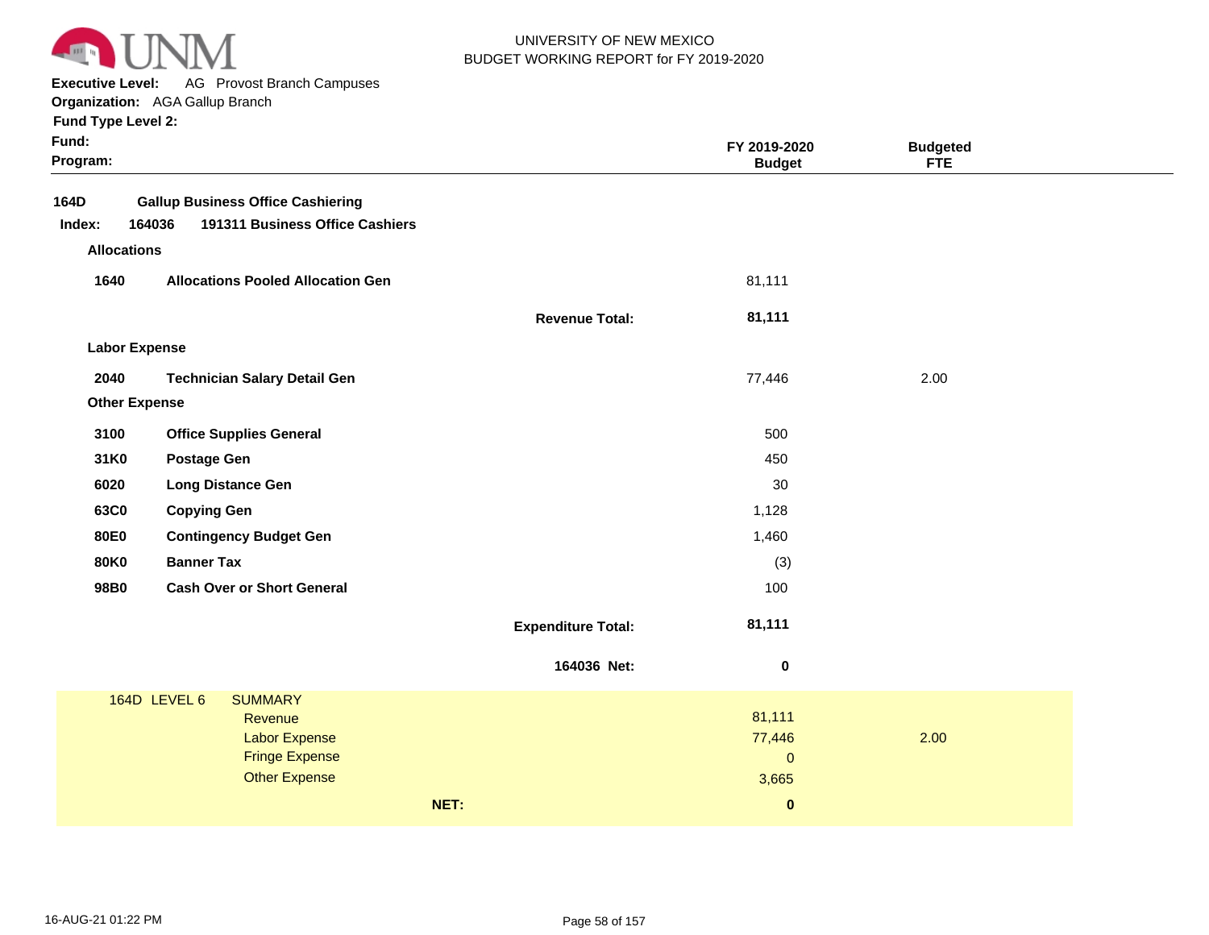UNIVERSITY OF NEW MEXICO
BUDGET WORKING REPORT for FY 2019-2020

**Executive Level:** AG Provost Branch Campuses
**Organization:** AGA Gallup Branch
**Fund Type Level 2:**
**Fund:**
**Program:**

| | | | FY 2019-2020 Budget | Budgeted FTE |
|---|---|---|---|---|
| **164D** | **Gallup Business Office Cashiering** | | | |
| **Index: 164036** | **191311 Business Office Cashiers** | | | |
| **Allocations** | | | | |
| **1640** | **Allocations Pooled Allocation Gen** | | 81,111 | |
| | | **Revenue Total:** | **81,111** | |
| **Labor Expense** | | | | |
| **2040** | **Technician Salary Detail Gen** | | 77,446 | 2.00 |
| **Other Expense** | | | | |
| **3100** | **Office Supplies General** | | 500 | |
| **31K0** | **Postage Gen** | | 450 | |
| **6020** | **Long Distance Gen** | | 30 | |
| **63C0** | **Copying Gen** | | 1,128 | |
| **80E0** | **Contingency Budget Gen** | | 1,460 | |
| **80K0** | **Banner Tax** | | (3) | |
| **98B0** | **Cash Over or Short General** | | 100 | |
| | | **Expenditure Total:** | **81,111** | |
| | | **164036 Net:** | **0** | |

| 164D LEVEL 6 | SUMMARY | | |
|---|---|---|---|
| | Revenue | 81,111 | |
| | Labor Expense | 77,446 | 2.00 |
| | Fringe Expense | 0 | |
| | Other Expense | 3,665 | |
| | **NET:** | **0** | |

16-AUG-21 01:22 PM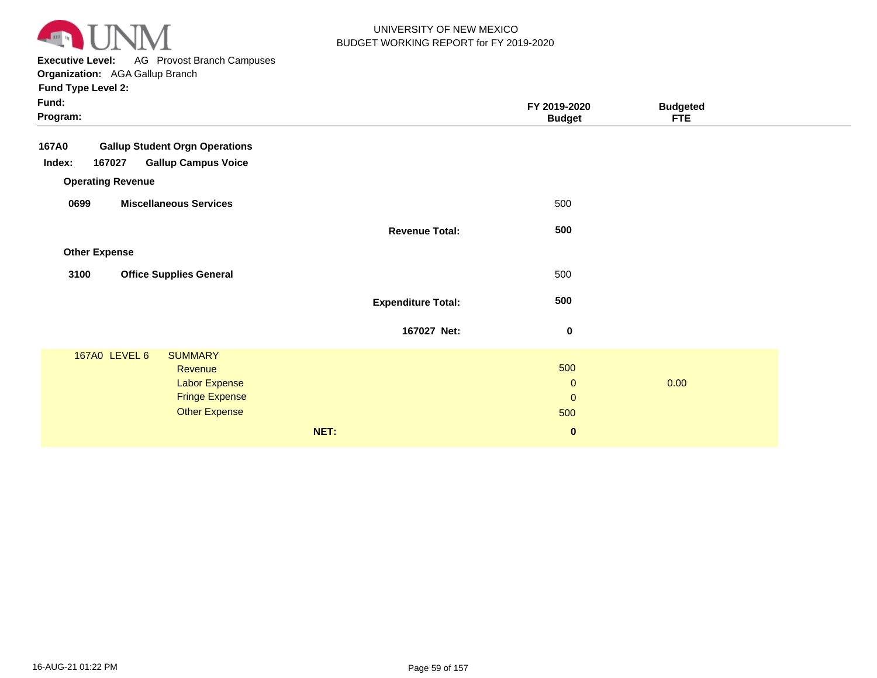UNIVERSITY OF NEW MEXICO
BUDGET WORKING REPORT for FY 2019-2020

**Executive Level:** AG Provost Branch Campuses
**Organization:** AGA Gallup Branch
**Fund Type Level 2:**
**Fund:**
**Program:**

| | | FY 2019-2020 Budget | Budgeted FTE |
|---|---|---|---|
| **167A0** | **Gallup Student Orgn Operations** | | |
| **Index: 167027** | **Gallup Campus Voice** | | |
| **Operating Revenue** | | | |
| **0699** | **Miscellaneous Services** | 500 | |
| | **Revenue Total:** | **500** | |
| **Other Expense** | | | |
| **3100** | **Office Supplies General** | 500 | |
| | **Expenditure Total:** | **500** | |
| | **167027 Net:** | **0** | |
| 167A0 LEVEL 6 | SUMMARY | | |
| | Revenue | 500 | |
| | Labor Expense | 0 | 0.00 |
| | Fringe Expense | 0 | |
| | Other Expense | 500 | |
| | **NET:** | **0** | |

16-AUG-21 01:22 PM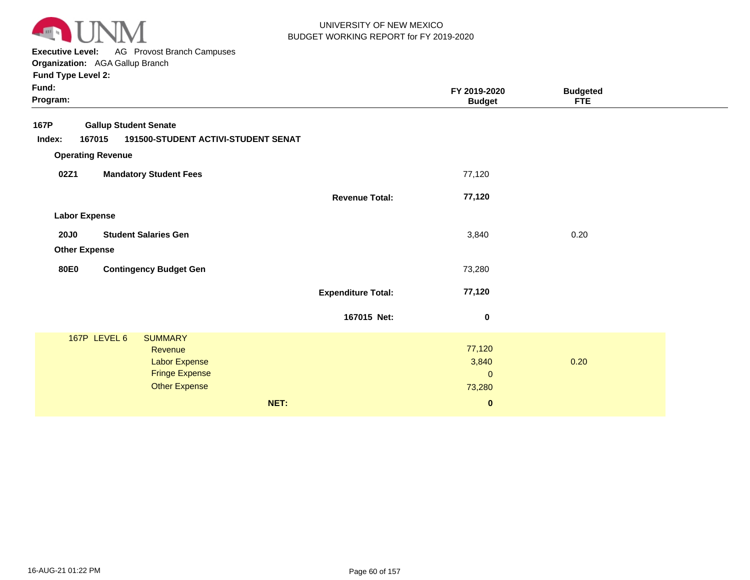**Executive Level:** AG Provost Branch Campuses
**Organization:** AGA Gallup Branch
**Fund Type Level 2:**
**Fund:**
**Program:**

| | | FY 2019-2020 Budget | Budgeted FTE |
|---|---|---|---|
| **167P** | **Gallup Student Senate** | | |
| **Index: 167015** | **191500-STUDENT ACTIVI-STUDENT SENAT** | | |
| **Operating Revenue** | | | |
| **02Z1** | **Mandatory Student Fees** | 77,120 | |
| | **Revenue Total:** | **77,120** | |
| **Labor Expense** | | | |
| **20J0** | **Student Salaries Gen** | 3,840 | 0.20 |
| **Other Expense** | | | |
| **80E0** | **Contingency Budget Gen** | 73,280 | |
| | **Expenditure Total:** | **77,120** | |
| | **167015 Net:** | **0** | |

| 167P LEVEL 6 | SUMMARY | | |
|---|---|---|---|
| | Revenue | 77,120 | |
| | Labor Expense | 3,840 | 0.20 |
| | Fringe Expense | 0 | |
| | Other Expense | 73,280 | |
| | **NET:** | **0** | |

16-AUG-21 01:22 PM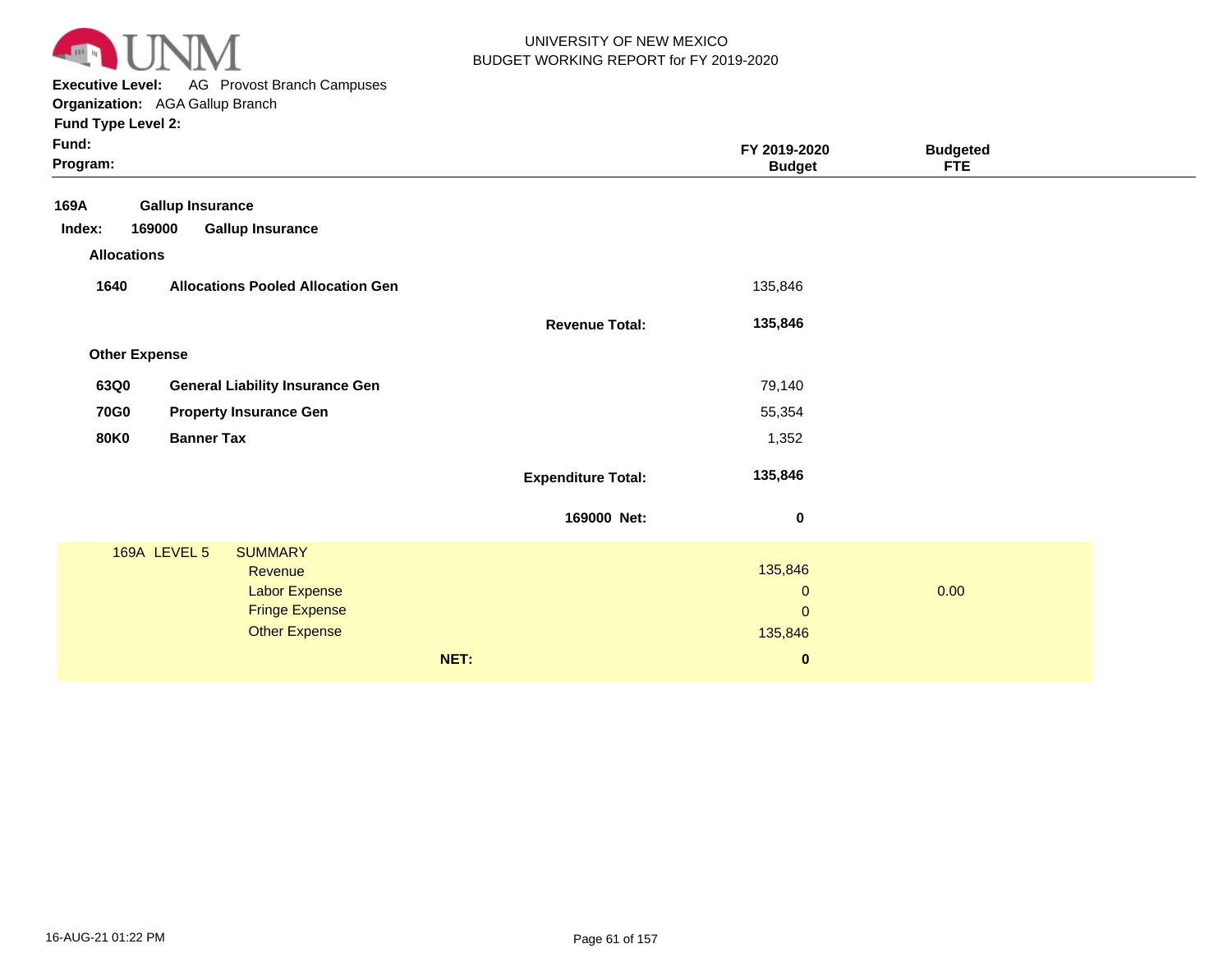UNIVERSITY OF NEW MEXICO
BUDGET WORKING REPORT for FY 2019-2020

**Executive Level:** AG Provost Branch Campuses
**Organization:** AGA Gallup Branch
**Fund Type Level 2:**
**Fund:**
**Program:**

| | | | FY 2019-2020 Budget | Budgeted FTE |
|---|---|---|---|---|
| **169A** | **Gallup Insurance** | | | |
| **Index: 169000** | **Gallup Insurance** | | | |
| **Allocations** | | | | |
| **1640** | **Allocations Pooled Allocation Gen** | | 135,846 | |
| | | **Revenue Total:** | **135,846** | |
| **Other Expense** | | | | |
| **63Q0** | **General Liability Insurance Gen** | | 79,140 | |
| **70G0** | **Property Insurance Gen** | | 55,354 | |
| **80K0** | **Banner Tax** | | 1,352 | |
| | | **Expenditure Total:** | **135,846** | |
| | | **169000 Net:** | **0** | |

| 169A LEVEL 5 | SUMMARY | FY 2019-2020 Budget | Budgeted FTE |
|---|---|---|---|
| | Revenue | 135,846 | |
| | Labor Expense | 0 | 0.00 |
| | Fringe Expense | 0 | |
| | Other Expense | 135,846 | |
| | **NET:** | **0** | |

16-AUG-21 01:22 PM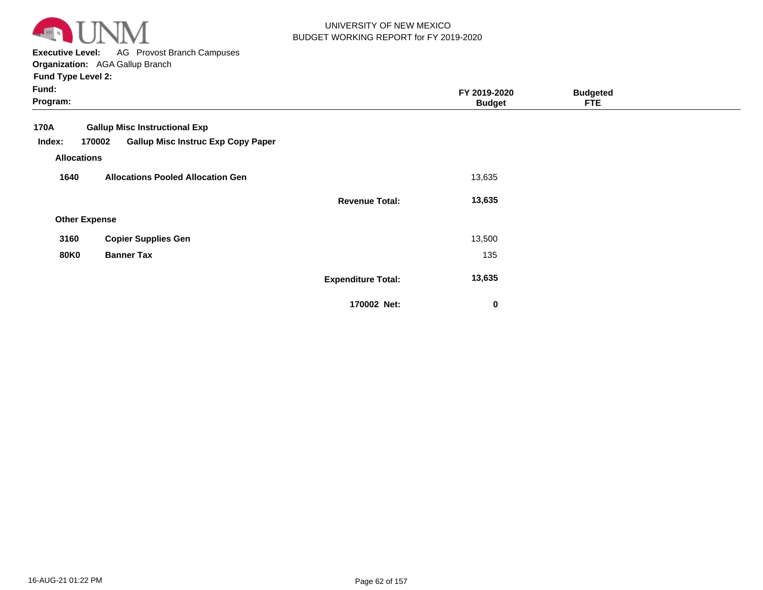UNIVERSITY OF NEW MEXICO
BUDGET WORKING REPORT for FY 2019-2020

**Executive Level:** AG Provost Branch Campuses
**Organization:** AGA Gallup Branch
**Fund Type Level 2:**
**Fund:**
**Program:**

| | | | FY 2019-2020 Budget | Budgeted FTE |
|---|---|---|---|---|
| **170A** | **Gallup Misc Instructional Exp** | | | |
| **Index: 170002** | **Gallup Misc Instruc Exp Copy Paper** | | | |
| **Allocations** | | | | |
| **1640** | **Allocations Pooled Allocation Gen** | | 13,635 | |
| | | **Revenue Total:** | **13,635** | |
| **Other Expense** | | | | |
| **3160** | **Copier Supplies Gen** | | 13,500 | |
| **80K0** | **Banner Tax** | | 135 | |
| | | **Expenditure Total:** | **13,635** | |
| | | **170002 Net:** | **0** | |

16-AUG-21 01:22 PM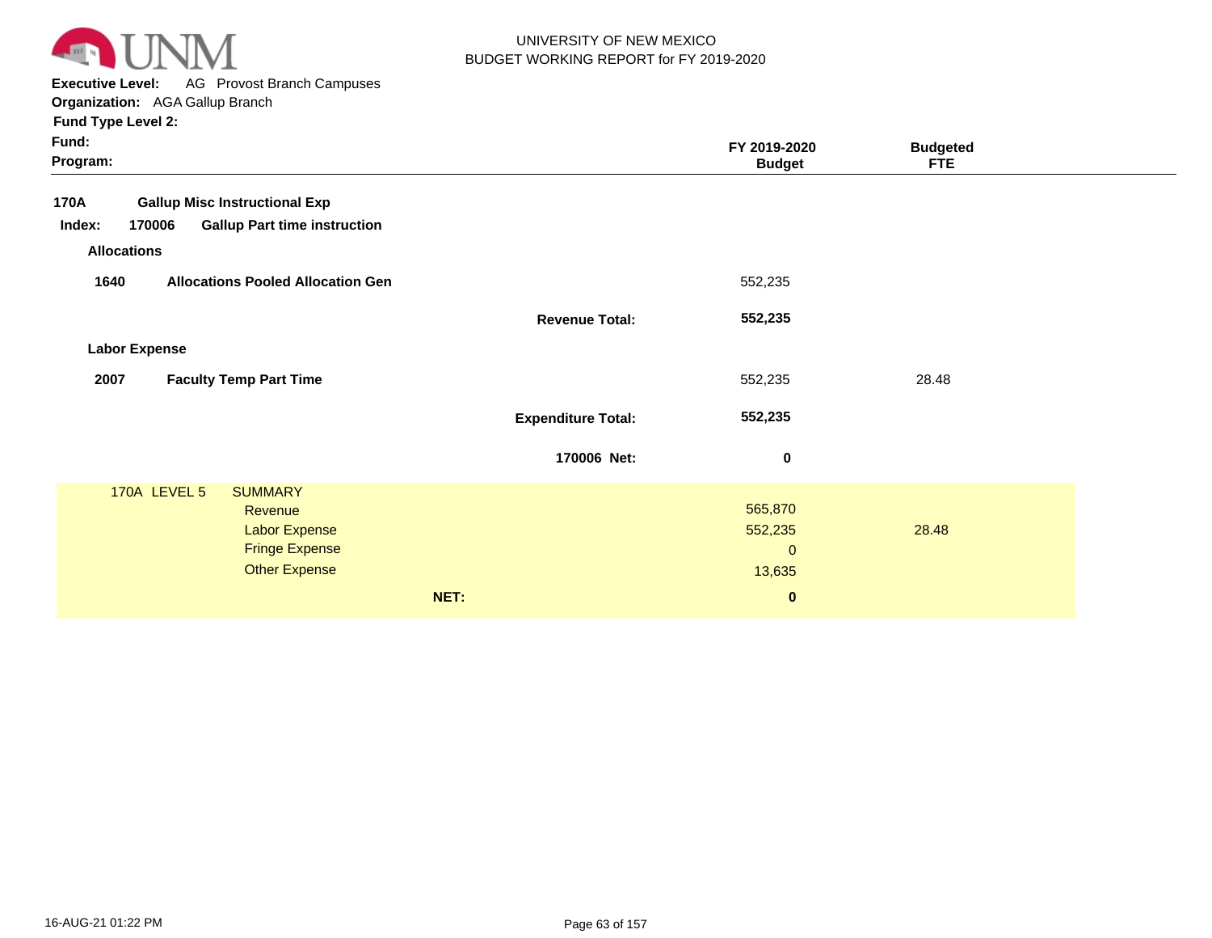UNIVERSITY OF NEW MEXICO
BUDGET WORKING REPORT for FY 2019-2020

**Executive Level:** AG Provost Branch Campuses
**Organization:** AGA Gallup Branch
**Fund Type Level 2:**
**Fund:**
**Program:**

| | | FY 2019-2020 Budget | Budgeted FTE |
|---|---|---|---|
| **170A** | **Gallup Misc Instructional Exp** | | |
| **Index: 170006** | **Gallup Part time instruction** | | |
| **Allocations** | | | |
| **1640** | **Allocations Pooled Allocation Gen** | 552,235 | |
| | **Revenue Total:** | **552,235** | |
| **Labor Expense** | | | |
| **2007** | **Faculty Temp Part Time** | 552,235 | 28.48 |
| | **Expenditure Total:** | **552,235** | |
| | **170006 Net:** | **0** | |

| 170A LEVEL 5 | SUMMARY | | |
|---|---|---|---|
| | Revenue | 565,870 | |
| | Labor Expense | 552,235 | 28.48 |
| | Fringe Expense | 0 | |
| | Other Expense | 13,635 | |
| | **NET:** | **0** | |

16-AUG-21 01:22 PM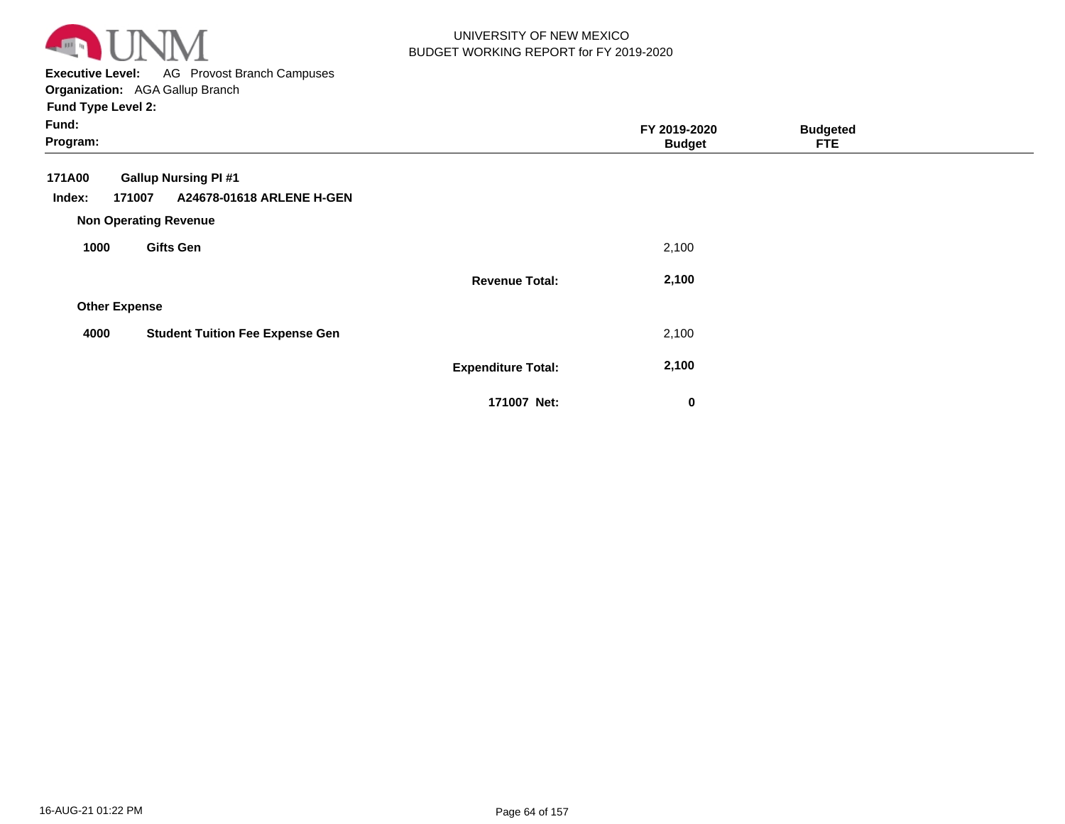UNIVERSITY OF NEW MEXICO
BUDGET WORKING REPORT for FY 2019-2020

**Executive Level:** AG Provost Branch Campuses
**Organization:** AGA Gallup Branch
**Fund Type Level 2:**
**Fund:**
**Program:**

| | | | FY 2019-2020 Budget | Budgeted FTE |
|---|---|---|---|---|
| **171A00** | **Gallup Nursing PI #1** | | | |
| **Index: 171007** | **A24678-01618 ARLENE H-GEN** | | | |
| **Non Operating Revenue** | | | | |
| **1000** | **Gifts Gen** | | 2,100 | |
| | | **Revenue Total:** | **2,100** | |
| **Other Expense** | | | | |
| **4000** | **Student Tuition Fee Expense Gen** | | 2,100 | |
| | | **Expenditure Total:** | **2,100** | |
| | | **171007 Net:** | **0** | |

16-AUG-21 01:22 PM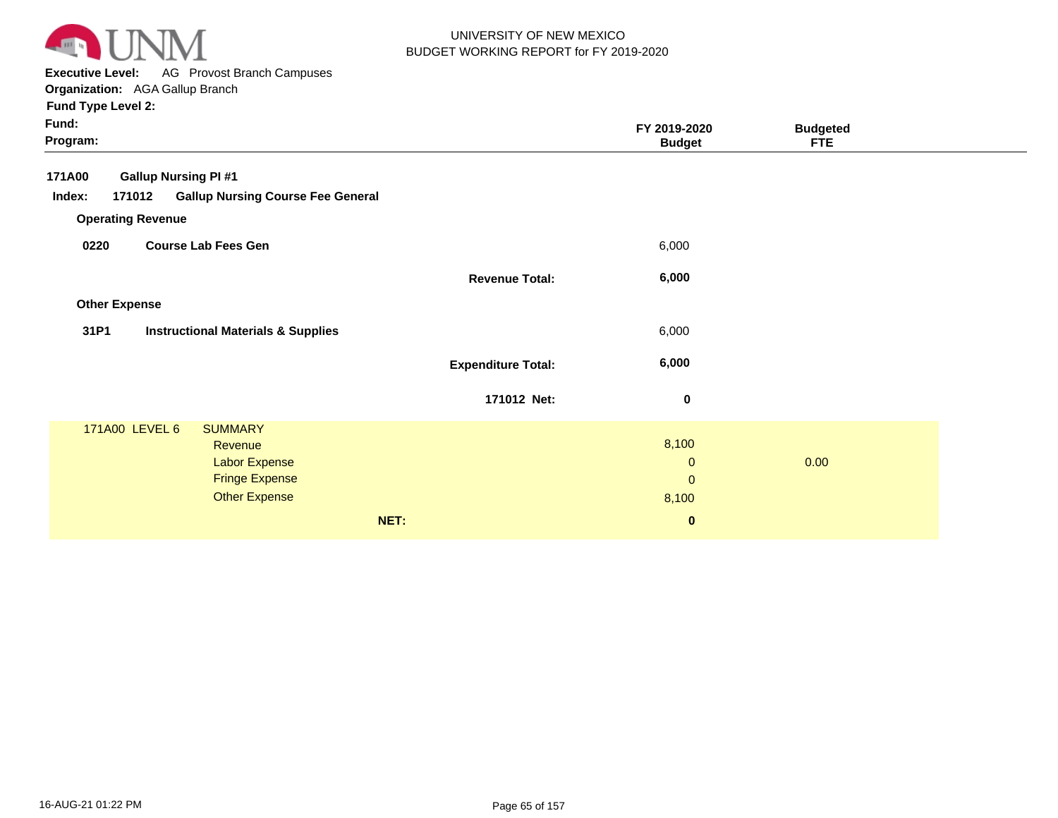UNIVERSITY OF NEW MEXICO
BUDGET WORKING REPORT for FY 2019-2020

**Executive Level:** AG Provost Branch Campuses
**Organization:** AGA Gallup Branch
**Fund Type Level 2:**
**Fund:**
**Program:**

| | | FY 2019-2020 Budget | Budgeted FTE |
|---|---|---|---|
| **171A00** | **Gallup Nursing PI #1** | | |
| **Index: 171012** | **Gallup Nursing Course Fee General** | | |
| **Operating Revenue** | | | |
| **0220** | **Course Lab Fees Gen** | 6,000 | |
| | **Revenue Total:** | **6,000** | |
| **Other Expense** | | | |
| **31P1** | **Instructional Materials & Supplies** | 6,000 | |
| | **Expenditure Total:** | **6,000** | |
| | **171012 Net:** | **0** | |
| 171A00 LEVEL 6 | SUMMARY | | |
| | Revenue | 8,100 | |
| | Labor Expense | 0 | 0.00 |
| | Fringe Expense | 0 | |
| | Other Expense | 8,100 | |
| | **NET:** | **0** | |

16-AUG-21 01:22 PM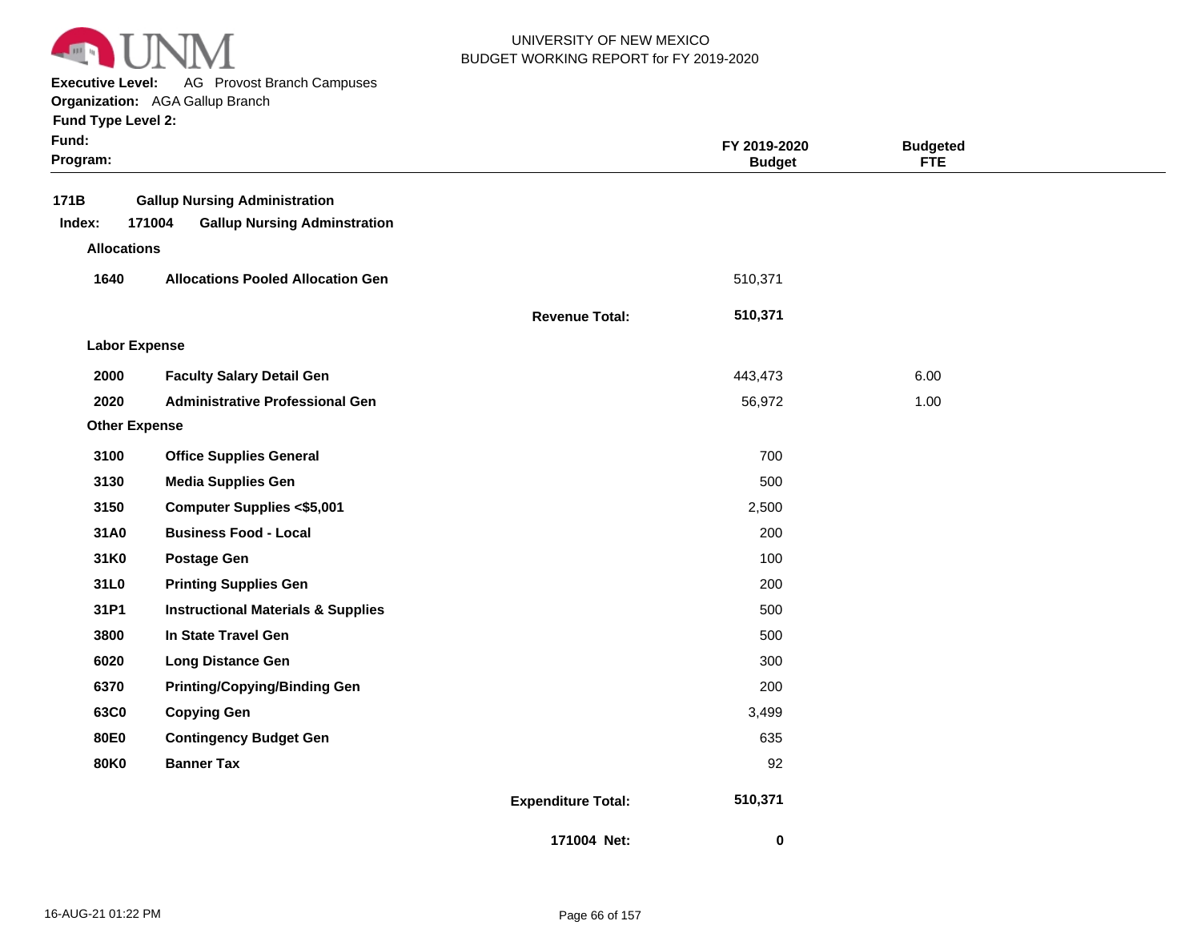UNIVERSITY OF NEW MEXICO
BUDGET WORKING REPORT for FY 2019-2020

**Executive Level:** AG Provost Branch Campuses
**Organization:** AGA Gallup Branch
**Fund Type Level 2:**
**Fund:**
**Program:**

| | | | FY 2019-2020 Budget | Budgeted FTE |
|---|---|---|---|---|
| **171B** | **Gallup Nursing Administration** | | | |
| **Index: 171004** | **Gallup Nursing Adminstration** | | | |
| **Allocations** | | | | |
| **1640** | **Allocations Pooled Allocation Gen** | | 510,371 | |
| | | **Revenue Total:** | **510,371** | |
| **Labor Expense** | | | | |
| **2000** | **Faculty Salary Detail Gen** | | 443,473 | 6.00 |
| **2020** | **Administrative Professional Gen** | | 56,972 | 1.00 |
| **Other Expense** | | | | |
| **3100** | **Office Supplies General** | | 700 | |
| **3130** | **Media Supplies Gen** | | 500 | |
| **3150** | **Computer Supplies <$5,001** | | 2,500 | |
| **31A0** | **Business Food - Local** | | 200 | |
| **31K0** | **Postage Gen** | | 100 | |
| **31L0** | **Printing Supplies Gen** | | 200 | |
| **31P1** | **Instructional Materials & Supplies** | | 500 | |
| **3800** | **In State Travel Gen** | | 500 | |
| **6020** | **Long Distance Gen** | | 300 | |
| **6370** | **Printing/Copying/Binding Gen** | | 200 | |
| **63C0** | **Copying Gen** | | 3,499 | |
| **80E0** | **Contingency Budget Gen** | | 635 | |
| **80K0** | **Banner Tax** | | 92 | |
| | | **Expenditure Total:** | **510,371** | |
| | | **171004 Net:** | **0** | |

16-AUG-21 01:22 PM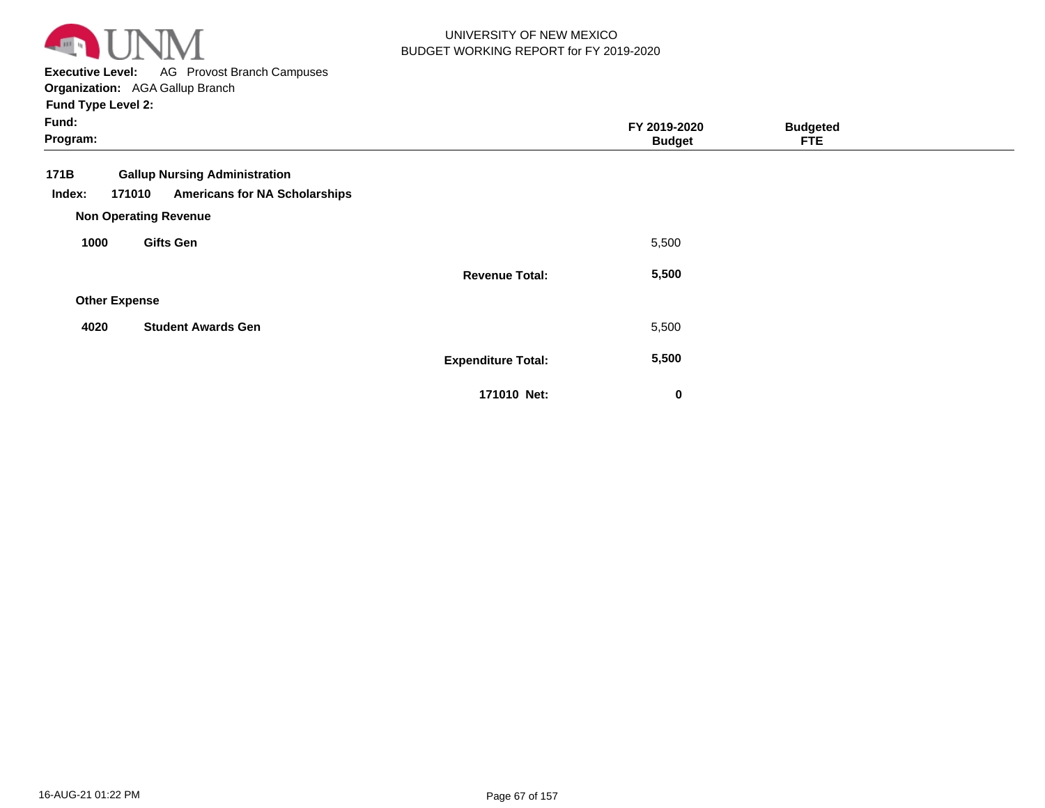UNIVERSITY OF NEW MEXICO
BUDGET WORKING REPORT for FY 2019-2020

**Executive Level:** AG Provost Branch Campuses
**Organization:** AGA Gallup Branch
**Fund Type Level 2:**
**Fund:**
**Program:**

| | | | FY 2019-2020 Budget | Budgeted FTE |
|---|---|---|---|---|
| **171B** | **Gallup Nursing Administration** | | | |
| **Index: 171010** | **Americans for NA Scholarships** | | | |
| **Non Operating Revenue** | | | | |
| **1000** | **Gifts Gen** | | 5,500 | |
| | | **Revenue Total:** | **5,500** | |
| **Other Expense** | | | | |
| **4020** | **Student Awards Gen** | | 5,500 | |
| | | **Expenditure Total:** | **5,500** | |
| | | **171010 Net:** | **0** | |

16-AUG-21 01:22 PM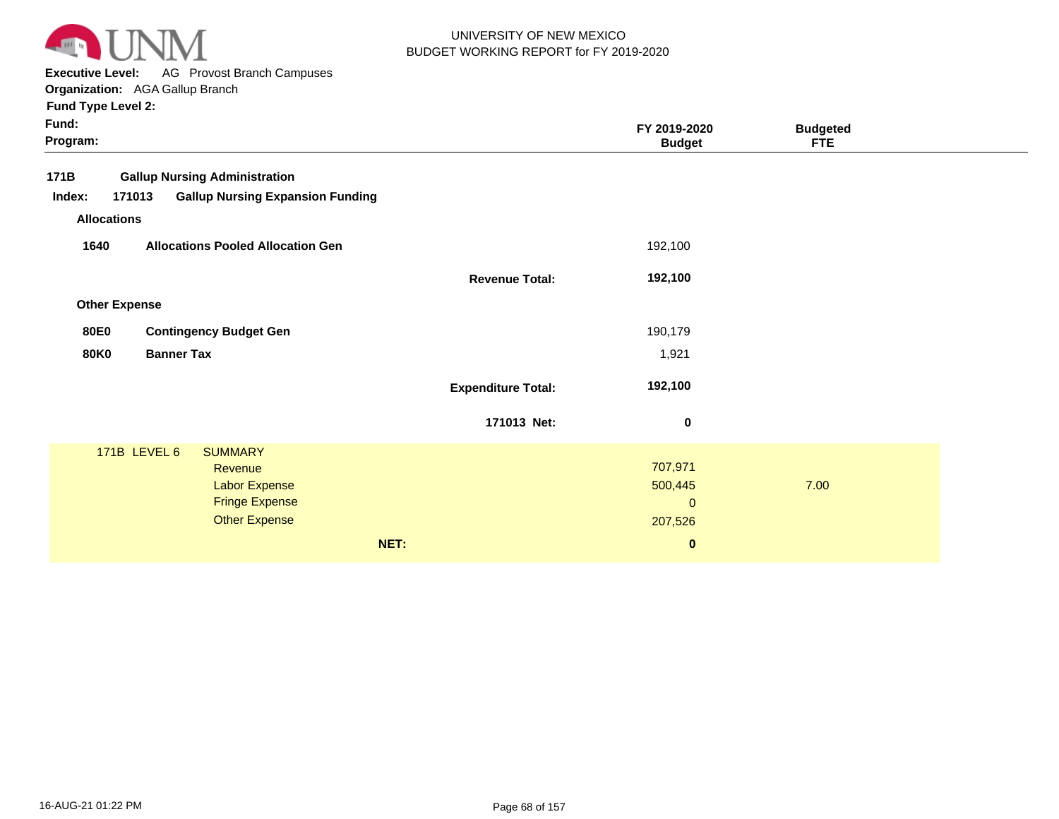UNIVERSITY OF NEW MEXICO
BUDGET WORKING REPORT for FY 2019-2020

**Executive Level:** AG Provost Branch Campuses
**Organization:** AGA Gallup Branch
**Fund Type Level 2:**
**Fund:**
**Program:**

| | | | FY 2019-2020 Budget | Budgeted FTE |
|---|---|---|---|---|
| **171B** | **Gallup Nursing Administration** | | | |
| **Index: 171013** | **Gallup Nursing Expansion Funding** | | | |
| **Allocations** | | | | |
| **1640** | **Allocations Pooled Allocation Gen** | | 192,100 | |
| | | **Revenue Total:** | **192,100** | |
| **Other Expense** | | | | |
| **80E0** | **Contingency Budget Gen** | | 190,179 | |
| **80K0** | **Banner Tax** | | 1,921 | |
| | | **Expenditure Total:** | **192,100** | |
| | | **171013 Net:** | **0** | |

| 171B LEVEL 6 | SUMMARY | FY 2019-2020 Budget | Budgeted FTE |
|---|---|---|---|
| | Revenue | 707,971 | |
| | Labor Expense | 500,445 | 7.00 |
| | Fringe Expense | 0 | |
| | Other Expense | 207,526 | |
| | **NET:** | **0** | |

16-AUG-21 01:22 PM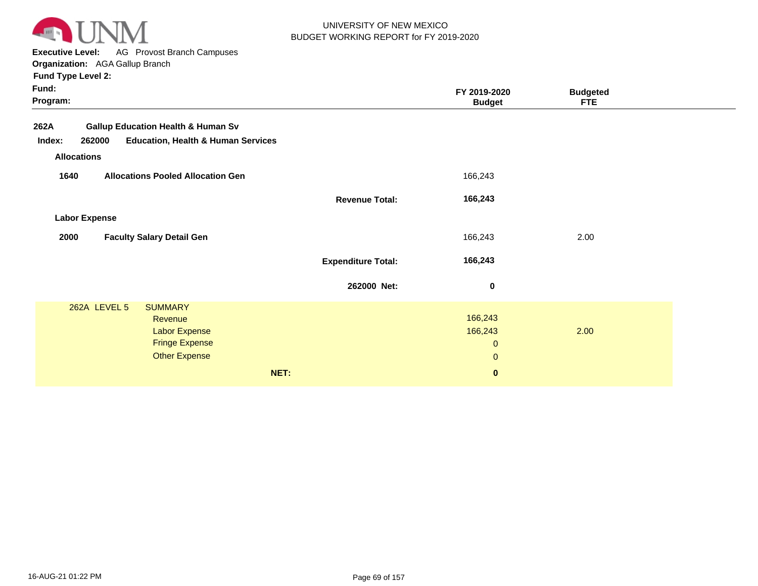UNIVERSITY OF NEW MEXICO
BUDGET WORKING REPORT for FY 2019-2020

**Executive Level:** AG Provost Branch Campuses
**Organization:** AGA Gallup Branch
**Fund Type Level 2:**
**Fund:**
**Program:**

| | | FY 2019-2020 Budget | Budgeted FTE |
|---|---|---|---|
| **262A** | **Gallup Education Health & Human Sv** | | |
| **Index: 262000** | **Education, Health & Human Services** | | |
| **Allocations** | | | |
| **1640** | **Allocations Pooled Allocation Gen** | 166,243 | |
| | **Revenue Total:** | **166,243** | |
| **Labor Expense** | | | |
| **2000** | **Faculty Salary Detail Gen** | 166,243 | 2.00 |
| | **Expenditure Total:** | **166,243** | |
| | **262000 Net:** | **0** | |

| 262A LEVEL 5 | SUMMARY | | |
|---|---|---|---|
| | Revenue | 166,243 | |
| | Labor Expense | 166,243 | 2.00 |
| | Fringe Expense | 0 | |
| | Other Expense | 0 | |
| | **NET:** | **0** | |

16-AUG-21 01:22 PM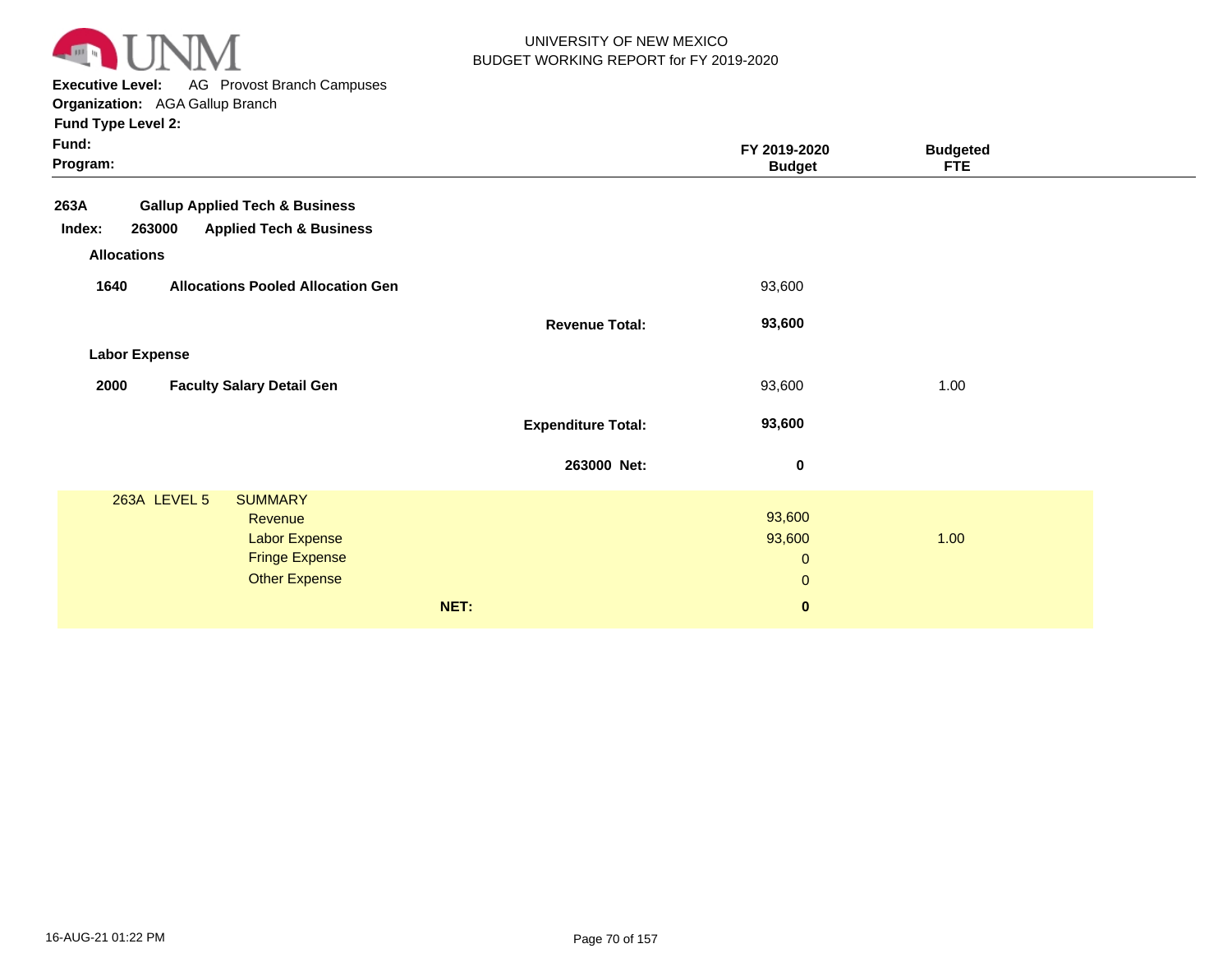UNIVERSITY OF NEW MEXICO
BUDGET WORKING REPORT for FY 2019-2020

**Executive Level:** AG Provost Branch Campuses
**Organization:** AGA Gallup Branch
**Fund Type Level 2:**
**Fund:**
**Program:**

| | | FY 2019-2020 Budget | Budgeted FTE |
|---|---|---|---|
| **263A** | **Gallup Applied Tech & Business** | | |
| **Index: 263000** | **Applied Tech & Business** | | |
| **Allocations** | | | |
| **1640** | **Allocations Pooled Allocation Gen** | 93,600 | |
| | **Revenue Total:** | **93,600** | |
| **Labor Expense** | | | |
| **2000** | **Faculty Salary Detail Gen** | 93,600 | 1.00 |
| | **Expenditure Total:** | **93,600** | |
| | **263000 Net:** | **0** | |

| 263A LEVEL 5 | SUMMARY | FY 2019-2020 Budget | Budgeted FTE |
|---|---|---|---|
| | Revenue | 93,600 | |
| | Labor Expense | 93,600 | 1.00 |
| | Fringe Expense | 0 | |
| | Other Expense | 0 | |
| | **NET:** | **0** | |

16-AUG-21 01:22 PM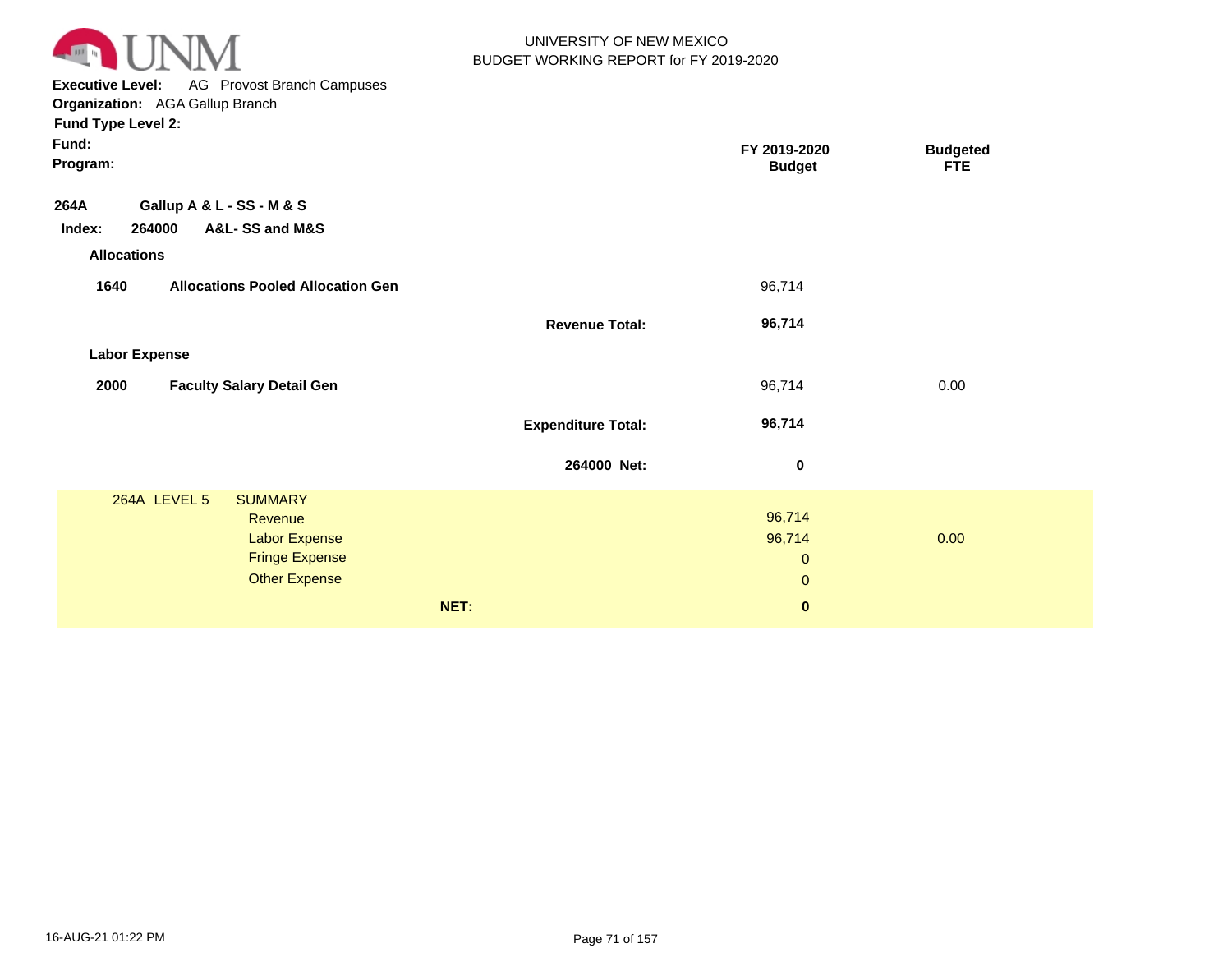UNIVERSITY OF NEW MEXICO
BUDGET WORKING REPORT for FY 2019-2020

**Executive Level:** AG Provost Branch Campuses
**Organization:** AGA Gallup Branch
**Fund Type Level 2:**
**Fund:**
**Program:**

| | | FY 2019-2020 Budget | Budgeted FTE |
|---|---|---|---|
| **264A** | **Gallup A & L - SS - M & S** | | |
| **Index: 264000** | **A&L- SS and M&S** | | |
| **Allocations** | | | |
| **1640** | **Allocations Pooled Allocation Gen** | 96,714 | |
| | **Revenue Total:** | **96,714** | |
| **Labor Expense** | | | |
| **2000** | **Faculty Salary Detail Gen** | 96,714 | 0.00 |
| | **Expenditure Total:** | **96,714** | |
| | **264000 Net:** | **0** | |

| 264A LEVEL 5 | SUMMARY | | |
|---|---|---|---|
| | Revenue | 96,714 | |
| | Labor Expense | 96,714 | 0.00 |
| | Fringe Expense | 0 | |
| | Other Expense | 0 | |
| | **NET:** | **0** | |

16-AUG-21 01:22 PM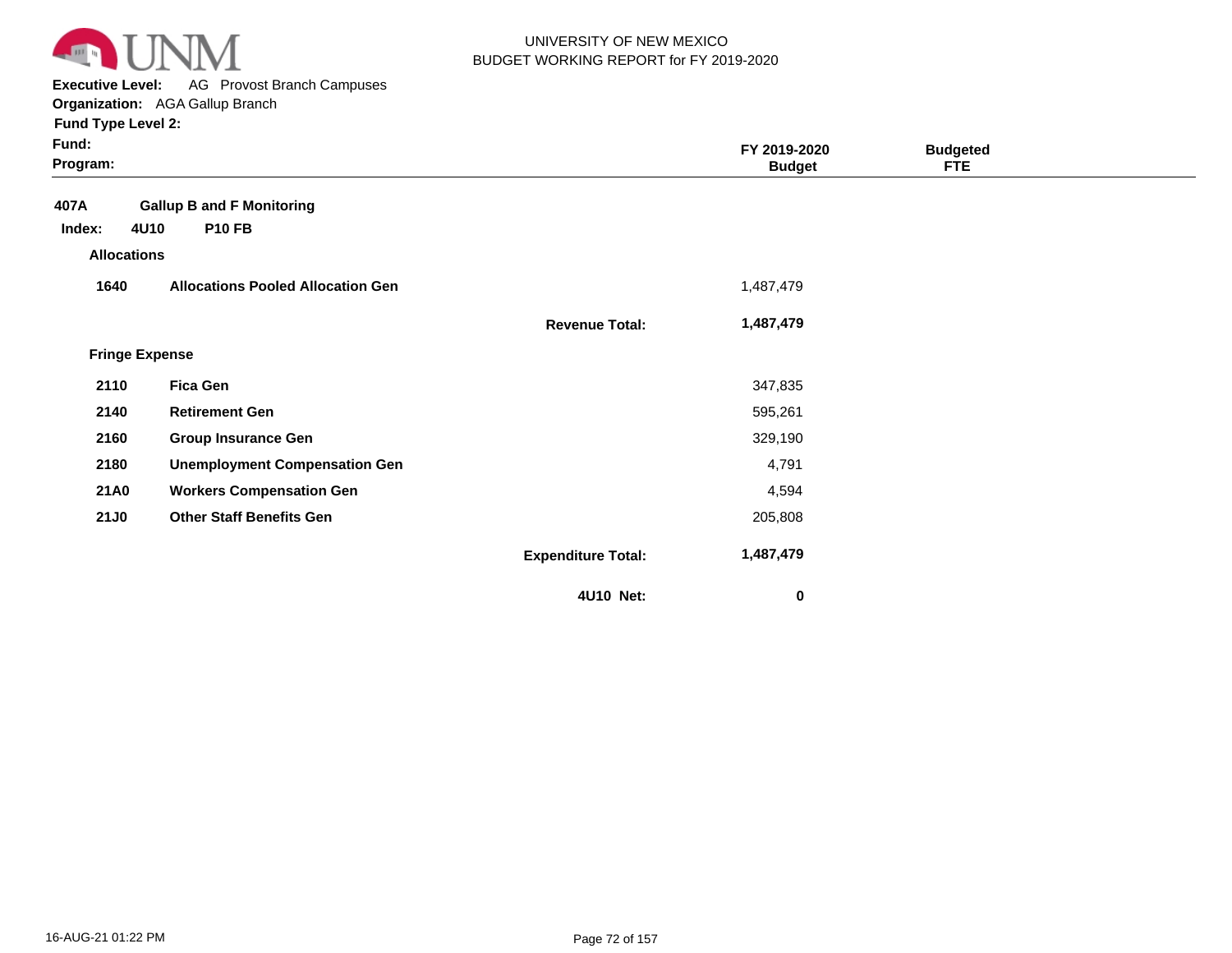UNIVERSITY OF NEW MEXICO
BUDGET WORKING REPORT for FY 2019-2020

**Executive Level:** AG Provost Branch Campuses
**Organization:** AGA Gallup Branch
**Fund Type Level 2:**
**Fund:**
**Program:**

| | | | FY 2019-2020 Budget | Budgeted FTE |
|---|---|---|---|---|
| **407A** | **Gallup B and F Monitoring** | | | |
| **Index: 4U10** | **P10 FB** | | | |
| **Allocations** | | | | |
| **1640** | **Allocations Pooled Allocation Gen** | | 1,487,479 | |
| | | **Revenue Total:** | **1,487,479** | |
| **Fringe Expense** | | | | |
| **2110** | **Fica Gen** | | 347,835 | |
| **2140** | **Retirement Gen** | | 595,261 | |
| **2160** | **Group Insurance Gen** | | 329,190 | |
| **2180** | **Unemployment Compensation Gen** | | 4,791 | |
| **21A0** | **Workers Compensation Gen** | | 4,594 | |
| **21J0** | **Other Staff Benefits Gen** | | 205,808 | |
| | | **Expenditure Total:** | **1,487,479** | |
| | | **4U10 Net:** | **0** | |

16-AUG-21 01:22 PM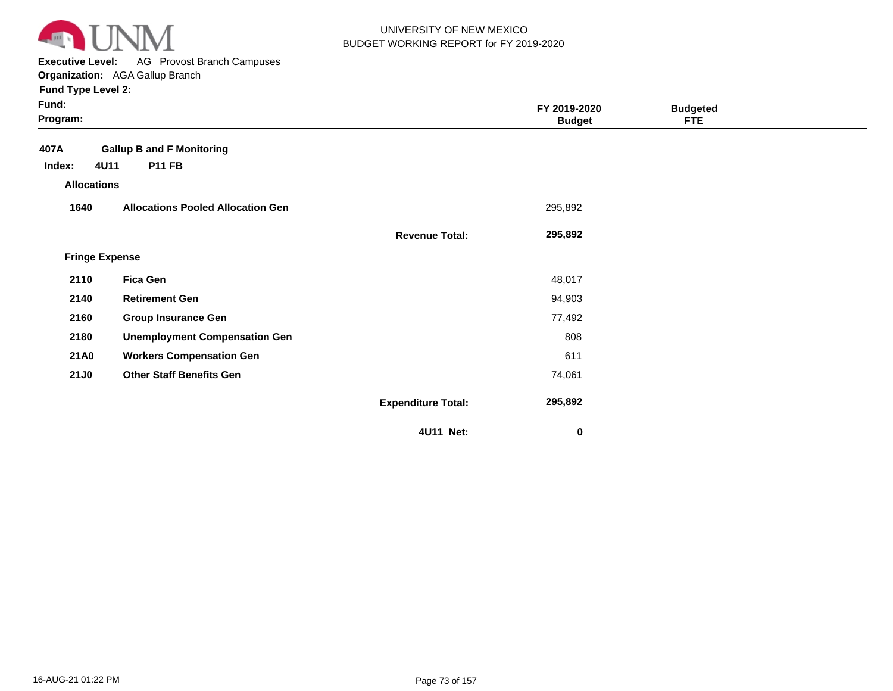UNIVERSITY OF NEW MEXICO
BUDGET WORKING REPORT for FY 2019-2020

**Executive Level:** AG Provost Branch Campuses
**Organization:** AGA Gallup Branch
**Fund Type Level 2:**
**Fund:**
**Program:**

| | | | FY 2019-2020 Budget | Budgeted FTE |
|---|---|---|---|---|
| **407A** | **Gallup B and F Monitoring** | | | |
| **Index: 4U11** | **P11 FB** | | | |
| **Allocations** | | | | |
| **1640** | **Allocations Pooled Allocation Gen** | | 295,892 | |
| | | **Revenue Total:** | **295,892** | |
| **Fringe Expense** | | | | |
| **2110** | **Fica Gen** | | 48,017 | |
| **2140** | **Retirement Gen** | | 94,903 | |
| **2160** | **Group Insurance Gen** | | 77,492 | |
| **2180** | **Unemployment Compensation Gen** | | 808 | |
| **21A0** | **Workers Compensation Gen** | | 611 | |
| **21J0** | **Other Staff Benefits Gen** | | 74,061 | |
| | | **Expenditure Total:** | **295,892** | |
| | | **4U11 Net:** | **0** | |

16-AUG-21 01:22 PM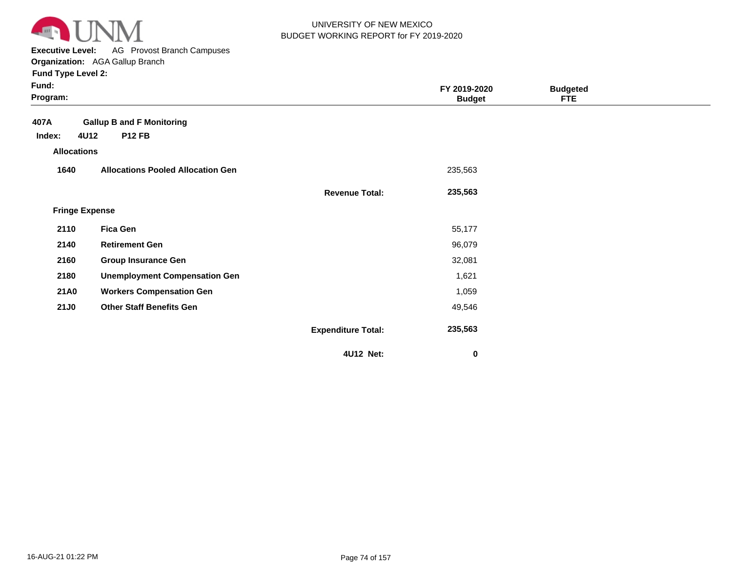UNIVERSITY OF NEW MEXICO
BUDGET WORKING REPORT for FY 2019-2020

**Executive Level:** AG Provost Branch Campuses
**Organization:** AGA Gallup Branch
**Fund Type Level 2:**
**Fund:**
**Program:**

| | | | FY 2019-2020 Budget | Budgeted FTE |
|---|---|---|---|---|
| **407A** | **Gallup B and F Monitoring** | | | |
| **Index: 4U12** | **P12 FB** | | | |
| **Allocations** | | | | |
| **1640** | **Allocations Pooled Allocation Gen** | | 235,563 | |
| | | **Revenue Total:** | **235,563** | |
| **Fringe Expense** | | | | |
| **2110** | **Fica Gen** | | 55,177 | |
| **2140** | **Retirement Gen** | | 96,079 | |
| **2160** | **Group Insurance Gen** | | 32,081 | |
| **2180** | **Unemployment Compensation Gen** | | 1,621 | |
| **21A0** | **Workers Compensation Gen** | | 1,059 | |
| **21J0** | **Other Staff Benefits Gen** | | 49,546 | |
| | | **Expenditure Total:** | **235,563** | |
| | | **4U12 Net:** | **0** | |

16-AUG-21 01:22 PM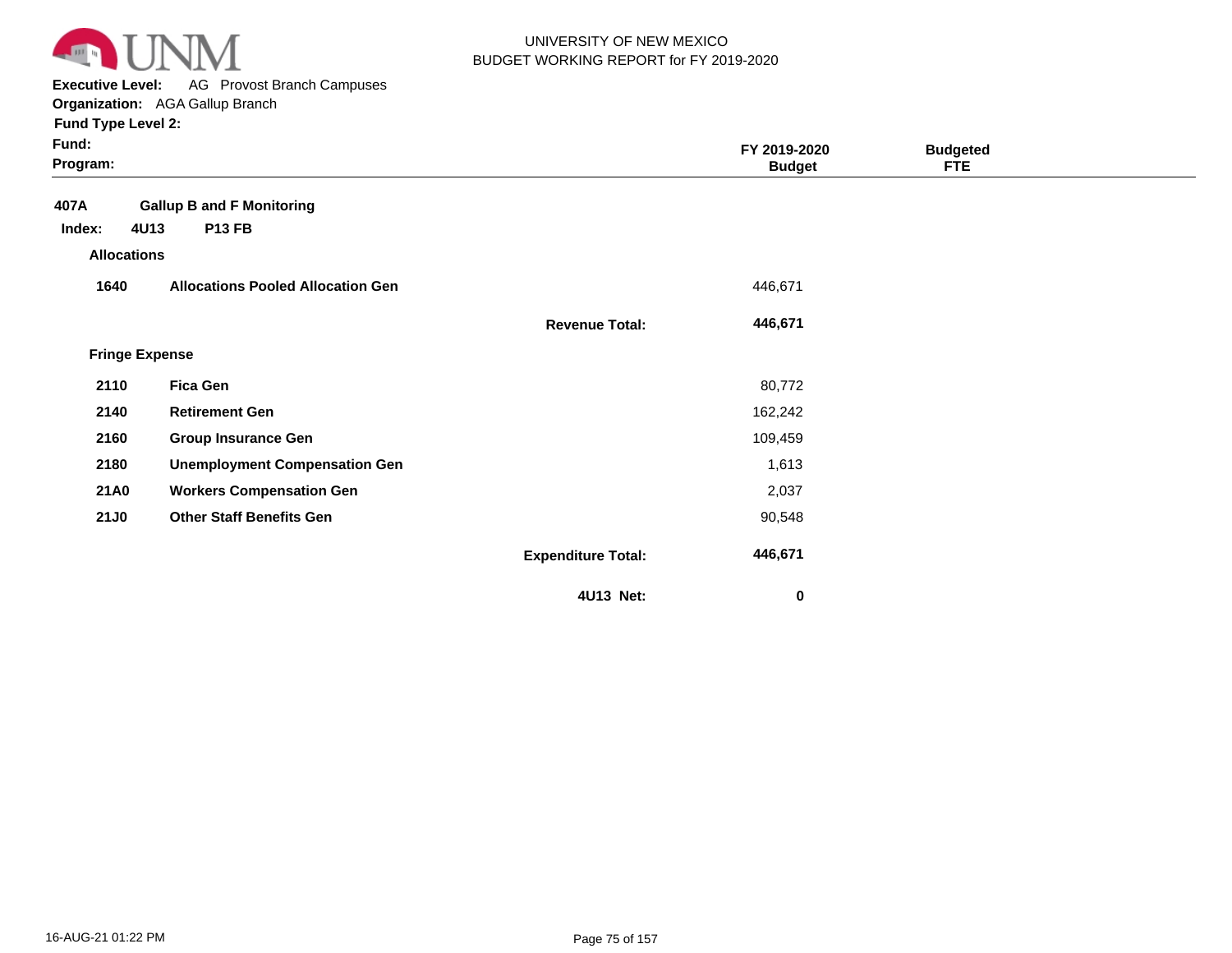UNIVERSITY OF NEW MEXICO
BUDGET WORKING REPORT for FY 2019-2020

**Executive Level:** AG Provost Branch Campuses
**Organization:** AGA Gallup Branch
**Fund Type Level 2:**
**Fund:**
**Program:**

| | | | FY 2019-2020 Budget | Budgeted FTE |
|---|---|---|---|---|
| **407A** | **Gallup B and F Monitoring** | | | |
| **Index: 4U13** | **P13 FB** | | | |
| **Allocations** | | | | |
| **1640** | **Allocations Pooled Allocation Gen** | | 446,671 | |
| | | **Revenue Total:** | **446,671** | |
| **Fringe Expense** | | | | |
| **2110** | **Fica Gen** | | 80,772 | |
| **2140** | **Retirement Gen** | | 162,242 | |
| **2160** | **Group Insurance Gen** | | 109,459 | |
| **2180** | **Unemployment Compensation Gen** | | 1,613 | |
| **21A0** | **Workers Compensation Gen** | | 2,037 | |
| **21J0** | **Other Staff Benefits Gen** | | 90,548 | |
| | | **Expenditure Total:** | **446,671** | |
| | | **4U13 Net:** | **0** | |

16-AUG-21 01:22 PM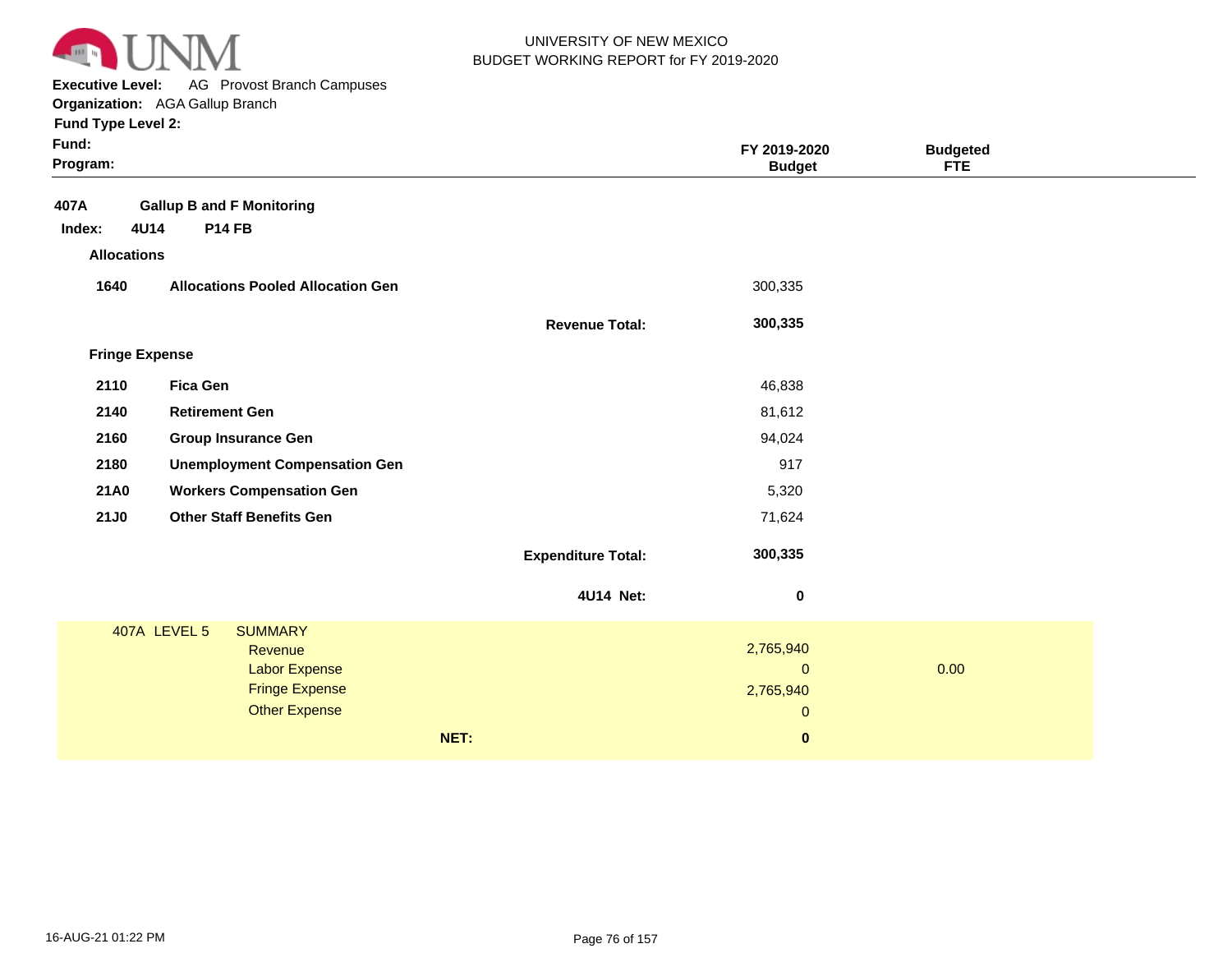UNIVERSITY OF NEW MEXICO
BUDGET WORKING REPORT for FY 2019-2020

**Executive Level:** AG Provost Branch Campuses
**Organization:** AGA Gallup Branch
**Fund Type Level 2:**
**Fund:**
**Program:**

| | | | FY 2019-2020 Budget | Budgeted FTE |
|---|---|---|---|---|
| **407A** | **Gallup B and F Monitoring** | | | |
| **Index: 4U14** | **P14 FB** | | | |
| **Allocations** | | | | |
| **1640** | **Allocations Pooled Allocation Gen** | | 300,335 | |
| | | **Revenue Total:** | **300,335** | |
| **Fringe Expense** | | | | |
| **2110** | **Fica Gen** | | 46,838 | |
| **2140** | **Retirement Gen** | | 81,612 | |
| **2160** | **Group Insurance Gen** | | 94,024 | |
| **2180** | **Unemployment Compensation Gen** | | 917 | |
| **21A0** | **Workers Compensation Gen** | | 5,320 | |
| **21J0** | **Other Staff Benefits Gen** | | 71,624 | |
| | | **Expenditure Total:** | **300,335** | |
| | | **4U14 Net:** | **0** | |

| 407A LEVEL 5 | SUMMARY | | |
|---|---|---|---|
| | Revenue | 2,765,940 | |
| | Labor Expense | 0 | 0.00 |
| | Fringe Expense | 2,765,940 | |
| | Other Expense | 0 | |
| | **NET:** | **0** | |

16-AUG-21 01:22 PM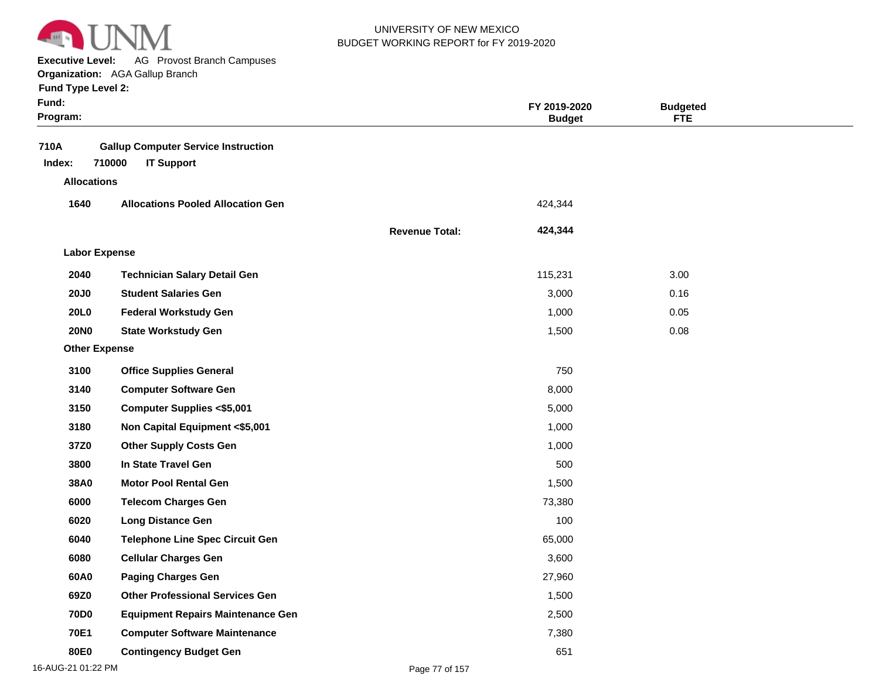UNIVERSITY OF NEW MEXICO
BUDGET WORKING REPORT for FY 2019-2020

**Executive Level:** AG Provost Branch Campuses
**Organization:** AGA Gallup Branch
**Fund Type Level 2:**
**Fund:**
**Program:**

| | | | FY 2019-2020 Budget | Budgeted FTE |
|---|---|---|---|---|
| **710A** | **Gallup Computer Service Instruction** | | | |
| **Index: 710000** | **IT Support** | | | |
| **Allocations** | | | | |
| **1640** | **Allocations Pooled Allocation Gen** | | 424,344 | |
| | | **Revenue Total:** | **424,344** | |
| **Labor Expense** | | | | |
| **2040** | **Technician Salary Detail Gen** | | 115,231 | 3.00 |
| **20J0** | **Student Salaries Gen** | | 3,000 | 0.16 |
| **20L0** | **Federal Workstudy Gen** | | 1,000 | 0.05 |
| **20N0** | **State Workstudy Gen** | | 1,500 | 0.08 |
| **Other Expense** | | | | |
| **3100** | **Office Supplies General** | | 750 | |
| **3140** | **Computer Software Gen** | | 8,000 | |
| **3150** | **Computer Supplies <$5,001** | | 5,000 | |
| **3180** | **Non Capital Equipment <$5,001** | | 1,000 | |
| **37Z0** | **Other Supply Costs Gen** | | 1,000 | |
| **3800** | **In State Travel Gen** | | 500 | |
| **38A0** | **Motor Pool Rental Gen** | | 1,500 | |
| **6000** | **Telecom Charges Gen** | | 73,380 | |
| **6020** | **Long Distance Gen** | | 100 | |
| **6040** | **Telephone Line Spec Circuit Gen** | | 65,000 | |
| **6080** | **Cellular Charges Gen** | | 3,600 | |
| **60A0** | **Paging Charges Gen** | | 27,960 | |
| **69Z0** | **Other Professional Services Gen** | | 1,500 | |
| **70D0** | **Equipment Repairs Maintenance Gen** | | 2,500 | |
| **70E1** | **Computer Software Maintenance** | | 7,380 | |
| **80E0** | **Contingency Budget Gen** | | 651 | |

16-AUG-21 01:22 PM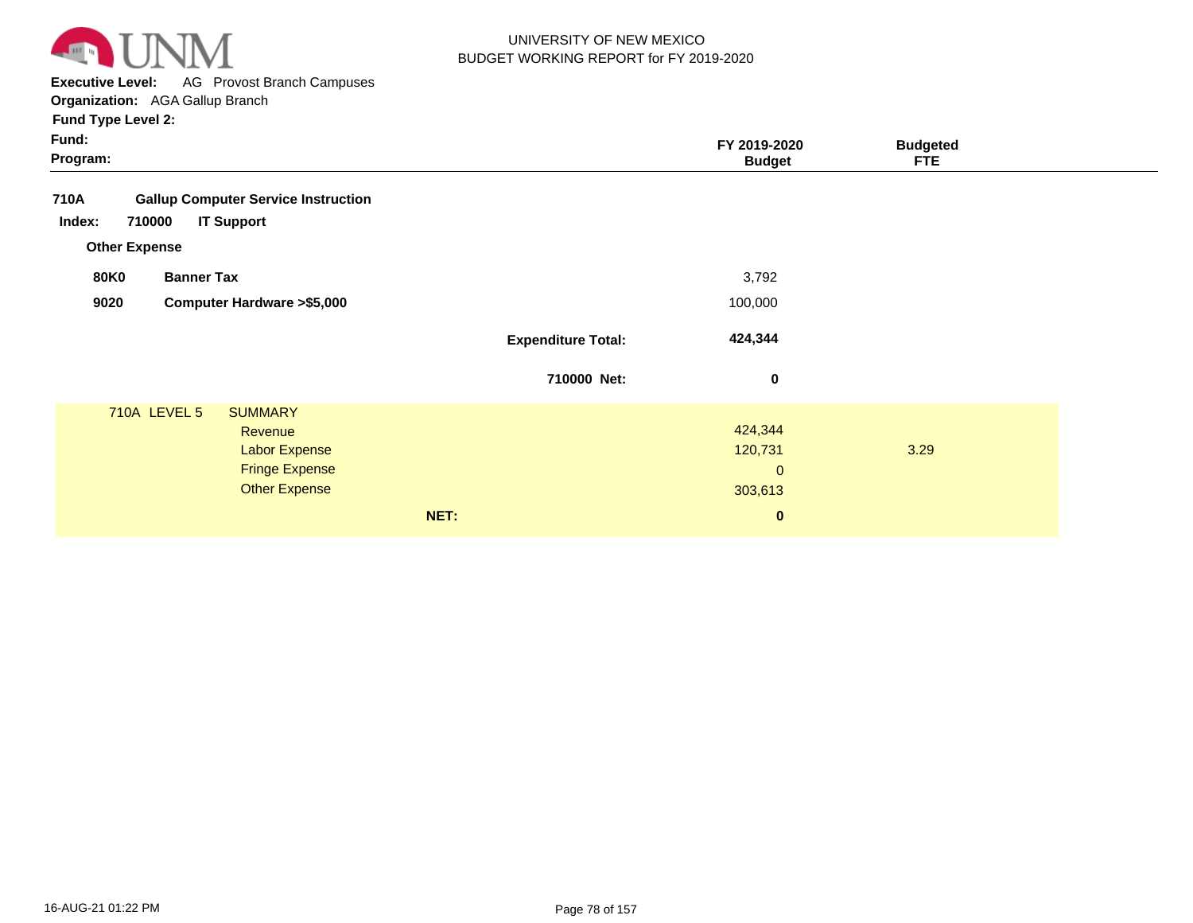UNIVERSITY OF NEW MEXICO
BUDGET WORKING REPORT for FY 2019-2020

**Executive Level:** AG Provost Branch Campuses
**Organization:** AGA Gallup Branch
**Fund Type Level 2:**
**Fund:**
**Program:**

| | | | FY 2019-2020 Budget | Budgeted FTE |
|---|---|---|---|---|
| **710A** | **Gallup Computer Service Instruction** | | | |
| **Index: 710000** | **IT Support** | | | |
| **Other Expense** | | | | |
| **80K0** | **Banner Tax** | | 3,792 | |
| **9020** | **Computer Hardware >$5,000** | | 100,000 | |
| | | **Expenditure Total:** | **424,344** | |
| | | **710000 Net:** | **0** | |

| 710A LEVEL 5 | SUMMARY | | |
|---|---|---|---|
| | Revenue | 424,344 | |
| | Labor Expense | 120,731 | 3.29 |
| | Fringe Expense | 0 | |
| | Other Expense | 303,613 | |
| | **NET:** | **0** | |

16-AUG-21 01:22 PM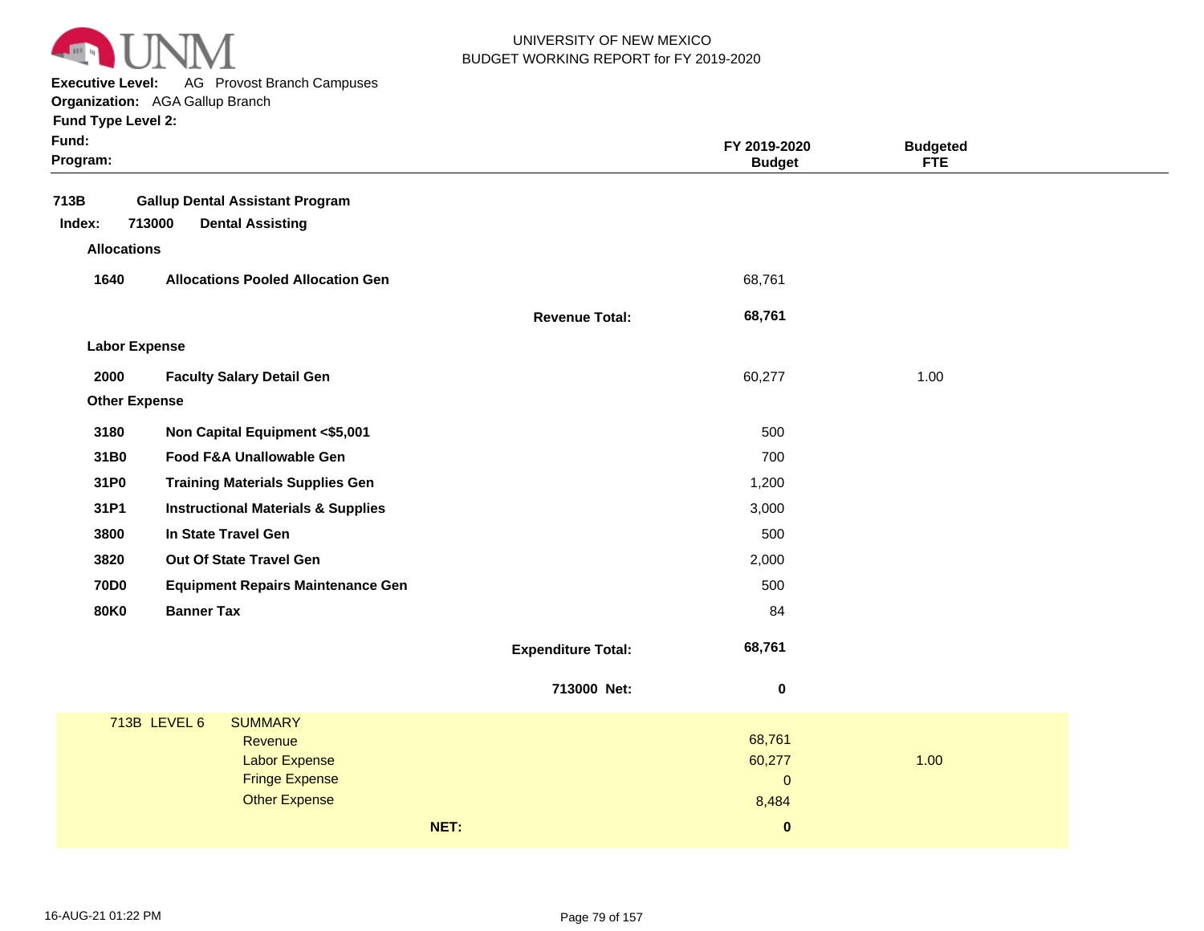UNIVERSITY OF NEW MEXICO
BUDGET WORKING REPORT for FY 2019-2020

**Executive Level:** AG Provost Branch Campuses
**Organization:** AGA Gallup Branch
**Fund Type Level 2:**
**Fund:**
**Program:**

| | | | FY 2019-2020 Budget | Budgeted FTE |
|---|---|---|---|---|
| **713B** | **Gallup Dental Assistant Program** | | | |
| **Index: 713000** | **Dental Assisting** | | | |
| **Allocations** | | | | |
| **1640** | **Allocations Pooled Allocation Gen** | | 68,761 | |
| | | **Revenue Total:** | **68,761** | |
| **Labor Expense** | | | | |
| **2000** | **Faculty Salary Detail Gen** | | 60,277 | 1.00 |
| **Other Expense** | | | | |
| **3180** | **Non Capital Equipment <$5,001** | | 500 | |
| **31B0** | **Food F&A Unallowable Gen** | | 700 | |
| **31P0** | **Training Materials Supplies Gen** | | 1,200 | |
| **31P1** | **Instructional Materials & Supplies** | | 3,000 | |
| **3800** | **In State Travel Gen** | | 500 | |
| **3820** | **Out Of State Travel Gen** | | 2,000 | |
| **70D0** | **Equipment Repairs Maintenance Gen** | | 500 | |
| **80K0** | **Banner Tax** | | 84 | |
| | | **Expenditure Total:** | **68,761** | |
| | | **713000 Net:** | **0** | |

| 713B LEVEL 6 | SUMMARY | | |
|---|---|---|---|
| | Revenue | 68,761 | |
| | Labor Expense | 60,277 | 1.00 |
| | Fringe Expense | 0 | |
| | Other Expense | 8,484 | |
| | **NET:** | **0** | |

16-AUG-21 01:22 PM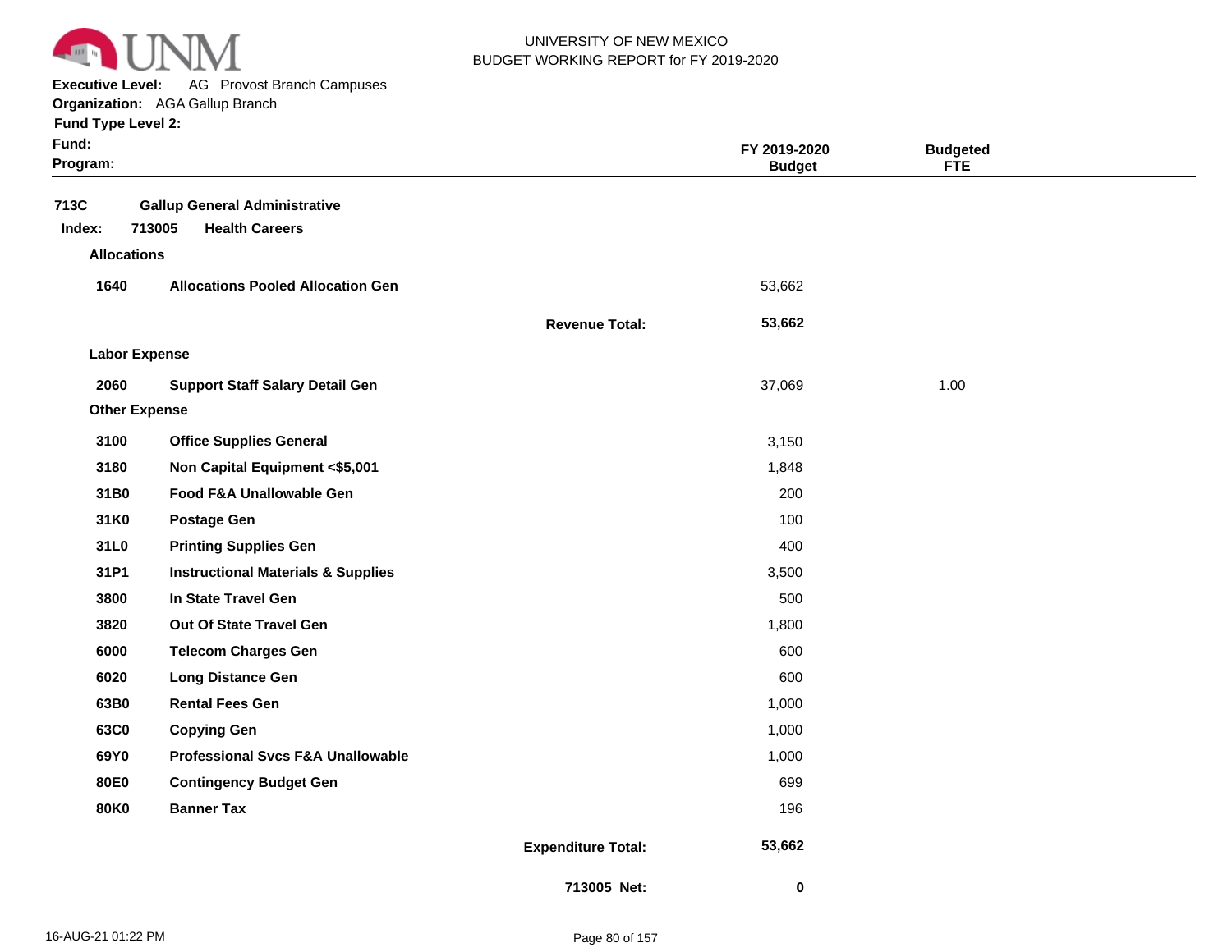UNIVERSITY OF NEW MEXICO
BUDGET WORKING REPORT for FY 2019-2020

**Executive Level:** AG Provost Branch Campuses
**Organization:** AGA Gallup Branch
**Fund Type Level 2:**
**Fund:**
**Program:**

| | | | FY 2019-2020 Budget | Budgeted FTE |
|---|---|---|---|---|
| **713C** | **Gallup General Administrative** | | | |
| **Index: 713005** | **Health Careers** | | | |
| **Allocations** | | | | |
| **1640** | **Allocations Pooled Allocation Gen** | | 53,662 | |
| | | **Revenue Total:** | **53,662** | |
| **Labor Expense** | | | | |
| **2060** | **Support Staff Salary Detail Gen** | | 37,069 | 1.00 |
| **Other Expense** | | | | |
| **3100** | **Office Supplies General** | | 3,150 | |
| **3180** | **Non Capital Equipment <$5,001** | | 1,848 | |
| **31B0** | **Food F&A Unallowable Gen** | | 200 | |
| **31K0** | **Postage Gen** | | 100 | |
| **31L0** | **Printing Supplies Gen** | | 400 | |
| **31P1** | **Instructional Materials & Supplies** | | 3,500 | |
| **3800** | **In State Travel Gen** | | 500 | |
| **3820** | **Out Of State Travel Gen** | | 1,800 | |
| **6000** | **Telecom Charges Gen** | | 600 | |
| **6020** | **Long Distance Gen** | | 600 | |
| **63B0** | **Rental Fees Gen** | | 1,000 | |
| **63C0** | **Copying Gen** | | 1,000 | |
| **69Y0** | **Professional Svcs F&A Unallowable** | | 1,000 | |
| **80E0** | **Contingency Budget Gen** | | 699 | |
| **80K0** | **Banner Tax** | | 196 | |
| | | **Expenditure Total:** | **53,662** | |
| | | **713005 Net:** | **0** | |

16-AUG-21 01:22 PM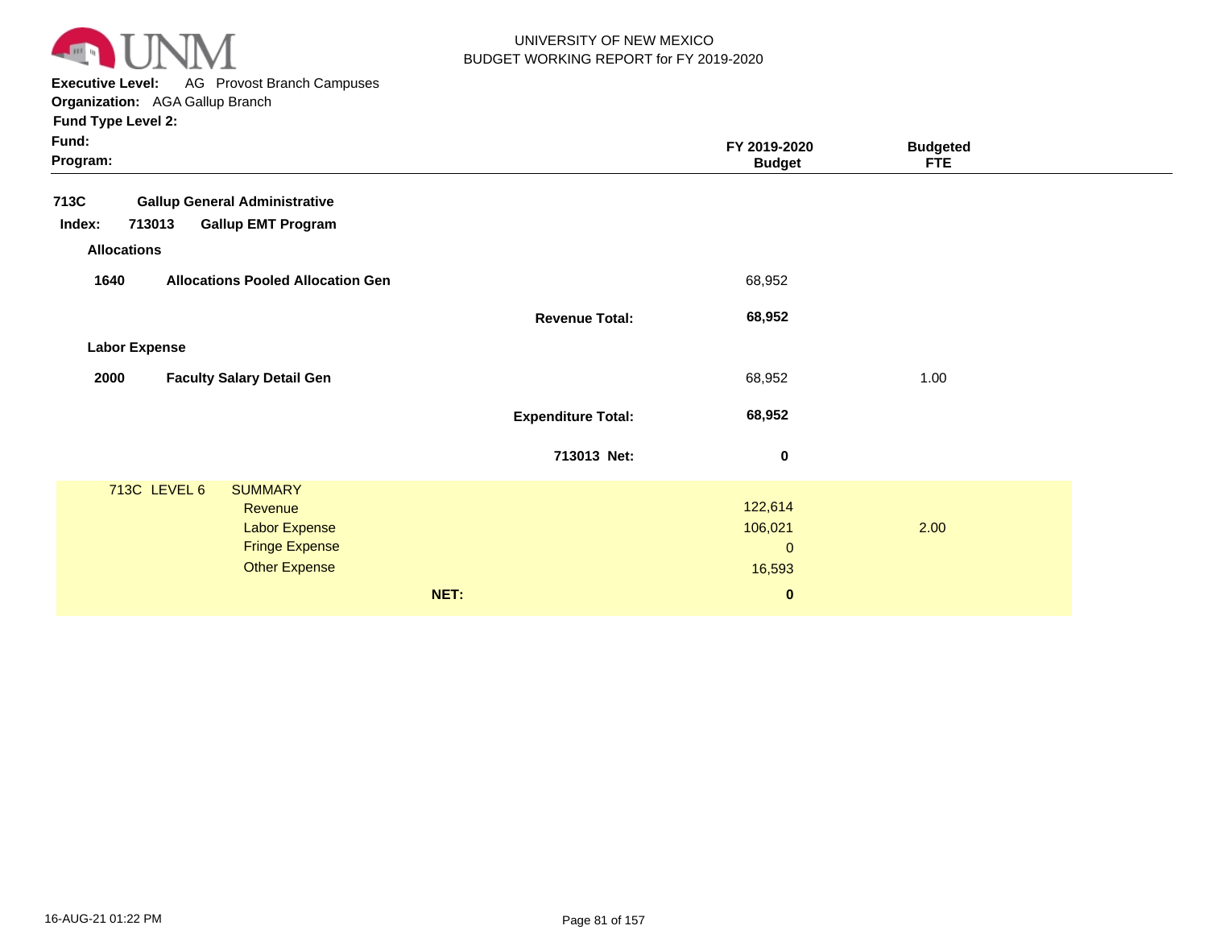UNIVERSITY OF NEW MEXICO
BUDGET WORKING REPORT for FY 2019-2020

**Executive Level:** AG Provost Branch Campuses
**Organization:** AGA Gallup Branch
**Fund Type Level 2:**
**Fund:**
**Program:**

| | | | FY 2019-2020 Budget | Budgeted FTE |
|---|---|---|---|---|
| **713C** | **Gallup General Administrative** | | | |
| **Index: 713013** | **Gallup EMT Program** | | | |
| **Allocations** | | | | |
| **1640** | **Allocations Pooled Allocation Gen** | | 68,952 | |
| | | **Revenue Total:** | **68,952** | |
| **Labor Expense** | | | | |
| **2000** | **Faculty Salary Detail Gen** | | 68,952 | 1.00 |
| | | **Expenditure Total:** | **68,952** | |
| | | **713013 Net:** | **0** | |

| 713C LEVEL 6 | SUMMARY | | |
|---|---|---|---|
| | Revenue | 122,614 | |
| | Labor Expense | 106,021 | 2.00 |
| | Fringe Expense | 0 | |
| | Other Expense | 16,593 | |
| | **NET:** | **0** | |

16-AUG-21 01:22 PM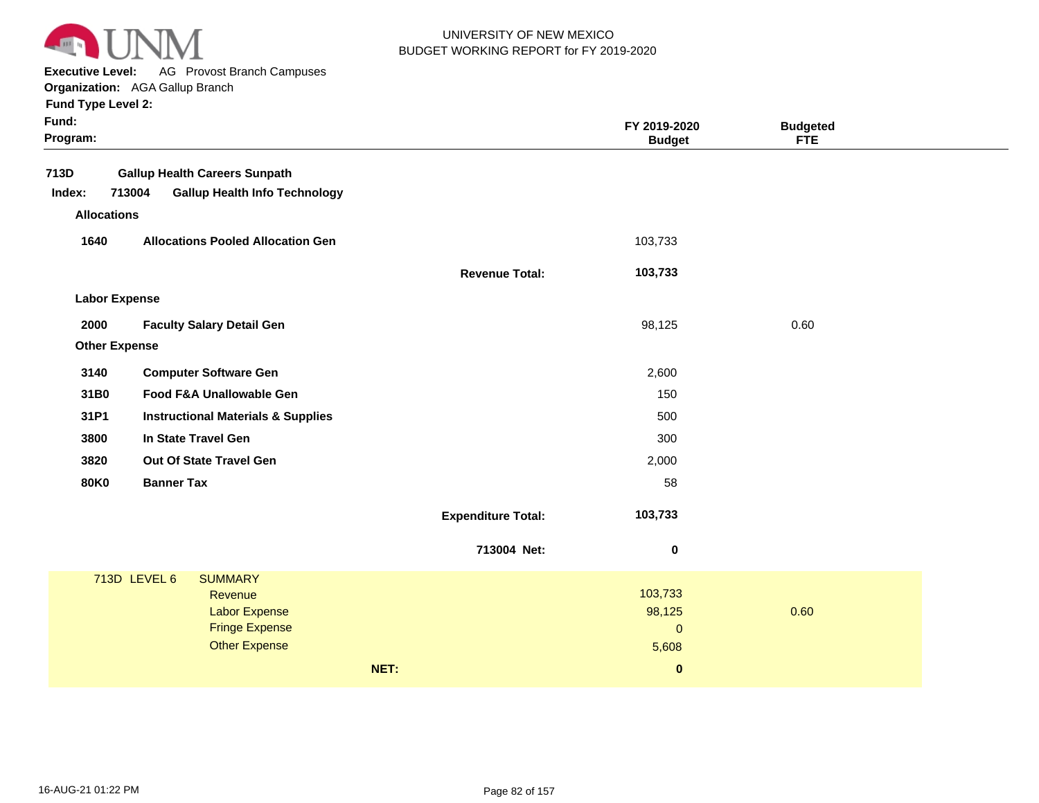UNIVERSITY OF NEW MEXICO
BUDGET WORKING REPORT for FY 2019-2020

**Executive Level:** AG Provost Branch Campuses
**Organization:** AGA Gallup Branch
**Fund Type Level 2:**
**Fund:**
**Program:**

| | | | FY 2019-2020 Budget | Budgeted FTE |
|---|---|---|---|---|
| **713D** | **Gallup Health Careers Sunpath** | | | |
| **Index: 713004** | **Gallup Health Info Technology** | | | |
| **Allocations** | | | | |
| **1640** | **Allocations Pooled Allocation Gen** | | 103,733 | |
| | | **Revenue Total:** | **103,733** | |
| **Labor Expense** | | | | |
| **2000** | **Faculty Salary Detail Gen** | | 98,125 | 0.60 |
| **Other Expense** | | | | |
| **3140** | **Computer Software Gen** | | 2,600 | |
| **31B0** | **Food F&A Unallowable Gen** | | 150 | |
| **31P1** | **Instructional Materials & Supplies** | | 500 | |
| **3800** | **In State Travel Gen** | | 300 | |
| **3820** | **Out Of State Travel Gen** | | 2,000 | |
| **80K0** | **Banner Tax** | | 58 | |
| | | **Expenditure Total:** | **103,733** | |
| | | **713004 Net:** | **0** | |

| 713D LEVEL 6 | SUMMARY | | |
|---|---|---|---|
| | Revenue | 103,733 | |
| | Labor Expense | 98,125 | 0.60 |
| | Fringe Expense | 0 | |
| | Other Expense | 5,608 | |
| | **NET:** | **0** | |

16-AUG-21 01:22 PM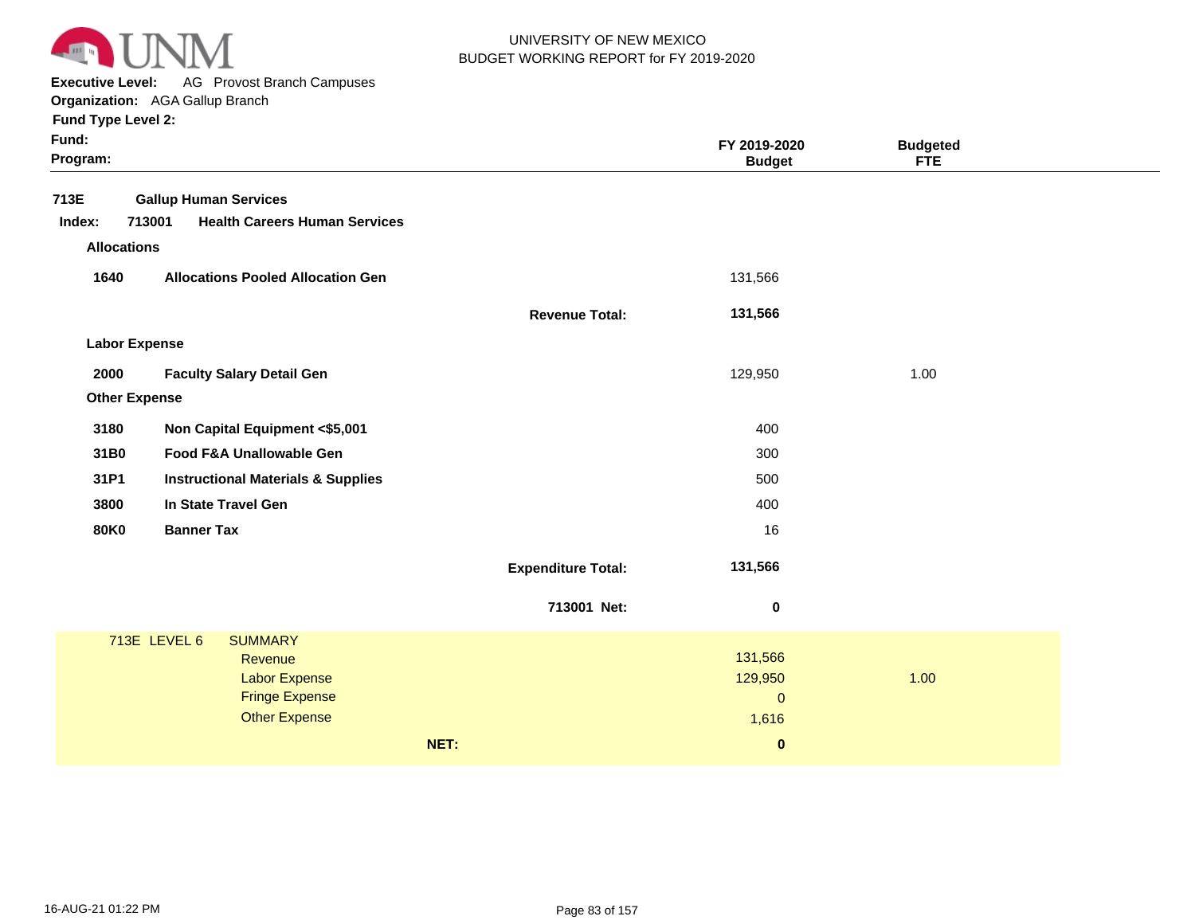UNIVERSITY OF NEW MEXICO
BUDGET WORKING REPORT for FY 2019-2020

**Executive Level:** AG Provost Branch Campuses
**Organization:** AGA Gallup Branch
**Fund Type Level 2:**
**Fund:**
**Program:**

| | | | FY 2019-2020 Budget | Budgeted FTE |
|---|---|---|---|---|
| **713E** | **Gallup Human Services** | | | |
| **Index: 713001** | **Health Careers Human Services** | | | |
| **Allocations** | | | | |
| **1640** | **Allocations Pooled Allocation Gen** | | 131,566 | |
| | | **Revenue Total:** | **131,566** | |
| **Labor Expense** | | | | |
| **2000** | **Faculty Salary Detail Gen** | | 129,950 | 1.00 |
| **Other Expense** | | | | |
| **3180** | **Non Capital Equipment <$5,001** | | 400 | |
| **31B0** | **Food F&A Unallowable Gen** | | 300 | |
| **31P1** | **Instructional Materials & Supplies** | | 500 | |
| **3800** | **In State Travel Gen** | | 400 | |
| **80K0** | **Banner Tax** | | 16 | |
| | | **Expenditure Total:** | **131,566** | |
| | | **713001 Net:** | **0** | |

| 713E LEVEL 6 | SUMMARY | Budget | FTE |
|---|---|---|---|
| | Revenue | 131,566 | |
| | Labor Expense | 129,950 | 1.00 |
| | Fringe Expense | 0 | |
| | Other Expense | 1,616 | |
| | **NET:** | **0** | |

16-AUG-21 01:22 PM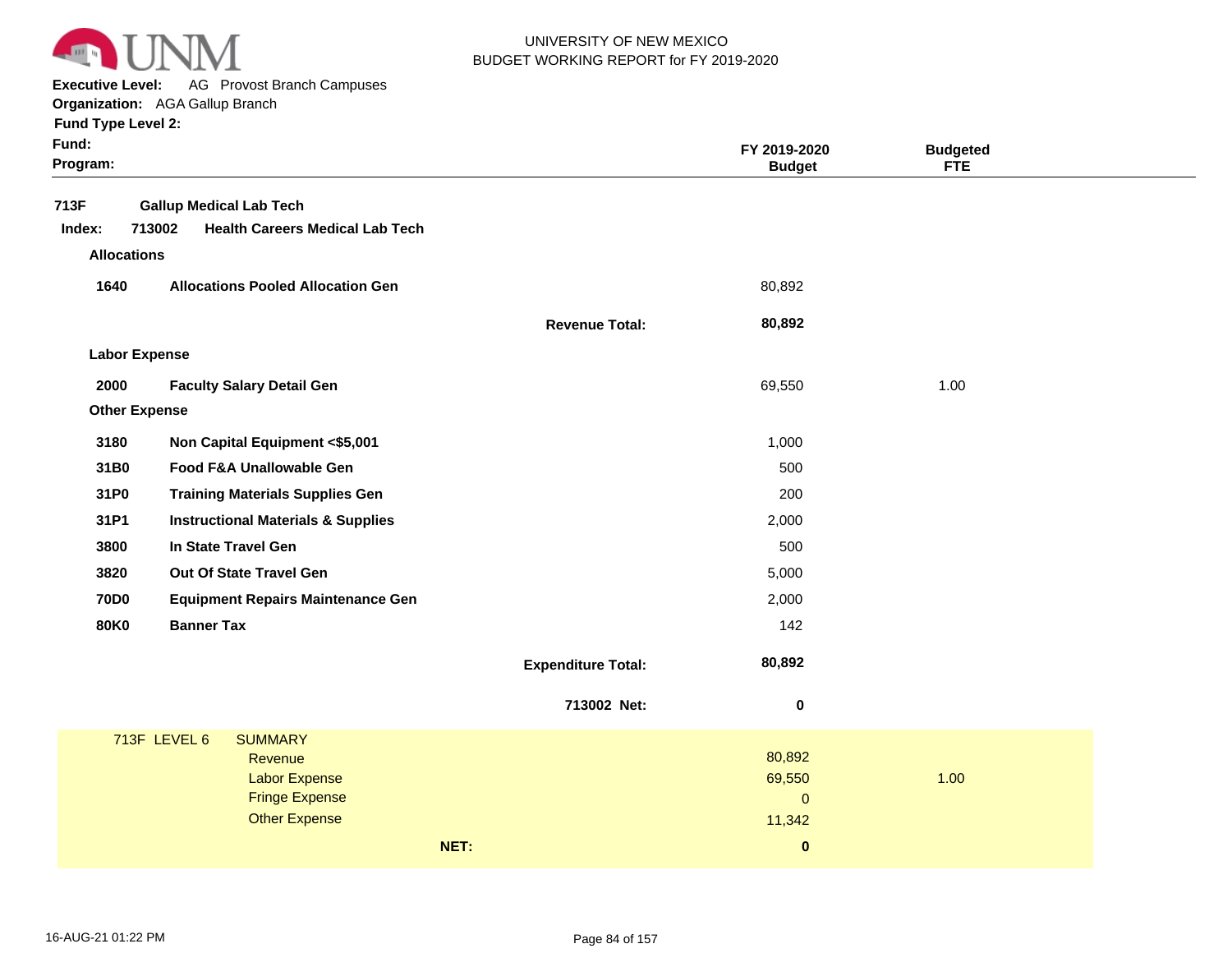UNIVERSITY OF NEW MEXICO
BUDGET WORKING REPORT for FY 2019-2020

**Executive Level:** AG Provost Branch Campuses
**Organization:** AGA Gallup Branch
**Fund Type Level 2:**
**Fund:**
**Program:**

| | | FY 2019-2020 Budget | Budgeted FTE |
|---|---|---|---|
| **713F** | **Gallup Medical Lab Tech** | | |
| **Index: 713002** | **Health Careers Medical Lab Tech** | | |
| **Allocations** | | | |
| **1640** | **Allocations Pooled Allocation Gen** | 80,892 | |
| | **Revenue Total:** | **80,892** | |
| **Labor Expense** | | | |
| **2000** | **Faculty Salary Detail Gen** | 69,550 | 1.00 |
| **Other Expense** | | | |
| **3180** | **Non Capital Equipment <$5,001** | 1,000 | |
| **31B0** | **Food F&A Unallowable Gen** | 500 | |
| **31P0** | **Training Materials Supplies Gen** | 200 | |
| **31P1** | **Instructional Materials & Supplies** | 2,000 | |
| **3800** | **In State Travel Gen** | 500 | |
| **3820** | **Out Of State Travel Gen** | 5,000 | |
| **70D0** | **Equipment Repairs Maintenance Gen** | 2,000 | |
| **80K0** | **Banner Tax** | 142 | |
| | **Expenditure Total:** | **80,892** | |
| | **713002 Net:** | **0** | |

| 713F LEVEL 6 | SUMMARY | | |
|---|---|---|---|
| | Revenue | 80,892 | |
| | Labor Expense | 69,550 | 1.00 |
| | Fringe Expense | 0 | |
| | Other Expense | 11,342 | |
| | **NET:** | **0** | |

16-AUG-21 01:22 PM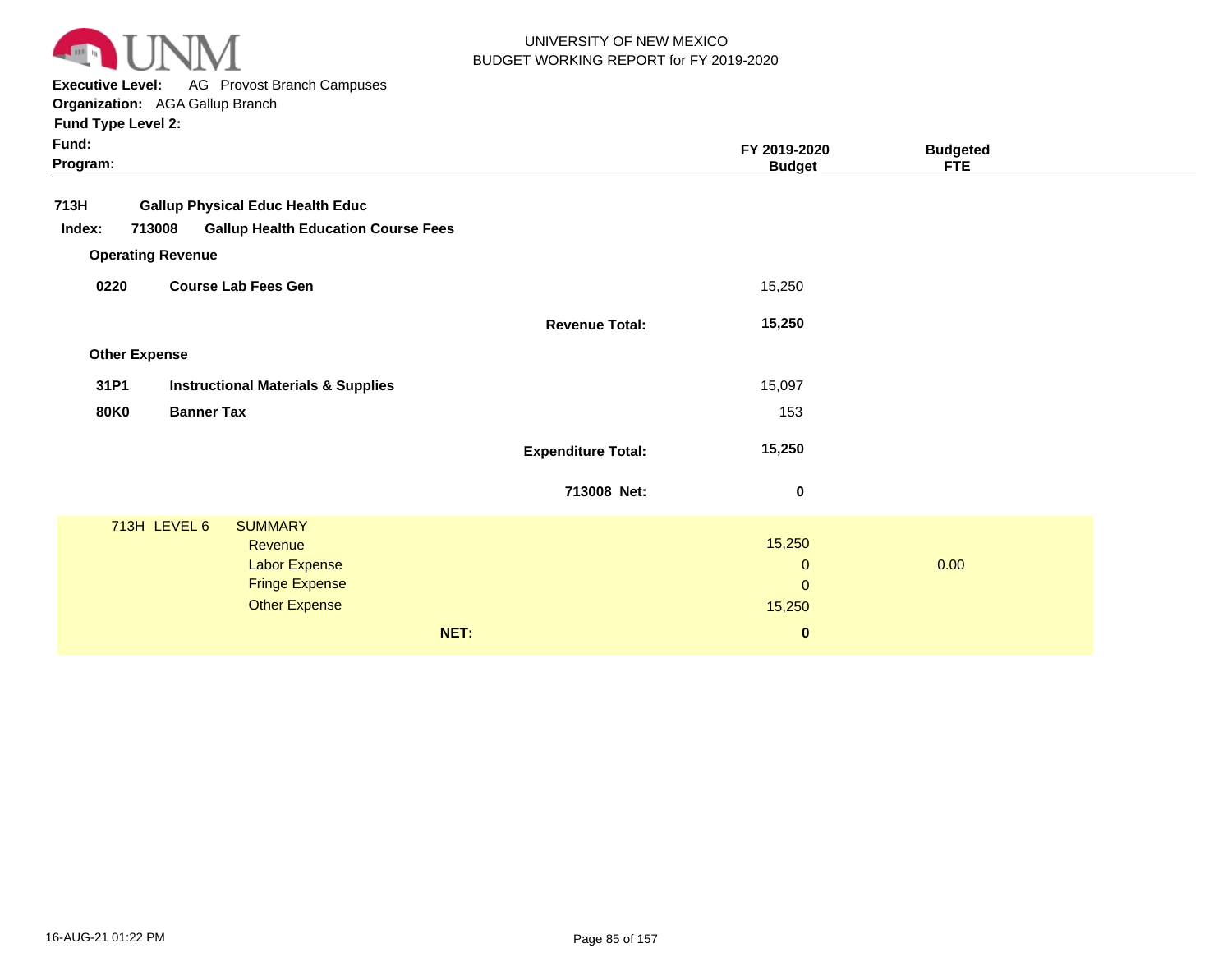UNIVERSITY OF NEW MEXICO
BUDGET WORKING REPORT for FY 2019-2020

**Executive Level:** AG Provost Branch Campuses
**Organization:** AGA Gallup Branch
**Fund Type Level 2:**
**Fund:**
**Program:**

| | | | FY 2019-2020 Budget | Budgeted FTE |
|---|---|---|---|---|
| **713H** | **Gallup Physical Educ Health Educ** | | | |
| **Index: 713008** | **Gallup Health Education Course Fees** | | | |
| **Operating Revenue** | | | | |
| **0220** | **Course Lab Fees Gen** | | 15,250 | |
| | | **Revenue Total:** | **15,250** | |
| **Other Expense** | | | | |
| **31P1** | **Instructional Materials & Supplies** | | 15,097 | |
| **80K0** | **Banner Tax** | | 153 | |
| | | **Expenditure Total:** | **15,250** | |
| | | **713008 Net:** | **0** | |

| 713H LEVEL 6 | SUMMARY | | |
|---|---|---|---|
| | Revenue | 15,250 | |
| | Labor Expense | 0 | 0.00 |
| | Fringe Expense | 0 | |
| | Other Expense | 15,250 | |
| | **NET:** | **0** | |

16-AUG-21 01:22 PM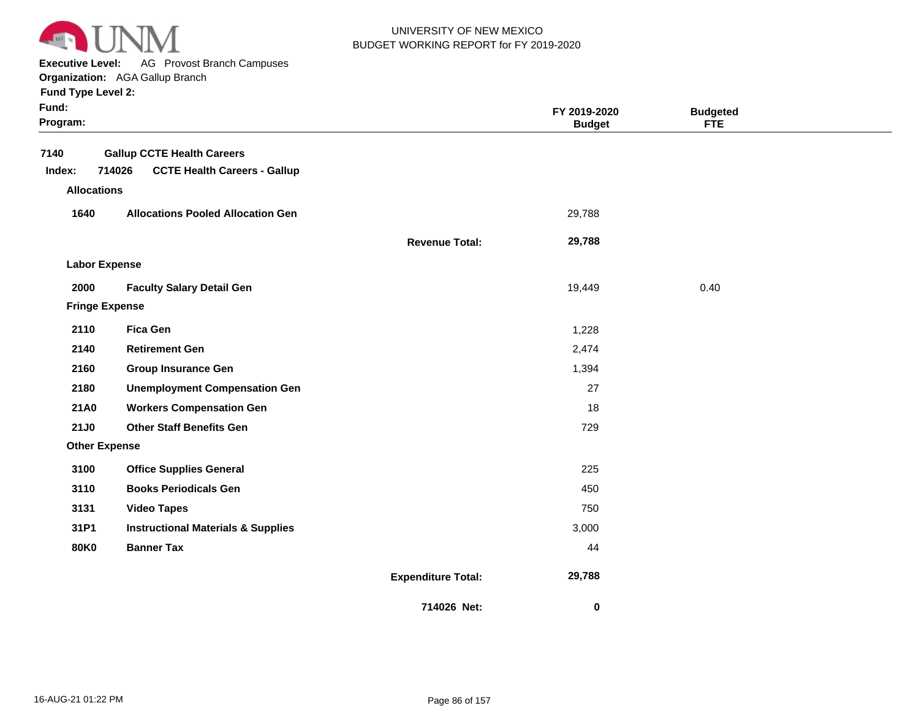UNIVERSITY OF NEW MEXICO
BUDGET WORKING REPORT for FY 2019-2020

**Executive Level:** AG Provost Branch Campuses
**Organization:** AGA Gallup Branch
**Fund Type Level 2:**
**Fund:**
**Program:**

| | | | FY 2019-2020 Budget | Budgeted FTE |
|---|---|---|---|---|
| **7140** | **Gallup CCTE Health Careers** | | | |
| **Index: 714026** | **CCTE Health Careers - Gallup** | | | |
| **Allocations** | | | | |
| **1640** | **Allocations Pooled Allocation Gen** | | 29,788 | |
| | | **Revenue Total:** | **29,788** | |
| **Labor Expense** | | | | |
| **2000** | **Faculty Salary Detail Gen** | | 19,449 | 0.40 |
| **Fringe Expense** | | | | |
| **2110** | **Fica Gen** | | 1,228 | |
| **2140** | **Retirement Gen** | | 2,474 | |
| **2160** | **Group Insurance Gen** | | 1,394 | |
| **2180** | **Unemployment Compensation Gen** | | 27 | |
| **21A0** | **Workers Compensation Gen** | | 18 | |
| **21J0** | **Other Staff Benefits Gen** | | 729 | |
| **Other Expense** | | | | |
| **3100** | **Office Supplies General** | | 225 | |
| **3110** | **Books Periodicals Gen** | | 450 | |
| **3131** | **Video Tapes** | | 750 | |
| **31P1** | **Instructional Materials & Supplies** | | 3,000 | |
| **80K0** | **Banner Tax** | | 44 | |
| | | **Expenditure Total:** | **29,788** | |
| | | **714026 Net:** | **0** | |

16-AUG-21 01:22 PM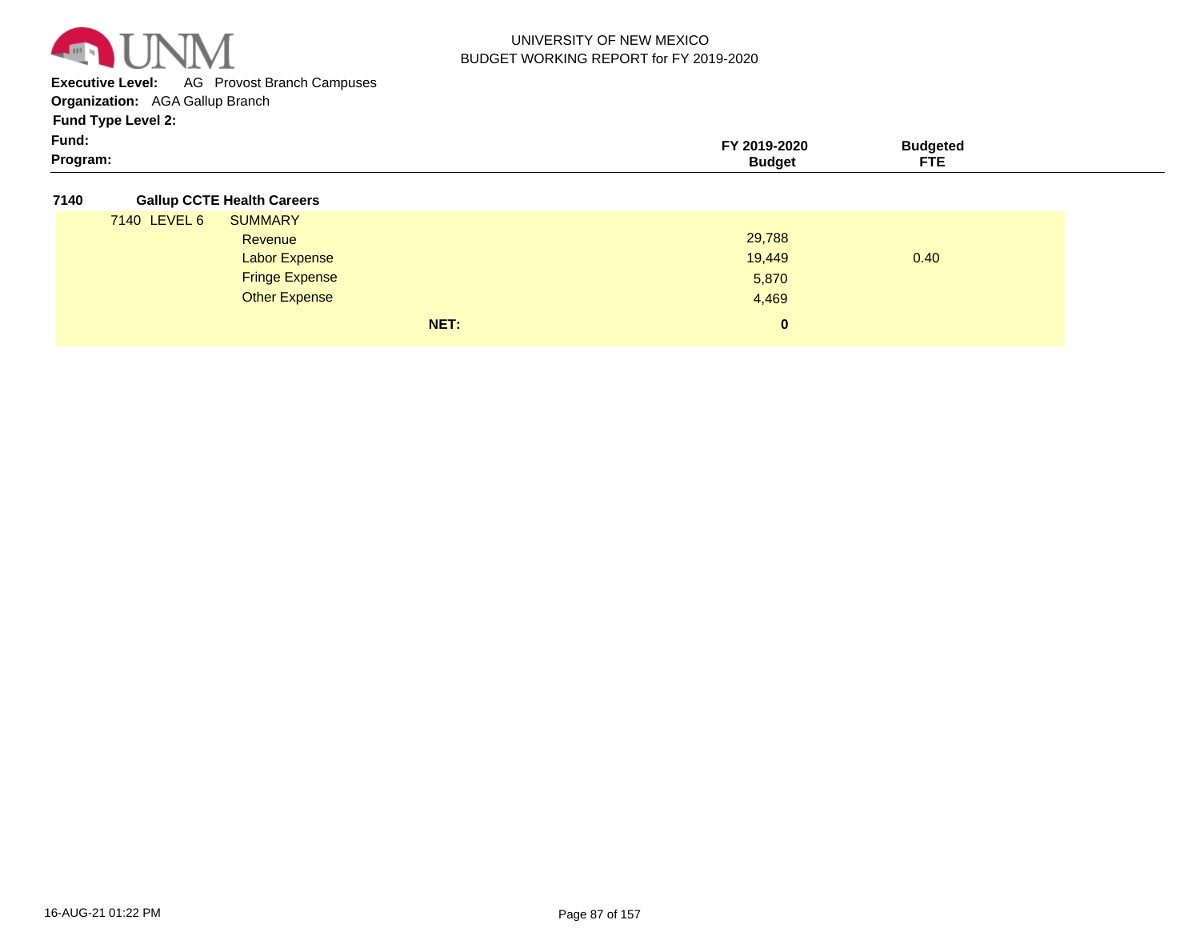UNIVERSITY OF NEW MEXICO
BUDGET WORKING REPORT for FY 2019-2020

**Executive Level:** AG Provost Branch Campuses
**Organization:** AGA Gallup Branch
**Fund Type Level 2:**
**Fund:**
**Program:**

| | | | FY 2019-2020 Budget | Budgeted FTE |
|---|---|---|---|---|
| **7140** | **Gallup CCTE Health Careers** | | | |
| 7140 LEVEL 6 | SUMMARY | | | |
| | Revenue | | 29,788 | |
| | Labor Expense | | 19,449 | 0.40 |
| | Fringe Expense | | 5,870 | |
| | Other Expense | | 4,469 | |
| | | **NET:** | **0** | |

16-AUG-21 01:22 PM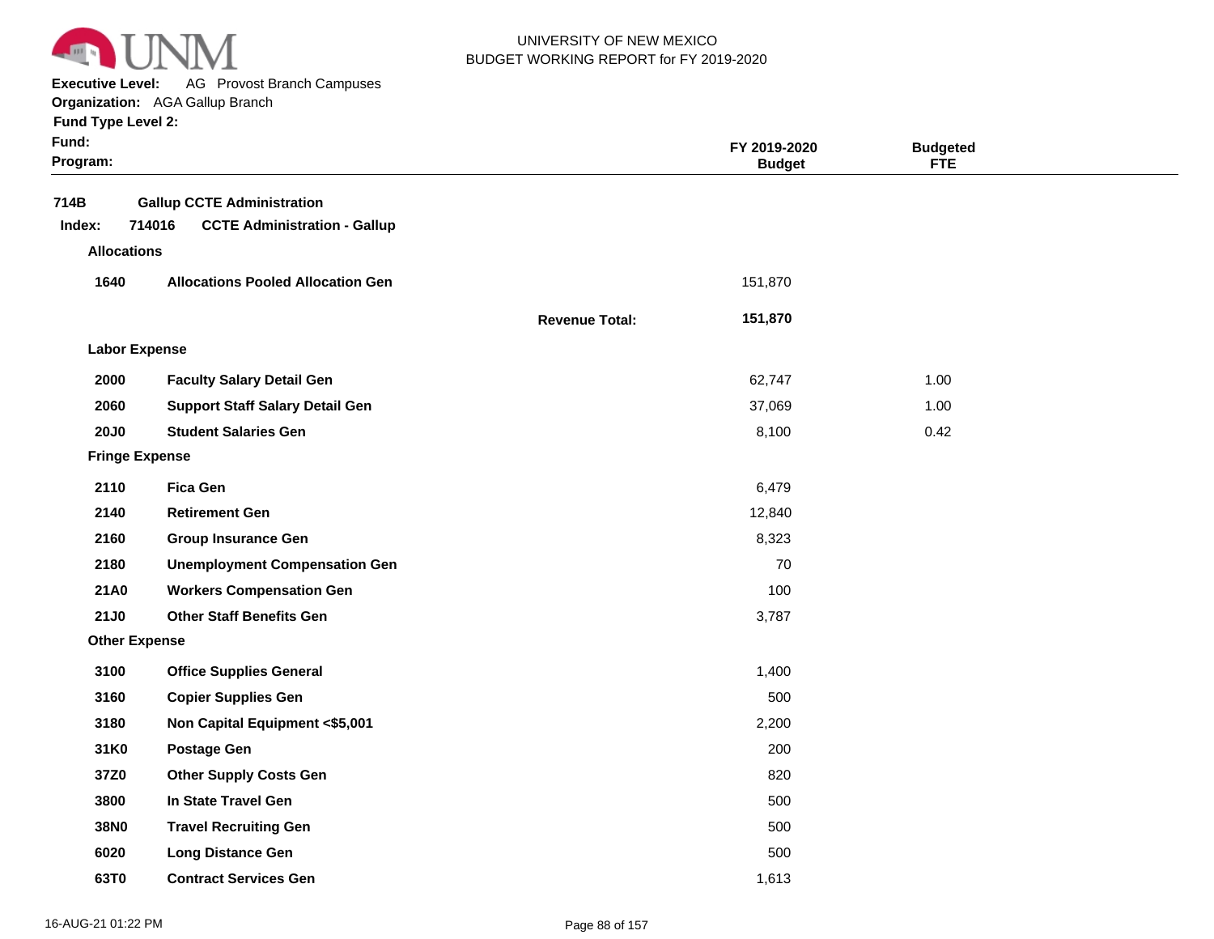UNIVERSITY OF NEW MEXICO
BUDGET WORKING REPORT for FY 2019-2020

**Executive Level:** AG Provost Branch Campuses
**Organization:** AGA Gallup Branch
**Fund Type Level 2:**
**Fund:**
**Program:**

| | | | FY 2019-2020 Budget | Budgeted FTE |
|---|---|---|---|---|
| **714B** | **Gallup CCTE Administration** | | | |
| **Index: 714016** | **CCTE Administration - Gallup** | | | |
| **Allocations** | | | | |
| **1640** | **Allocations Pooled Allocation Gen** | | 151,870 | |
| | | **Revenue Total:** | **151,870** | |
| **Labor Expense** | | | | |
| **2000** | **Faculty Salary Detail Gen** | | 62,747 | 1.00 |
| **2060** | **Support Staff Salary Detail Gen** | | 37,069 | 1.00 |
| **20J0** | **Student Salaries Gen** | | 8,100 | 0.42 |
| **Fringe Expense** | | | | |
| **2110** | **Fica Gen** | | 6,479 | |
| **2140** | **Retirement Gen** | | 12,840 | |
| **2160** | **Group Insurance Gen** | | 8,323 | |
| **2180** | **Unemployment Compensation Gen** | | 70 | |
| **21A0** | **Workers Compensation Gen** | | 100 | |
| **21J0** | **Other Staff Benefits Gen** | | 3,787 | |
| **Other Expense** | | | | |
| **3100** | **Office Supplies General** | | 1,400 | |
| **3160** | **Copier Supplies Gen** | | 500 | |
| **3180** | **Non Capital Equipment <$5,001** | | 2,200 | |
| **31K0** | **Postage Gen** | | 200 | |
| **37Z0** | **Other Supply Costs Gen** | | 820 | |
| **3800** | **In State Travel Gen** | | 500 | |
| **38N0** | **Travel Recruiting Gen** | | 500 | |
| **6020** | **Long Distance Gen** | | 500 | |
| **63T0** | **Contract Services Gen** | | 1,613 | |

16-AUG-21 01:22 PM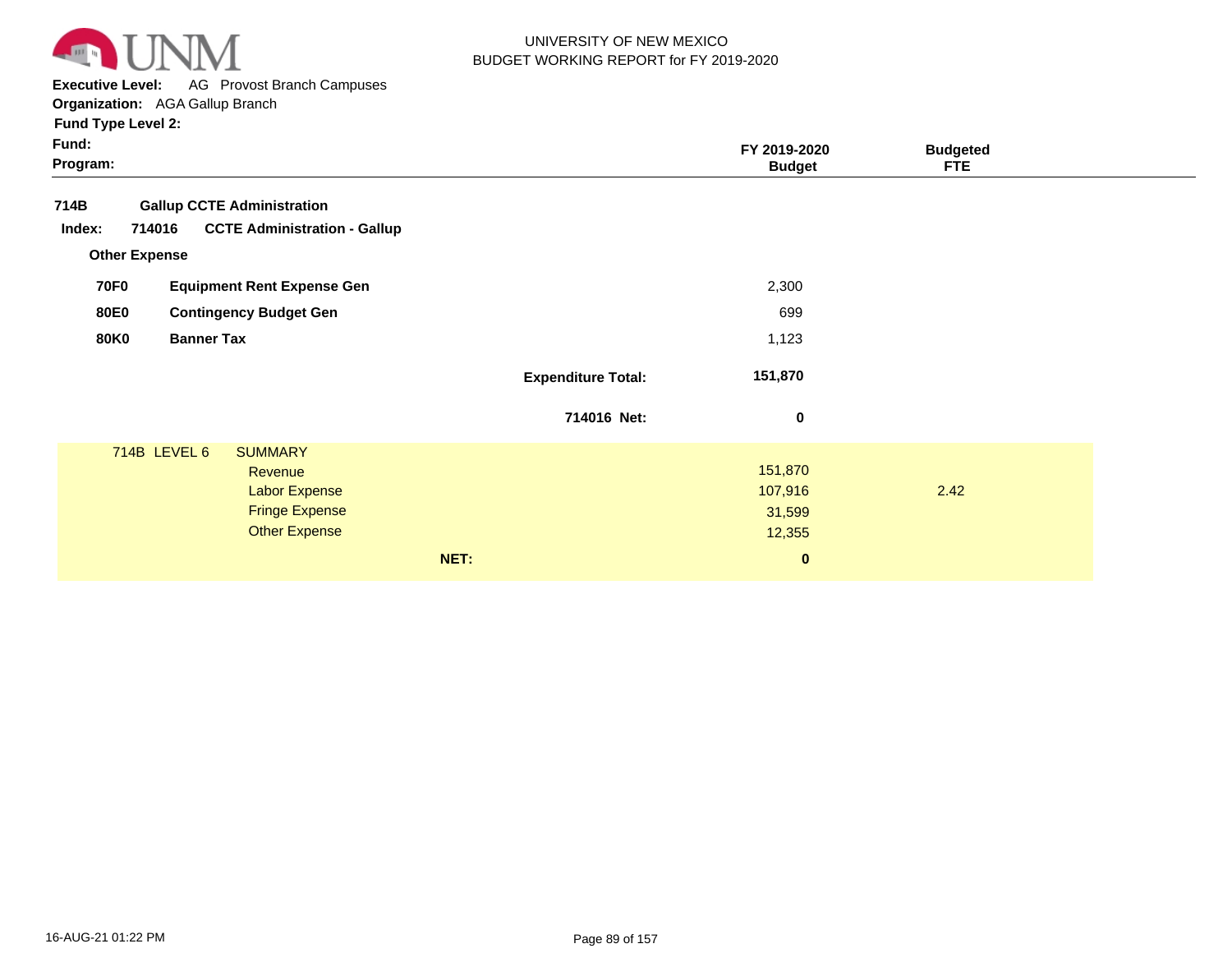UNIVERSITY OF NEW MEXICO
BUDGET WORKING REPORT for FY 2019-2020

**Executive Level:** AG Provost Branch Campuses
**Organization:** AGA Gallup Branch
**Fund Type Level 2:**
**Fund:**
**Program:**

| | | | FY 2019-2020 Budget | Budgeted FTE |
|---|---|---|---|---|
| **714B** | **Gallup CCTE Administration** | | | |
| **Index: 714016** | **CCTE Administration - Gallup** | | | |
| **Other Expense** | | | | |
| **70F0** | **Equipment Rent Expense Gen** | | 2,300 | |
| **80E0** | **Contingency Budget Gen** | | 699 | |
| **80K0** | **Banner Tax** | | 1,123 | |
| | | **Expenditure Total:** | **151,870** | |
| | | **714016 Net:** | **0** | |

| 714B LEVEL 6 | SUMMARY | FY 2019-2020 Budget | Budgeted FTE |
|---|---|---|---|
| | Revenue | 151,870 | |
| | Labor Expense | 107,916 | 2.42 |
| | Fringe Expense | 31,599 | |
| | Other Expense | 12,355 | |
| | **NET:** | **0** | |

16-AUG-21 01:22 PM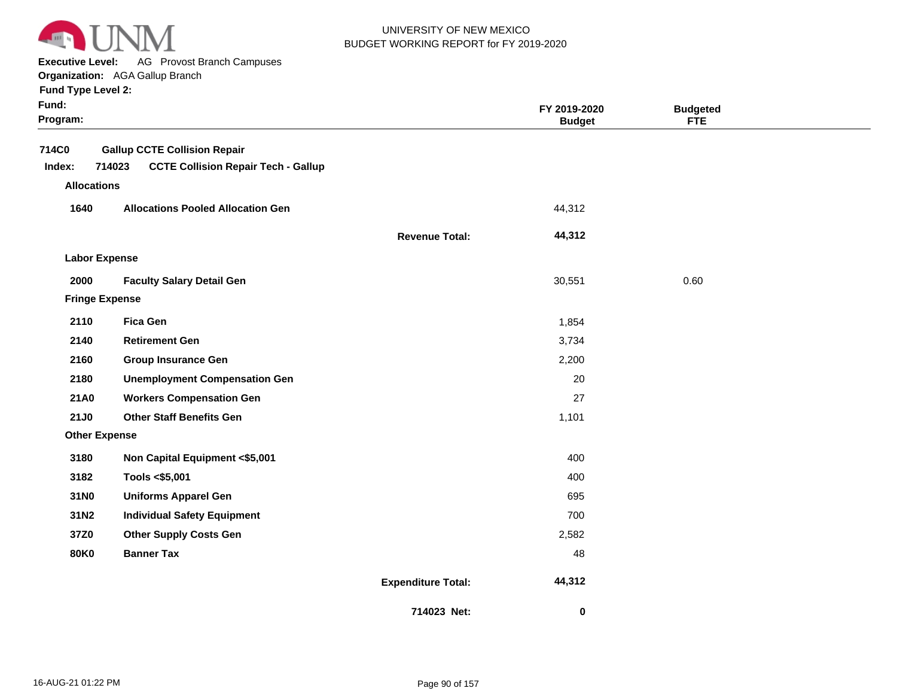UNIVERSITY OF NEW MEXICO
BUDGET WORKING REPORT for FY 2019-2020

**Executive Level:** AG Provost Branch Campuses
**Organization:** AGA Gallup Branch
**Fund Type Level 2:**
**Fund:**
**Program:**

| | | | FY 2019-2020 Budget | Budgeted FTE |
|---|---|---|---|---|
| **714C0** | **Gallup CCTE Collision Repair** | | | |
| **Index: 714023** | **CCTE Collision Repair Tech - Gallup** | | | |
| **Allocations** | | | | |
| **1640** | **Allocations Pooled Allocation Gen** | | 44,312 | |
| | | **Revenue Total:** | **44,312** | |
| **Labor Expense** | | | | |
| **2000** | **Faculty Salary Detail Gen** | | 30,551 | 0.60 |
| **Fringe Expense** | | | | |
| **2110** | **Fica Gen** | | 1,854 | |
| **2140** | **Retirement Gen** | | 3,734 | |
| **2160** | **Group Insurance Gen** | | 2,200 | |
| **2180** | **Unemployment Compensation Gen** | | 20 | |
| **21A0** | **Workers Compensation Gen** | | 27 | |
| **21J0** | **Other Staff Benefits Gen** | | 1,101 | |
| **Other Expense** | | | | |
| **3180** | **Non Capital Equipment <$5,001** | | 400 | |
| **3182** | **Tools <$5,001** | | 400 | |
| **31N0** | **Uniforms Apparel Gen** | | 695 | |
| **31N2** | **Individual Safety Equipment** | | 700 | |
| **37Z0** | **Other Supply Costs Gen** | | 2,582 | |
| **80K0** | **Banner Tax** | | 48 | |
| | | **Expenditure Total:** | **44,312** | |
| | | **714023 Net:** | **0** | |

16-AUG-21 01:22 PM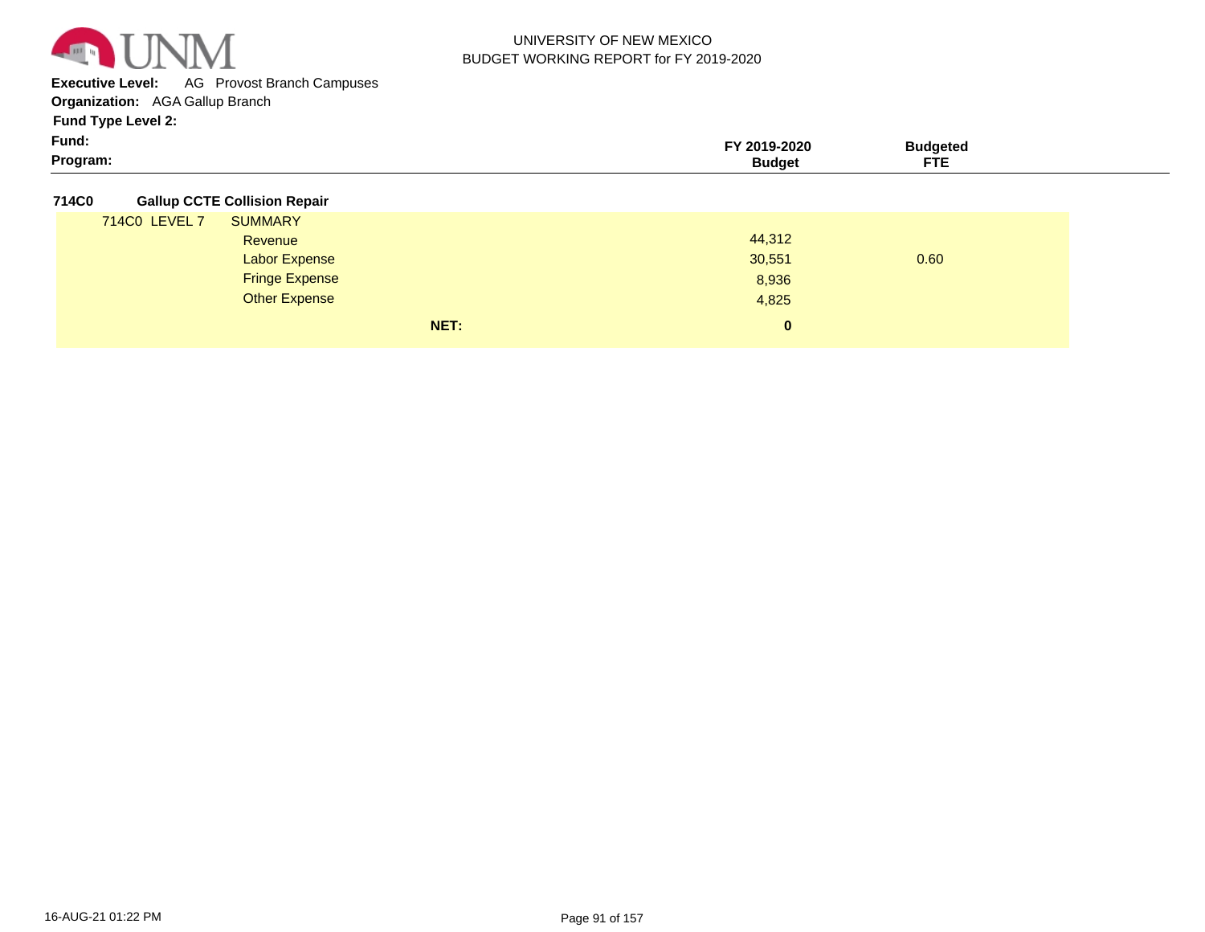UNIVERSITY OF NEW MEXICO
BUDGET WORKING REPORT for FY 2019-2020

**Executive Level:** AG Provost Branch Campuses
**Organization:** AGA Gallup Branch
**Fund Type Level 2:**
**Fund:**
**Program:**

| | | FY 2019-2020 Budget | Budgeted FTE |
|---|---|---|---|
| **714C0** | **Gallup CCTE Collision Repair** | | |
| 714C0 LEVEL 7 | SUMMARY | | |
| | Revenue | 44,312 | |
| | Labor Expense | 30,551 | 0.60 |
| | Fringe Expense | 8,936 | |
| | Other Expense | 4,825 | |
| | **NET:** | **0** | |

16-AUG-21 01:22 PM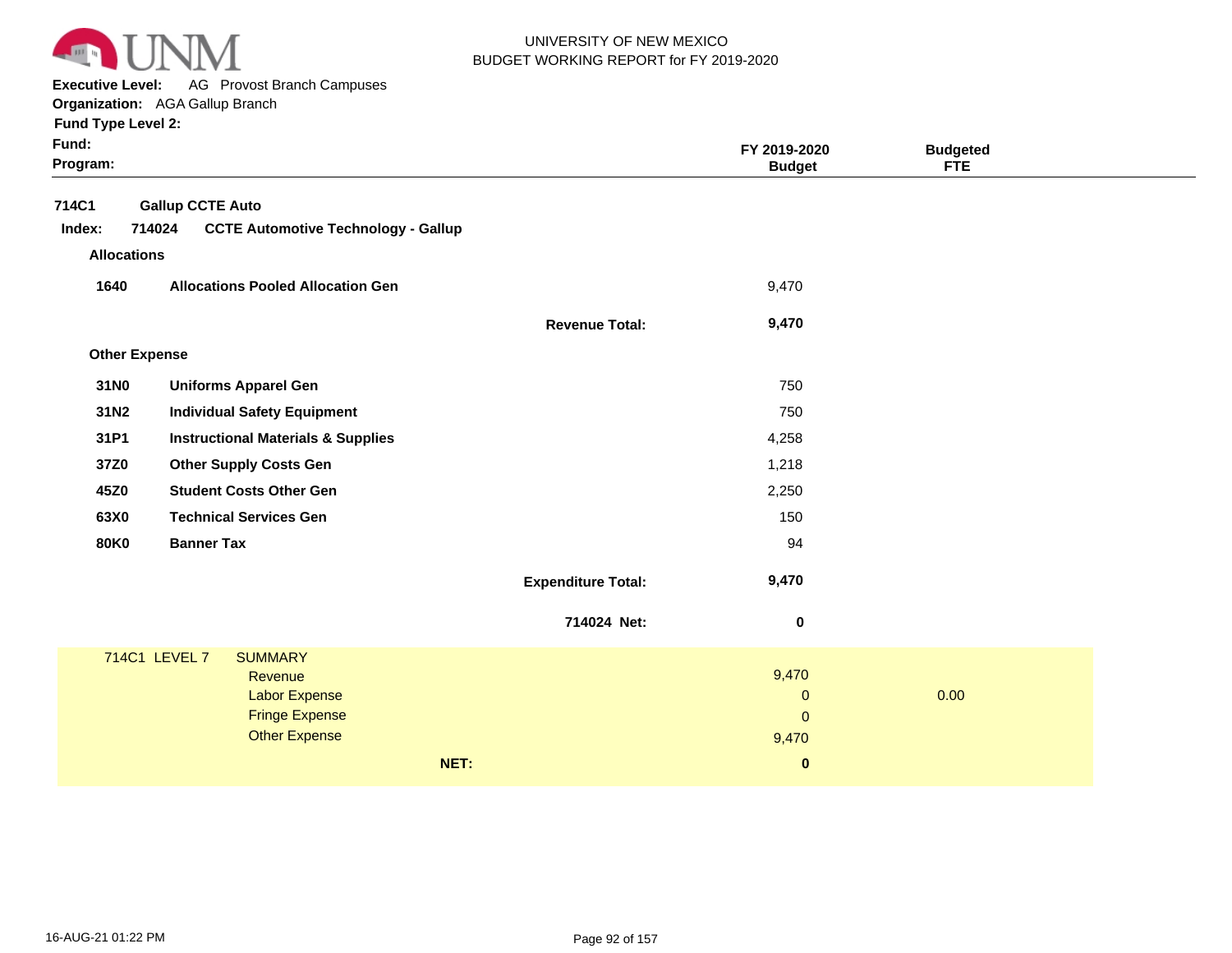UNIVERSITY OF NEW MEXICO
BUDGET WORKING REPORT for FY 2019-2020

**Executive Level:** AG Provost Branch Campuses
**Organization:** AGA Gallup Branch
**Fund Type Level 2:**
**Fund:**
**Program:**

| | | FY 2019-2020 Budget | Budgeted FTE |
|---|---|---|---|
| **714C1** | **Gallup CCTE Auto** | | |
| **Index: 714024** | **CCTE Automotive Technology - Gallup** | | |
| **Allocations** | | | |
| **1640** | **Allocations Pooled Allocation Gen** | 9,470 | |
| | **Revenue Total:** | **9,470** | |
| **Other Expense** | | | |
| **31N0** | **Uniforms Apparel Gen** | 750 | |
| **31N2** | **Individual Safety Equipment** | 750 | |
| **31P1** | **Instructional Materials & Supplies** | 4,258 | |
| **37Z0** | **Other Supply Costs Gen** | 1,218 | |
| **45Z0** | **Student Costs Other Gen** | 2,250 | |
| **63X0** | **Technical Services Gen** | 150 | |
| **80K0** | **Banner Tax** | 94 | |
| | **Expenditure Total:** | **9,470** | |
| | **714024 Net:** | **0** | |

| 714C1 LEVEL 7 | SUMMARY | | |
|---|---|---|---|
| | Revenue | 9,470 | |
| | Labor Expense | 0 | 0.00 |
| | Fringe Expense | 0 | |
| | Other Expense | 9,470 | |
| | **NET:** | **0** | |

16-AUG-21 01:22 PM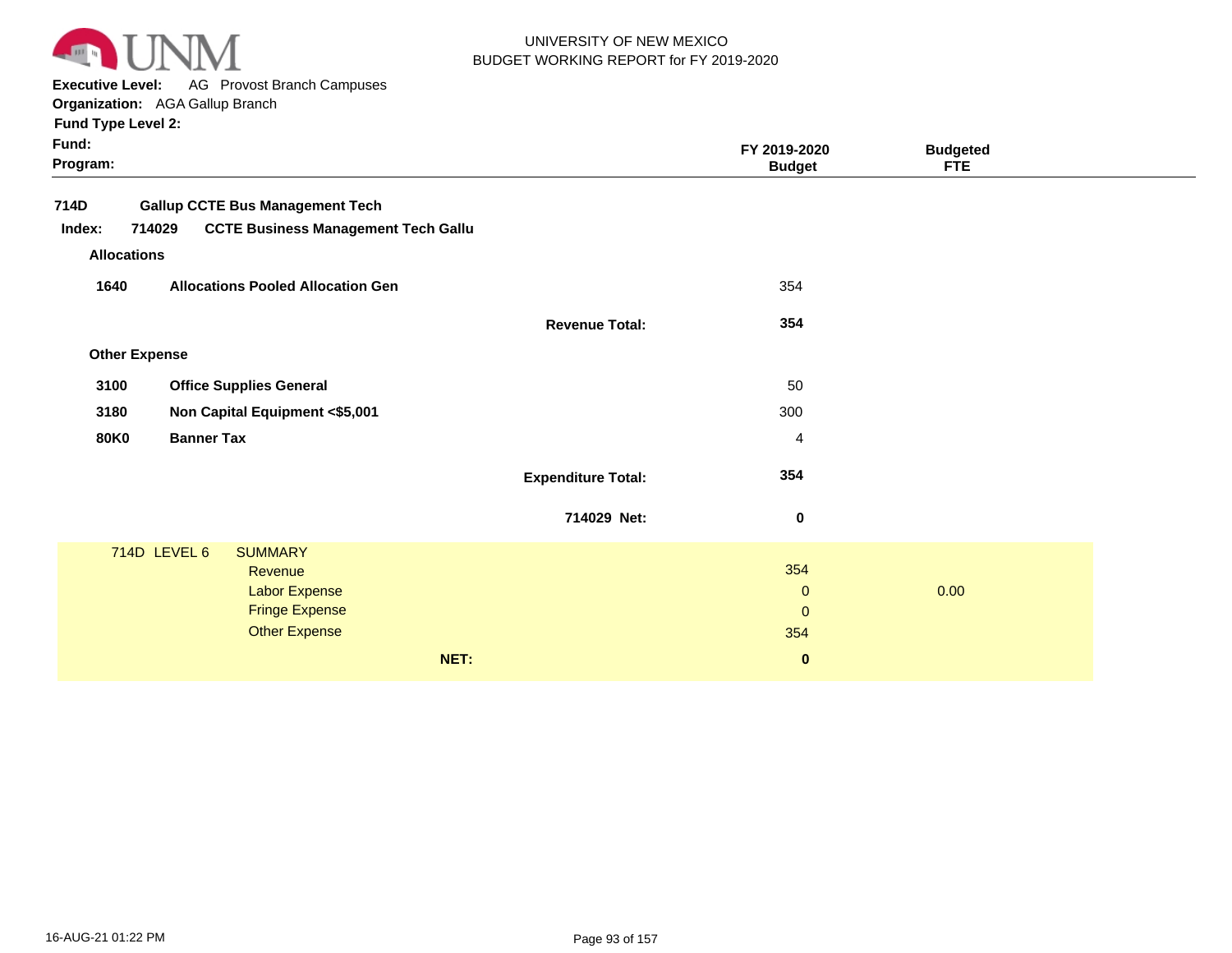UNIVERSITY OF NEW MEXICO
BUDGET WORKING REPORT for FY 2019-2020

**Executive Level:** AG Provost Branch Campuses
**Organization:** AGA Gallup Branch
**Fund Type Level 2:**
**Fund:**
**Program:**

| | | | FY 2019-2020 Budget | Budgeted FTE |
|---|---|---|---|---|
| **714D** | **Gallup CCTE Bus Management Tech** | | | |
| **Index: 714029** | **CCTE Business Management Tech Gallu** | | | |
| **Allocations** | | | | |
| **1640** | **Allocations Pooled Allocation Gen** | | 354 | |
| | | **Revenue Total:** | **354** | |
| **Other Expense** | | | | |
| **3100** | **Office Supplies General** | | 50 | |
| **3180** | **Non Capital Equipment <$5,001** | | 300 | |
| **80K0** | **Banner Tax** | | 4 | |
| | | **Expenditure Total:** | **354** | |
| | | **714029 Net:** | **0** | |

| 714D LEVEL 6 | SUMMARY | | | |
|---|---|---|---|---|
| | Revenue | | 354 | |
| | Labor Expense | | 0 | 0.00 |
| | Fringe Expense | | 0 | |
| | Other Expense | | 354 | |
| | | **NET:** | **0** | |

16-AUG-21 01:22 PM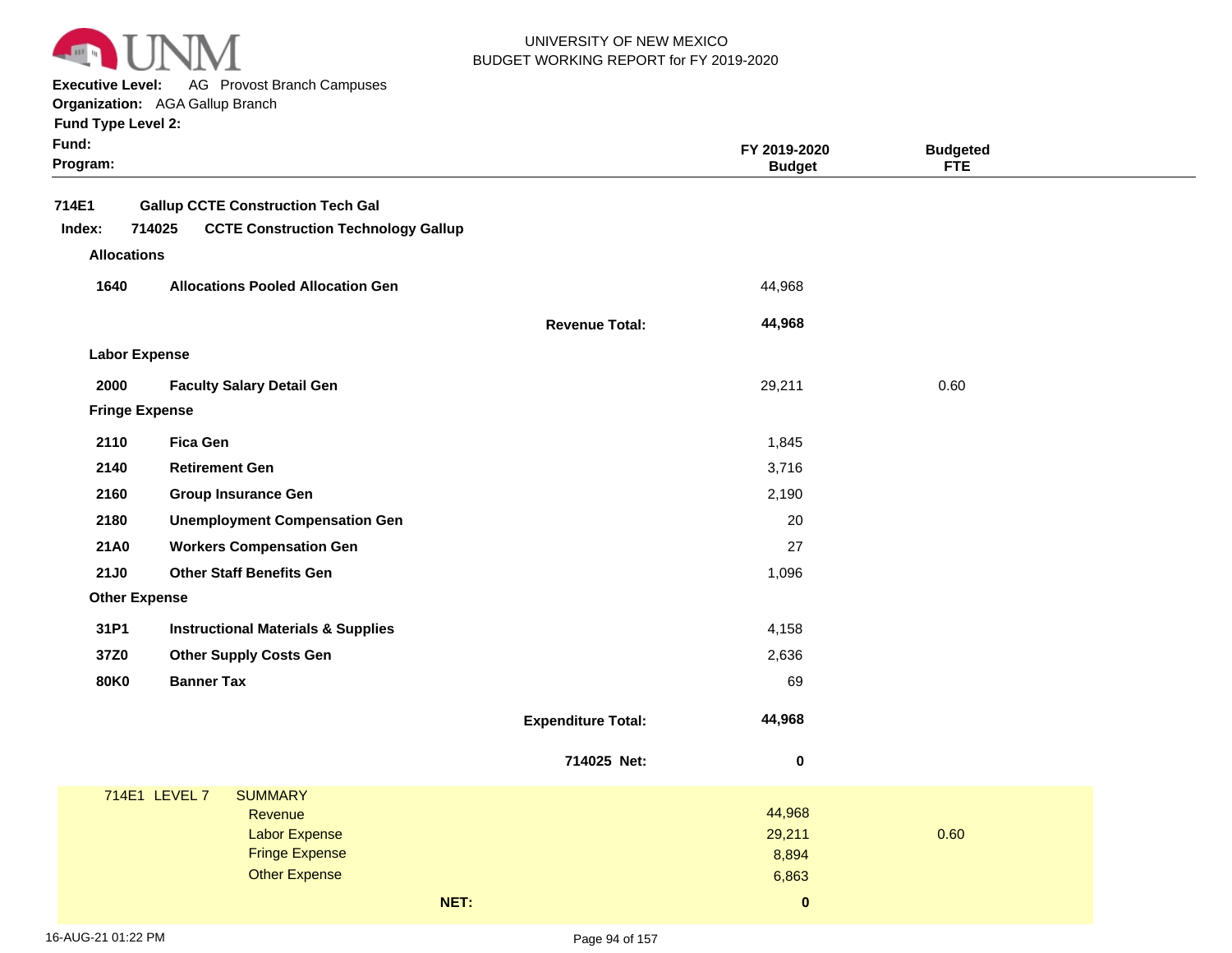UNIVERSITY OF NEW MEXICO
BUDGET WORKING REPORT for FY 2019-2020

**Executive Level:** AG Provost Branch Campuses
**Organization:** AGA Gallup Branch
**Fund Type Level 2:**
**Fund:**
**Program:**

| | | | FY 2019-2020 Budget | Budgeted FTE |
|---|---|---|---|---|
| **714E1** | **Gallup CCTE Construction Tech Gal** | | | |
| **Index: 714025** | **CCTE Construction Technology Gallup** | | | |
| **Allocations** | | | | |
| **1640** | **Allocations Pooled Allocation Gen** | | 44,968 | |
| | | **Revenue Total:** | **44,968** | |
| **Labor Expense** | | | | |
| **2000** | **Faculty Salary Detail Gen** | | 29,211 | 0.60 |
| **Fringe Expense** | | | | |
| **2110** | **Fica Gen** | | 1,845 | |
| **2140** | **Retirement Gen** | | 3,716 | |
| **2160** | **Group Insurance Gen** | | 2,190 | |
| **2180** | **Unemployment Compensation Gen** | | 20 | |
| **21A0** | **Workers Compensation Gen** | | 27 | |
| **21J0** | **Other Staff Benefits Gen** | | 1,096 | |
| **Other Expense** | | | | |
| **31P1** | **Instructional Materials & Supplies** | | 4,158 | |
| **37Z0** | **Other Supply Costs Gen** | | 2,636 | |
| **80K0** | **Banner Tax** | | 69 | |
| | | **Expenditure Total:** | **44,968** | |
| | | **714025 Net:** | **0** | |

| 714E1 LEVEL 7 | SUMMARY | | |
|---|---|---|---|
| | Revenue | 44,968 | |
| | Labor Expense | 29,211 | 0.60 |
| | Fringe Expense | 8,894 | |
| | Other Expense | 6,863 | |
| | **NET:** | **0** | |

16-AUG-21 01:22 PM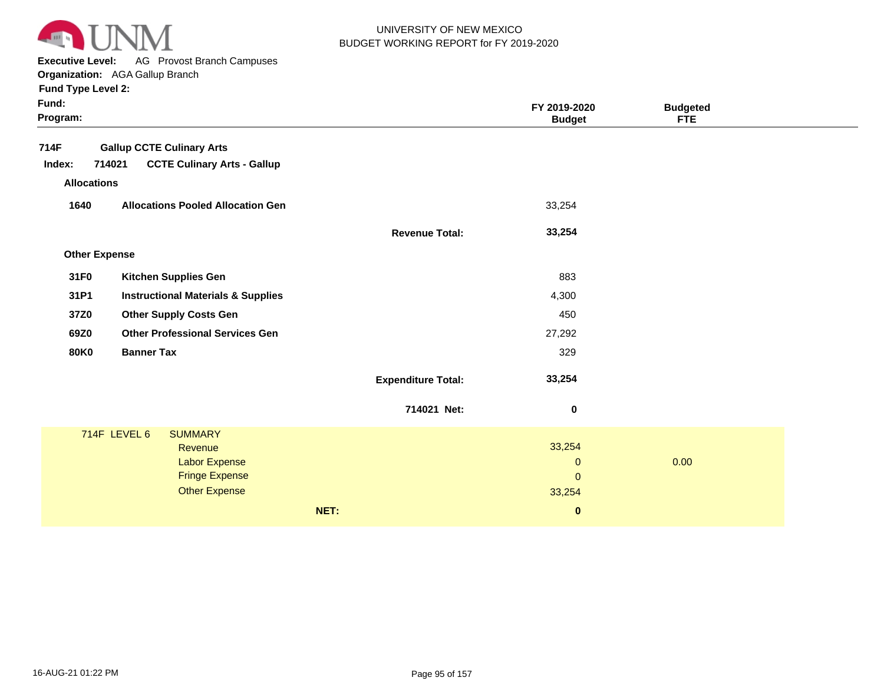UNIVERSITY OF NEW MEXICO
BUDGET WORKING REPORT for FY 2019-2020

**Executive Level:** AG Provost Branch Campuses
**Organization:** AGA Gallup Branch
**Fund Type Level 2:**
**Fund:**
**Program:**

| | | | FY 2019-2020 Budget | Budgeted FTE |
|---|---|---|---|---|
| **714F** | **Gallup CCTE Culinary Arts** | | | |
| **Index: 714021** | **CCTE Culinary Arts - Gallup** | | | |
| **Allocations** | | | | |
| **1640** | **Allocations Pooled Allocation Gen** | | 33,254 | |
| | | **Revenue Total:** | **33,254** | |
| **Other Expense** | | | | |
| **31F0** | **Kitchen Supplies Gen** | | 883 | |
| **31P1** | **Instructional Materials & Supplies** | | 4,300 | |
| **37Z0** | **Other Supply Costs Gen** | | 450 | |
| **69Z0** | **Other Professional Services Gen** | | 27,292 | |
| **80K0** | **Banner Tax** | | 329 | |
| | | **Expenditure Total:** | **33,254** | |
| | | **714021 Net:** | **0** | |

| 714F LEVEL 6 | SUMMARY | | |
|---|---|---|---|
| | Revenue | 33,254 | |
| | Labor Expense | 0 | 0.00 |
| | Fringe Expense | 0 | |
| | Other Expense | 33,254 | |
| | **NET:** | **0** | |

16-AUG-21 01:22 PM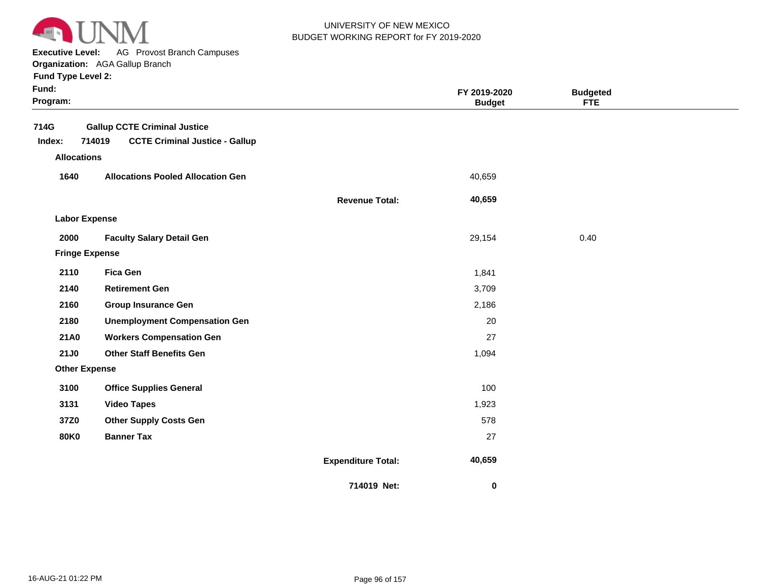UNIVERSITY OF NEW MEXICO
BUDGET WORKING REPORT for FY 2019-2020

**Executive Level:** AG Provost Branch Campuses
**Organization:** AGA Gallup Branch
**Fund Type Level 2:**
**Fund:**
**Program:**

| | | | FY 2019-2020 Budget | Budgeted FTE |
|---|---|---|---|---|
| **714G** | **Gallup CCTE Criminal Justice** | | | |
| **Index: 714019** | **CCTE Criminal Justice - Gallup** | | | |
| **Allocations** | | | | |
| **1640** | **Allocations Pooled Allocation Gen** | | 40,659 | |
| | | **Revenue Total:** | **40,659** | |
| **Labor Expense** | | | | |
| **2000** | **Faculty Salary Detail Gen** | | 29,154 | 0.40 |
| **Fringe Expense** | | | | |
| **2110** | **Fica Gen** | | 1,841 | |
| **2140** | **Retirement Gen** | | 3,709 | |
| **2160** | **Group Insurance Gen** | | 2,186 | |
| **2180** | **Unemployment Compensation Gen** | | 20 | |
| **21A0** | **Workers Compensation Gen** | | 27 | |
| **21J0** | **Other Staff Benefits Gen** | | 1,094 | |
| **Other Expense** | | | | |
| **3100** | **Office Supplies General** | | 100 | |
| **3131** | **Video Tapes** | | 1,923 | |
| **37Z0** | **Other Supply Costs Gen** | | 578 | |
| **80K0** | **Banner Tax** | | 27 | |
| | | **Expenditure Total:** | **40,659** | |
| | | **714019 Net:** | **0** | |

16-AUG-21 01:22 PM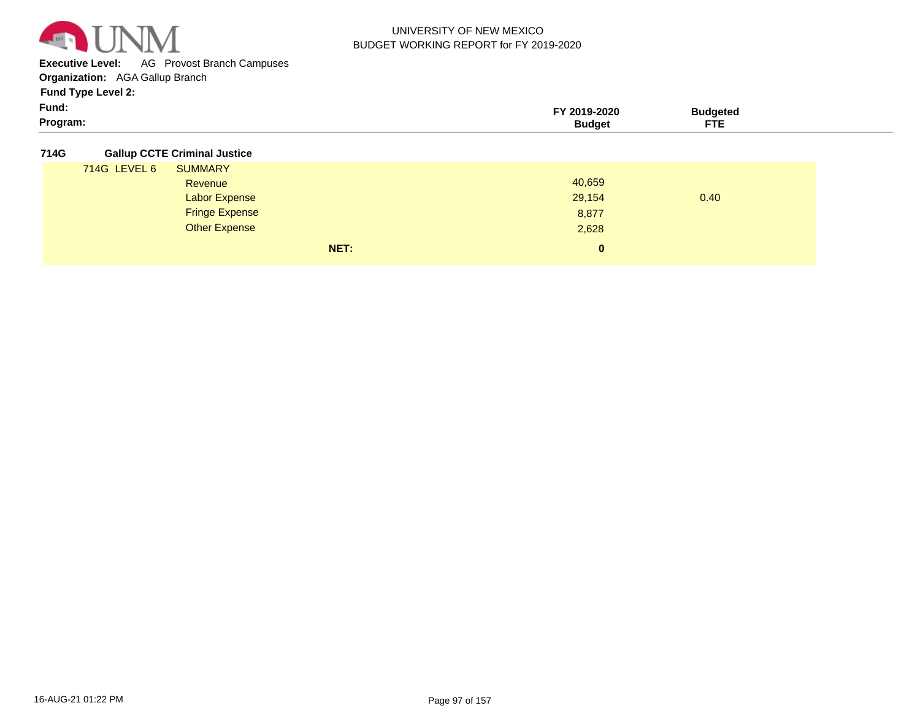UNIVERSITY OF NEW MEXICO
BUDGET WORKING REPORT for FY 2019-2020

**Executive Level:** AG Provost Branch Campuses
**Organization:** AGA Gallup Branch
**Fund Type Level 2:**
**Fund:**
**Program:**

| | | FY 2019-2020 Budget | Budgeted FTE |
|---|---|---|---|
| **714G** | **Gallup CCTE Criminal Justice** | | |
| 714G LEVEL 6 | SUMMARY | | |
| | Revenue | 40,659 | |
| | Labor Expense | 29,154 | 0.40 |
| | Fringe Expense | 8,877 | |
| | Other Expense | 2,628 | |
| | **NET:** | **0** | |

16-AUG-21 01:22 PM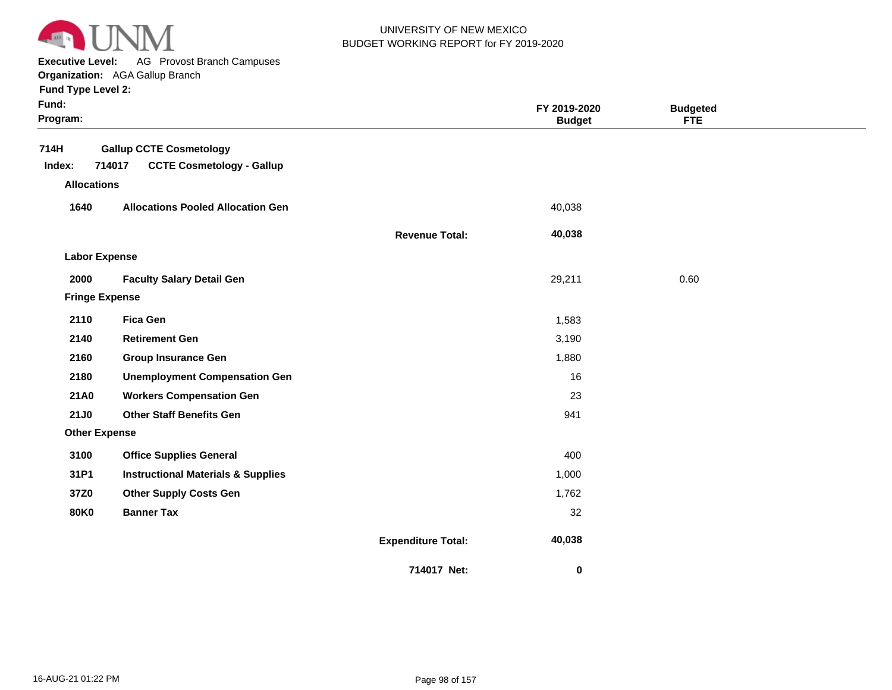UNIVERSITY OF NEW MEXICO
BUDGET WORKING REPORT for FY 2019-2020

**Executive Level:** AG Provost Branch Campuses
**Organization:** AGA Gallup Branch
**Fund Type Level 2:**
**Fund:**
**Program:**

| | | | FY 2019-2020 Budget | Budgeted FTE |
|---|---|---|---|---|
| **714H** | **Gallup CCTE Cosmetology** | | | |
| **Index: 714017** | **CCTE Cosmetology - Gallup** | | | |
| **Allocations** | | | | |
| **1640** | **Allocations Pooled Allocation Gen** | | 40,038 | |
| | | **Revenue Total:** | **40,038** | |
| **Labor Expense** | | | | |
| **2000** | **Faculty Salary Detail Gen** | | 29,211 | 0.60 |
| **Fringe Expense** | | | | |
| **2110** | **Fica Gen** | | 1,583 | |
| **2140** | **Retirement Gen** | | 3,190 | |
| **2160** | **Group Insurance Gen** | | 1,880 | |
| **2180** | **Unemployment Compensation Gen** | | 16 | |
| **21A0** | **Workers Compensation Gen** | | 23 | |
| **21J0** | **Other Staff Benefits Gen** | | 941 | |
| **Other Expense** | | | | |
| **3100** | **Office Supplies General** | | 400 | |
| **31P1** | **Instructional Materials & Supplies** | | 1,000 | |
| **37Z0** | **Other Supply Costs Gen** | | 1,762 | |
| **80K0** | **Banner Tax** | | 32 | |
| | | **Expenditure Total:** | **40,038** | |
| | | **714017 Net:** | **0** | |

16-AUG-21 01:22 PM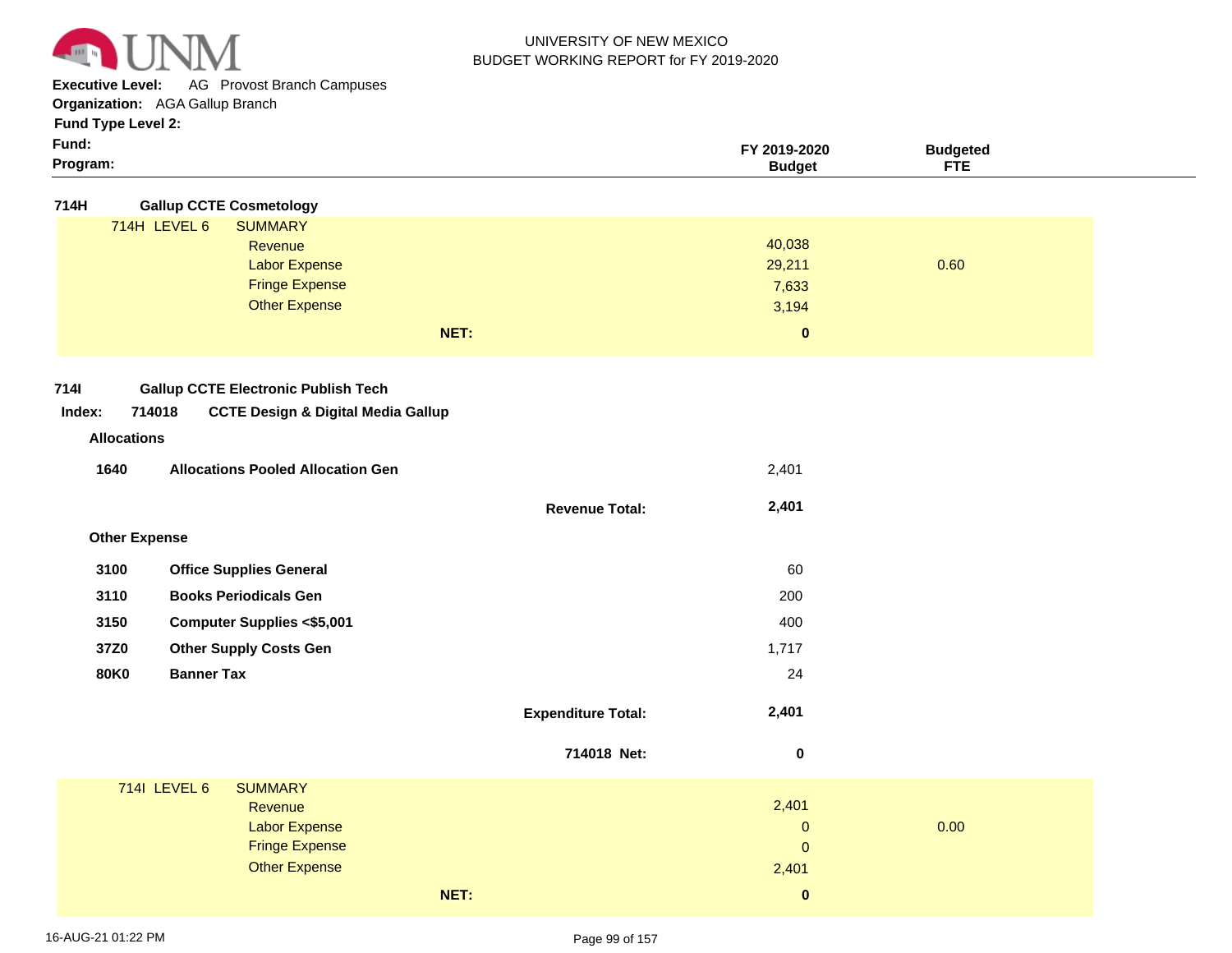UNIVERSITY OF NEW MEXICO
BUDGET WORKING REPORT for FY 2019-2020

**Executive Level:** AG Provost Branch Campuses
**Organization:** AGA Gallup Branch
**Fund Type Level 2:**
**Fund:**
**Program:**

| | | FY 2019-2020 Budget | Budgeted FTE |
|---|---|---|---|
| **714H** | **Gallup CCTE Cosmetology** | | |
| 714H LEVEL 6 | SUMMARY | | |
| | Revenue | 40,038 | |
| | Labor Expense | 29,211 | 0.60 |
| | Fringe Expense | 7,633 | |
| | Other Expense | 3,194 | |
| | **NET:** | **0** | |

**714I Gallup CCTE Electronic Publish Tech**

**Index: 714018 CCTE Design & Digital Media Gallup**

| | | FY 2019-2020 Budget | Budgeted FTE |
|---|---|---|---|
| **Allocations** | | | |
| **1640** | **Allocations Pooled Allocation Gen** | 2,401 | |
| | **Revenue Total:** | **2,401** | |
| **Other Expense** | | | |
| **3100** | **Office Supplies General** | 60 | |
| **3110** | **Books Periodicals Gen** | 200 | |
| **3150** | **Computer Supplies <$5,001** | 400 | |
| **37Z0** | **Other Supply Costs Gen** | 1,717 | |
| **80K0** | **Banner Tax** | 24 | |
| | **Expenditure Total:** | **2,401** | |
| | **714018 Net:** | **0** | |
| 714I LEVEL 6 | SUMMARY | | |
| | Revenue | 2,401 | |
| | Labor Expense | 0 | 0.00 |
| | Fringe Expense | 0 | |
| | Other Expense | 2,401 | |
| | **NET:** | **0** | |

16-AUG-21 01:22 PM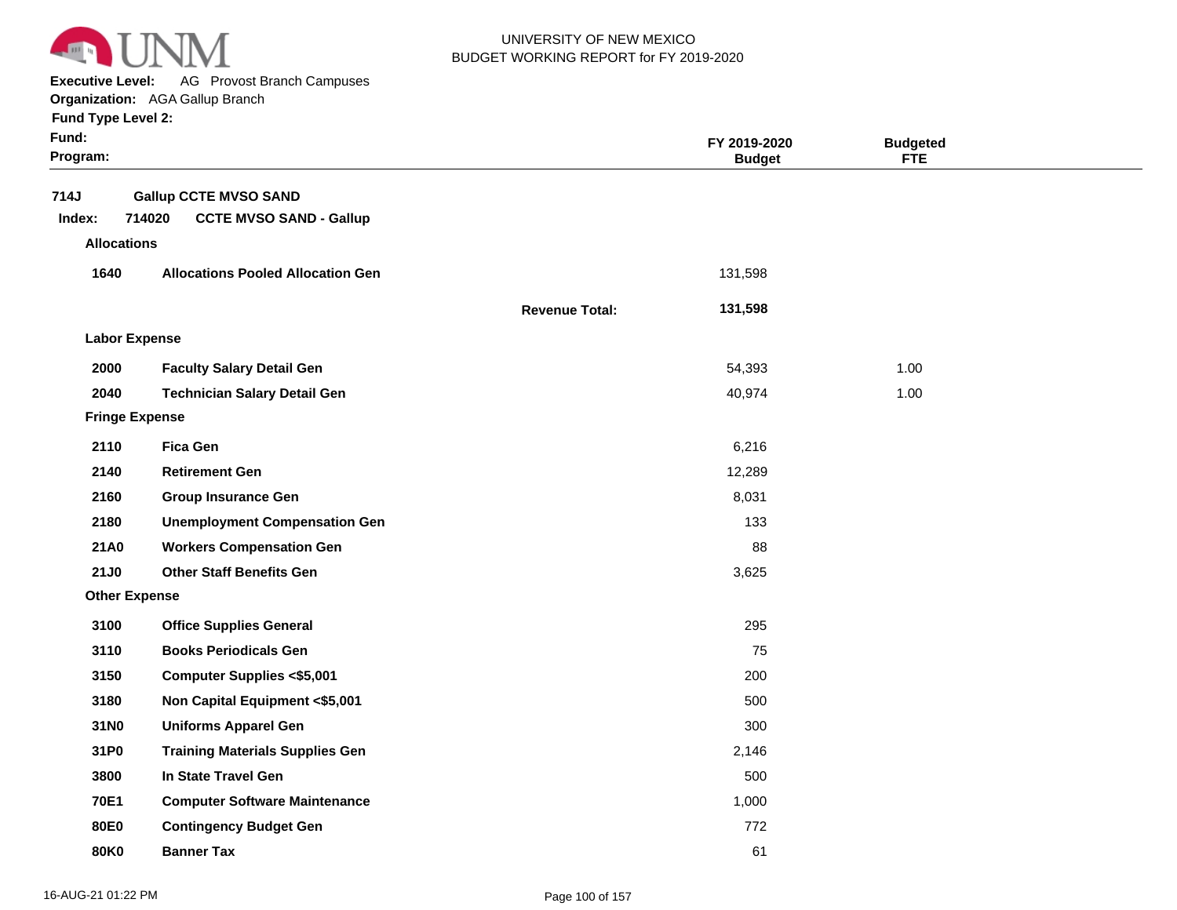UNIVERSITY OF NEW MEXICO
BUDGET WORKING REPORT for FY 2019-2020

**Executive Level:** AG Provost Branch Campuses
**Organization:** AGA Gallup Branch
**Fund Type Level 2:**
**Fund:**
**Program:**

| | | | FY 2019-2020 Budget | Budgeted FTE |
|---|---|---|---|---|
| **714J** | **Gallup CCTE MVSO SAND** | | | |
| **Index: 714020** | **CCTE MVSO SAND - Gallup** | | | |
| **Allocations** | | | | |
| **1640** | **Allocations Pooled Allocation Gen** | | 131,598 | |
| | | **Revenue Total:** | **131,598** | |
| **Labor Expense** | | | | |
| **2000** | **Faculty Salary Detail Gen** | | 54,393 | 1.00 |
| **2040** | **Technician Salary Detail Gen** | | 40,974 | 1.00 |
| **Fringe Expense** | | | | |
| **2110** | **Fica Gen** | | 6,216 | |
| **2140** | **Retirement Gen** | | 12,289 | |
| **2160** | **Group Insurance Gen** | | 8,031 | |
| **2180** | **Unemployment Compensation Gen** | | 133 | |
| **21A0** | **Workers Compensation Gen** | | 88 | |
| **21J0** | **Other Staff Benefits Gen** | | 3,625 | |
| **Other Expense** | | | | |
| **3100** | **Office Supplies General** | | 295 | |
| **3110** | **Books Periodicals Gen** | | 75 | |
| **3150** | **Computer Supplies <$5,001** | | 200 | |
| **3180** | **Non Capital Equipment <$5,001** | | 500 | |
| **31N0** | **Uniforms Apparel Gen** | | 300 | |
| **31P0** | **Training Materials Supplies Gen** | | 2,146 | |
| **3800** | **In State Travel Gen** | | 500 | |
| **70E1** | **Computer Software Maintenance** | | 1,000 | |
| **80E0** | **Contingency Budget Gen** | | 772 | |
| **80K0** | **Banner Tax** | | 61 | |

16-AUG-21 01:22 PM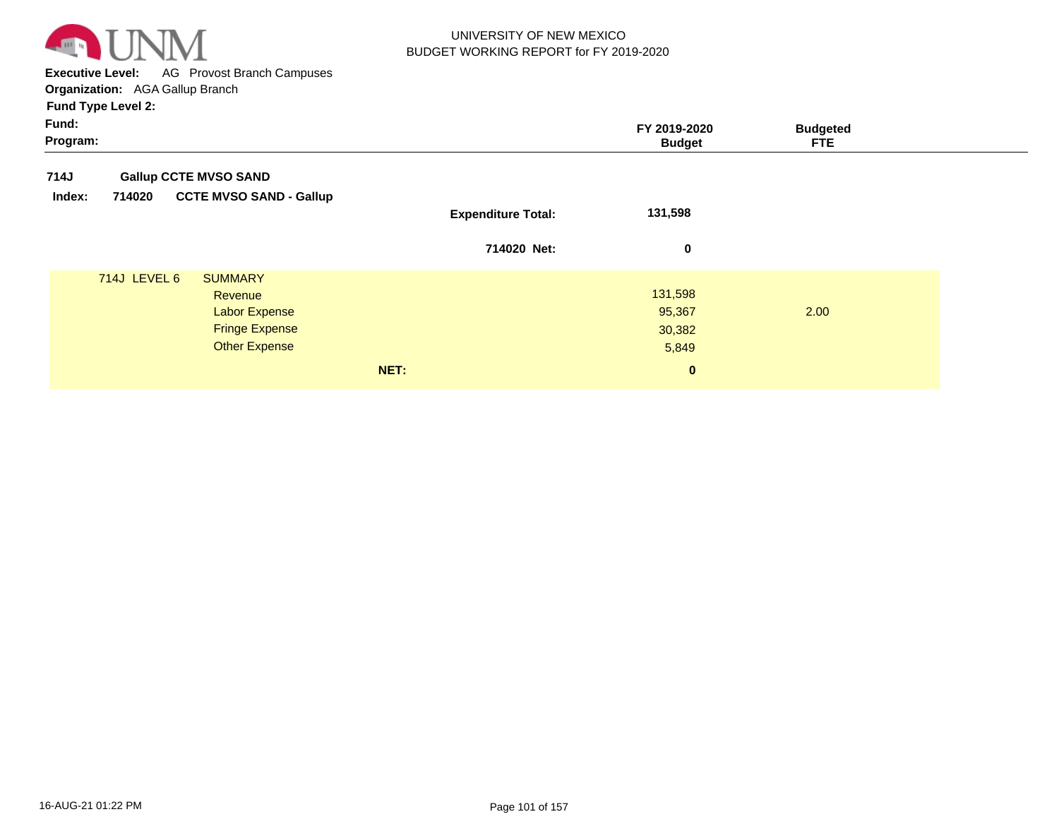UNIVERSITY OF NEW MEXICO
BUDGET WORKING REPORT for FY 2019-2020

**Executive Level:** AG Provost Branch Campuses
**Organization:** AGA Gallup Branch
**Fund Type Level 2:**
**Fund:**
**Program:**

| | | | FY 2019-2020 Budget | Budgeted FTE |
|---|---|---|---|---|
| **714J** | **Gallup CCTE MVSO SAND** | | | |
| **Index: 714020** | **CCTE MVSO SAND - Gallup** | | | |
| | | **Expenditure Total:** | **131,598** | |
| | | **714020 Net:** | **0** | |
| 714J LEVEL 6 | SUMMARY | | | |
| | Revenue | | 131,598 | |
| | Labor Expense | | 95,367 | 2.00 |
| | Fringe Expense | | 30,382 | |
| | Other Expense | | 5,849 | |
| | | **NET:** | **0** | |

16-AUG-21 01:22 PM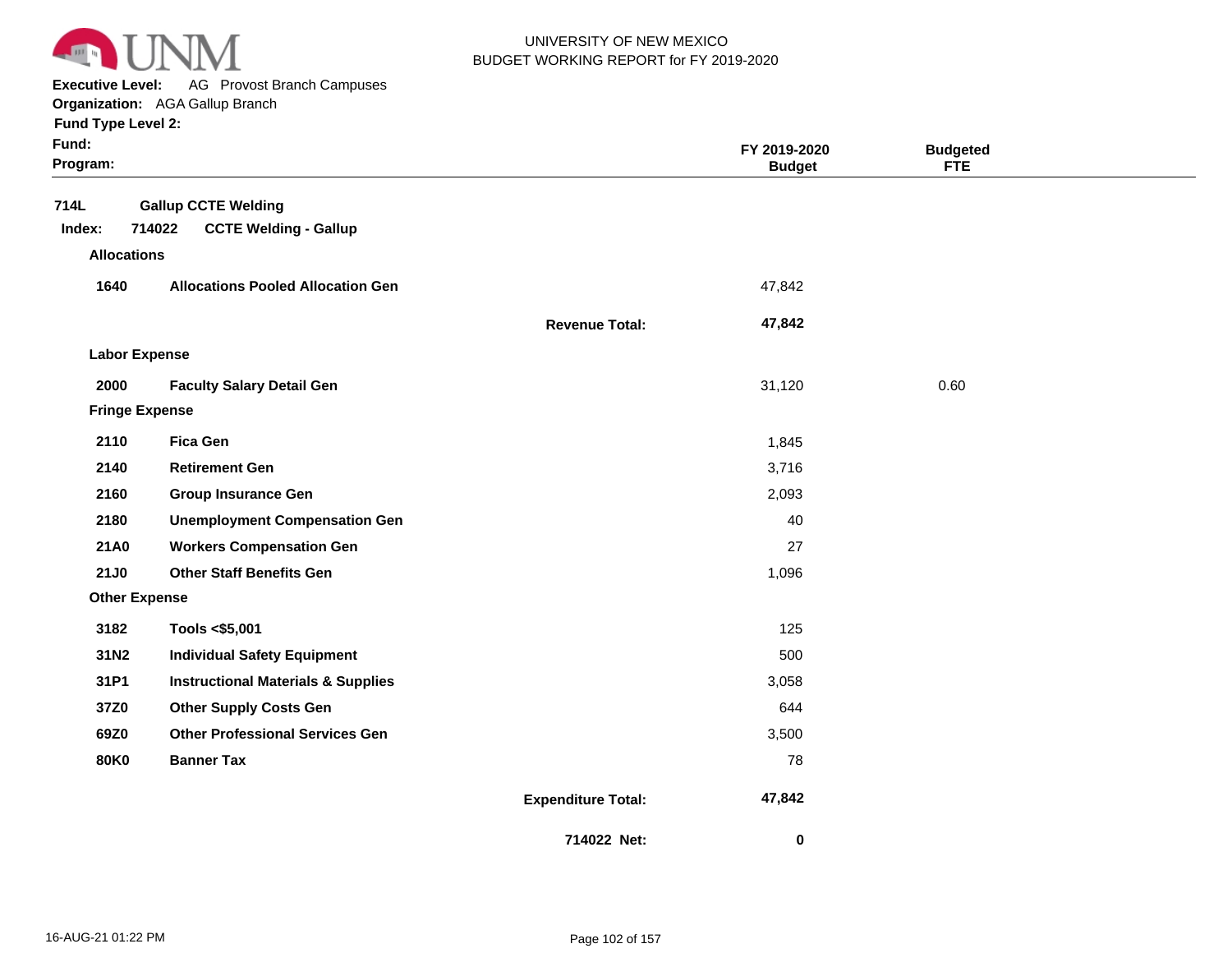UNIVERSITY OF NEW MEXICO
BUDGET WORKING REPORT for FY 2019-2020

**Executive Level:** AG Provost Branch Campuses
**Organization:** AGA Gallup Branch
**Fund Type Level 2:**
**Fund:**
**Program:**

| | | | FY 2019-2020 Budget | Budgeted FTE |
|---|---|---|---|---|
| **714L** | **Gallup CCTE Welding** | | | |
| **Index: 714022** | **CCTE Welding - Gallup** | | | |
| **Allocations** | | | | |
| **1640** | **Allocations Pooled Allocation Gen** | | 47,842 | |
| | | **Revenue Total:** | **47,842** | |
| **Labor Expense** | | | | |
| **2000** | **Faculty Salary Detail Gen** | | 31,120 | 0.60 |
| **Fringe Expense** | | | | |
| **2110** | **Fica Gen** | | 1,845 | |
| **2140** | **Retirement Gen** | | 3,716 | |
| **2160** | **Group Insurance Gen** | | 2,093 | |
| **2180** | **Unemployment Compensation Gen** | | 40 | |
| **21A0** | **Workers Compensation Gen** | | 27 | |
| **21J0** | **Other Staff Benefits Gen** | | 1,096 | |
| **Other Expense** | | | | |
| **3182** | **Tools <$5,001** | | 125 | |
| **31N2** | **Individual Safety Equipment** | | 500 | |
| **31P1** | **Instructional Materials & Supplies** | | 3,058 | |
| **37Z0** | **Other Supply Costs Gen** | | 644 | |
| **69Z0** | **Other Professional Services Gen** | | 3,500 | |
| **80K0** | **Banner Tax** | | 78 | |
| | | **Expenditure Total:** | **47,842** | |
| | | **714022 Net:** | **0** | |

16-AUG-21 01:22 PM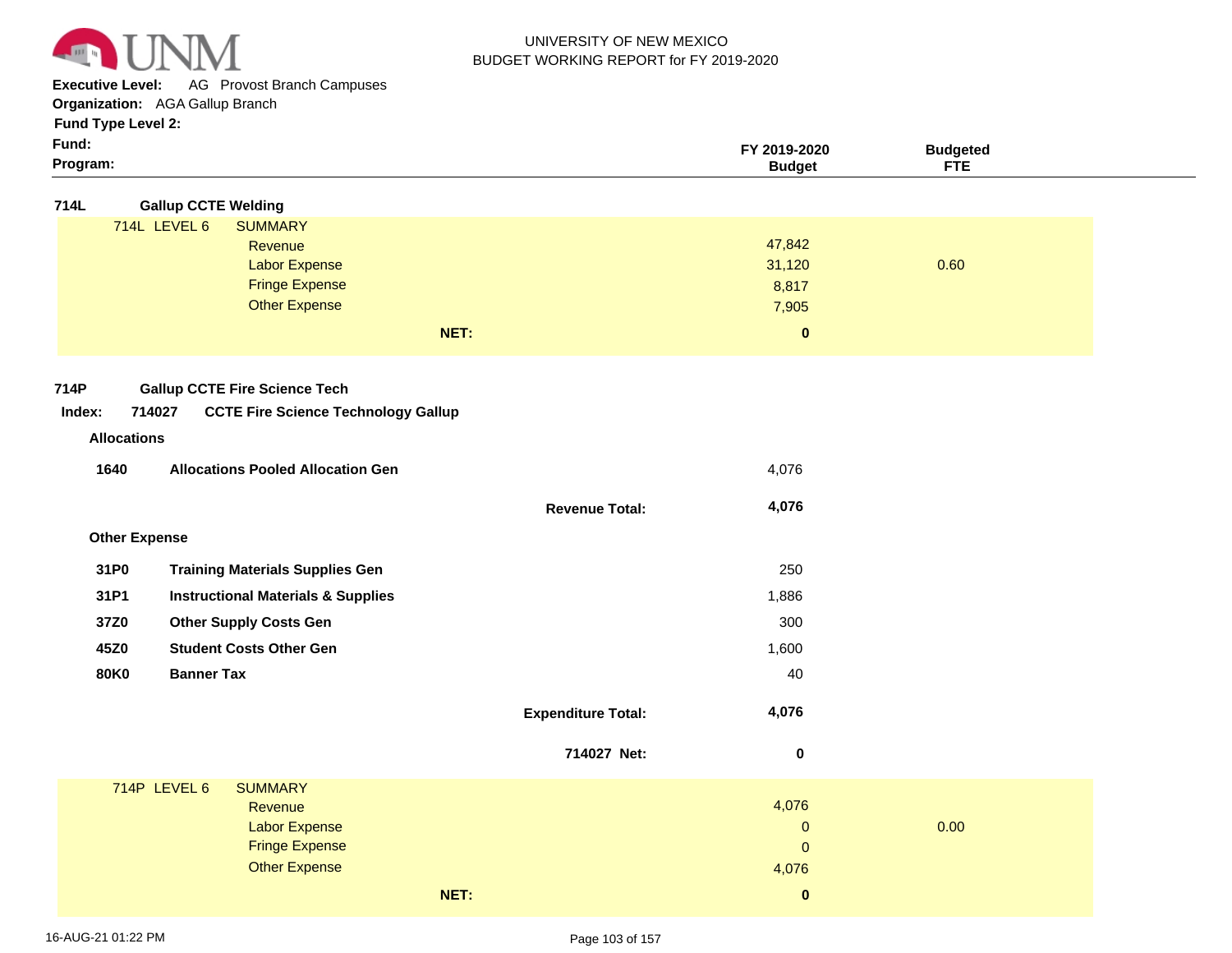UNIVERSITY OF NEW MEXICO
BUDGET WORKING REPORT for FY 2019-2020

**Executive Level:** AG Provost Branch Campuses
**Organization:** AGA Gallup Branch
**Fund Type Level 2:**
**Fund:**
**Program:**

| | | FY 2019-2020 Budget | Budgeted FTE |
|---|---|---|---|
| **714L** | **Gallup CCTE Welding** | | |
| 714L LEVEL 6 | SUMMARY | | |
| | Revenue | 47,842 | |
| | Labor Expense | 31,120 | 0.60 |
| | Fringe Expense | 8,817 | |
| | Other Expense | 7,905 | |
| | **NET:** | **0** | |

**714P** **Gallup CCTE Fire Science Tech**

**Index: 714027 CCTE Fire Science Technology Gallup**

| | | FY 2019-2020 Budget | Budgeted FTE |
|---|---|---|---|
| **Allocations** | | | |
| **1640** | **Allocations Pooled Allocation Gen** | 4,076 | |
| | **Revenue Total:** | **4,076** | |
| **Other Expense** | | | |
| **31P0** | **Training Materials Supplies Gen** | 250 | |
| **31P1** | **Instructional Materials & Supplies** | 1,886 | |
| **37Z0** | **Other Supply Costs Gen** | 300 | |
| **45Z0** | **Student Costs Other Gen** | 1,600 | |
| **80K0** | **Banner Tax** | 40 | |
| | **Expenditure Total:** | **4,076** | |
| | **714027 Net:** | **0** | |
| 714P LEVEL 6 | SUMMARY | | |
| | Revenue | 4,076 | |
| | Labor Expense | 0 | 0.00 |
| | Fringe Expense | 0 | |
| | Other Expense | 4,076 | |
| | **NET:** | **0** | |

16-AUG-21 01:22 PM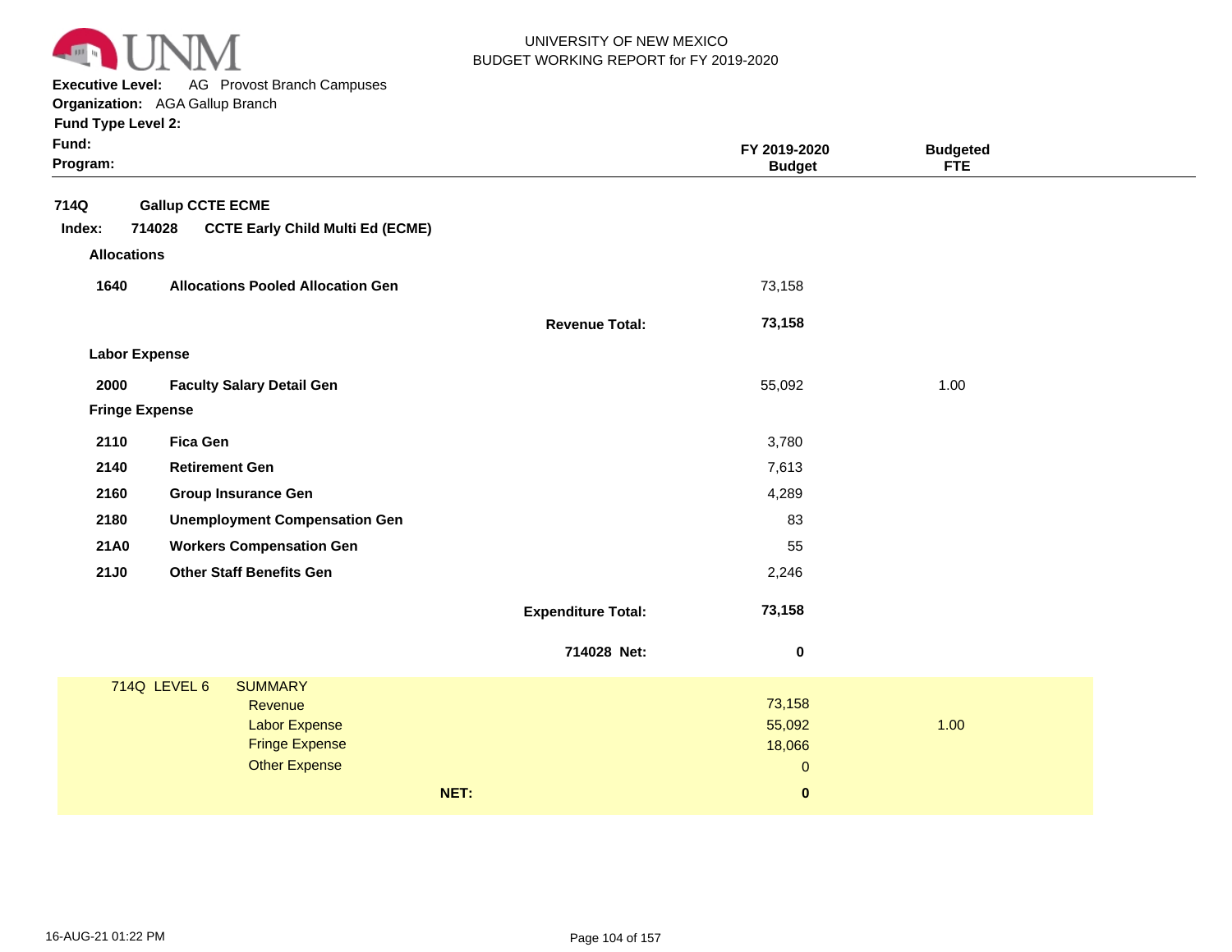UNIVERSITY OF NEW MEXICO
BUDGET WORKING REPORT for FY 2019-2020

**Executive Level:** AG Provost Branch Campuses
**Organization:** AGA Gallup Branch
**Fund Type Level 2:**
**Fund:**
**Program:**

| | | | FY 2019-2020 Budget | Budgeted FTE |
|---|---|---|---|---|
| **714Q** | **Gallup CCTE ECME** | | | |
| **Index: 714028** | **CCTE Early Child Multi Ed (ECME)** | | | |
| **Allocations** | | | | |
| **1640** | **Allocations Pooled Allocation Gen** | | 73,158 | |
| | | **Revenue Total:** | **73,158** | |
| **Labor Expense** | | | | |
| **2000** | **Faculty Salary Detail Gen** | | 55,092 | 1.00 |
| **Fringe Expense** | | | | |
| **2110** | **Fica Gen** | | 3,780 | |
| **2140** | **Retirement Gen** | | 7,613 | |
| **2160** | **Group Insurance Gen** | | 4,289 | |
| **2180** | **Unemployment Compensation Gen** | | 83 | |
| **21A0** | **Workers Compensation Gen** | | 55 | |
| **21J0** | **Other Staff Benefits Gen** | | 2,246 | |
| | | **Expenditure Total:** | **73,158** | |
| | | **714028 Net:** | **0** | |

| 714Q LEVEL 6 | SUMMARY | | |
|---|---|---|---|
| | Revenue | 73,158 | |
| | Labor Expense | 55,092 | 1.00 |
| | Fringe Expense | 18,066 | |
| | Other Expense | 0 | |
| | **NET:** | **0** | |

16-AUG-21 01:22 PM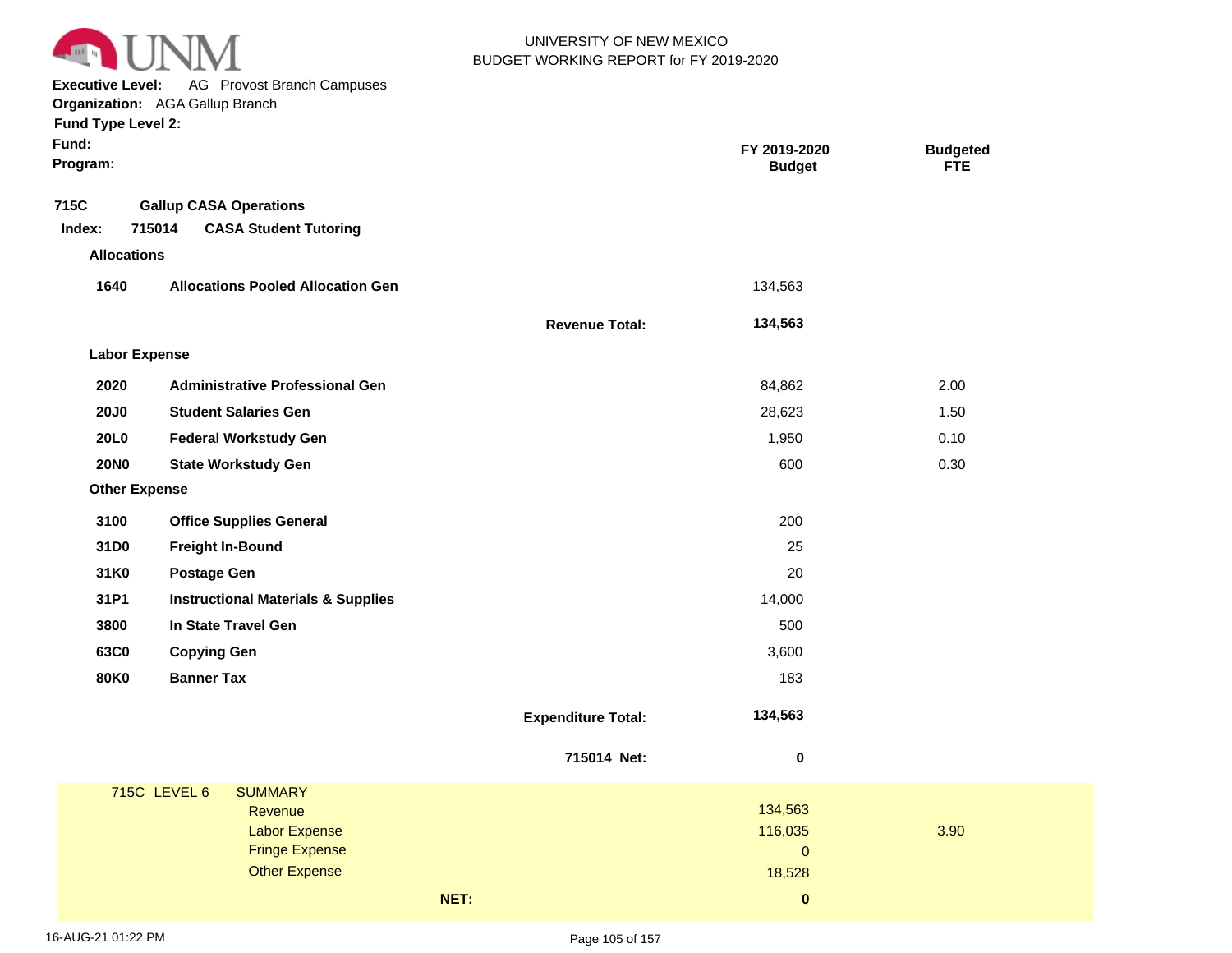UNIVERSITY OF NEW MEXICO
BUDGET WORKING REPORT for FY 2019-2020

**Executive Level:** AG Provost Branch Campuses
**Organization:** AGA Gallup Branch
**Fund Type Level 2:**
**Fund:**
**Program:**

| | | | FY 2019-2020 Budget | Budgeted FTE |
|---|---|---|---|---|
| **715C** | **Gallup CASA Operations** | | | |
| **Index: 715014** | **CASA Student Tutoring** | | | |
| **Allocations** | | | | |
| **1640** | **Allocations Pooled Allocation Gen** | | 134,563 | |
| | | **Revenue Total:** | **134,563** | |
| **Labor Expense** | | | | |
| **2020** | **Administrative Professional Gen** | | 84,862 | 2.00 |
| **20J0** | **Student Salaries Gen** | | 28,623 | 1.50 |
| **20L0** | **Federal Workstudy Gen** | | 1,950 | 0.10 |
| **20N0** | **State Workstudy Gen** | | 600 | 0.30 |
| **Other Expense** | | | | |
| **3100** | **Office Supplies General** | | 200 | |
| **31D0** | **Freight In-Bound** | | 25 | |
| **31K0** | **Postage Gen** | | 20 | |
| **31P1** | **Instructional Materials & Supplies** | | 14,000 | |
| **3800** | **In State Travel Gen** | | 500 | |
| **63C0** | **Copying Gen** | | 3,600 | |
| **80K0** | **Banner Tax** | | 183 | |
| | | **Expenditure Total:** | **134,563** | |
| | | **715014 Net:** | **0** | |

| 715C LEVEL 6 | SUMMARY | | |
|---|---|---|---|
| | Revenue | 134,563 | |
| | Labor Expense | 116,035 | 3.90 |
| | Fringe Expense | 0 | |
| | Other Expense | 18,528 | |
| | **NET:** | **0** | |

16-AUG-21 01:22 PM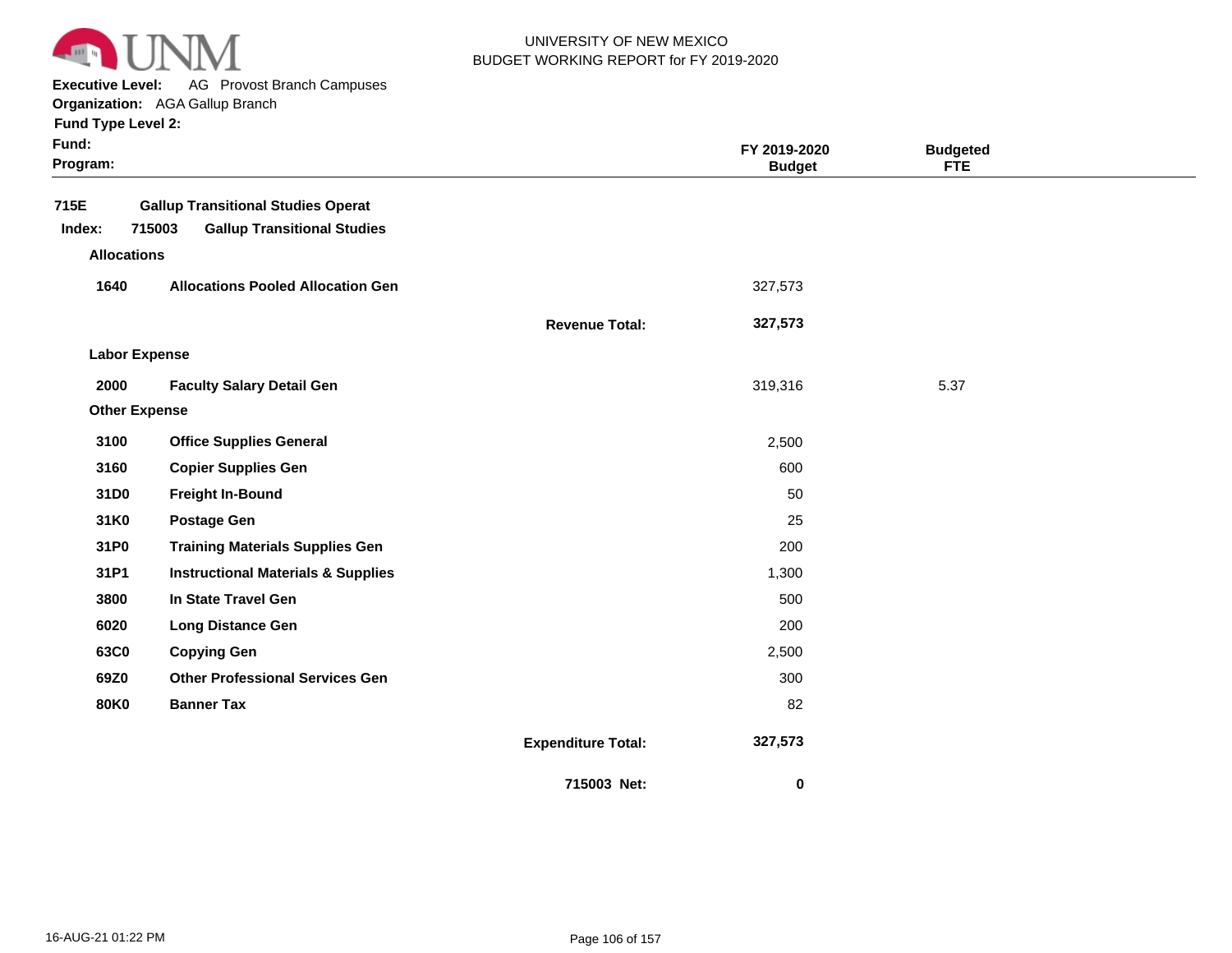UNIVERSITY OF NEW MEXICO
BUDGET WORKING REPORT for FY 2019-2020

**Executive Level:** AG Provost Branch Campuses
**Organization:** AGA Gallup Branch
**Fund Type Level 2:**
**Fund:**
**Program:**

| | | | FY 2019-2020 Budget | Budgeted FTE |
|---|---|---|---|---|
| **715E** | **Gallup Transitional Studies Operat** | | | |
| **Index: 715003** | **Gallup Transitional Studies** | | | |
| **Allocations** | | | | |
| **1640** | **Allocations Pooled Allocation Gen** | | 327,573 | |
| | | **Revenue Total:** | **327,573** | |
| **Labor Expense** | | | | |
| **2000** | **Faculty Salary Detail Gen** | | 319,316 | 5.37 |
| **Other Expense** | | | | |
| **3100** | **Office Supplies General** | | 2,500 | |
| **3160** | **Copier Supplies Gen** | | 600 | |
| **31D0** | **Freight In-Bound** | | 50 | |
| **31K0** | **Postage Gen** | | 25 | |
| **31P0** | **Training Materials Supplies Gen** | | 200 | |
| **31P1** | **Instructional Materials & Supplies** | | 1,300 | |
| **3800** | **In State Travel Gen** | | 500 | |
| **6020** | **Long Distance Gen** | | 200 | |
| **63C0** | **Copying Gen** | | 2,500 | |
| **69Z0** | **Other Professional Services Gen** | | 300 | |
| **80K0** | **Banner Tax** | | 82 | |
| | | **Expenditure Total:** | **327,573** | |
| | | **715003 Net:** | **0** | |

16-AUG-21 01:22 PM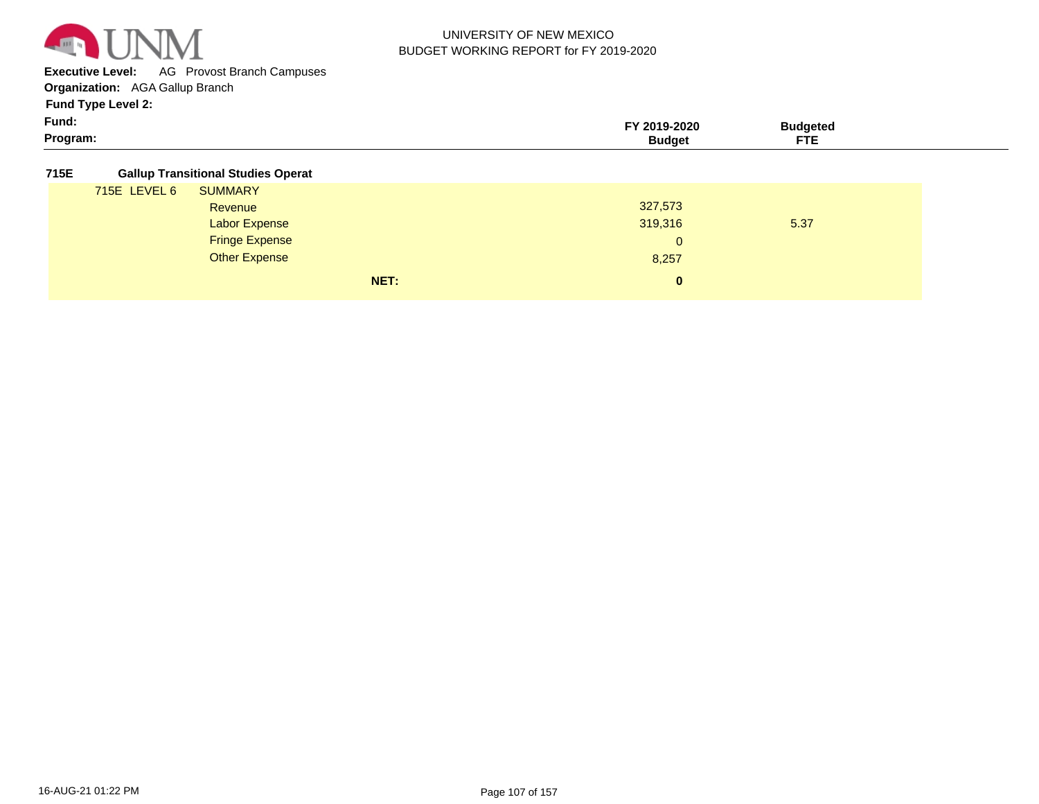UNIVERSITY OF NEW MEXICO
BUDGET WORKING REPORT for FY 2019-2020

**Executive Level:** AG Provost Branch Campuses
**Organization:** AGA Gallup Branch
**Fund Type Level 2:**
**Fund:**
**Program:**

| | | FY 2019-2020 Budget | Budgeted FTE |
|---|---|---|---|
| **715E** | **Gallup Transitional Studies Operat** | | |
| 715E LEVEL 6 | SUMMARY | | |
| | Revenue | 327,573 | |
| | Labor Expense | 319,316 | 5.37 |
| | Fringe Expense | 0 | |
| | Other Expense | 8,257 | |
| | **NET:** | **0** | |

16-AUG-21 01:22 PM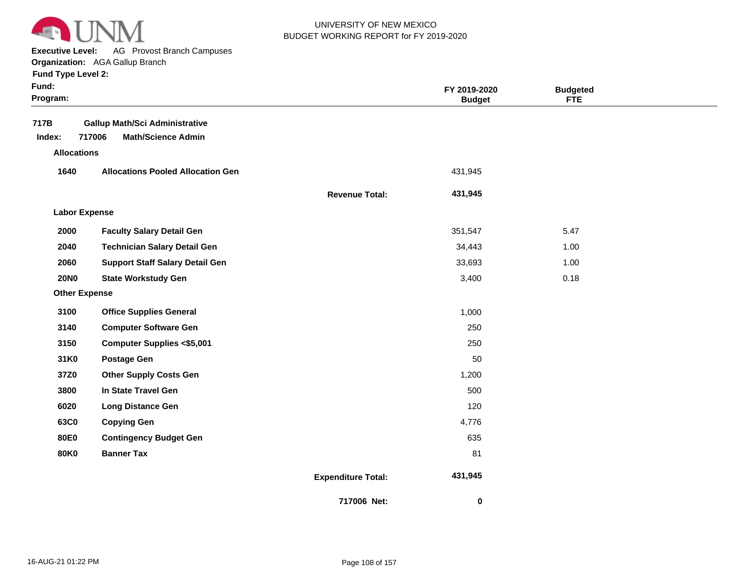UNIVERSITY OF NEW MEXICO
BUDGET WORKING REPORT for FY 2019-2020

**Executive Level:** AG Provost Branch Campuses
**Organization:** AGA Gallup Branch
**Fund Type Level 2:**
**Fund:**
**Program:**

| | | | FY 2019-2020 Budget | Budgeted FTE |
|---|---|---|---|---|
| **717B** | **Gallup Math/Sci Administrative** | | | |
| **Index: 717006** | **Math/Science Admin** | | | |
| **Allocations** | | | | |
| **1640** | **Allocations Pooled Allocation Gen** | | 431,945 | |
| | | **Revenue Total:** | **431,945** | |
| **Labor Expense** | | | | |
| **2000** | **Faculty Salary Detail Gen** | | 351,547 | 5.47 |
| **2040** | **Technician Salary Detail Gen** | | 34,443 | 1.00 |
| **2060** | **Support Staff Salary Detail Gen** | | 33,693 | 1.00 |
| **20N0** | **State Workstudy Gen** | | 3,400 | 0.18 |
| **Other Expense** | | | | |
| **3100** | **Office Supplies General** | | 1,000 | |
| **3140** | **Computer Software Gen** | | 250 | |
| **3150** | **Computer Supplies <$5,001** | | 250 | |
| **31K0** | **Postage Gen** | | 50 | |
| **37Z0** | **Other Supply Costs Gen** | | 1,200 | |
| **3800** | **In State Travel Gen** | | 500 | |
| **6020** | **Long Distance Gen** | | 120 | |
| **63C0** | **Copying Gen** | | 4,776 | |
| **80E0** | **Contingency Budget Gen** | | 635 | |
| **80K0** | **Banner Tax** | | 81 | |
| | | **Expenditure Total:** | **431,945** | |
| | | **717006 Net:** | **0** | |

16-AUG-21 01:22 PM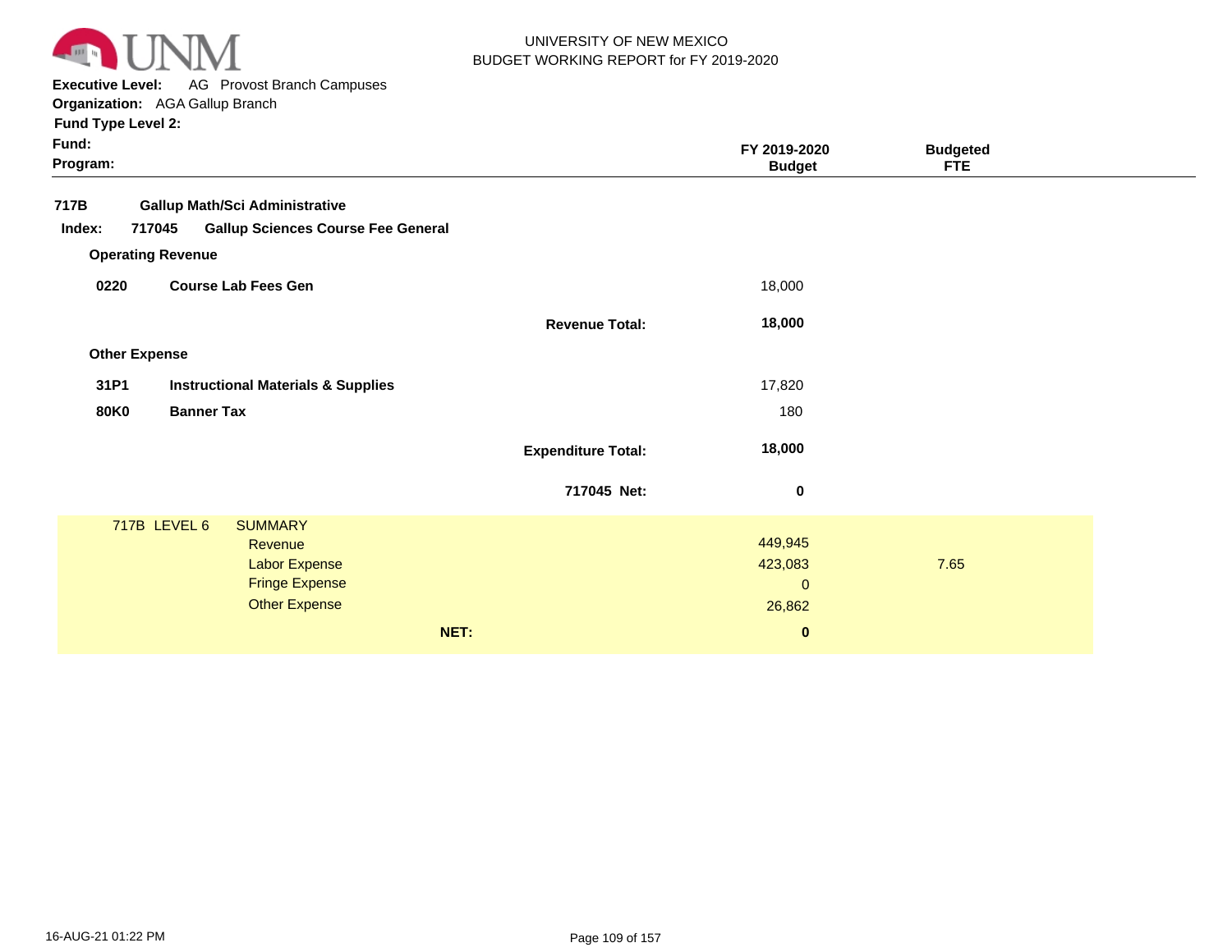UNIVERSITY OF NEW MEXICO
BUDGET WORKING REPORT for FY 2019-2020

**Executive Level:** AG Provost Branch Campuses
**Organization:** AGA Gallup Branch
**Fund Type Level 2:**
**Fund:**
**Program:**

| | | FY 2019-2020 Budget | Budgeted FTE |
|---|---|---|---|
| **717B** | **Gallup Math/Sci Administrative** | | |
| **Index: 717045** | **Gallup Sciences Course Fee General** | | |
| **Operating Revenue** | | | |
| **0220** | **Course Lab Fees Gen** | 18,000 | |
| | **Revenue Total:** | **18,000** | |
| **Other Expense** | | | |
| **31P1** | **Instructional Materials & Supplies** | 17,820 | |
| **80K0** | **Banner Tax** | 180 | |
| | **Expenditure Total:** | **18,000** | |
| | **717045 Net:** | **0** | |
| 717B LEVEL 6 | SUMMARY | | |
| | Revenue | 449,945 | |
| | Labor Expense | 423,083 | 7.65 |
| | Fringe Expense | 0 | |
| | Other Expense | 26,862 | |
| | **NET:** | **0** | |

16-AUG-21 01:22 PM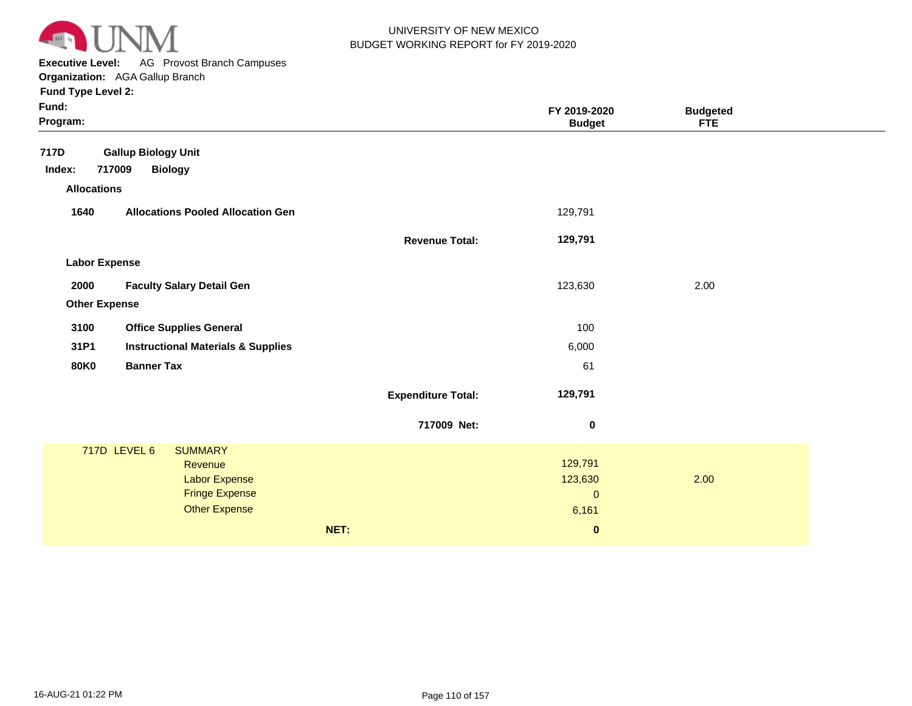UNIVERSITY OF NEW MEXICO
BUDGET WORKING REPORT for FY 2019-2020

**Executive Level:** AG Provost Branch Campuses
**Organization:** AGA Gallup Branch
**Fund Type Level 2:**
**Fund:**
**Program:**

| | | | FY 2019-2020 Budget | Budgeted FTE |
|---|---|---|---|---|
| **717D** | **Gallup Biology Unit** | | | |
| **Index: 717009** | **Biology** | | | |
| **Allocations** | | | | |
| **1640** | **Allocations Pooled Allocation Gen** | | 129,791 | |
| | | **Revenue Total:** | **129,791** | |
| **Labor Expense** | | | | |
| **2000** | **Faculty Salary Detail Gen** | | 123,630 | 2.00 |
| **Other Expense** | | | | |
| **3100** | **Office Supplies General** | | 100 | |
| **31P1** | **Instructional Materials & Supplies** | | 6,000 | |
| **80K0** | **Banner Tax** | | 61 | |
| | | **Expenditure Total:** | **129,791** | |
| | | **717009 Net:** | **0** | |

| 717D LEVEL 6 | SUMMARY | | |
|---|---|---|---|
| | Revenue | 129,791 | |
| | Labor Expense | 123,630 | 2.00 |
| | Fringe Expense | 0 | |
| | Other Expense | 6,161 | |
| | **NET:** | **0** | |

16-AUG-21 01:22 PM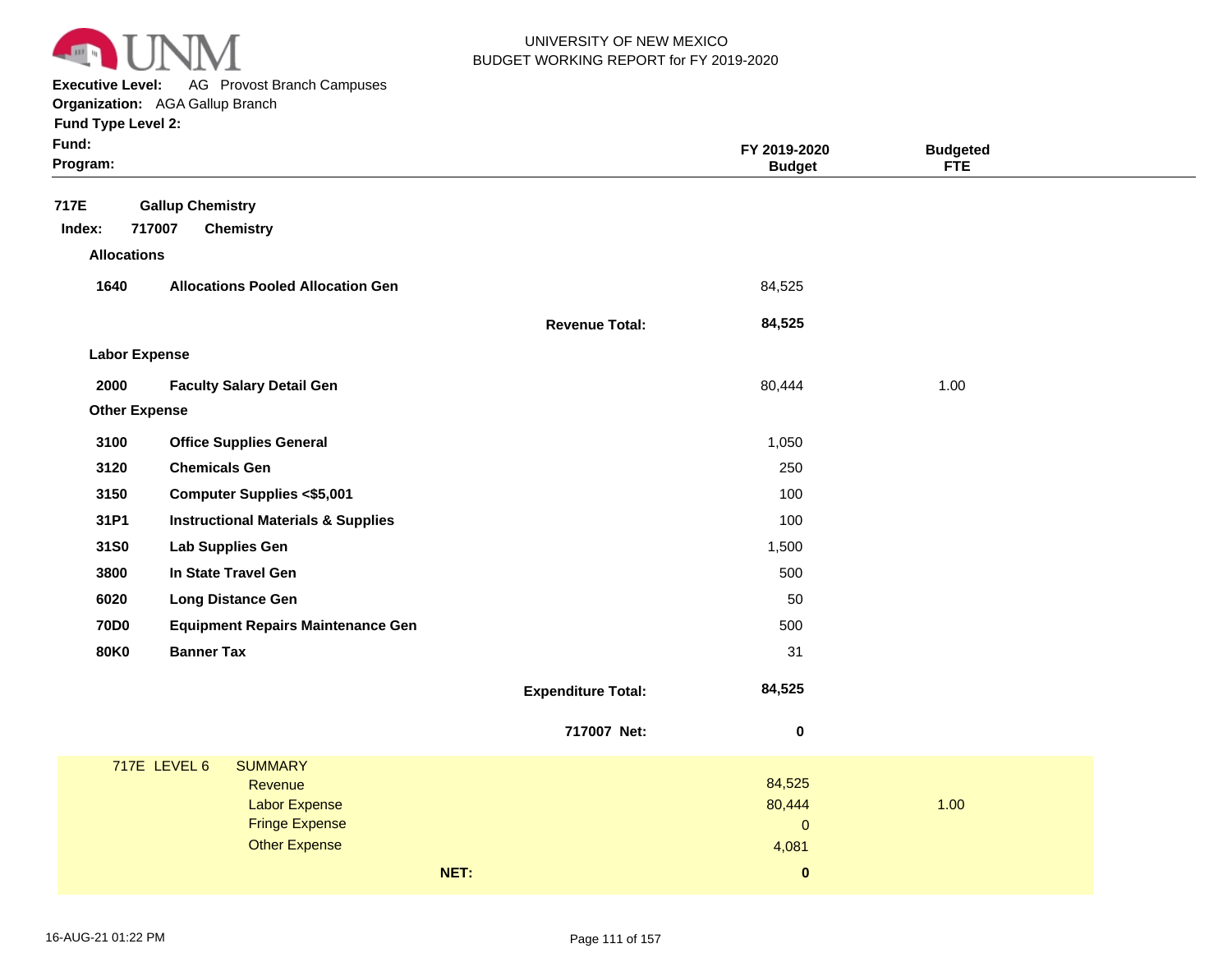UNIVERSITY OF NEW MEXICO
BUDGET WORKING REPORT for FY 2019-2020

**Executive Level:** AG Provost Branch Campuses
**Organization:** AGA Gallup Branch
**Fund Type Level 2:**
**Fund:**
**Program:**

| | | | FY 2019-2020 Budget | Budgeted FTE |
|---|---|---|---|---|
| **717E** | **Gallup Chemistry** | | | |
| **Index: 717007** | **Chemistry** | | | |
| **Allocations** | | | | |
| **1640** | **Allocations Pooled Allocation Gen** | | 84,525 | |
| | | **Revenue Total:** | **84,525** | |
| **Labor Expense** | | | | |
| **2000** | **Faculty Salary Detail Gen** | | 80,444 | 1.00 |
| **Other Expense** | | | | |
| **3100** | **Office Supplies General** | | 1,050 | |
| **3120** | **Chemicals Gen** | | 250 | |
| **3150** | **Computer Supplies <$5,001** | | 100 | |
| **31P1** | **Instructional Materials & Supplies** | | 100 | |
| **31S0** | **Lab Supplies Gen** | | 1,500 | |
| **3800** | **In State Travel Gen** | | 500 | |
| **6020** | **Long Distance Gen** | | 50 | |
| **70D0** | **Equipment Repairs Maintenance Gen** | | 500 | |
| **80K0** | **Banner Tax** | | 31 | |
| | | **Expenditure Total:** | **84,525** | |
| | | **717007 Net:** | **0** | |

| 717E LEVEL 6 | SUMMARY | | |
|---|---|---|---|
| | Revenue | 84,525 | |
| | Labor Expense | 80,444 | 1.00 |
| | Fringe Expense | 0 | |
| | Other Expense | 4,081 | |
| | **NET:** | **0** | |

16-AUG-21 01:22 PM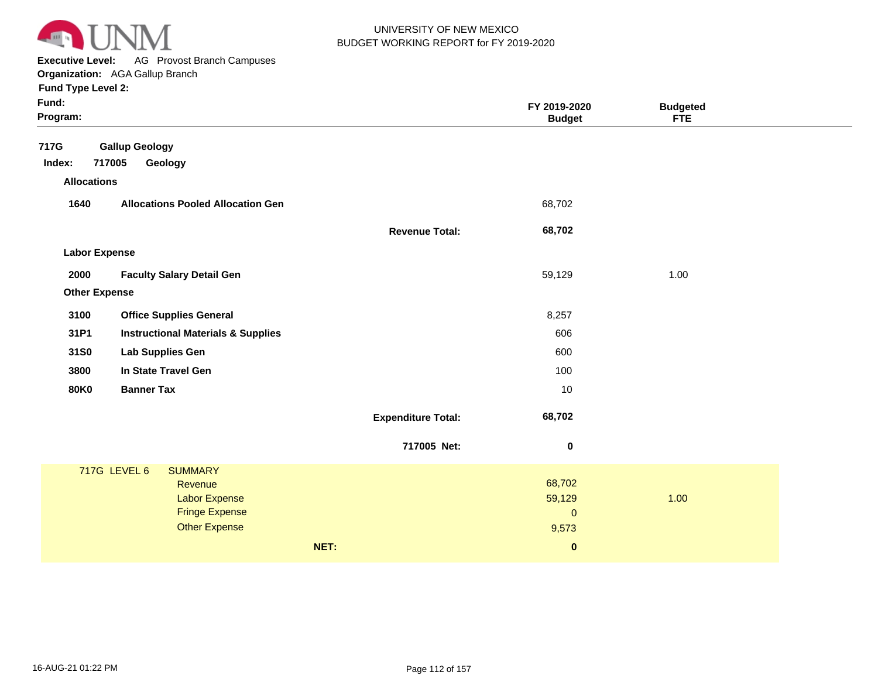UNIVERSITY OF NEW MEXICO
BUDGET WORKING REPORT for FY 2019-2020

**Executive Level:** AG Provost Branch Campuses
**Organization:** AGA Gallup Branch
**Fund Type Level 2:**
**Fund:**
**Program:**

| | | | FY 2019-2020 Budget | Budgeted FTE |
|---|---|---|---|---|
| **717G** | **Gallup Geology** | | | |
| **Index: 717005** | **Geology** | | | |
| **Allocations** | | | | |
| **1640** | **Allocations Pooled Allocation Gen** | | 68,702 | |
| | | **Revenue Total:** | **68,702** | |
| **Labor Expense** | | | | |
| **2000** | **Faculty Salary Detail Gen** | | 59,129 | 1.00 |
| **Other Expense** | | | | |
| **3100** | **Office Supplies General** | | 8,257 | |
| **31P1** | **Instructional Materials & Supplies** | | 606 | |
| **31S0** | **Lab Supplies Gen** | | 600 | |
| **3800** | **In State Travel Gen** | | 100 | |
| **80K0** | **Banner Tax** | | 10 | |
| | | **Expenditure Total:** | **68,702** | |
| | | **717005 Net:** | **0** | |

| 717G LEVEL 6 | SUMMARY | | |
|---|---|---|---|
| | Revenue | 68,702 | |
| | Labor Expense | 59,129 | 1.00 |
| | Fringe Expense | 0 | |
| | Other Expense | 9,573 | |
| | **NET:** | **0** | |

16-AUG-21 01:22 PM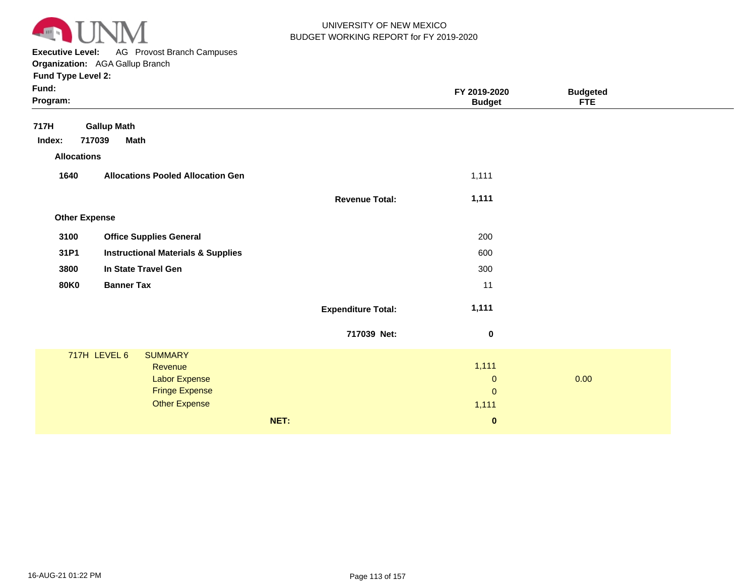UNIVERSITY OF NEW MEXICO
BUDGET WORKING REPORT for FY 2019-2020

**Executive Level:** AG Provost Branch Campuses
**Organization:** AGA Gallup Branch
**Fund Type Level 2:**
**Fund:**
**Program:**

| | | | FY 2019-2020 Budget | Budgeted FTE |
|---|---|---|---|---|
| **717H** | **Gallup Math** | | | |
| **Index: 717039** | **Math** | | | |
| **Allocations** | | | | |
| **1640** | **Allocations Pooled Allocation Gen** | | 1,111 | |
| | | **Revenue Total:** | **1,111** | |
| **Other Expense** | | | | |
| **3100** | **Office Supplies General** | | 200 | |
| **31P1** | **Instructional Materials & Supplies** | | 600 | |
| **3800** | **In State Travel Gen** | | 300 | |
| **80K0** | **Banner Tax** | | 11 | |
| | | **Expenditure Total:** | **1,111** | |
| | | **717039 Net:** | **0** | |

| 717H LEVEL 6 | SUMMARY | | Budget | FTE |
|---|---|---|---|---|
| | Revenue | | 1,111 | |
| | Labor Expense | | 0 | 0.00 |
| | Fringe Expense | | 0 | |
| | Other Expense | | 1,111 | |
| | | **NET:** | **0** | |

16-AUG-21 01:22 PM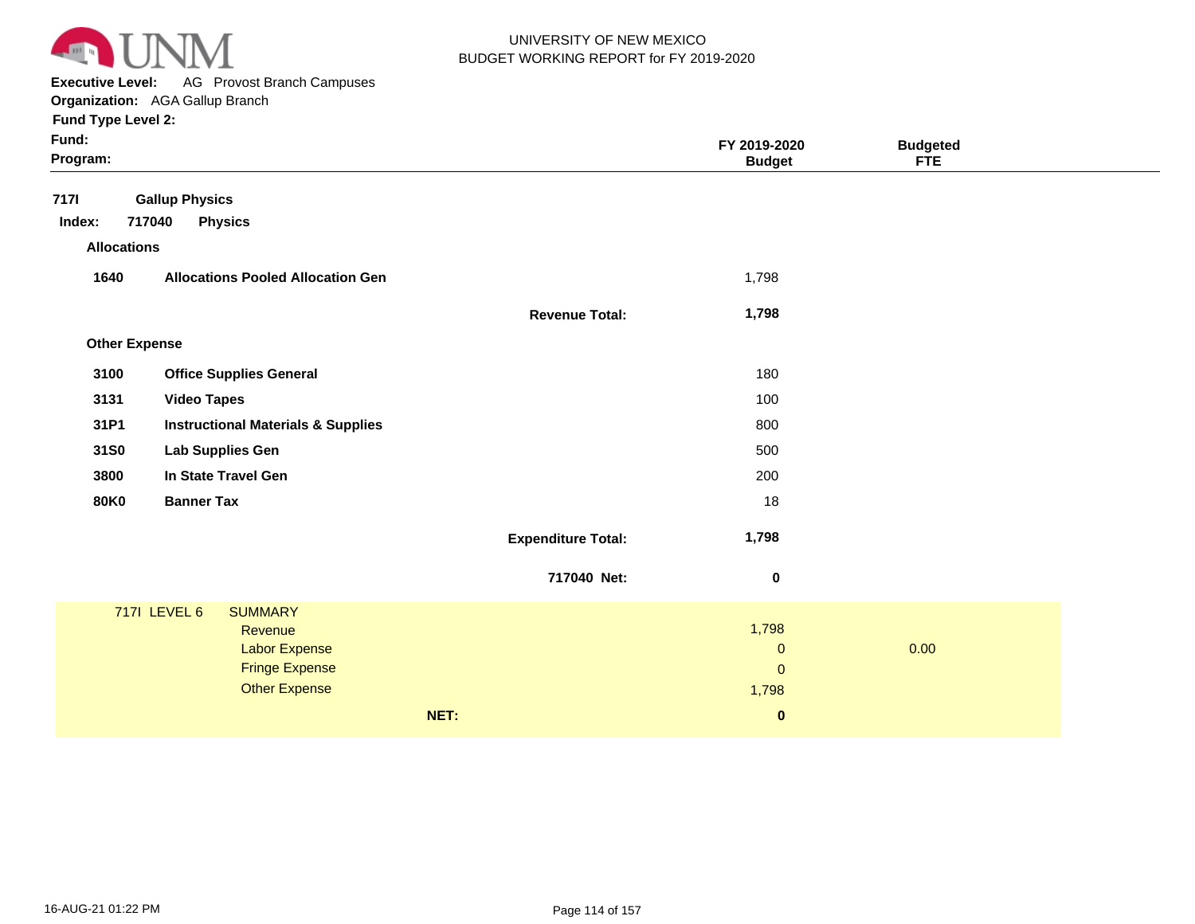UNIVERSITY OF NEW MEXICO
BUDGET WORKING REPORT for FY 2019-2020

**Executive Level:** AG Provost Branch Campuses
**Organization:** AGA Gallup Branch
**Fund Type Level 2:**
**Fund:**
**Program:**

| | | | FY 2019-2020 Budget | Budgeted FTE |
|---|---|---|---|---|
| **717I** | **Gallup Physics** | | | |
| **Index: 717040** | **Physics** | | | |
| **Allocations** | | | | |
| **1640** | **Allocations Pooled Allocation Gen** | | 1,798 | |
| | | **Revenue Total:** | **1,798** | |
| **Other Expense** | | | | |
| **3100** | **Office Supplies General** | | 180 | |
| **3131** | **Video Tapes** | | 100 | |
| **31P1** | **Instructional Materials & Supplies** | | 800 | |
| **31S0** | **Lab Supplies Gen** | | 500 | |
| **3800** | **In State Travel Gen** | | 200 | |
| **80K0** | **Banner Tax** | | 18 | |
| | | **Expenditure Total:** | **1,798** | |
| | | **717040 Net:** | **0** | |

| 717I LEVEL 6 | SUMMARY | | |
|---|---|---|---|
| | Revenue | 1,798 | |
| | Labor Expense | 0 | 0.00 |
| | Fringe Expense | 0 | |
| | Other Expense | 1,798 | |
| | **NET:** | **0** | |

16-AUG-21 01:22 PM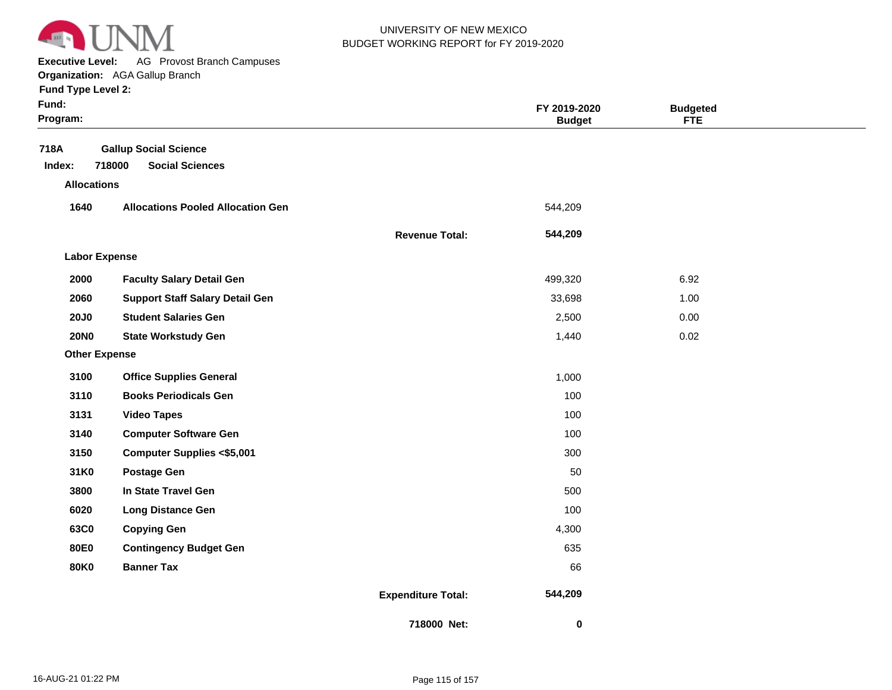UNIVERSITY OF NEW MEXICO
BUDGET WORKING REPORT for FY 2019-2020

**Executive Level:** AG Provost Branch Campuses
**Organization:** AGA Gallup Branch
**Fund Type Level 2:**
**Fund:**
**Program:**

| | | | FY 2019-2020 Budget | Budgeted FTE |
|---|---|---|---|---|
| **718A** | **Gallup Social Science** | | | |
| **Index: 718000** | **Social Sciences** | | | |
| **Allocations** | | | | |
| **1640** | **Allocations Pooled Allocation Gen** | | 544,209 | |
| | | **Revenue Total:** | **544,209** | |
| **Labor Expense** | | | | |
| **2000** | **Faculty Salary Detail Gen** | | 499,320 | 6.92 |
| **2060** | **Support Staff Salary Detail Gen** | | 33,698 | 1.00 |
| **20J0** | **Student Salaries Gen** | | 2,500 | 0.00 |
| **20N0** | **State Workstudy Gen** | | 1,440 | 0.02 |
| **Other Expense** | | | | |
| **3100** | **Office Supplies General** | | 1,000 | |
| **3110** | **Books Periodicals Gen** | | 100 | |
| **3131** | **Video Tapes** | | 100 | |
| **3140** | **Computer Software Gen** | | 100 | |
| **3150** | **Computer Supplies <$5,001** | | 300 | |
| **31K0** | **Postage Gen** | | 50 | |
| **3800** | **In State Travel Gen** | | 500 | |
| **6020** | **Long Distance Gen** | | 100 | |
| **63C0** | **Copying Gen** | | 4,300 | |
| **80E0** | **Contingency Budget Gen** | | 635 | |
| **80K0** | **Banner Tax** | | 66 | |
| | | **Expenditure Total:** | **544,209** | |
| | | **718000 Net:** | **0** | |

16-AUG-21 01:22 PM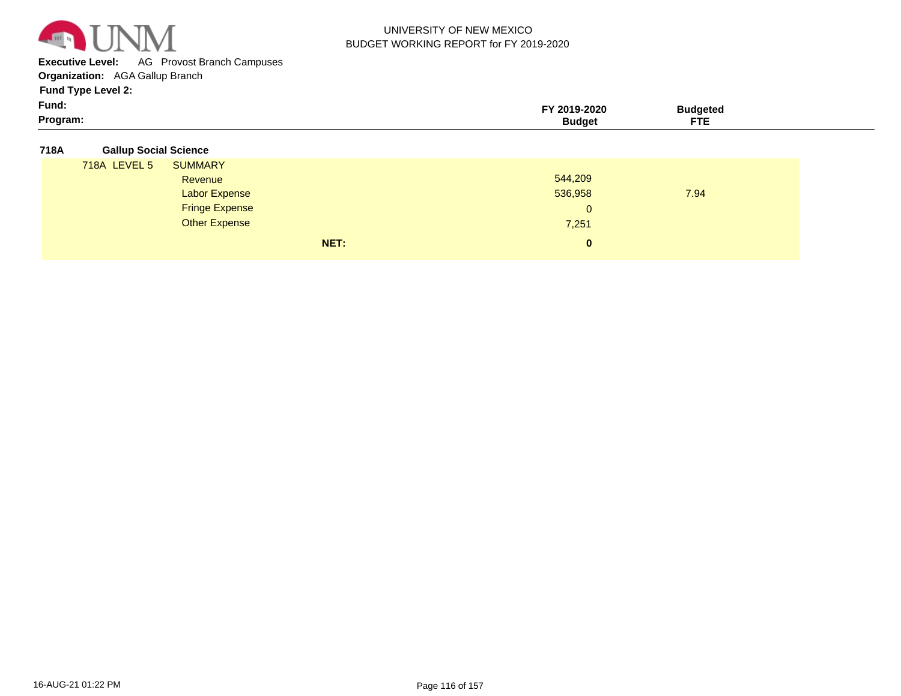UNIVERSITY OF NEW MEXICO
BUDGET WORKING REPORT for FY 2019-2020

**Executive Level:** AG Provost Branch Campuses
**Organization:** AGA Gallup Branch
**Fund Type Level 2:**
**Fund:**
**Program:**

| | | FY 2019-2020 Budget | Budgeted FTE |
|---|---|---|---|
| **718A** | **Gallup Social Science** | | |
| 718A LEVEL 5 | SUMMARY | | |
| | Revenue | 544,209 | |
| | Labor Expense | 536,958 | 7.94 |
| | Fringe Expense | 0 | |
| | Other Expense | 7,251 | |
| | **NET:** | **0** | |

16-AUG-21 01:22 PM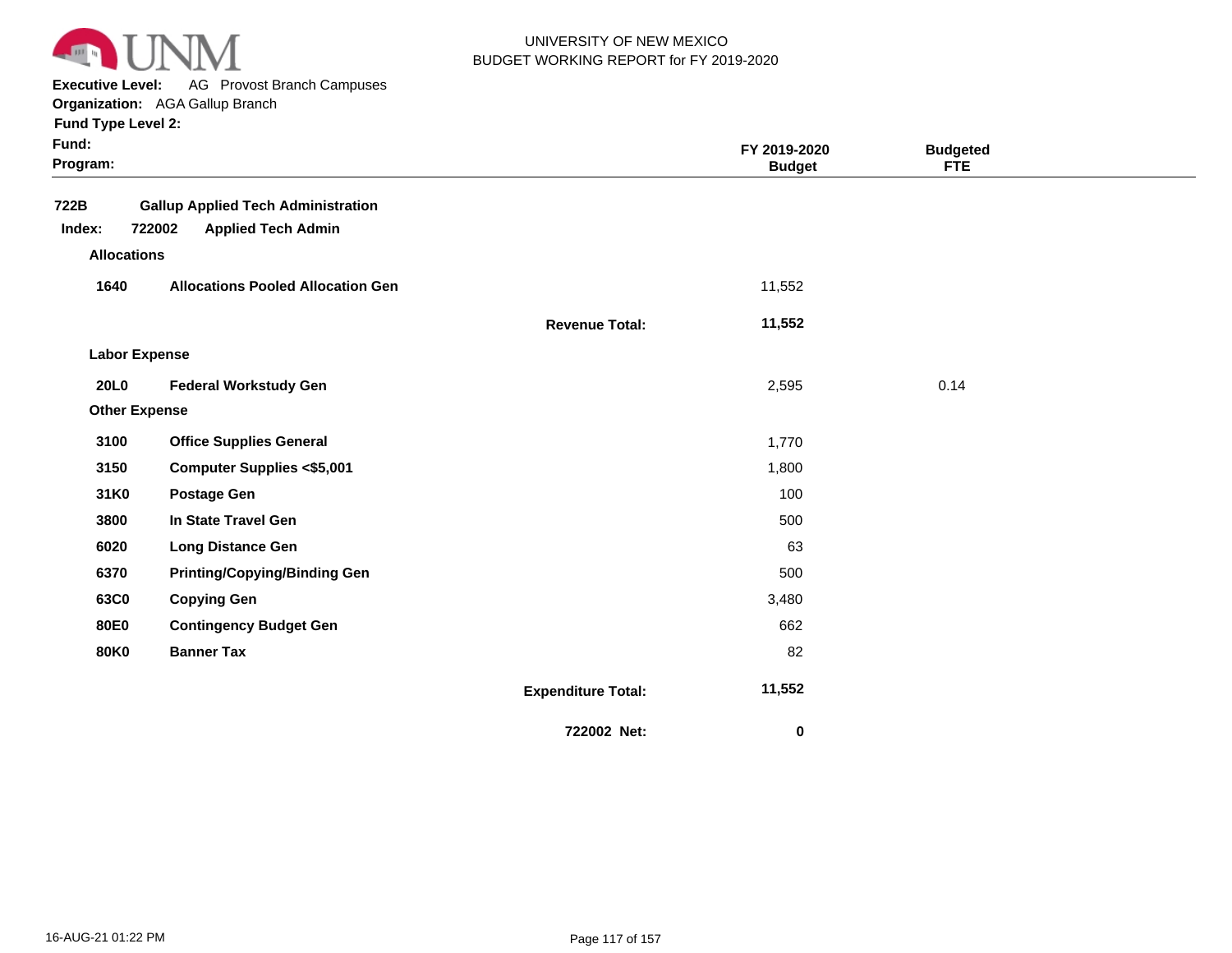UNIVERSITY OF NEW MEXICO
BUDGET WORKING REPORT for FY 2019-2020

**Executive Level:** AG Provost Branch Campuses
**Organization:** AGA Gallup Branch
**Fund Type Level 2:**
**Fund:**
**Program:**

| | | | FY 2019-2020 Budget | Budgeted FTE |
|---|---|---|---|---|
| **722B** | **Gallup Applied Tech Administration** | | | |
| **Index: 722002** | **Applied Tech Admin** | | | |
| **Allocations** | | | | |
| **1640** | **Allocations Pooled Allocation Gen** | | 11,552 | |
| | | **Revenue Total:** | **11,552** | |
| **Labor Expense** | | | | |
| **20L0** | **Federal Workstudy Gen** | | 2,595 | 0.14 |
| **Other Expense** | | | | |
| **3100** | **Office Supplies General** | | 1,770 | |
| **3150** | **Computer Supplies <$5,001** | | 1,800 | |
| **31K0** | **Postage Gen** | | 100 | |
| **3800** | **In State Travel Gen** | | 500 | |
| **6020** | **Long Distance Gen** | | 63 | |
| **6370** | **Printing/Copying/Binding Gen** | | 500 | |
| **63C0** | **Copying Gen** | | 3,480 | |
| **80E0** | **Contingency Budget Gen** | | 662 | |
| **80K0** | **Banner Tax** | | 82 | |
| | | **Expenditure Total:** | **11,552** | |
| | | **722002 Net:** | **0** | |

16-AUG-21 01:22 PM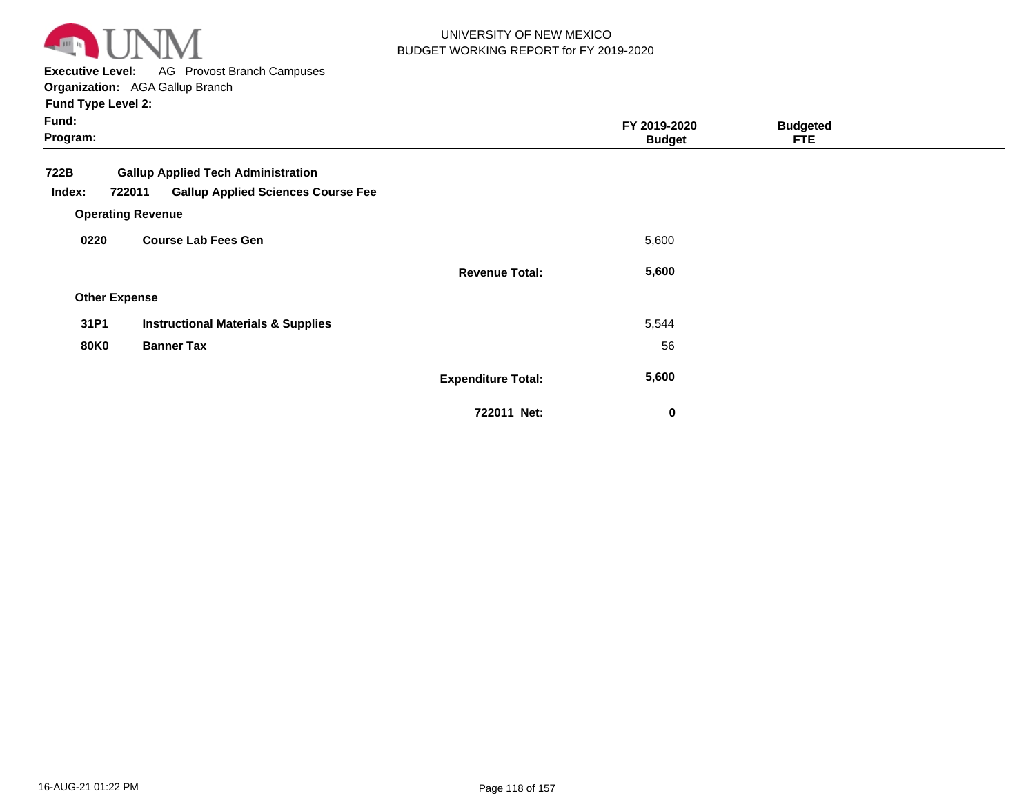UNIVERSITY OF NEW MEXICO
BUDGET WORKING REPORT for FY 2019-2020

**Executive Level:** AG Provost Branch Campuses
**Organization:** AGA Gallup Branch
**Fund Type Level 2:**
**Fund:**
**Program:**

| | | | FY 2019-2020 Budget | Budgeted FTE |
|---|---|---|---|---|
| **722B** | **Gallup Applied Tech Administration** | | | |
| **Index: 722011** | **Gallup Applied Sciences Course Fee** | | | |
| **Operating Revenue** | | | | |
| **0220** | **Course Lab Fees Gen** | | 5,600 | |
| | | **Revenue Total:** | **5,600** | |
| **Other Expense** | | | | |
| **31P1** | **Instructional Materials & Supplies** | | 5,544 | |
| **80K0** | **Banner Tax** | | 56 | |
| | | **Expenditure Total:** | **5,600** | |
| | | **722011 Net:** | **0** | |

16-AUG-21 01:22 PM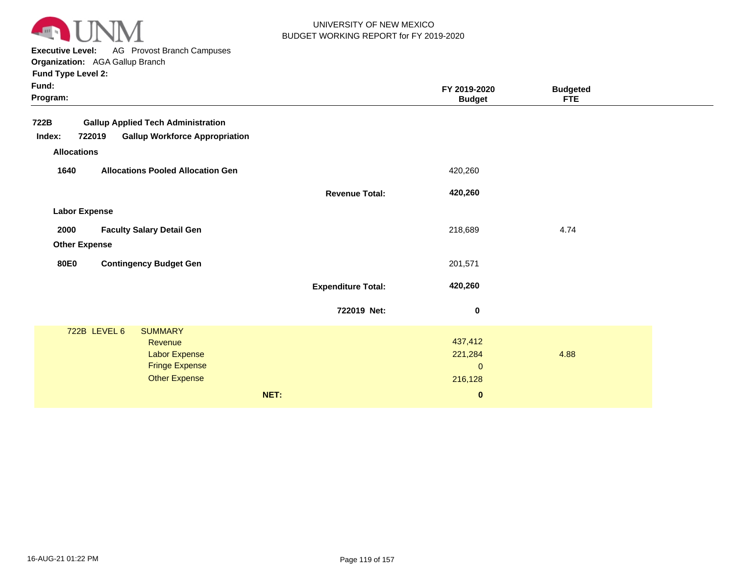UNIVERSITY OF NEW MEXICO
BUDGET WORKING REPORT for FY 2019-2020

**Executive Level:** AG Provost Branch Campuses
**Organization:** AGA Gallup Branch
**Fund Type Level 2:**
**Fund:**
**Program:**

| | | FY 2019-2020 Budget | Budgeted FTE |
|---|---|---|---|
| **722B** | **Gallup Applied Tech Administration** | | |
| **Index: 722019** | **Gallup Workforce Appropriation** | | |
| **Allocations** | | | |
| **1640** | **Allocations Pooled Allocation Gen** | 420,260 | |
| | **Revenue Total:** | **420,260** | |
| **Labor Expense** | | | |
| **2000** | **Faculty Salary Detail Gen** | 218,689 | 4.74 |
| **Other Expense** | | | |
| **80E0** | **Contingency Budget Gen** | 201,571 | |
| | **Expenditure Total:** | **420,260** | |
| | **722019 Net:** | **0** | |

| 722B LEVEL 6 SUMMARY | Budget | FTE |
|---|---|---|
| Revenue | 437,412 | |
| Labor Expense | 221,284 | 4.88 |
| Fringe Expense | 0 | |
| Other Expense | 216,128 | |
| **NET:** | **0** | |

16-AUG-21 01:22 PM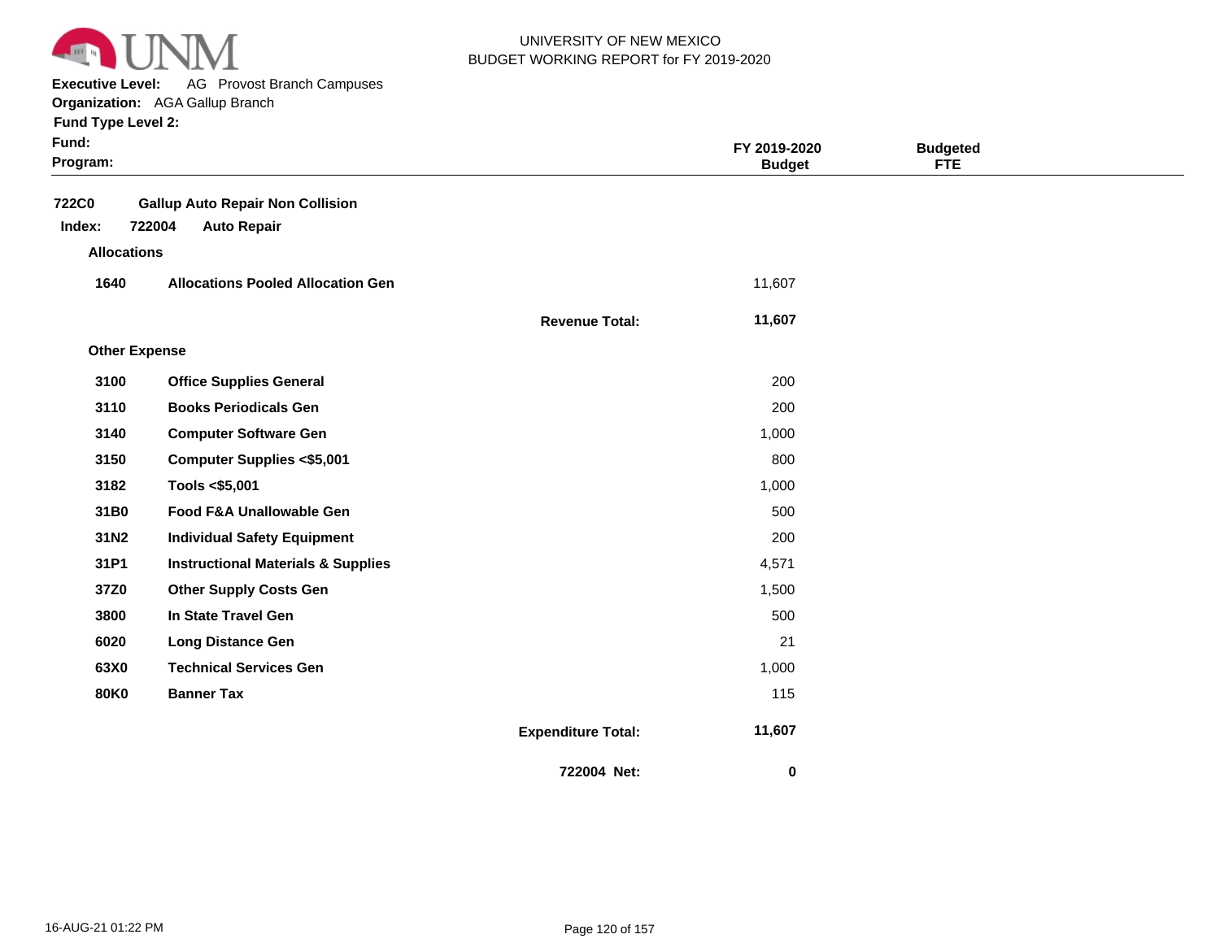UNIVERSITY OF NEW MEXICO
BUDGET WORKING REPORT for FY 2019-2020

**Executive Level:** AG Provost Branch Campuses
**Organization:** AGA Gallup Branch
**Fund Type Level 2:**
**Fund:**
**Program:**

| | | | FY 2019-2020 Budget | Budgeted FTE |
|---|---|---|---|---|
| **722C0** | **Gallup Auto Repair Non Collision** | | | |
| **Index: 722004** | **Auto Repair** | | | |
| **Allocations** | | | | |
| **1640** | **Allocations Pooled Allocation Gen** | | 11,607 | |
| | | **Revenue Total:** | **11,607** | |
| **Other Expense** | | | | |
| **3100** | **Office Supplies General** | | 200 | |
| **3110** | **Books Periodicals Gen** | | 200 | |
| **3140** | **Computer Software Gen** | | 1,000 | |
| **3150** | **Computer Supplies <$5,001** | | 800 | |
| **3182** | **Tools <$5,001** | | 1,000 | |
| **31B0** | **Food F&A Unallowable Gen** | | 500 | |
| **31N2** | **Individual Safety Equipment** | | 200 | |
| **31P1** | **Instructional Materials & Supplies** | | 4,571 | |
| **37Z0** | **Other Supply Costs Gen** | | 1,500 | |
| **3800** | **In State Travel Gen** | | 500 | |
| **6020** | **Long Distance Gen** | | 21 | |
| **63X0** | **Technical Services Gen** | | 1,000 | |
| **80K0** | **Banner Tax** | | 115 | |
| | | **Expenditure Total:** | **11,607** | |
| | | **722004 Net:** | **0** | |

16-AUG-21 01:22 PM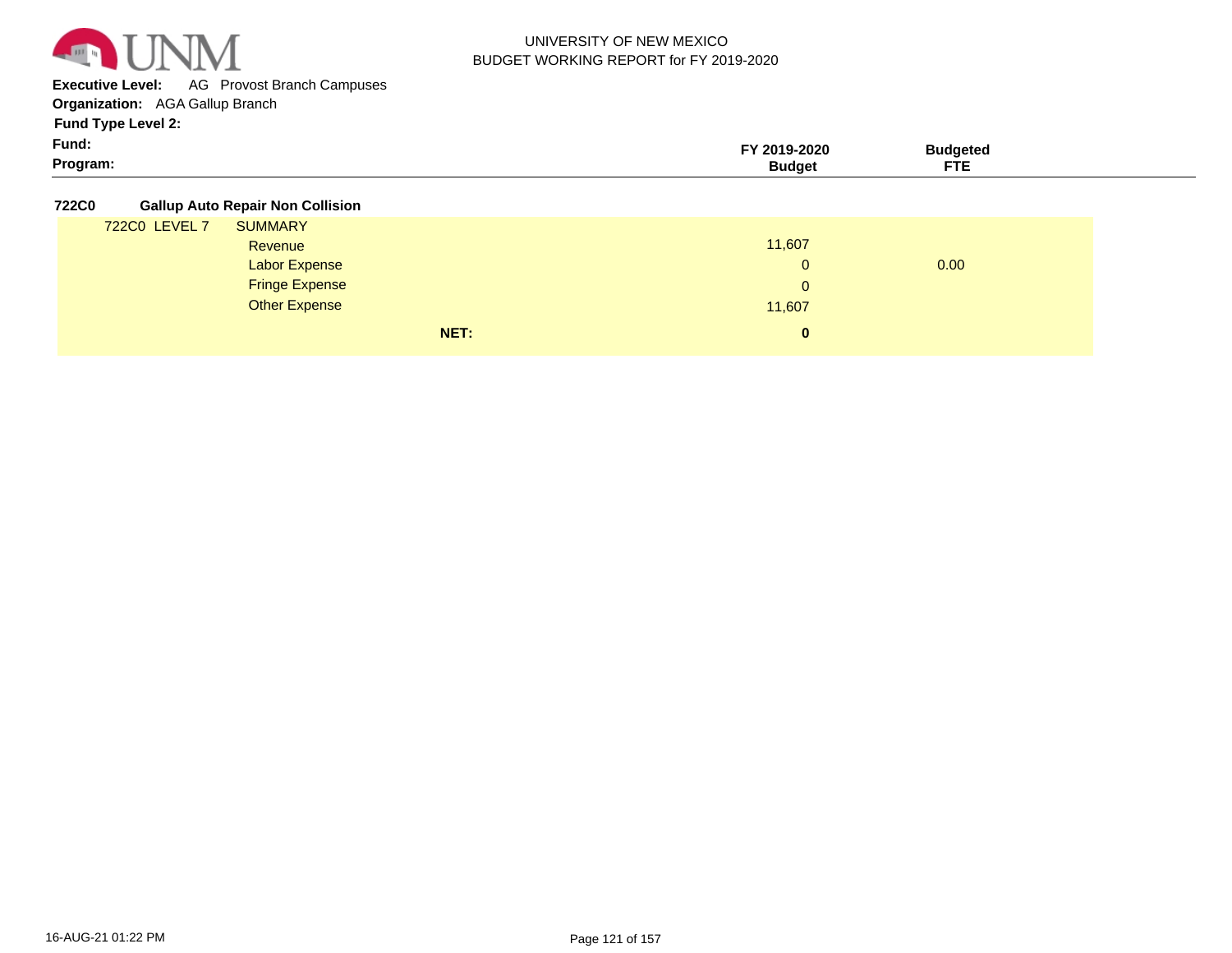UNIVERSITY OF NEW MEXICO
BUDGET WORKING REPORT for FY 2019-2020

**Executive Level:** AG Provost Branch Campuses
**Organization:** AGA Gallup Branch
**Fund Type Level 2:**
**Fund:**
**Program:**

| | | FY 2019-2020 Budget | Budgeted FTE |
|---|---|---|---|
| **722C0** | **Gallup Auto Repair Non Collision** | | |
| 722C0 LEVEL 7 | SUMMARY | | |
| | Revenue | 11,607 | |
| | Labor Expense | 0 | 0.00 |
| | Fringe Expense | 0 | |
| | Other Expense | 11,607 | |
| | **NET:** | **0** | |

16-AUG-21 01:22 PM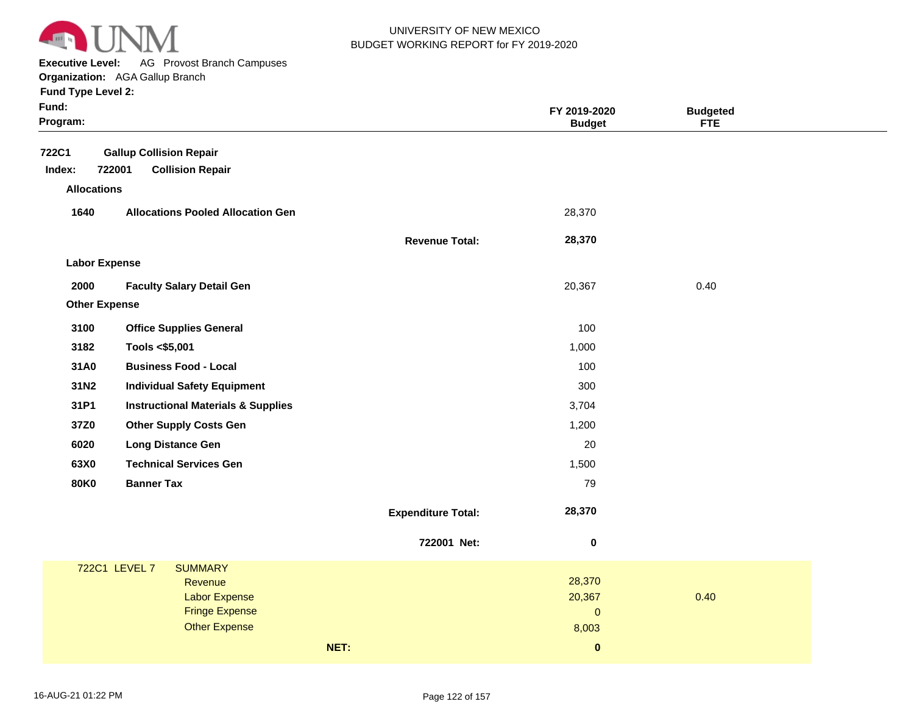UNIVERSITY OF NEW MEXICO
BUDGET WORKING REPORT for FY 2019-2020

**Executive Level:** AG Provost Branch Campuses
**Organization:** AGA Gallup Branch
**Fund Type Level 2:**
**Fund:**
**Program:**

| | | | FY 2019-2020 Budget | Budgeted FTE |
|---|---|---|---|---|
| **722C1** | **Gallup Collision Repair** | | | |
| **Index: 722001** | **Collision Repair** | | | |
| **Allocations** | | | | |
| **1640** | **Allocations Pooled Allocation Gen** | | 28,370 | |
| | | **Revenue Total:** | **28,370** | |
| **Labor Expense** | | | | |
| **2000** | **Faculty Salary Detail Gen** | | 20,367 | 0.40 |
| **Other Expense** | | | | |
| **3100** | **Office Supplies General** | | 100 | |
| **3182** | **Tools <$5,001** | | 1,000 | |
| **31A0** | **Business Food - Local** | | 100 | |
| **31N2** | **Individual Safety Equipment** | | 300 | |
| **31P1** | **Instructional Materials & Supplies** | | 3,704 | |
| **37Z0** | **Other Supply Costs Gen** | | 1,200 | |
| **6020** | **Long Distance Gen** | | 20 | |
| **63X0** | **Technical Services Gen** | | 1,500 | |
| **80K0** | **Banner Tax** | | 79 | |
| | | **Expenditure Total:** | **28,370** | |
| | | **722001 Net:** | **0** | |

| 722C1 LEVEL 7 | SUMMARY | | |
|---|---|---|---|
| | Revenue | 28,370 | |
| | Labor Expense | 20,367 | 0.40 |
| | Fringe Expense | 0 | |
| | Other Expense | 8,003 | |
| | **NET:** | **0** | |

16-AUG-21 01:22 PM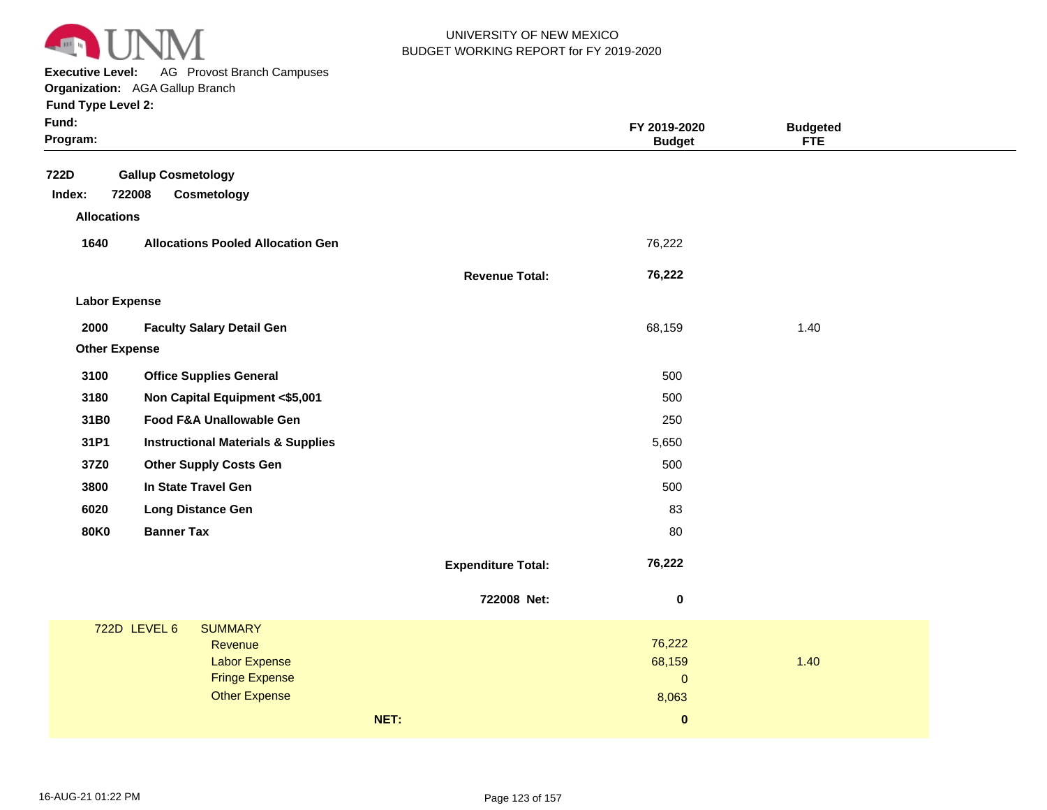UNIVERSITY OF NEW MEXICO
BUDGET WORKING REPORT for FY 2019-2020

**Executive Level:** AG Provost Branch Campuses
**Organization:** AGA Gallup Branch
**Fund Type Level 2:**
**Fund:**
**Program:**

| | | | FY 2019-2020 Budget | Budgeted FTE |
|---|---|---|---|---|
| **722D** | **Gallup Cosmetology** | | | |
| **Index: 722008** | **Cosmetology** | | | |
| **Allocations** | | | | |
| **1640** | **Allocations Pooled Allocation Gen** | | 76,222 | |
| | | **Revenue Total:** | **76,222** | |
| **Labor Expense** | | | | |
| **2000** | **Faculty Salary Detail Gen** | | 68,159 | 1.40 |
| **Other Expense** | | | | |
| **3100** | **Office Supplies General** | | 500 | |
| **3180** | **Non Capital Equipment <$5,001** | | 500 | |
| **31B0** | **Food F&A Unallowable Gen** | | 250 | |
| **31P1** | **Instructional Materials & Supplies** | | 5,650 | |
| **37Z0** | **Other Supply Costs Gen** | | 500 | |
| **3800** | **In State Travel Gen** | | 500 | |
| **6020** | **Long Distance Gen** | | 83 | |
| **80K0** | **Banner Tax** | | 80 | |
| | | **Expenditure Total:** | **76,222** | |
| | | **722008 Net:** | **0** | |

| 722D LEVEL 6 | SUMMARY | Budget | FTE |
|---|---|---|---|
| | Revenue | 76,222 | |
| | Labor Expense | 68,159 | 1.40 |
| | Fringe Expense | 0 | |
| | Other Expense | 8,063 | |
| | **NET:** | **0** | |

16-AUG-21 01:22 PM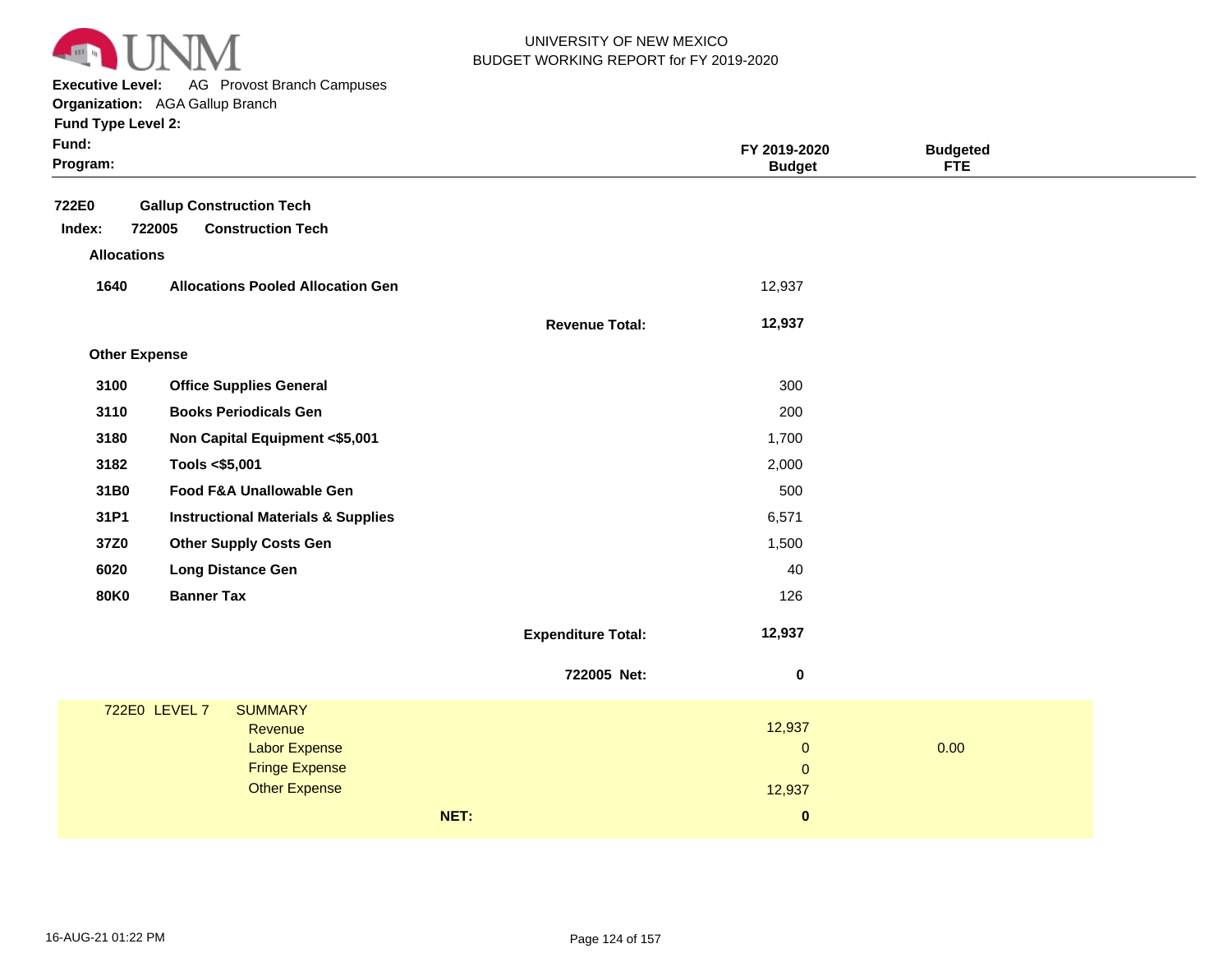UNIVERSITY OF NEW MEXICO
BUDGET WORKING REPORT for FY 2019-2020

**Executive Level:** AG Provost Branch Campuses
**Organization:** AGA Gallup Branch
**Fund Type Level 2:**
**Fund:**
**Program:**

| | | | FY 2019-2020 Budget | Budgeted FTE |
|---|---|---|---|---|
| **722E0** | **Gallup Construction Tech** | | | |
| **Index: 722005** | **Construction Tech** | | | |
| **Allocations** | | | | |
| **1640** | **Allocations Pooled Allocation Gen** | | 12,937 | |
| | | **Revenue Total:** | **12,937** | |
| **Other Expense** | | | | |
| **3100** | **Office Supplies General** | | 300 | |
| **3110** | **Books Periodicals Gen** | | 200 | |
| **3180** | **Non Capital Equipment <$5,001** | | 1,700 | |
| **3182** | **Tools <$5,001** | | 2,000 | |
| **31B0** | **Food F&A Unallowable Gen** | | 500 | |
| **31P1** | **Instructional Materials & Supplies** | | 6,571 | |
| **37Z0** | **Other Supply Costs Gen** | | 1,500 | |
| **6020** | **Long Distance Gen** | | 40 | |
| **80K0** | **Banner Tax** | | 126 | |
| | | **Expenditure Total:** | **12,937** | |
| | | **722005 Net:** | **0** | |

| 722E0 LEVEL 7 | SUMMARY | | |
|---|---|---|---|
| | Revenue | 12,937 | |
| | Labor Expense | 0 | 0.00 |
| | Fringe Expense | 0 | |
| | Other Expense | 12,937 | |
| | **NET:** | **0** | |

16-AUG-21 01:22 PM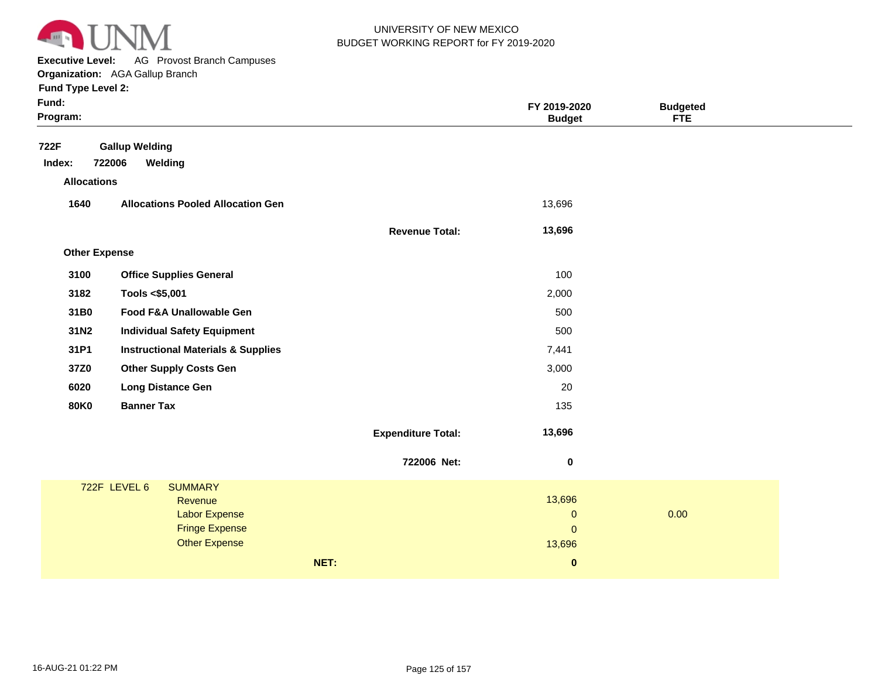UNIVERSITY OF NEW MEXICO
BUDGET WORKING REPORT for FY 2019-2020

**Executive Level:** AG Provost Branch Campuses
**Organization:** AGA Gallup Branch
**Fund Type Level 2:**
**Fund:**
**Program:**

| | | | FY 2019-2020 Budget | Budgeted FTE |
|---|---|---|---|---|
| **722F** | **Gallup Welding** | | | |
| **Index: 722006** | **Welding** | | | |
| **Allocations** | | | | |
| **1640** | **Allocations Pooled Allocation Gen** | | 13,696 | |
| | | **Revenue Total:** | **13,696** | |
| **Other Expense** | | | | |
| **3100** | **Office Supplies General** | | 100 | |
| **3182** | **Tools <$5,001** | | 2,000 | |
| **31B0** | **Food F&A Unallowable Gen** | | 500 | |
| **31N2** | **Individual Safety Equipment** | | 500 | |
| **31P1** | **Instructional Materials & Supplies** | | 7,441 | |
| **37Z0** | **Other Supply Costs Gen** | | 3,000 | |
| **6020** | **Long Distance Gen** | | 20 | |
| **80K0** | **Banner Tax** | | 135 | |
| | | **Expenditure Total:** | **13,696** | |
| | | **722006 Net:** | **0** | |

| 722F LEVEL 6 | SUMMARY | | |
|---|---|---|---|
| | Revenue | 13,696 | |
| | Labor Expense | 0 | 0.00 |
| | Fringe Expense | 0 | |
| | Other Expense | 13,696 | |
| | **NET:** | **0** | |

16-AUG-21 01:22 PM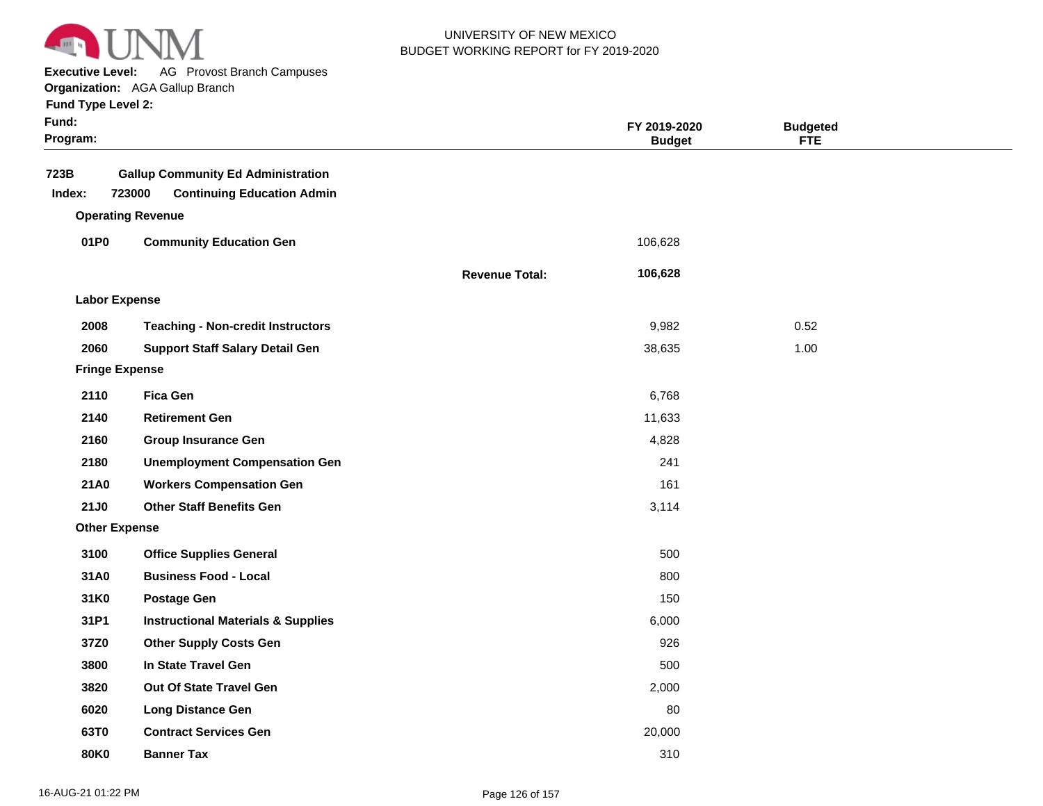UNIVERSITY OF NEW MEXICO
BUDGET WORKING REPORT for FY 2019-2020

**Executive Level:** AG Provost Branch Campuses
**Organization:** AGA Gallup Branch
**Fund Type Level 2:**
**Fund:**
**Program:**

| | | | FY 2019-2020 Budget | Budgeted FTE |
|---|---|---|---|---|
| **723B** | **Gallup Community Ed Administration** | | | |
| **Index: 723000** | **Continuing Education Admin** | | | |
| **Operating Revenue** | | | | |
| **01P0** | **Community Education Gen** | | 106,628 | |
| | | **Revenue Total:** | **106,628** | |
| **Labor Expense** | | | | |
| **2008** | **Teaching - Non-credit Instructors** | | 9,982 | 0.52 |
| **2060** | **Support Staff Salary Detail Gen** | | 38,635 | 1.00 |
| **Fringe Expense** | | | | |
| **2110** | **Fica Gen** | | 6,768 | |
| **2140** | **Retirement Gen** | | 11,633 | |
| **2160** | **Group Insurance Gen** | | 4,828 | |
| **2180** | **Unemployment Compensation Gen** | | 241 | |
| **21A0** | **Workers Compensation Gen** | | 161 | |
| **21J0** | **Other Staff Benefits Gen** | | 3,114 | |
| **Other Expense** | | | | |
| **3100** | **Office Supplies General** | | 500 | |
| **31A0** | **Business Food - Local** | | 800 | |
| **31K0** | **Postage Gen** | | 150 | |
| **31P1** | **Instructional Materials & Supplies** | | 6,000 | |
| **37Z0** | **Other Supply Costs Gen** | | 926 | |
| **3800** | **In State Travel Gen** | | 500 | |
| **3820** | **Out Of State Travel Gen** | | 2,000 | |
| **6020** | **Long Distance Gen** | | 80 | |
| **63T0** | **Contract Services Gen** | | 20,000 | |
| **80K0** | **Banner Tax** | | 310 | |

16-AUG-21 01:22 PM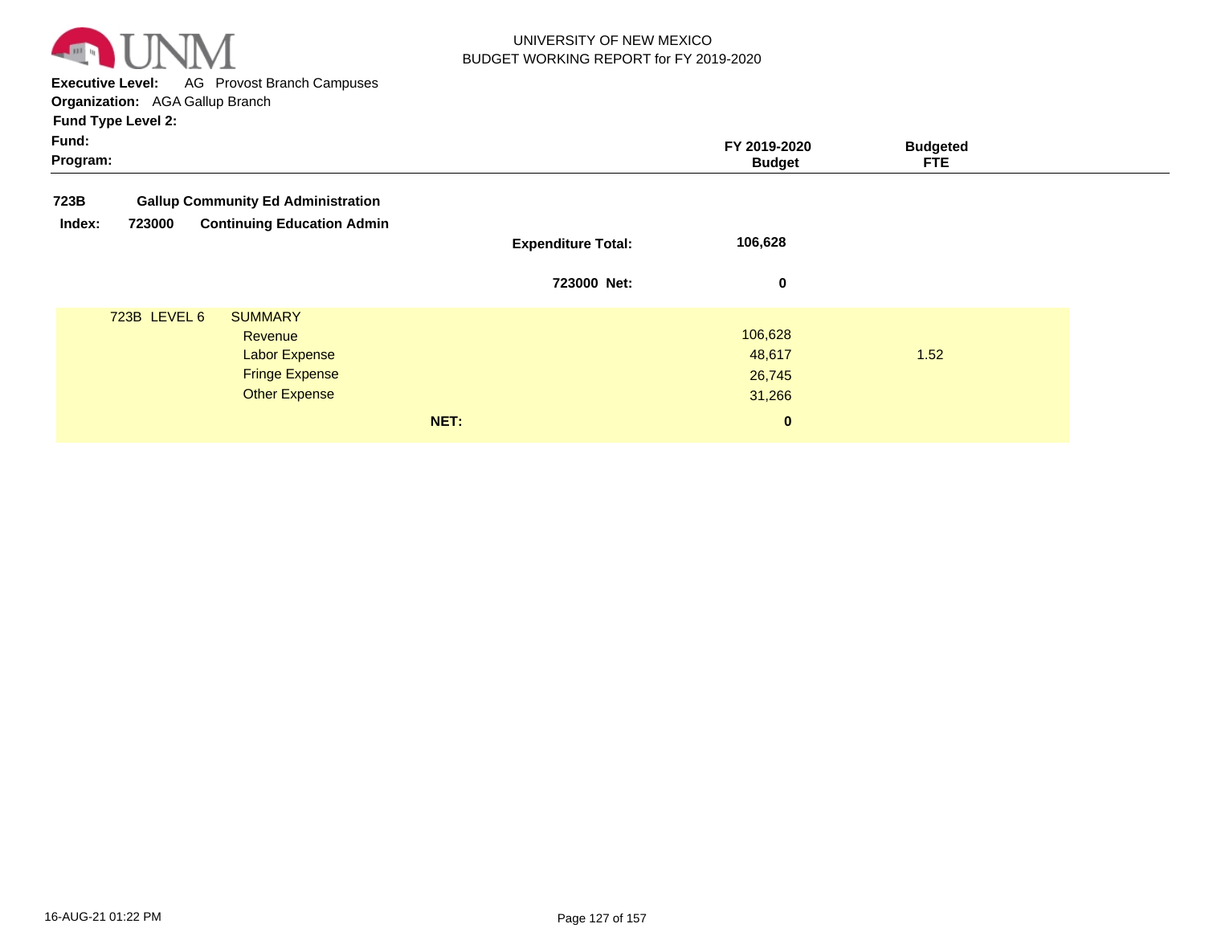UNIVERSITY OF NEW MEXICO
BUDGET WORKING REPORT for FY 2019-2020

**Executive Level:** AG Provost Branch Campuses
**Organization:** AGA Gallup Branch
**Fund Type Level 2:**
**Fund:**
**Program:**

| | | FY 2019-2020 Budget | Budgeted FTE |
|---|---|---|---|
| **723B** | **Gallup Community Ed Administration** | | |
| **Index: 723000** | **Continuing Education Admin** | | |
| | **Expenditure Total:** | **106,628** | |
| | **723000 Net:** | **0** | |
| 723B LEVEL 6 | SUMMARY | | |
| | Revenue | 106,628 | |
| | Labor Expense | 48,617 | 1.52 |
| | Fringe Expense | 26,745 | |
| | Other Expense | 31,266 | |
| | **NET:** | **0** | |

16-AUG-21 01:22 PM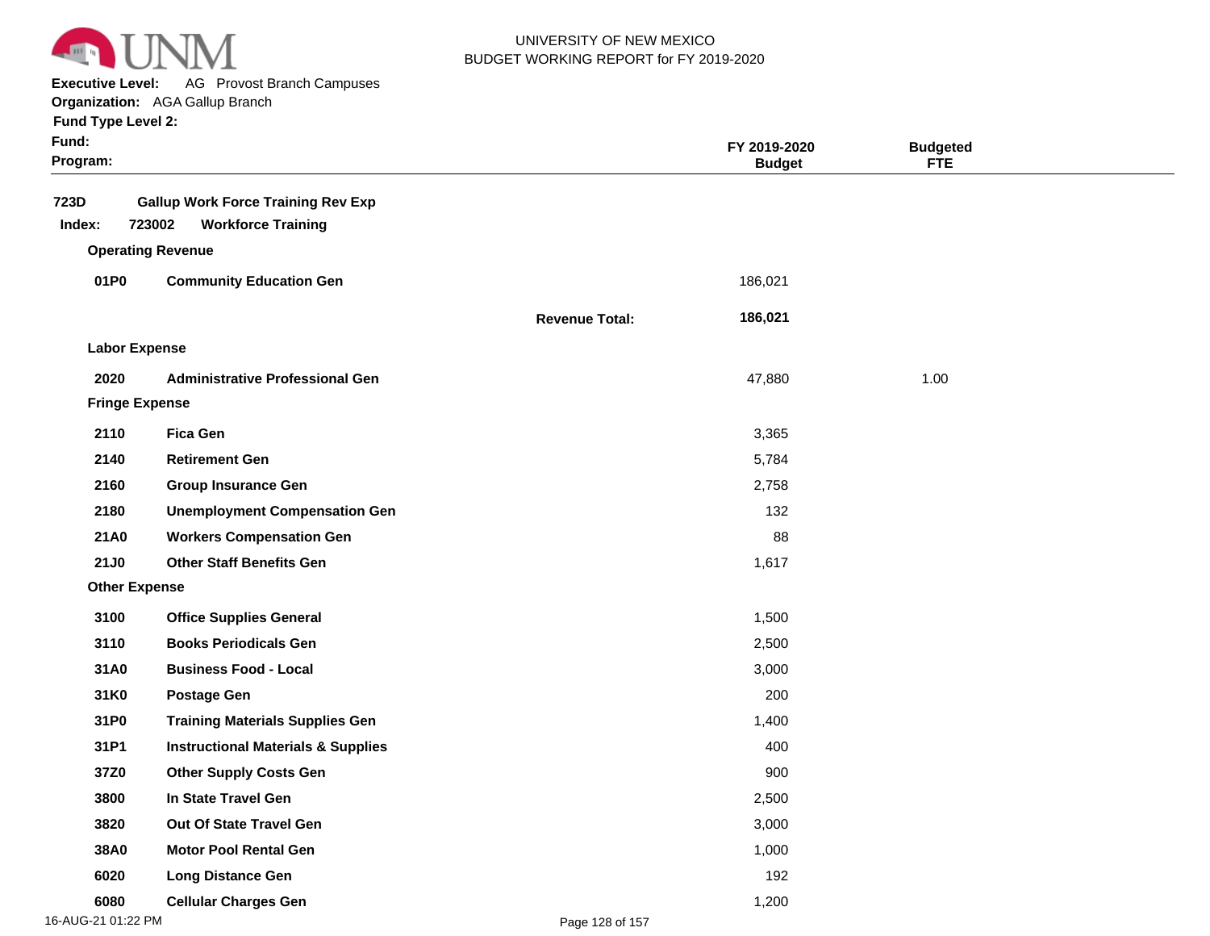UNIVERSITY OF NEW MEXICO
BUDGET WORKING REPORT for FY 2019-2020

**Executive Level:** AG Provost Branch Campuses
**Organization:** AGA Gallup Branch
**Fund Type Level 2:**
**Fund:**
**Program:**

| | | | FY 2019-2020 Budget | Budgeted FTE |
|---|---|---|---|---|
| **723D** | **Gallup Work Force Training Rev Exp** | | | |
| **Index: 723002** | **Workforce Training** | | | |
| **Operating Revenue** | | | | |
| **01P0** | **Community Education Gen** | | 186,021 | |
| | | **Revenue Total:** | **186,021** | |
| **Labor Expense** | | | | |
| **2020** | **Administrative Professional Gen** | | 47,880 | 1.00 |
| **Fringe Expense** | | | | |
| **2110** | **Fica Gen** | | 3,365 | |
| **2140** | **Retirement Gen** | | 5,784 | |
| **2160** | **Group Insurance Gen** | | 2,758 | |
| **2180** | **Unemployment Compensation Gen** | | 132 | |
| **21A0** | **Workers Compensation Gen** | | 88 | |
| **21J0** | **Other Staff Benefits Gen** | | 1,617 | |
| **Other Expense** | | | | |
| **3100** | **Office Supplies General** | | 1,500 | |
| **3110** | **Books Periodicals Gen** | | 2,500 | |
| **31A0** | **Business Food - Local** | | 3,000 | |
| **31K0** | **Postage Gen** | | 200 | |
| **31P0** | **Training Materials Supplies Gen** | | 1,400 | |
| **31P1** | **Instructional Materials & Supplies** | | 400 | |
| **37Z0** | **Other Supply Costs Gen** | | 900 | |
| **3800** | **In State Travel Gen** | | 2,500 | |
| **3820** | **Out Of State Travel Gen** | | 3,000 | |
| **38A0** | **Motor Pool Rental Gen** | | 1,000 | |
| **6020** | **Long Distance Gen** | | 192 | |
| **6080** | **Cellular Charges Gen** | | 1,200 | |

16-AUG-21 01:22 PM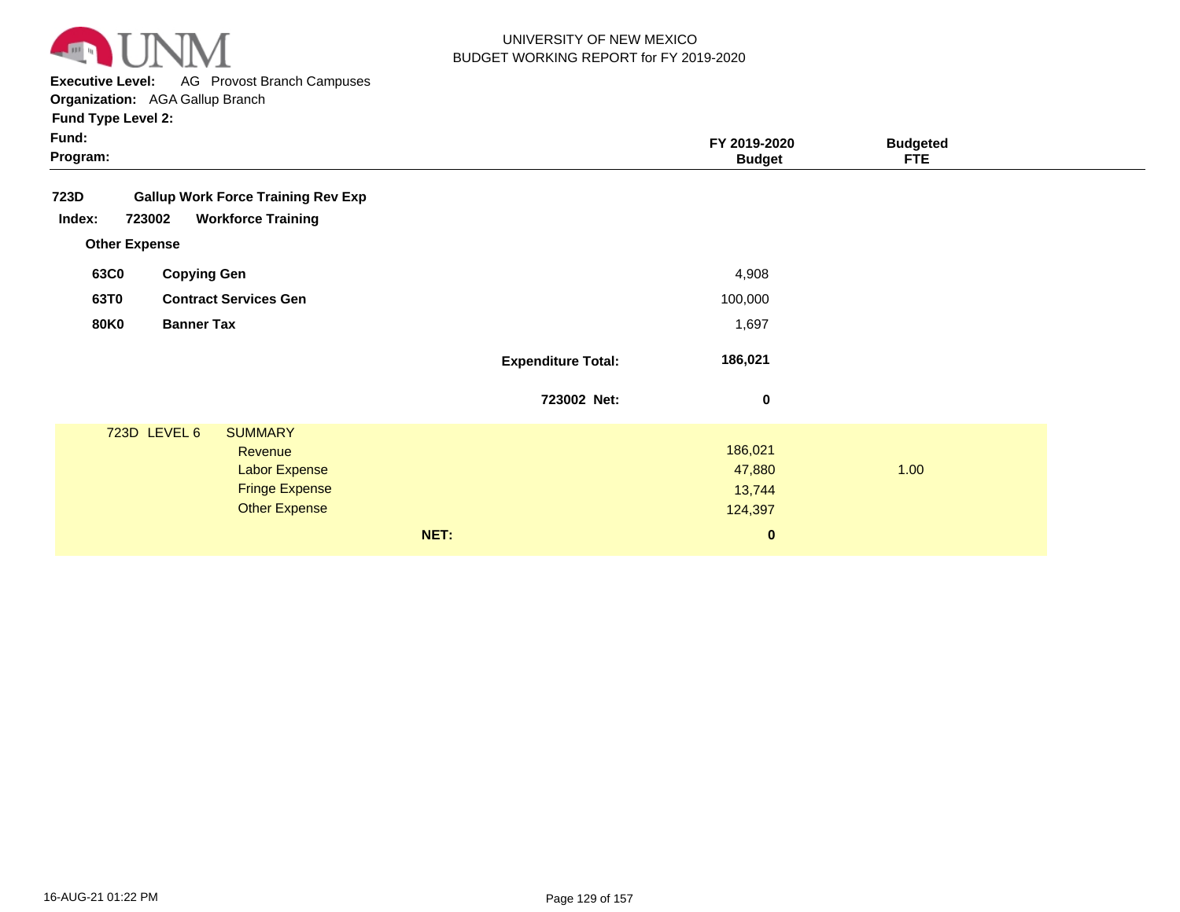**UNIVERSITY OF NEW MEXICO**
**BUDGET WORKING REPORT for FY 2019-2020**

**Executive Level:** AG Provost Branch Campuses
**Organization:** AGA Gallup Branch
**Fund Type Level 2:**
**Fund:**
**Program:**

| | | FY 2019-2020 Budget | Budgeted FTE |
|---|---|---|---|
| **723D** | **Gallup Work Force Training Rev Exp** | | |
| **Index: 723002** | **Workforce Training** | | |
| **Other Expense** | | | |
| **63C0** | **Copying Gen** | 4,908 | |
| **63T0** | **Contract Services Gen** | 100,000 | |
| **80K0** | **Banner Tax** | 1,697 | |
| | **Expenditure Total:** | **186,021** | |
| | **723002 Net:** | **0** | |

| 723D LEVEL 6 SUMMARY | | FY 2019-2020 Budget | Budgeted FTE |
|---|---|---|---|
| | Revenue | 186,021 | |
| | Labor Expense | 47,880 | 1.00 |
| | Fringe Expense | 13,744 | |
| | Other Expense | 124,397 | |
| | **NET:** | **0** | |

16-AUG-21 01:22 PM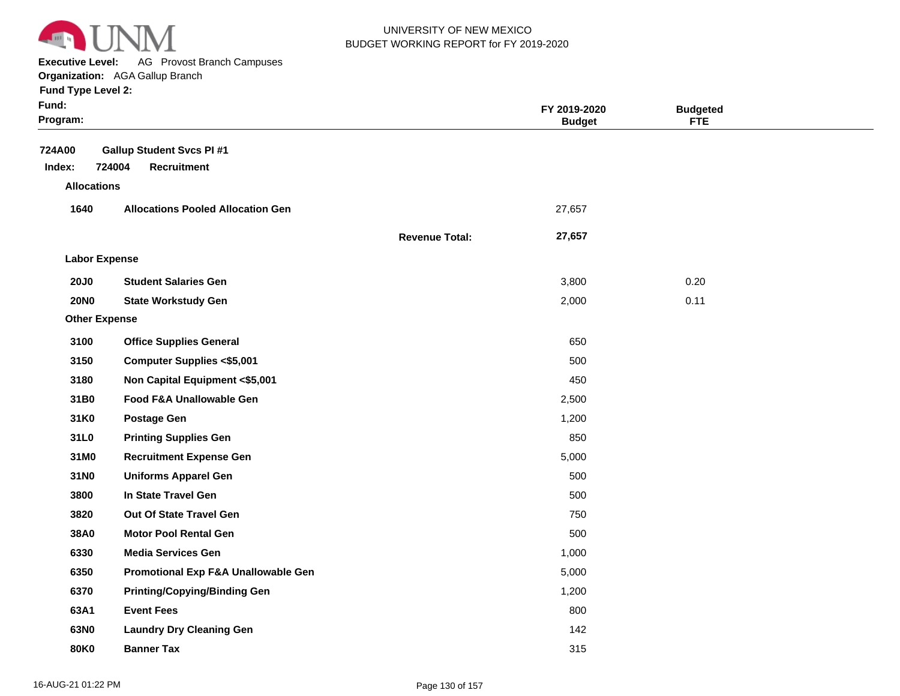UNIVERSITY OF NEW MEXICO
BUDGET WORKING REPORT for FY 2019-2020

**Executive Level:** AG Provost Branch Campuses
**Organization:** AGA Gallup Branch
**Fund Type Level 2:**
**Fund:**
**Program:**

| | | | FY 2019-2020 Budget | Budgeted FTE |
|---|---|---|---|---|
| **724A00** | **Gallup Student Svcs PI #1** | | | |
| **Index: 724004** | **Recruitment** | | | |
| **Allocations** | | | | |
| **1640** | **Allocations Pooled Allocation Gen** | | 27,657 | |
| | | **Revenue Total:** | **27,657** | |
| **Labor Expense** | | | | |
| **20J0** | **Student Salaries Gen** | | 3,800 | 0.20 |
| **20N0** | **State Workstudy Gen** | | 2,000 | 0.11 |
| **Other Expense** | | | | |
| **3100** | **Office Supplies General** | | 650 | |
| **3150** | **Computer Supplies <$5,001** | | 500 | |
| **3180** | **Non Capital Equipment <$5,001** | | 450 | |
| **31B0** | **Food F&A Unallowable Gen** | | 2,500 | |
| **31K0** | **Postage Gen** | | 1,200 | |
| **31L0** | **Printing Supplies Gen** | | 850 | |
| **31M0** | **Recruitment Expense Gen** | | 5,000 | |
| **31N0** | **Uniforms Apparel Gen** | | 500 | |
| **3800** | **In State Travel Gen** | | 500 | |
| **3820** | **Out Of State Travel Gen** | | 750 | |
| **38A0** | **Motor Pool Rental Gen** | | 500 | |
| **6330** | **Media Services Gen** | | 1,000 | |
| **6350** | **Promotional Exp F&A Unallowable Gen** | | 5,000 | |
| **6370** | **Printing/Copying/Binding Gen** | | 1,200 | |
| **63A1** | **Event Fees** | | 800 | |
| **63N0** | **Laundry Dry Cleaning Gen** | | 142 | |
| **80K0** | **Banner Tax** | | 315 | |

16-AUG-21 01:22 PM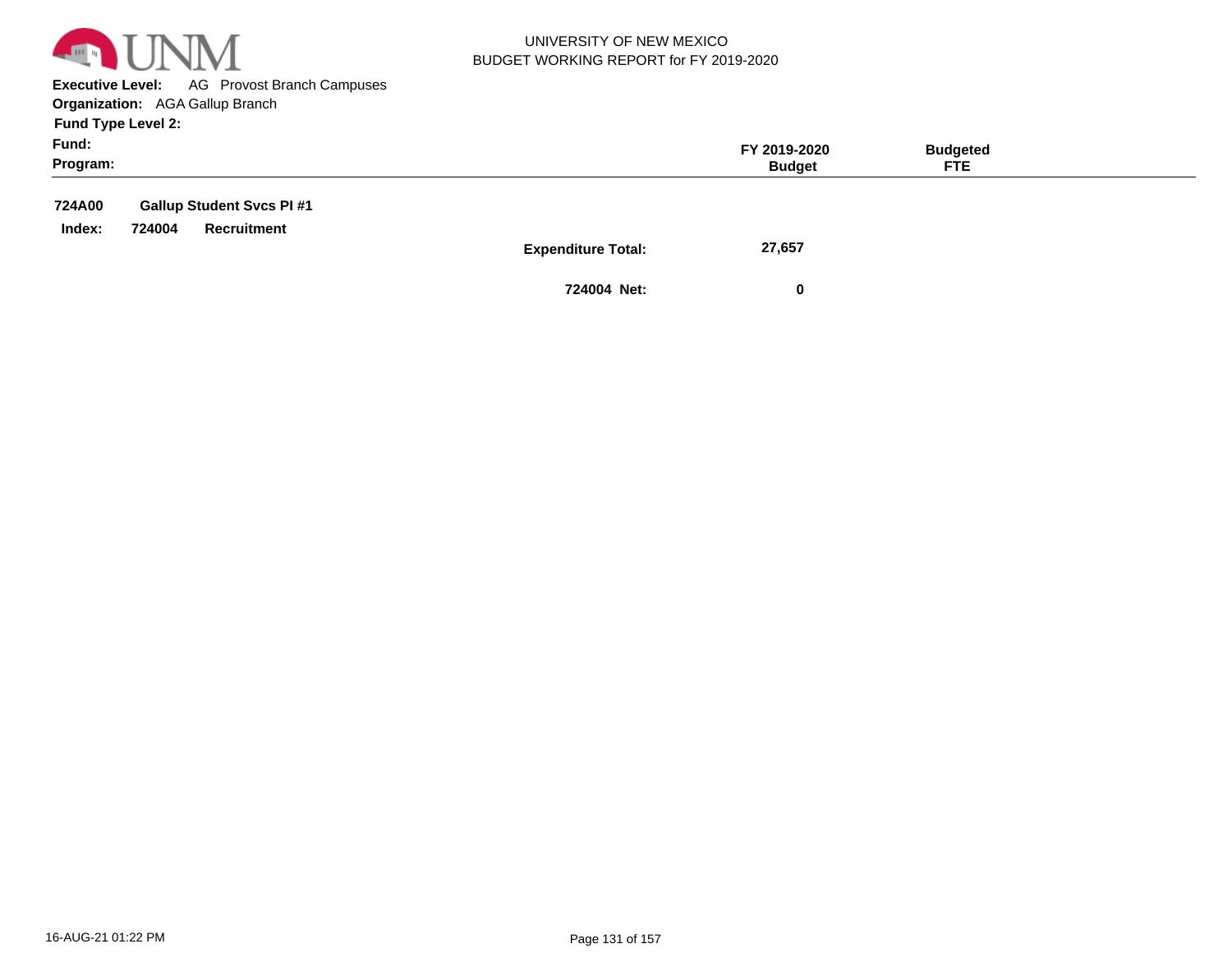UNIVERSITY OF NEW MEXICO
BUDGET WORKING REPORT for FY 2019-2020

**Executive Level:** AG Provost Branch Campuses
**Organization:** AGA Gallup Branch
**Fund Type Level 2:**
**Fund:**
**Program:**

| | | | FY 2019-2020 Budget | Budgeted FTE |
|---|---|---|---|---|
| **724A00** | **Gallup Student Svcs PI #1** | | | |
| **Index:** | **724004** | **Recruitment** | | |
| | | **Expenditure Total:** | **27,657** | |
| | | **724004 Net:** | **0** | |

16-AUG-21 01:22 PM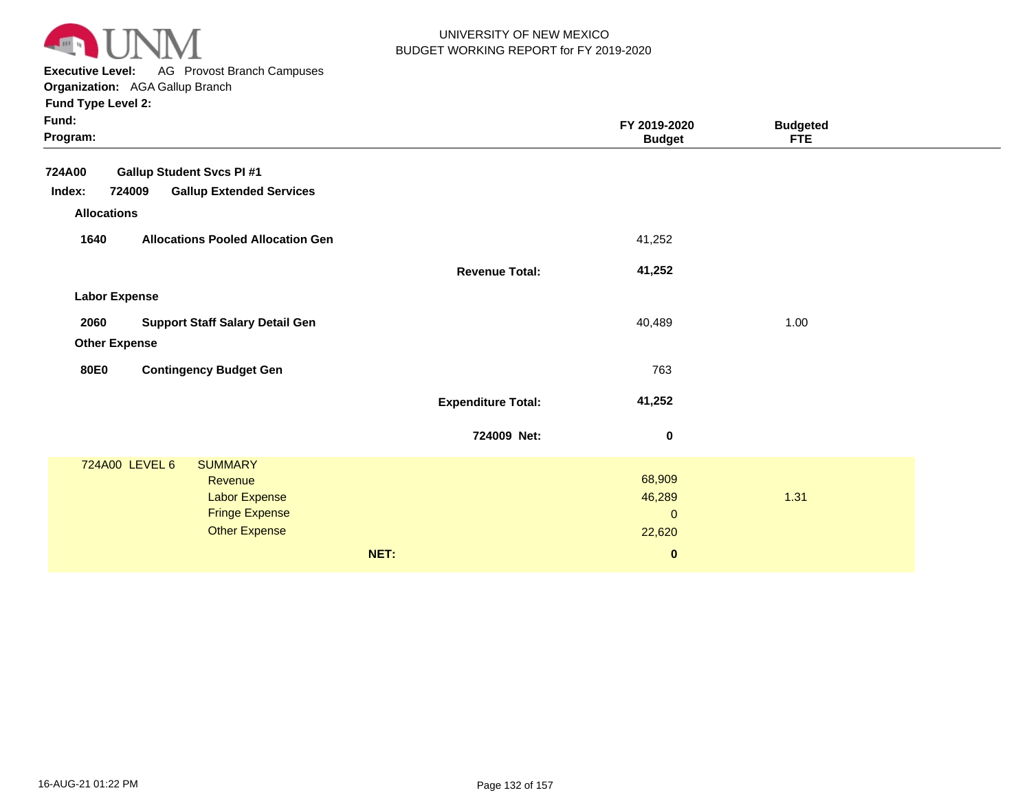UNIVERSITY OF NEW MEXICO
BUDGET WORKING REPORT for FY 2019-2020

**Executive Level:** AG Provost Branch Campuses
**Organization:** AGA Gallup Branch
**Fund Type Level 2:**
**Fund:**
**Program:**

| | | | FY 2019-2020 Budget | Budgeted FTE |
|---|---|---|---|---|
| **724A00** | **Gallup Student Svcs PI #1** | | | |
| **Index: 724009** | **Gallup Extended Services** | | | |
| **Allocations** | | | | |
| **1640** | **Allocations Pooled Allocation Gen** | | 41,252 | |
| | | **Revenue Total:** | **41,252** | |
| **Labor Expense** | | | | |
| **2060** | **Support Staff Salary Detail Gen** | | 40,489 | 1.00 |
| **Other Expense** | | | | |
| **80E0** | **Contingency Budget Gen** | | 763 | |
| | | **Expenditure Total:** | **41,252** | |
| | | **724009 Net:** | **0** | |

| 724A00 LEVEL 6 | SUMMARY | | |
|---|---|---|---|
| | Revenue | 68,909 | |
| | Labor Expense | 46,289 | 1.31 |
| | Fringe Expense | 0 | |
| | Other Expense | 22,620 | |
| | **NET:** | **0** | |

16-AUG-21 01:22 PM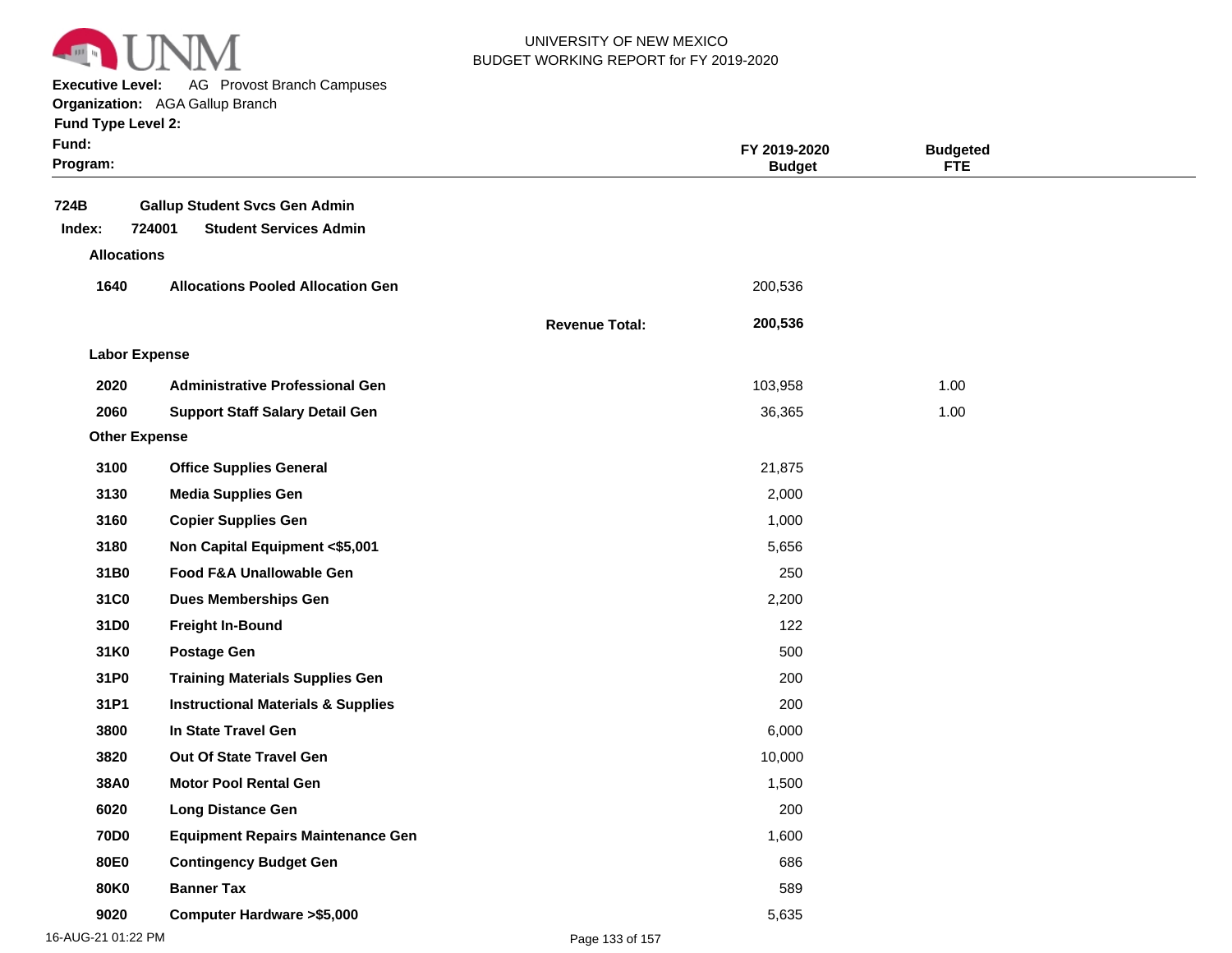UNIVERSITY OF NEW MEXICO
BUDGET WORKING REPORT for FY 2019-2020

**Executive Level:** AG Provost Branch Campuses
**Organization:** AGA Gallup Branch
**Fund Type Level 2:**
**Fund:**
**Program:**

| | | | FY 2019-2020 Budget | Budgeted FTE |
|---|---|---|---|---|
| **724B** | **Gallup Student Svcs Gen Admin** | | | |
| **Index: 724001** | **Student Services Admin** | | | |
| **Allocations** | | | | |
| **1640** | **Allocations Pooled Allocation Gen** | | 200,536 | |
| | | **Revenue Total:** | **200,536** | |
| **Labor Expense** | | | | |
| **2020** | **Administrative Professional Gen** | | 103,958 | 1.00 |
| **2060** | **Support Staff Salary Detail Gen** | | 36,365 | 1.00 |
| **Other Expense** | | | | |
| **3100** | **Office Supplies General** | | 21,875 | |
| **3130** | **Media Supplies Gen** | | 2,000 | |
| **3160** | **Copier Supplies Gen** | | 1,000 | |
| **3180** | **Non Capital Equipment <$5,001** | | 5,656 | |
| **31B0** | **Food F&A Unallowable Gen** | | 250 | |
| **31C0** | **Dues Memberships Gen** | | 2,200 | |
| **31D0** | **Freight In-Bound** | | 122 | |
| **31K0** | **Postage Gen** | | 500 | |
| **31P0** | **Training Materials Supplies Gen** | | 200 | |
| **31P1** | **Instructional Materials & Supplies** | | 200 | |
| **3800** | **In State Travel Gen** | | 6,000 | |
| **3820** | **Out Of State Travel Gen** | | 10,000 | |
| **38A0** | **Motor Pool Rental Gen** | | 1,500 | |
| **6020** | **Long Distance Gen** | | 200 | |
| **70D0** | **Equipment Repairs Maintenance Gen** | | 1,600 | |
| **80E0** | **Contingency Budget Gen** | | 686 | |
| **80K0** | **Banner Tax** | | 589 | |
| **9020** | **Computer Hardware >$5,000** | | 5,635 | |

16-AUG-21 01:22 PM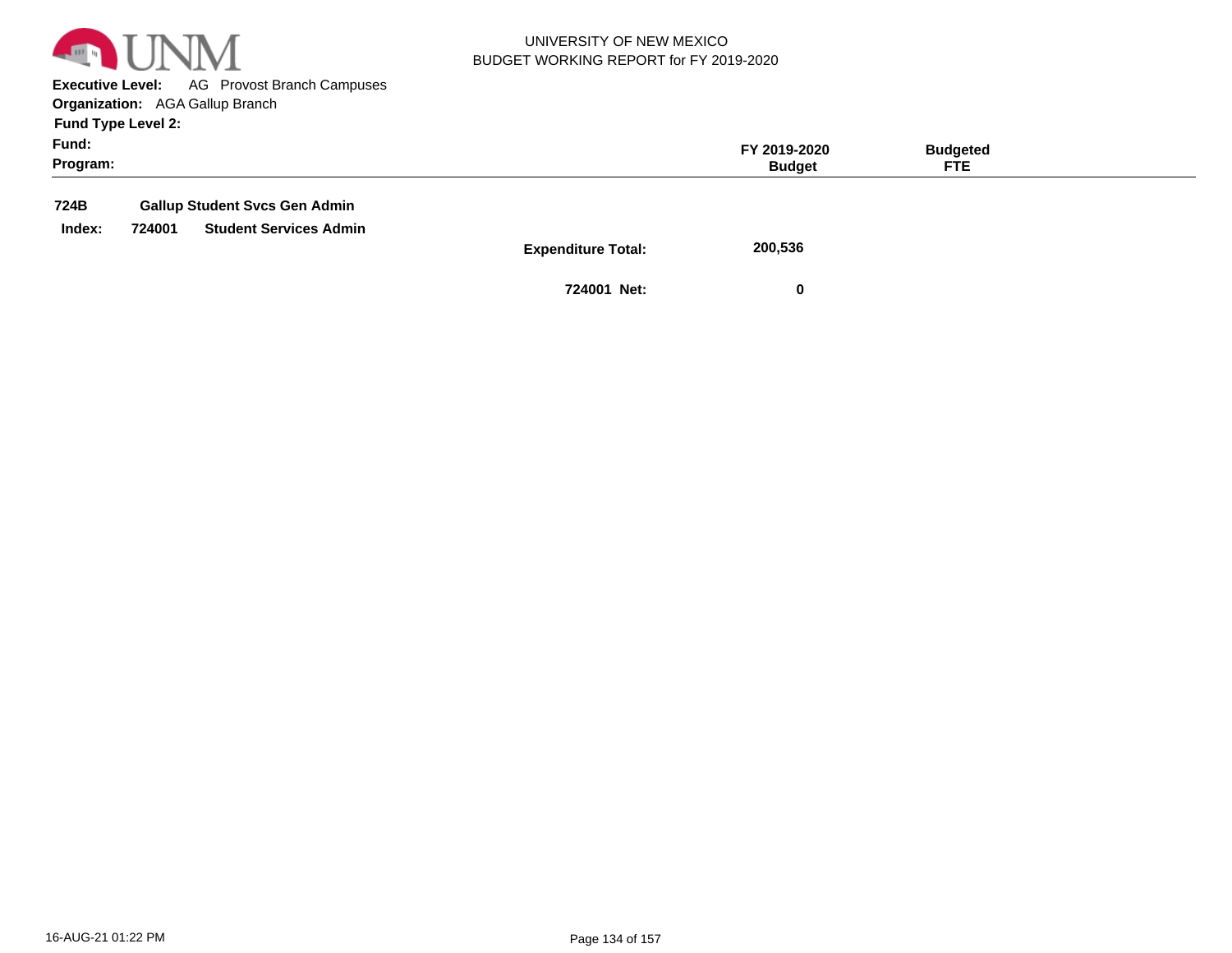UNIVERSITY OF NEW MEXICO
BUDGET WORKING REPORT for FY 2019-2020

**Executive Level:** AG Provost Branch Campuses
**Organization:** AGA Gallup Branch
**Fund Type Level 2:**
**Fund:**
**Program:**

| | | FY 2019-2020 Budget | Budgeted FTE |
|---|---|---|---|
| **724B** | **Gallup Student Svcs Gen Admin** | | |
| **Index: 724001** | **Student Services Admin** | | |
| | **Expenditure Total:** | **200,536** | |
| | **724001 Net:** | **0** | |

16-AUG-21 01:22 PM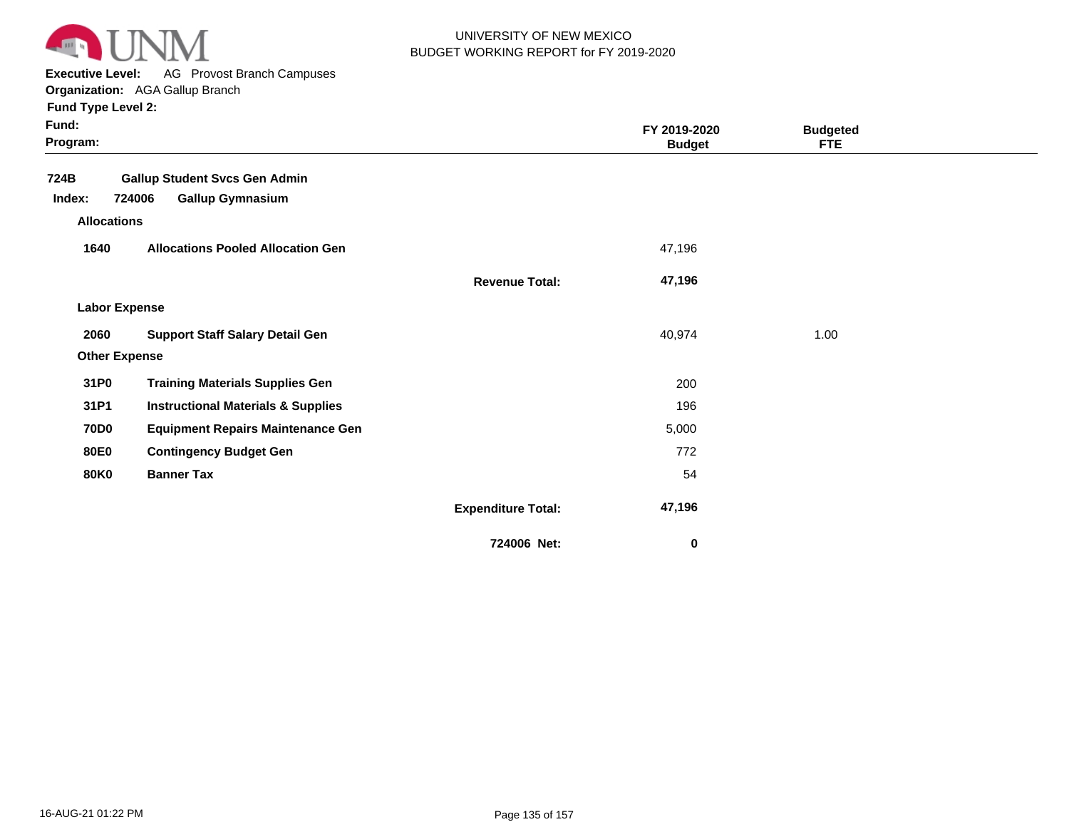UNIVERSITY OF NEW MEXICO
BUDGET WORKING REPORT for FY 2019-2020

**Executive Level:** AG Provost Branch Campuses
**Organization:** AGA Gallup Branch
**Fund Type Level 2:**
**Fund:**
**Program:**

| | | | FY 2019-2020 Budget | Budgeted FTE |
|---|---|---|---|---|
| **724B** | **Gallup Student Svcs Gen Admin** | | | |
| **Index: 724006** | **Gallup Gymnasium** | | | |
| **Allocations** | | | | |
| **1640** | **Allocations Pooled Allocation Gen** | | 47,196 | |
| | | **Revenue Total:** | **47,196** | |
| **Labor Expense** | | | | |
| **2060** | **Support Staff Salary Detail Gen** | | 40,974 | 1.00 |
| **Other Expense** | | | | |
| **31P0** | **Training Materials Supplies Gen** | | 200 | |
| **31P1** | **Instructional Materials & Supplies** | | 196 | |
| **70D0** | **Equipment Repairs Maintenance Gen** | | 5,000 | |
| **80E0** | **Contingency Budget Gen** | | 772 | |
| **80K0** | **Banner Tax** | | 54 | |
| | | **Expenditure Total:** | **47,196** | |
| | | **724006 Net:** | **0** | |

16-AUG-21 01:22 PM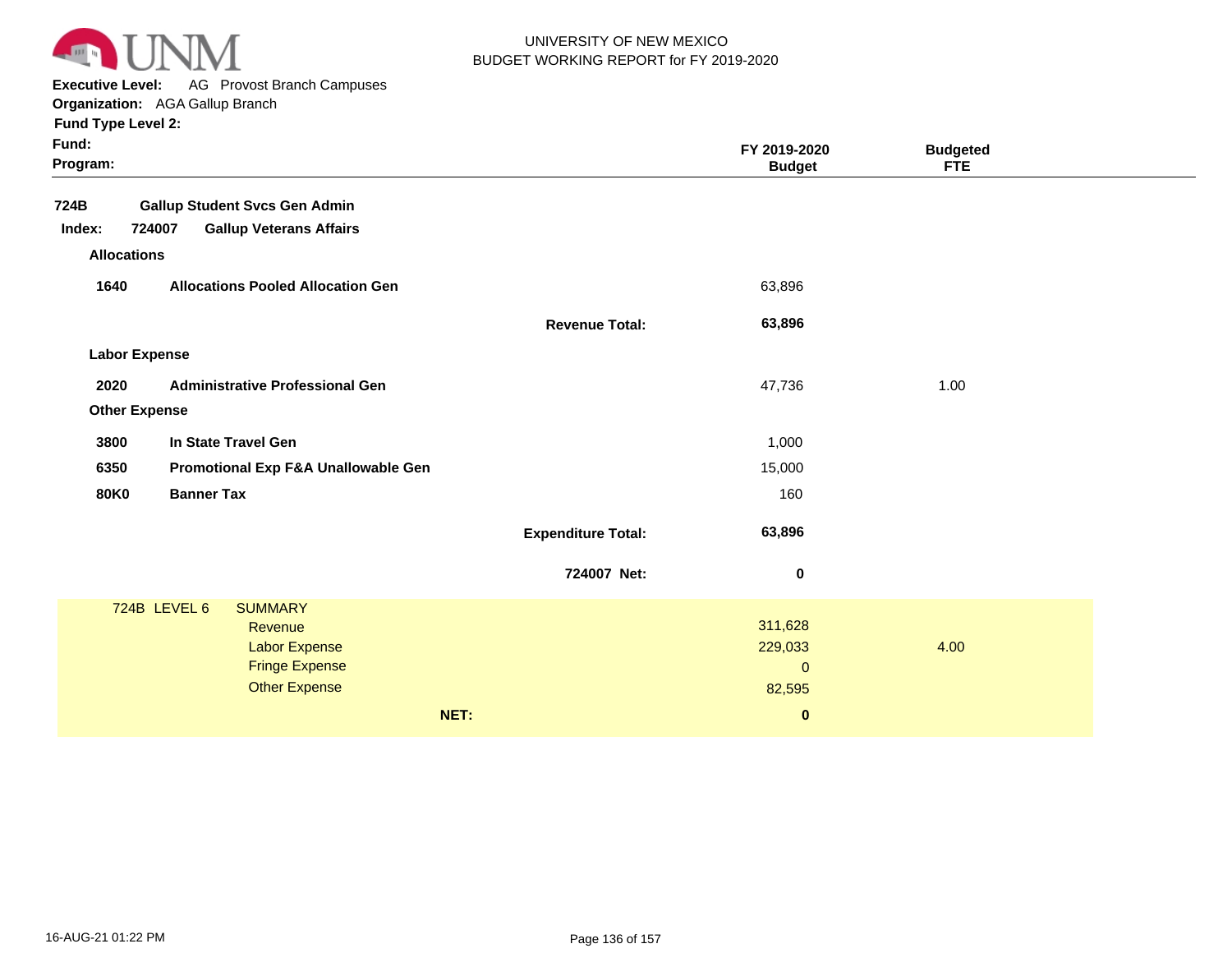UNIVERSITY OF NEW MEXICO
BUDGET WORKING REPORT for FY 2019-2020

**Executive Level:** AG Provost Branch Campuses
**Organization:** AGA Gallup Branch
**Fund Type Level 2:**
**Fund:**
**Program:**

| | | | FY 2019-2020 Budget | Budgeted FTE |
|---|---|---|---|---|
| **724B** | **Gallup Student Svcs Gen Admin** | | | |
| **Index: 724007** | **Gallup Veterans Affairs** | | | |
| **Allocations** | | | | |
| **1640** | **Allocations Pooled Allocation Gen** | | 63,896 | |
| | | **Revenue Total:** | **63,896** | |
| **Labor Expense** | | | | |
| **2020** | **Administrative Professional Gen** | | 47,736 | 1.00 |
| **Other Expense** | | | | |
| **3800** | **In State Travel Gen** | | 1,000 | |
| **6350** | **Promotional Exp F&A Unallowable Gen** | | 15,000 | |
| **80K0** | **Banner Tax** | | 160 | |
| | | **Expenditure Total:** | **63,896** | |
| | | **724007 Net:** | **0** | |

| 724B LEVEL 6 | SUMMARY | | |
|---|---|---|---|
| | Revenue | 311,628 | |
| | Labor Expense | 229,033 | 4.00 |
| | Fringe Expense | 0 | |
| | Other Expense | 82,595 | |
| | **NET:** | **0** | |

16-AUG-21 01:22 PM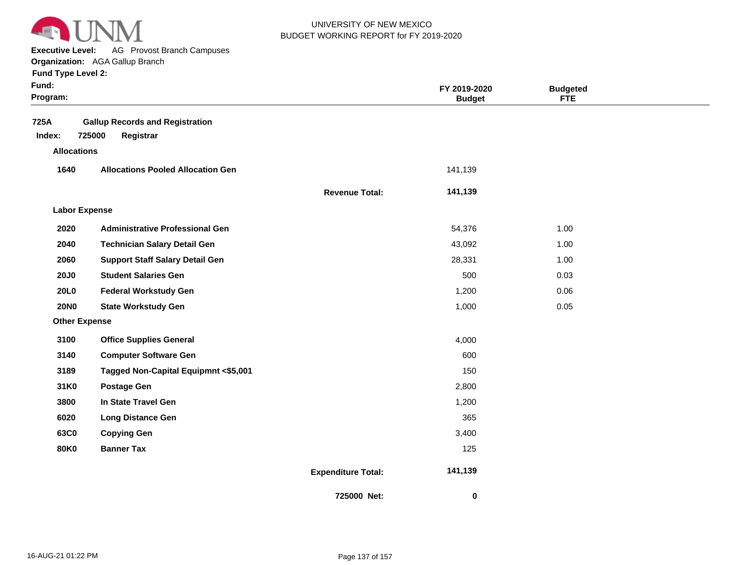UNIVERSITY OF NEW MEXICO
BUDGET WORKING REPORT for FY 2019-2020

**Executive Level:** AG Provost Branch Campuses
**Organization:** AGA Gallup Branch
**Fund Type Level 2:**
**Fund:**
**Program:**

| | | | FY 2019-2020 Budget | Budgeted FTE |
|---|---|---|---|---|
| **725A** | **Gallup Records and Registration** | | | |
| **Index: 725000** | **Registrar** | | | |
| **Allocations** | | | | |
| **1640** | **Allocations Pooled Allocation Gen** | | 141,139 | |
| | | **Revenue Total:** | **141,139** | |
| **Labor Expense** | | | | |
| **2020** | **Administrative Professional Gen** | | 54,376 | 1.00 |
| **2040** | **Technician Salary Detail Gen** | | 43,092 | 1.00 |
| **2060** | **Support Staff Salary Detail Gen** | | 28,331 | 1.00 |
| **20J0** | **Student Salaries Gen** | | 500 | 0.03 |
| **20L0** | **Federal Workstudy Gen** | | 1,200 | 0.06 |
| **20N0** | **State Workstudy Gen** | | 1,000 | 0.05 |
| **Other Expense** | | | | |
| **3100** | **Office Supplies General** | | 4,000 | |
| **3140** | **Computer Software Gen** | | 600 | |
| **3189** | **Tagged Non-Capital Equipmnt <$5,001** | | 150 | |
| **31K0** | **Postage Gen** | | 2,800 | |
| **3800** | **In State Travel Gen** | | 1,200 | |
| **6020** | **Long Distance Gen** | | 365 | |
| **63C0** | **Copying Gen** | | 3,400 | |
| **80K0** | **Banner Tax** | | 125 | |
| | | **Expenditure Total:** | **141,139** | |
| | | **725000 Net:** | **0** | |

16-AUG-21 01:22 PM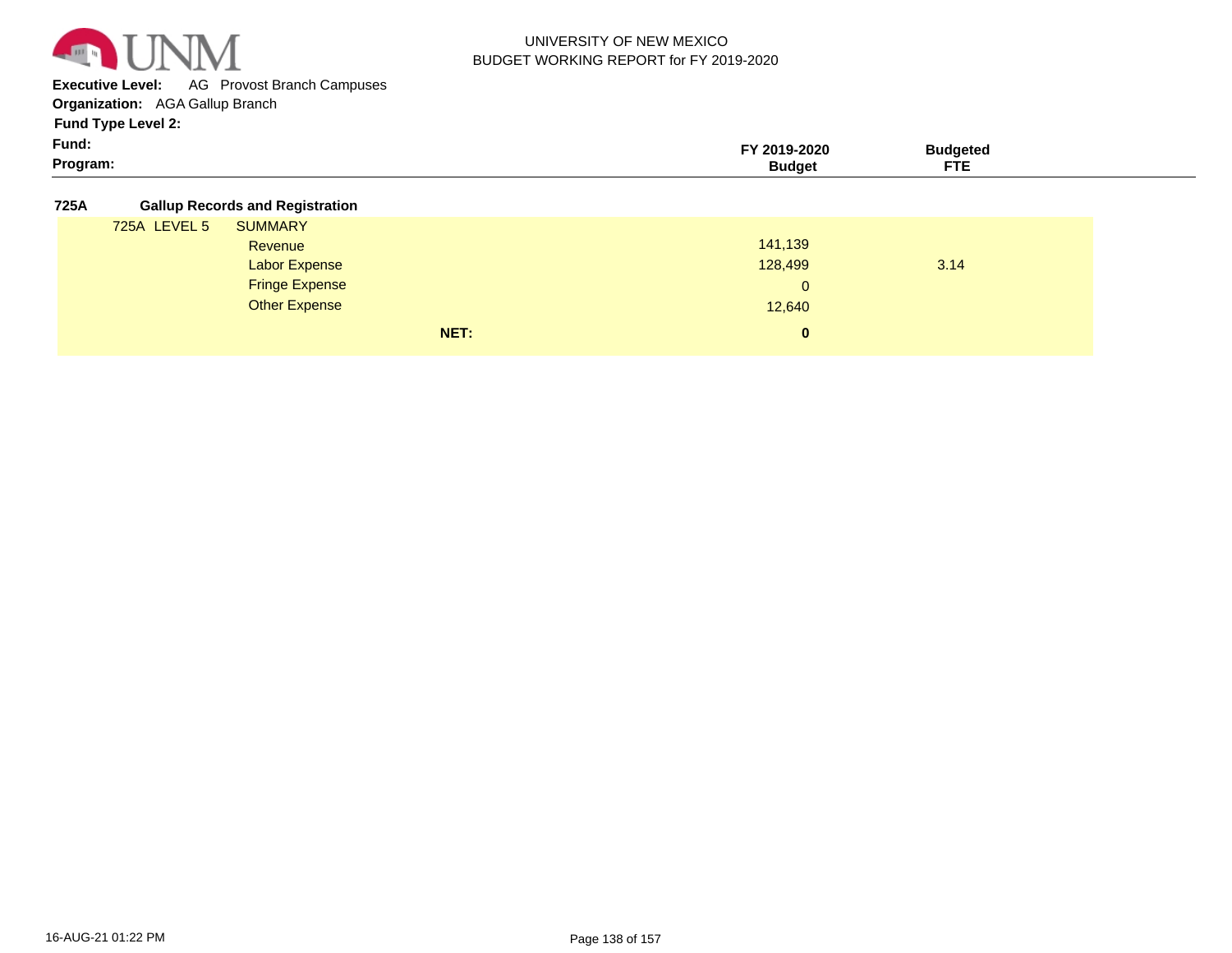UNIVERSITY OF NEW MEXICO
BUDGET WORKING REPORT for FY 2019-2020

**Executive Level:** AG Provost Branch Campuses
**Organization:** AGA Gallup Branch
**Fund Type Level 2:**
**Fund:**
**Program:**

| | FY 2019-2020 Budget | Budgeted FTE |
|---|---|---|
| **725A Gallup Records and Registration** | | |
| 725A LEVEL 5 SUMMARY | | |
| Revenue | 141,139 | |
| Labor Expense | 128,499 | 3.14 |
| Fringe Expense | 0 | |
| Other Expense | 12,640 | |
| **NET:** | **0** | |

16-AUG-21 01:22 PM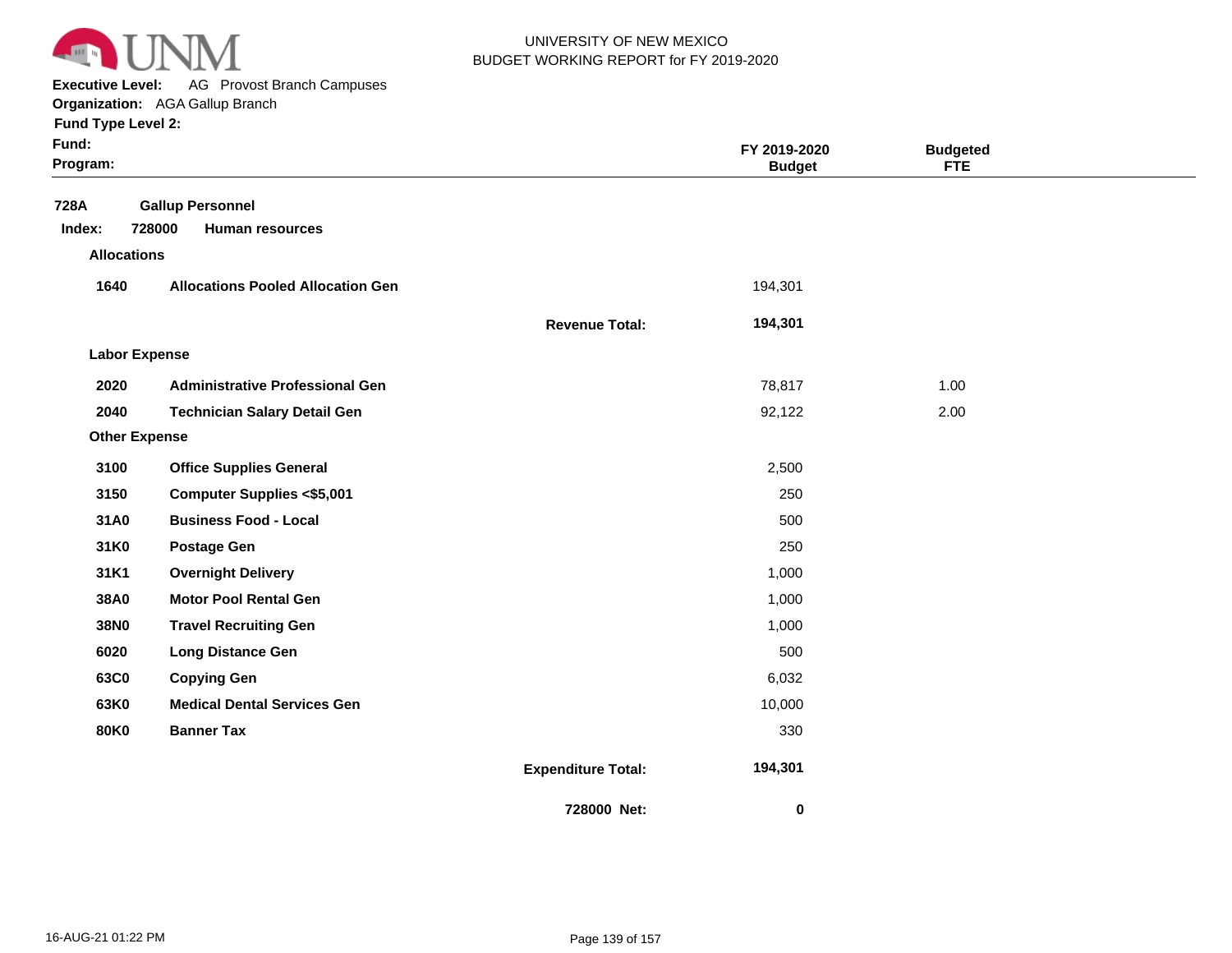UNIVERSITY OF NEW MEXICO
BUDGET WORKING REPORT for FY 2019-2020

**Executive Level:** AG Provost Branch Campuses
**Organization:** AGA Gallup Branch
**Fund Type Level 2:**
**Fund:**
**Program:**

| | | | FY 2019-2020 Budget | Budgeted FTE |
|---|---|---|---|---|
| **728A** | **Gallup Personnel** | | | |
| **Index: 728000** | **Human resources** | | | |
| **Allocations** | | | | |
| **1640** | **Allocations Pooled Allocation Gen** | | 194,301 | |
| | | **Revenue Total:** | **194,301** | |
| **Labor Expense** | | | | |
| **2020** | **Administrative Professional Gen** | | 78,817 | 1.00 |
| **2040** | **Technician Salary Detail Gen** | | 92,122 | 2.00 |
| **Other Expense** | | | | |
| **3100** | **Office Supplies General** | | 2,500 | |
| **3150** | **Computer Supplies <$5,001** | | 250 | |
| **31A0** | **Business Food - Local** | | 500 | |
| **31K0** | **Postage Gen** | | 250 | |
| **31K1** | **Overnight Delivery** | | 1,000 | |
| **38A0** | **Motor Pool Rental Gen** | | 1,000 | |
| **38N0** | **Travel Recruiting Gen** | | 1,000 | |
| **6020** | **Long Distance Gen** | | 500 | |
| **63C0** | **Copying Gen** | | 6,032 | |
| **63K0** | **Medical Dental Services Gen** | | 10,000 | |
| **80K0** | **Banner Tax** | | 330 | |
| | | **Expenditure Total:** | **194,301** | |
| | | **728000 Net:** | **0** | |

16-AUG-21 01:22 PM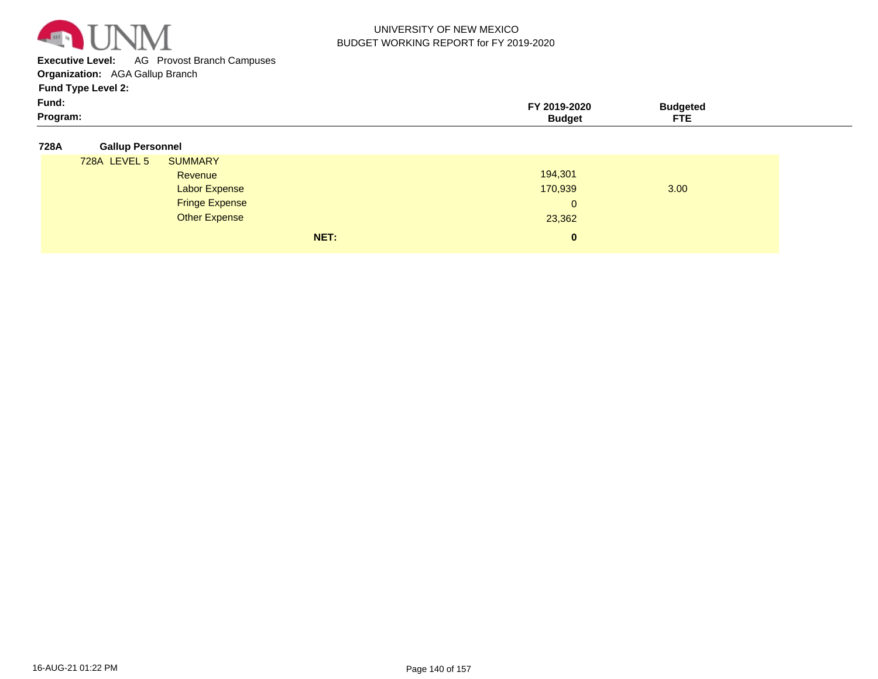UNIVERSITY OF NEW MEXICO
BUDGET WORKING REPORT for FY 2019-2020

**Executive Level:** AG Provost Branch Campuses
**Organization:** AGA Gallup Branch
**Fund Type Level 2:**
**Fund:**
**Program:**

| | | FY 2019-2020 Budget | Budgeted FTE |
|---|---|---|---|
| **728A** | **Gallup Personnel** | | |
| 728A LEVEL 5 | SUMMARY | | |
| | Revenue | 194,301 | |
| | Labor Expense | 170,939 | 3.00 |
| | Fringe Expense | 0 | |
| | Other Expense | 23,362 | |
| | **NET:** | **0** | |

16-AUG-21 01:22 PM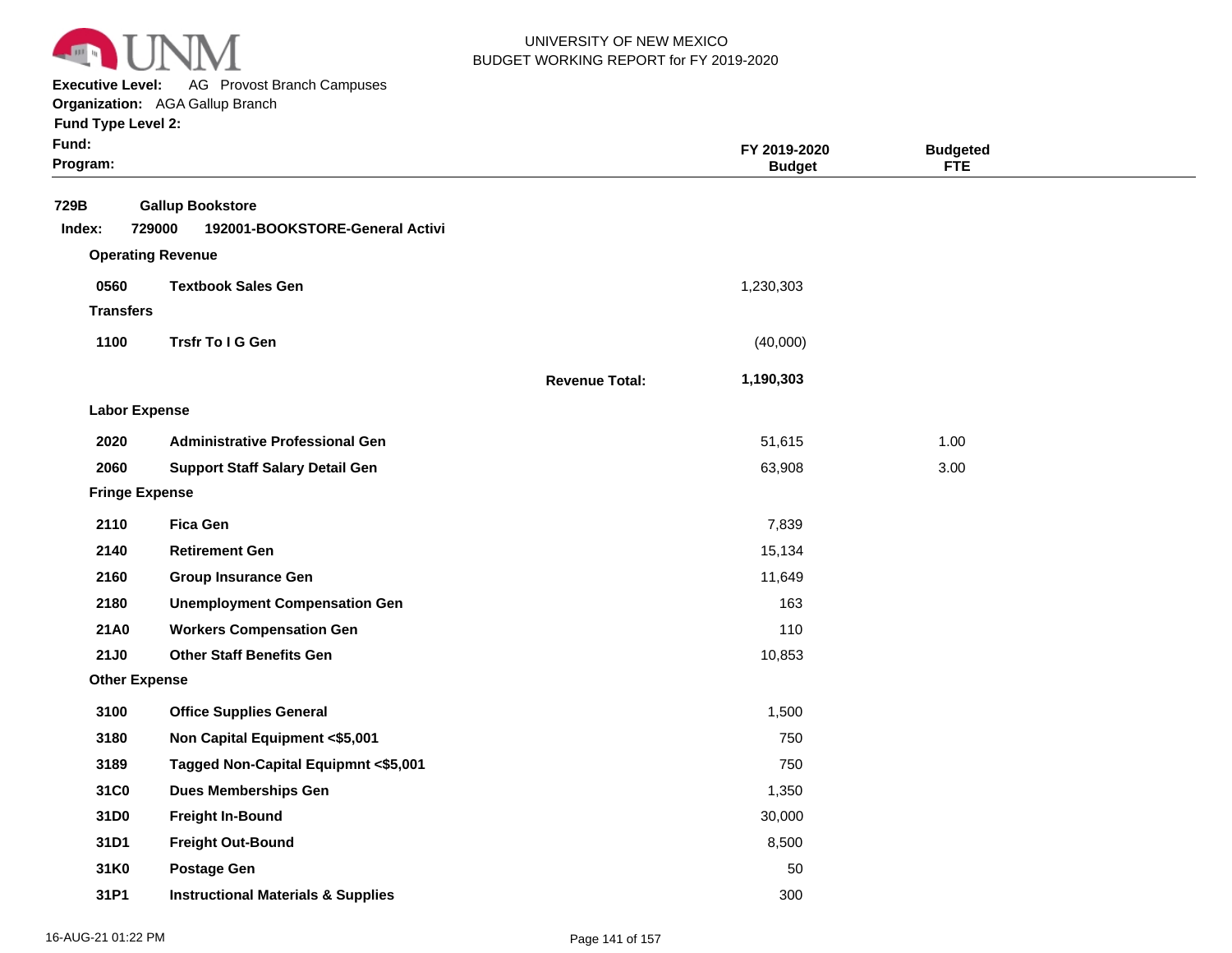UNIVERSITY OF NEW MEXICO
BUDGET WORKING REPORT for FY 2019-2020

**Executive Level:** AG Provost Branch Campuses
**Organization:** AGA Gallup Branch
**Fund Type Level 2:**
**Fund:**
**Program:**

| | | | FY 2019-2020 Budget | Budgeted FTE |
|---|---|---|---|---|
| **729B** | **Gallup Bookstore** | | | |
| **Index: 729000** | **192001-BOOKSTORE-General Activi** | | | |
| **Operating Revenue** | | | | |
| **0560** | **Textbook Sales Gen** | | 1,230,303 | |
| **Transfers** | | | | |
| **1100** | **Trsfr To I G Gen** | | (40,000) | |
| | | **Revenue Total:** | **1,190,303** | |
| **Labor Expense** | | | | |
| **2020** | **Administrative Professional Gen** | | 51,615 | 1.00 |
| **2060** | **Support Staff Salary Detail Gen** | | 63,908 | 3.00 |
| **Fringe Expense** | | | | |
| **2110** | **Fica Gen** | | 7,839 | |
| **2140** | **Retirement Gen** | | 15,134 | |
| **2160** | **Group Insurance Gen** | | 11,649 | |
| **2180** | **Unemployment Compensation Gen** | | 163 | |
| **21A0** | **Workers Compensation Gen** | | 110 | |
| **21J0** | **Other Staff Benefits Gen** | | 10,853 | |
| **Other Expense** | | | | |
| **3100** | **Office Supplies General** | | 1,500 | |
| **3180** | **Non Capital Equipment <$5,001** | | 750 | |
| **3189** | **Tagged Non-Capital Equipmnt <$5,001** | | 750 | |
| **31C0** | **Dues Memberships Gen** | | 1,350 | |
| **31D0** | **Freight In-Bound** | | 30,000 | |
| **31D1** | **Freight Out-Bound** | | 8,500 | |
| **31K0** | **Postage Gen** | | 50 | |
| **31P1** | **Instructional Materials & Supplies** | | 300 | |

16-AUG-21 01:22 PM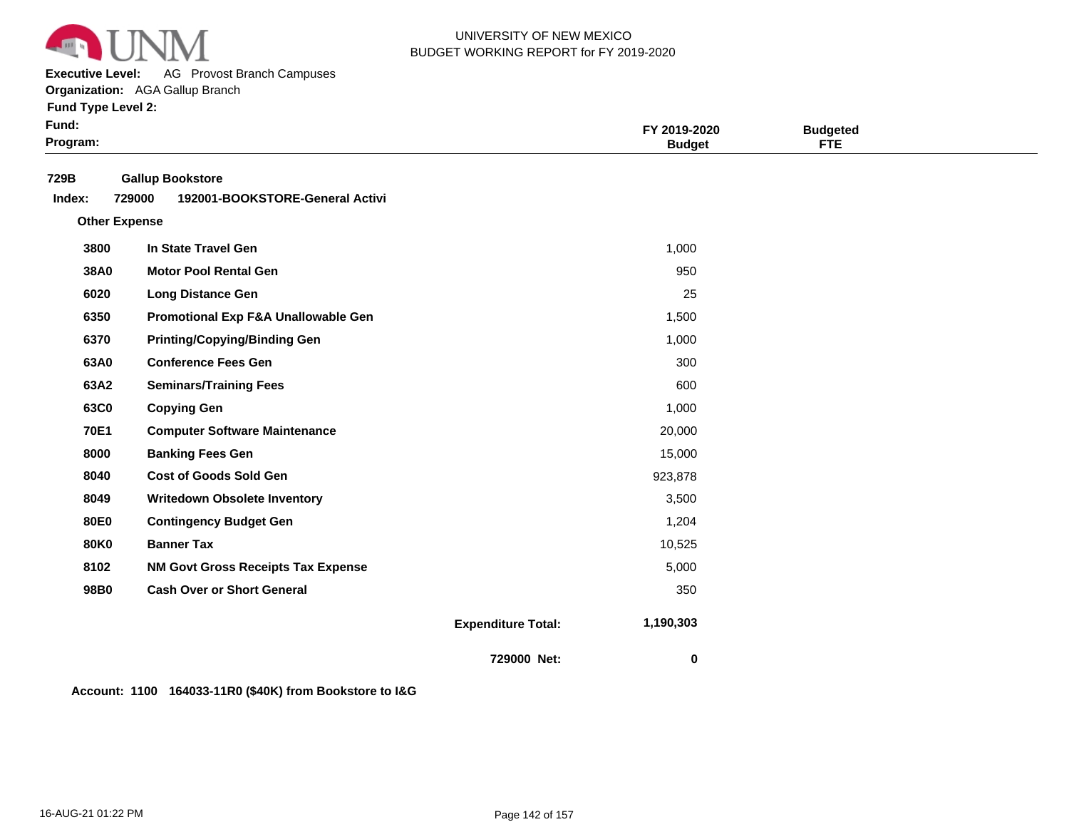UNIVERSITY OF NEW MEXICO
BUDGET WORKING REPORT for FY 2019-2020

**Executive Level:** AG Provost Branch Campuses
**Organization:** AGA Gallup Branch
**Fund Type Level 2:**
**Fund:**
**Program:**

| | | FY 2019-2020 Budget | Budgeted FTE |
|---|---|---|---|
| **729B** | **Gallup Bookstore** | | |
| **Index: 729000** | **192001-BOOKSTORE-General Activi** | | |
| **Other Expense** | | | |
| **3800** | **In State Travel Gen** | 1,000 | |
| **38A0** | **Motor Pool Rental Gen** | 950 | |
| **6020** | **Long Distance Gen** | 25 | |
| **6350** | **Promotional Exp F&A Unallowable Gen** | 1,500 | |
| **6370** | **Printing/Copying/Binding Gen** | 1,000 | |
| **63A0** | **Conference Fees Gen** | 300 | |
| **63A2** | **Seminars/Training Fees** | 600 | |
| **63C0** | **Copying Gen** | 1,000 | |
| **70E1** | **Computer Software Maintenance** | 20,000 | |
| **8000** | **Banking Fees Gen** | 15,000 | |
| **8040** | **Cost of Goods Sold Gen** | 923,878 | |
| **8049** | **Writedown Obsolete Inventory** | 3,500 | |
| **80E0** | **Contingency Budget Gen** | 1,204 | |
| **80K0** | **Banner Tax** | 10,525 | |
| **8102** | **NM Govt Gross Receipts Tax Expense** | 5,000 | |
| **98B0** | **Cash Over or Short General** | 350 | |
| | **Expenditure Total:** | **1,190,303** | |
| | **729000 Net:** | **0** | |

**Account: 1100 164033-11R0 ($40K) from Bookstore to I&G**

16-AUG-21 01:22 PM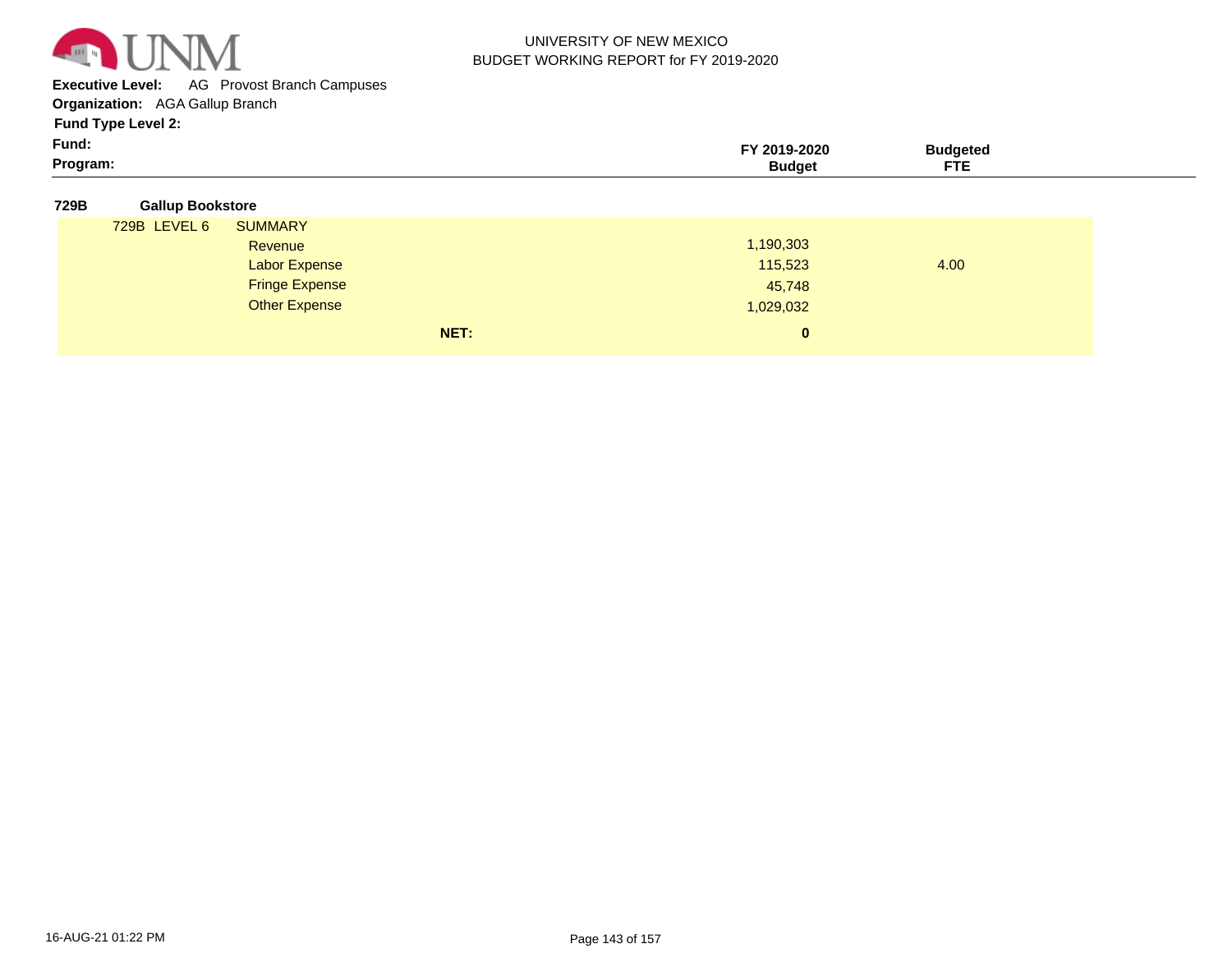UNIVERSITY OF NEW MEXICO
BUDGET WORKING REPORT for FY 2019-2020

**Executive Level:** AG Provost Branch Campuses
**Organization:** AGA Gallup Branch
**Fund Type Level 2:**
**Fund:**
**Program:**

| | | FY 2019-2020 Budget | Budgeted FTE |
|---|---|---|---|
| **729B** | **Gallup Bookstore** | | |
| 729B LEVEL 6 | SUMMARY | | |
| | Revenue | 1,190,303 | |
| | Labor Expense | 115,523 | 4.00 |
| | Fringe Expense | 45,748 | |
| | Other Expense | 1,029,032 | |
| | **NET:** | **0** | |

16-AUG-21 01:22 PM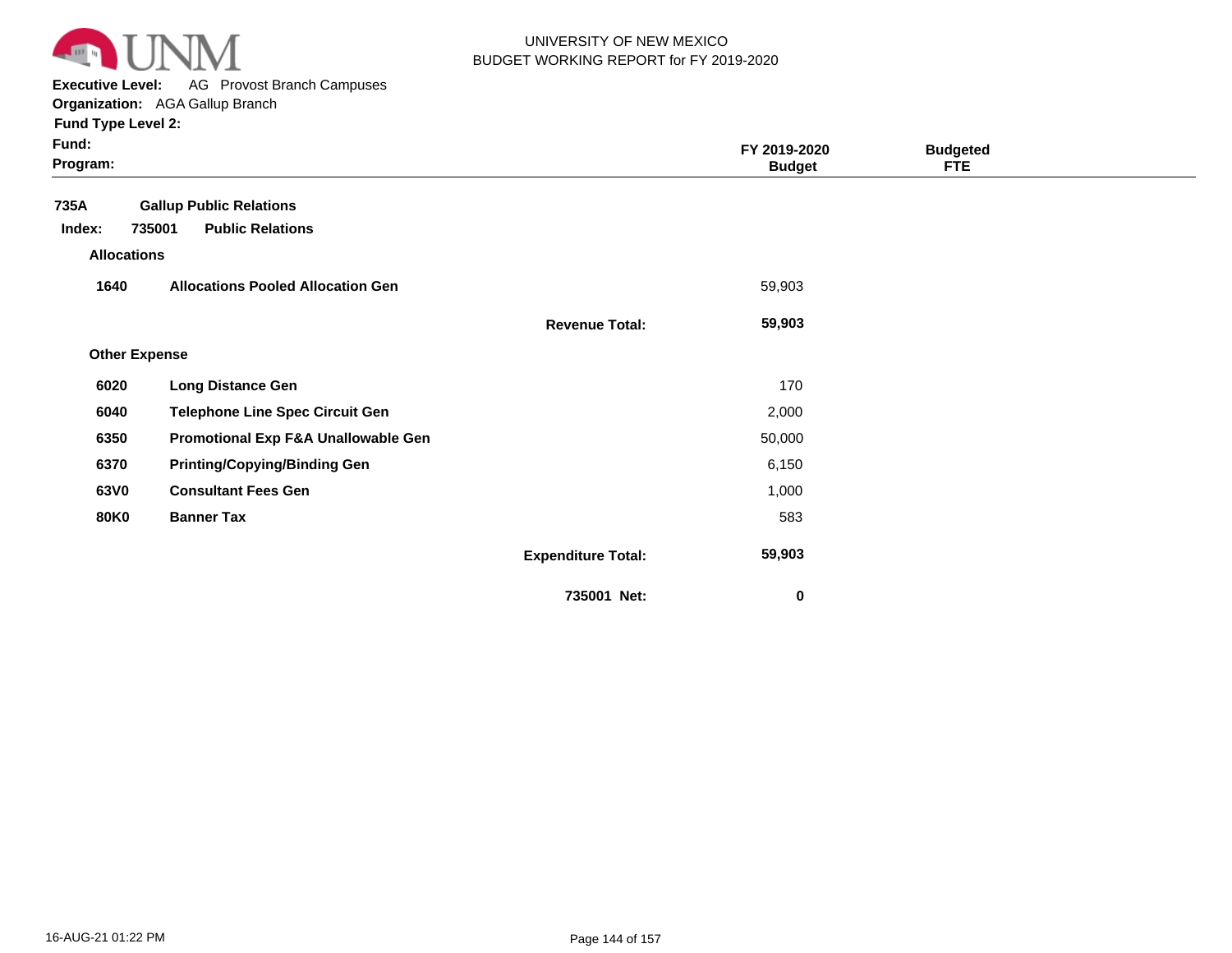UNIVERSITY OF NEW MEXICO
BUDGET WORKING REPORT for FY 2019-2020

**Executive Level:** AG Provost Branch Campuses
**Organization:** AGA Gallup Branch
**Fund Type Level 2:**
**Fund:**
**Program:**

| | | | FY 2019-2020 Budget | Budgeted FTE |
|---|---|---|---|---|
| **735A** | **Gallup Public Relations** | | | |
| **Index: 735001** | **Public Relations** | | | |
| **Allocations** | | | | |
| **1640** | **Allocations Pooled Allocation Gen** | | 59,903 | |
| | | **Revenue Total:** | **59,903** | |
| **Other Expense** | | | | |
| **6020** | **Long Distance Gen** | | 170 | |
| **6040** | **Telephone Line Spec Circuit Gen** | | 2,000 | |
| **6350** | **Promotional Exp F&A Unallowable Gen** | | 50,000 | |
| **6370** | **Printing/Copying/Binding Gen** | | 6,150 | |
| **63V0** | **Consultant Fees Gen** | | 1,000 | |
| **80K0** | **Banner Tax** | | 583 | |
| | | **Expenditure Total:** | **59,903** | |
| | | **735001 Net:** | **0** | |

16-AUG-21 01:22 PM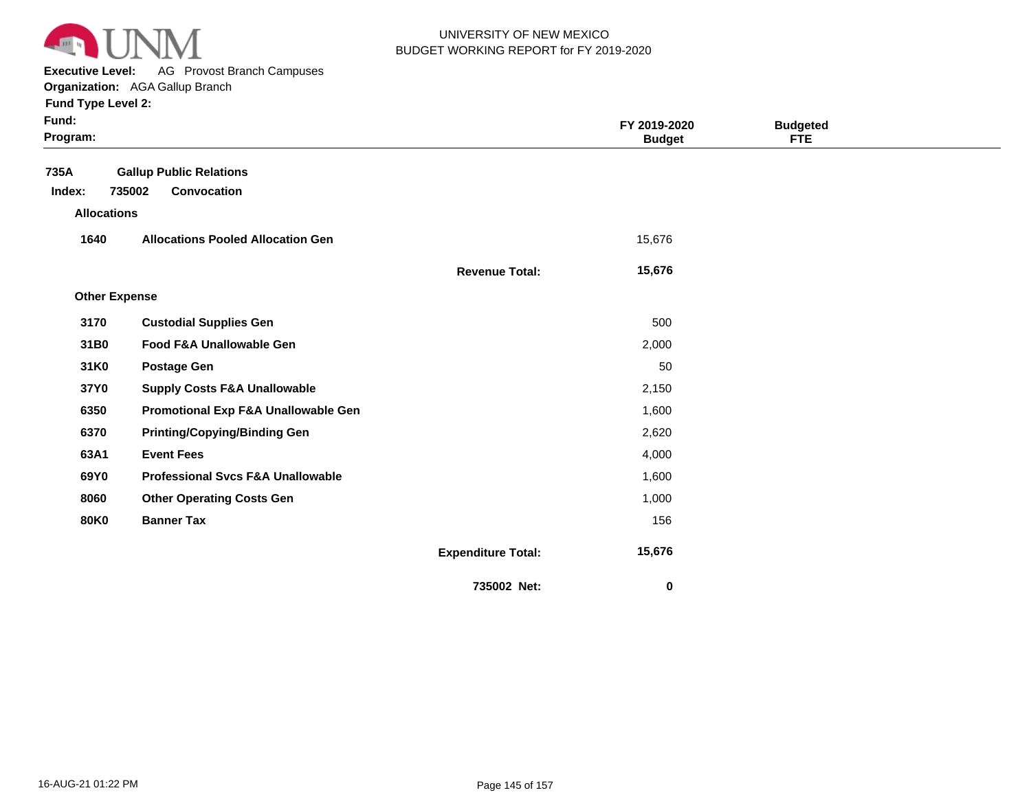UNIVERSITY OF NEW MEXICO
BUDGET WORKING REPORT for FY 2019-2020

**Executive Level:** AG Provost Branch Campuses
**Organization:** AGA Gallup Branch
**Fund Type Level 2:**
**Fund:**
**Program:**

| | | FY 2019-2020 Budget | Budgeted FTE |
|---|---|---|---|
| **735A** | **Gallup Public Relations** | | |
| **Index: 735002** | **Convocation** | | |
| **Allocations** | | | |
| **1640** | **Allocations Pooled Allocation Gen** | 15,676 | |
| | **Revenue Total:** | **15,676** | |
| **Other Expense** | | | |
| **3170** | **Custodial Supplies Gen** | 500 | |
| **31B0** | **Food F&A Unallowable Gen** | 2,000 | |
| **31K0** | **Postage Gen** | 50 | |
| **37Y0** | **Supply Costs F&A Unallowable** | 2,150 | |
| **6350** | **Promotional Exp F&A Unallowable Gen** | 1,600 | |
| **6370** | **Printing/Copying/Binding Gen** | 2,620 | |
| **63A1** | **Event Fees** | 4,000 | |
| **69Y0** | **Professional Svcs F&A Unallowable** | 1,600 | |
| **8060** | **Other Operating Costs Gen** | 1,000 | |
| **80K0** | **Banner Tax** | 156 | |
| | **Expenditure Total:** | **15,676** | |
| | **735002 Net:** | **0** | |

16-AUG-21 01:22 PM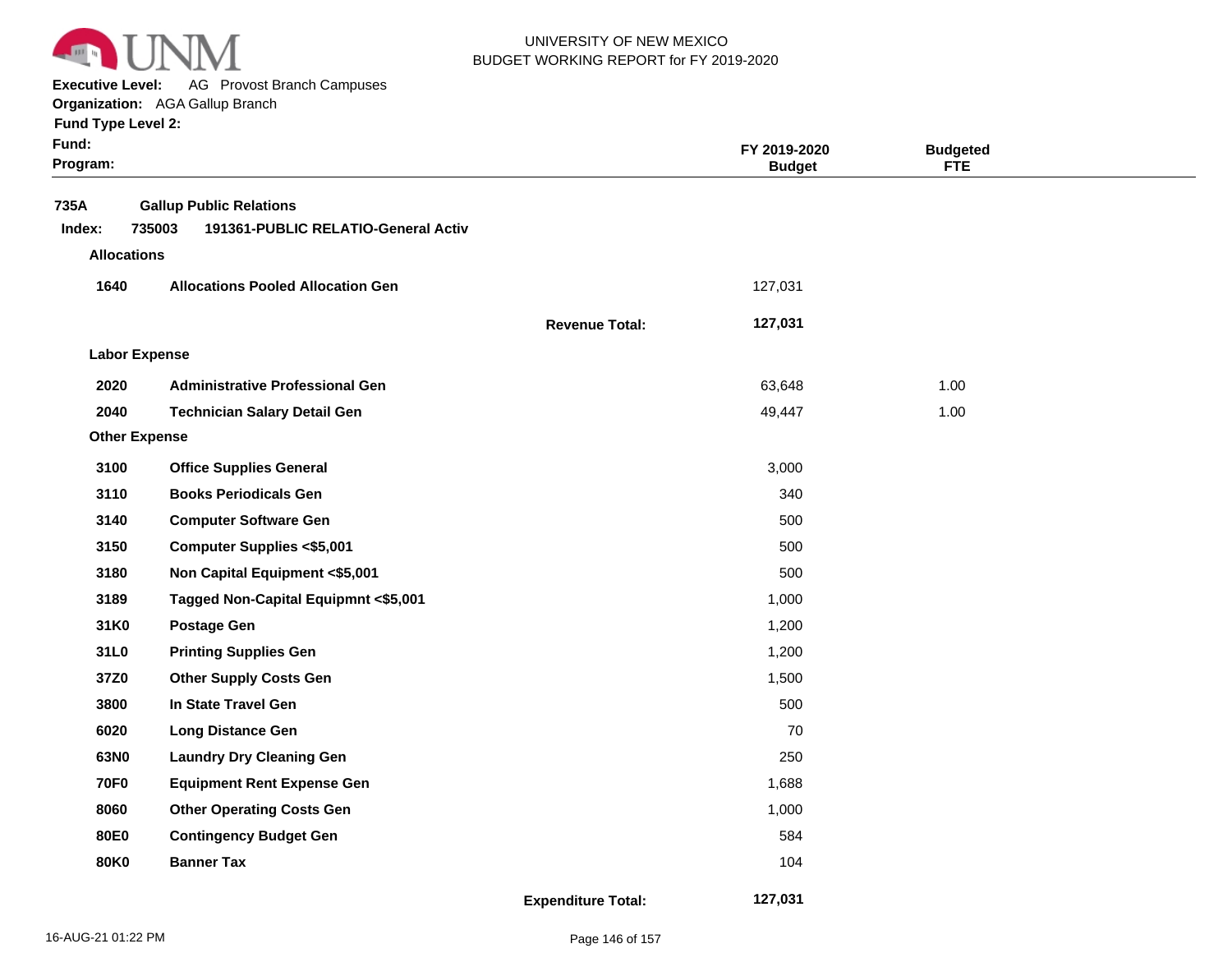UNIVERSITY OF NEW MEXICO
BUDGET WORKING REPORT for FY 2019-2020

**Executive Level:** AG Provost Branch Campuses
**Organization:** AGA Gallup Branch
**Fund Type Level 2:**
**Fund:**
**Program:**

| | | FY 2019-2020 Budget | Budgeted FTE |
|---|---|---|---|
| **735A** | **Gallup Public Relations** | | |
| **Index: 735003** | **191361-PUBLIC RELATIO-General Activ** | | |
| **Allocations** | | | |
| **1640** | **Allocations Pooled Allocation Gen** | 127,031 | |
| | **Revenue Total:** | **127,031** | |
| **Labor Expense** | | | |
| **2020** | **Administrative Professional Gen** | 63,648 | 1.00 |
| **2040** | **Technician Salary Detail Gen** | 49,447 | 1.00 |
| **Other Expense** | | | |
| **3100** | **Office Supplies General** | 3,000 | |
| **3110** | **Books Periodicals Gen** | 340 | |
| **3140** | **Computer Software Gen** | 500 | |
| **3150** | **Computer Supplies <$5,001** | 500 | |
| **3180** | **Non Capital Equipment <$5,001** | 500 | |
| **3189** | **Tagged Non-Capital Equipmnt <$5,001** | 1,000 | |
| **31K0** | **Postage Gen** | 1,200 | |
| **31L0** | **Printing Supplies Gen** | 1,200 | |
| **37Z0** | **Other Supply Costs Gen** | 1,500 | |
| **3800** | **In State Travel Gen** | 500 | |
| **6020** | **Long Distance Gen** | 70 | |
| **63N0** | **Laundry Dry Cleaning Gen** | 250 | |
| **70F0** | **Equipment Rent Expense Gen** | 1,688 | |
| **8060** | **Other Operating Costs Gen** | 1,000 | |
| **80E0** | **Contingency Budget Gen** | 584 | |
| **80K0** | **Banner Tax** | 104 | |
| | **Expenditure Total:** | **127,031** | |

16-AUG-21 01:22 PM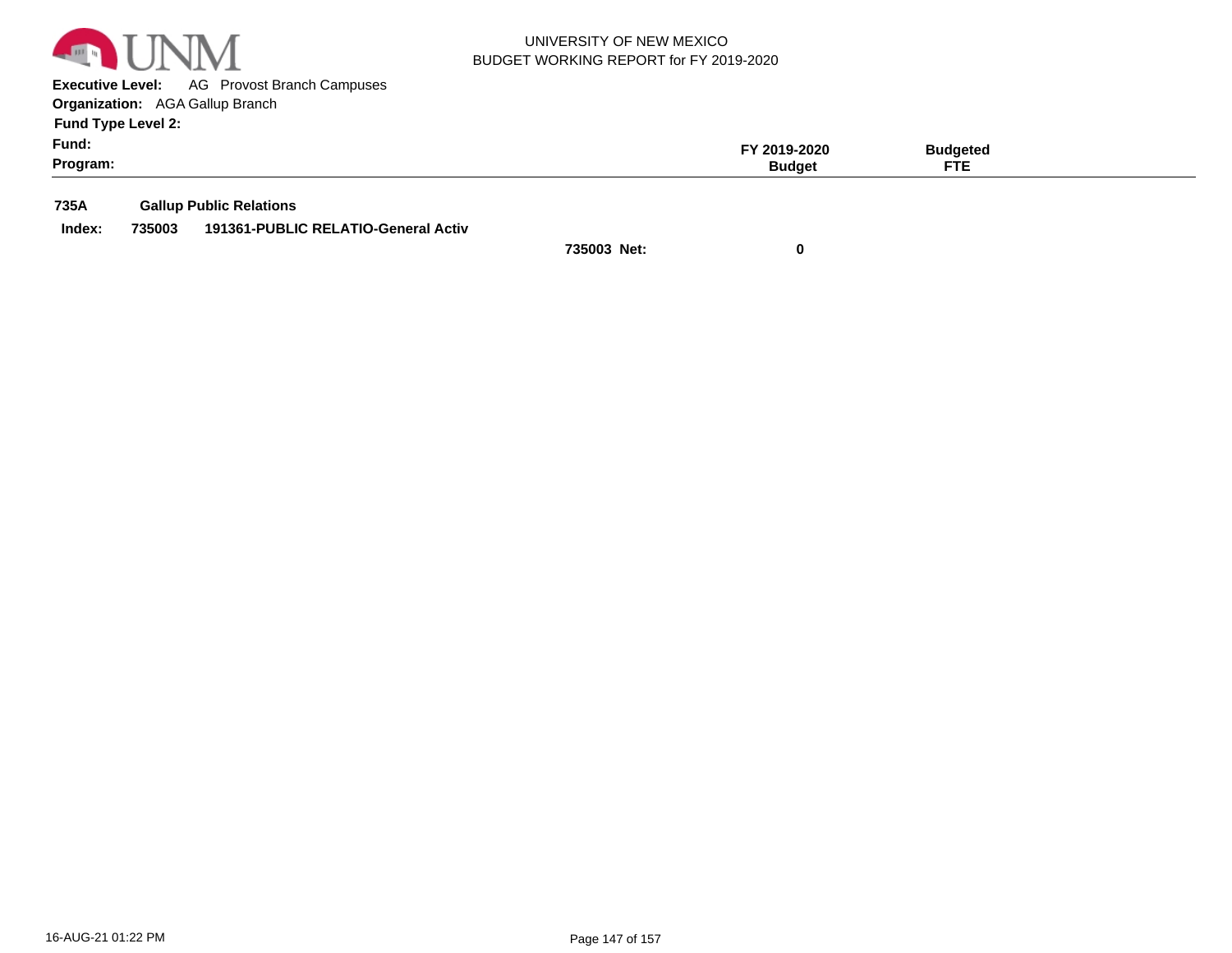UNIVERSITY OF NEW MEXICO
BUDGET WORKING REPORT for FY 2019-2020

**Executive Level:** AG Provost Branch Campuses
**Organization:** AGA Gallup Branch
**Fund Type Level 2:**
**Fund:**
**Program:**

| | | | FY 2019-2020 Budget | Budgeted FTE |
|---|---|---|---|---|
| **735A** | **Gallup Public Relations** | | | |
| **Index:** | **735003** | **191361-PUBLIC RELATIO-General Activ** | | |
| | | **735003 Net:** | **0** | |

16-AUG-21 01:22 PM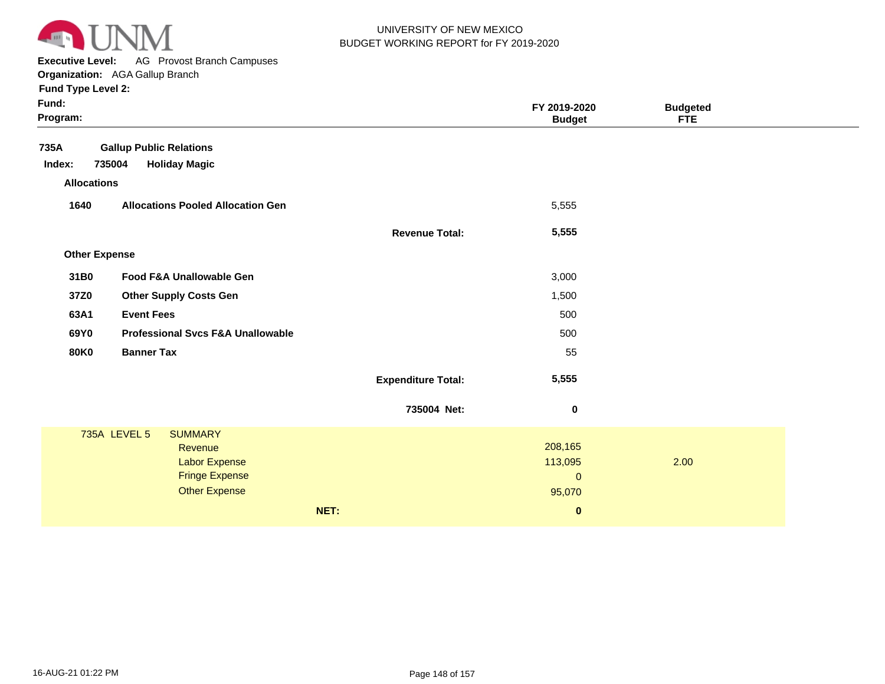UNIVERSITY OF NEW MEXICO
BUDGET WORKING REPORT for FY 2019-2020

**Executive Level:** AG Provost Branch Campuses
**Organization:** AGA Gallup Branch
**Fund Type Level 2:**
**Fund:**
**Program:**

| | | | FY 2019-2020 Budget | Budgeted FTE |
|---|---|---|---|---|
| **735A** | **Gallup Public Relations** | | | |
| **Index: 735004** | **Holiday Magic** | | | |
| **Allocations** | | | | |
| **1640** | **Allocations Pooled Allocation Gen** | | 5,555 | |
| | | **Revenue Total:** | **5,555** | |
| **Other Expense** | | | | |
| **31B0** | **Food F&A Unallowable Gen** | | 3,000 | |
| **37Z0** | **Other Supply Costs Gen** | | 1,500 | |
| **63A1** | **Event Fees** | | 500 | |
| **69Y0** | **Professional Svcs F&A Unallowable** | | 500 | |
| **80K0** | **Banner Tax** | | 55 | |
| | | **Expenditure Total:** | **5,555** | |
| | | **735004 Net:** | **0** | |

| 735A LEVEL 5 | SUMMARY | | |
|---|---|---|---|
| | Revenue | 208,165 | |
| | Labor Expense | 113,095 | 2.00 |
| | Fringe Expense | 0 | |
| | Other Expense | 95,070 | |
| | **NET:** | **0** | |

16-AUG-21 01:22 PM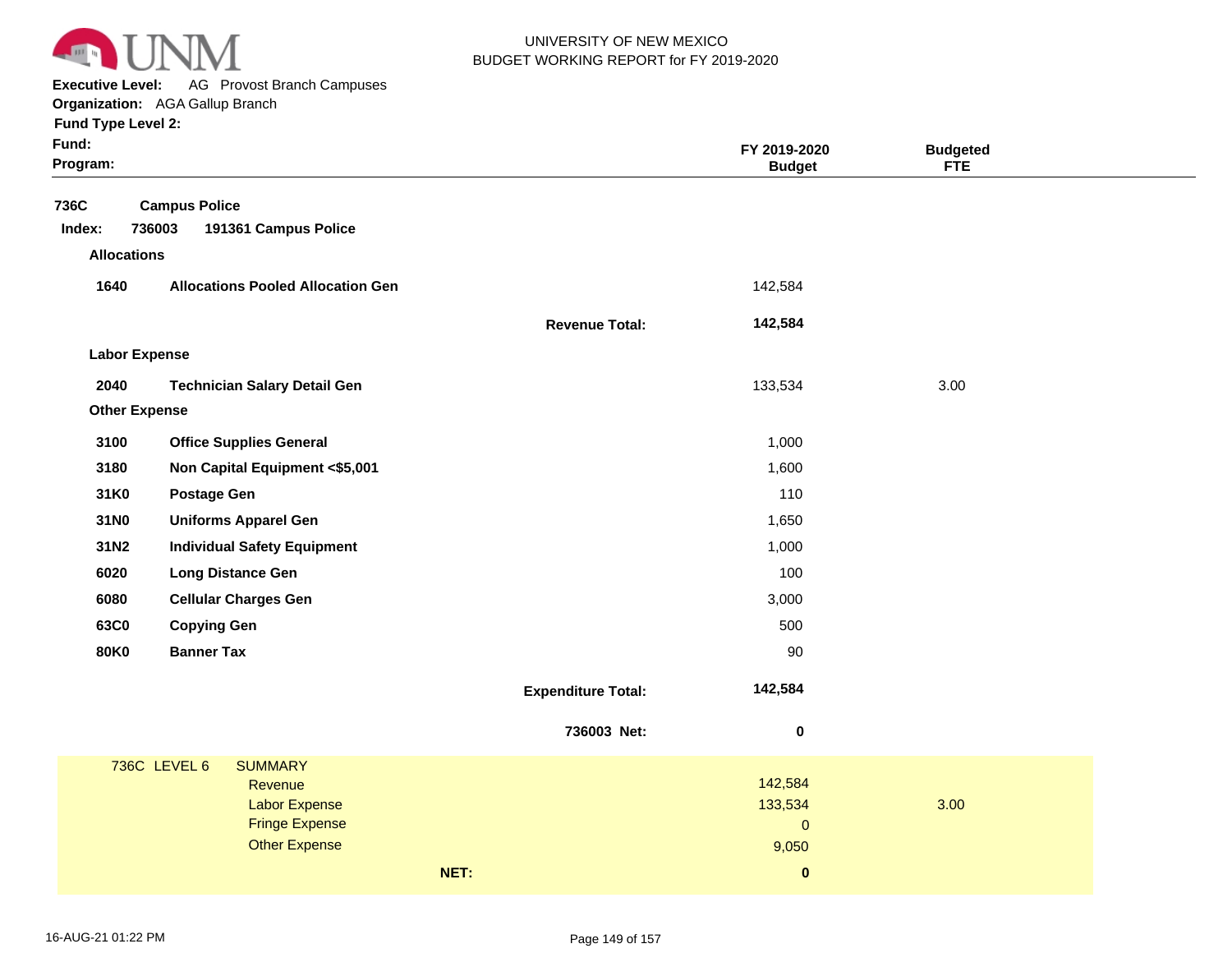UNIVERSITY OF NEW MEXICO
BUDGET WORKING REPORT for FY 2019-2020

**Executive Level:** AG Provost Branch Campuses
**Organization:** AGA Gallup Branch
**Fund Type Level 2:**
**Fund:**
**Program:**

| | | | FY 2019-2020 Budget | Budgeted FTE |
|---|---|---|---|---|
| **736C** | **Campus Police** | | | |
| **Index: 736003** | **191361 Campus Police** | | | |
| **Allocations** | | | | |
| **1640** | **Allocations Pooled Allocation Gen** | | 142,584 | |
| | | **Revenue Total:** | **142,584** | |
| **Labor Expense** | | | | |
| **2040** | **Technician Salary Detail Gen** | | 133,534 | 3.00 |
| **Other Expense** | | | | |
| **3100** | **Office Supplies General** | | 1,000 | |
| **3180** | **Non Capital Equipment <$5,001** | | 1,600 | |
| **31K0** | **Postage Gen** | | 110 | |
| **31N0** | **Uniforms Apparel Gen** | | 1,650 | |
| **31N2** | **Individual Safety Equipment** | | 1,000 | |
| **6020** | **Long Distance Gen** | | 100 | |
| **6080** | **Cellular Charges Gen** | | 3,000 | |
| **63C0** | **Copying Gen** | | 500 | |
| **80K0** | **Banner Tax** | | 90 | |
| | | **Expenditure Total:** | **142,584** | |
| | | **736003 Net:** | **0** | |

| 736C LEVEL 6 | SUMMARY | Budget | FTE |
|---|---|---|---|
| | Revenue | 142,584 | |
| | Labor Expense | 133,534 | 3.00 |
| | Fringe Expense | 0 | |
| | Other Expense | 9,050 | |
| | **NET:** | **0** | |

16-AUG-21 01:22 PM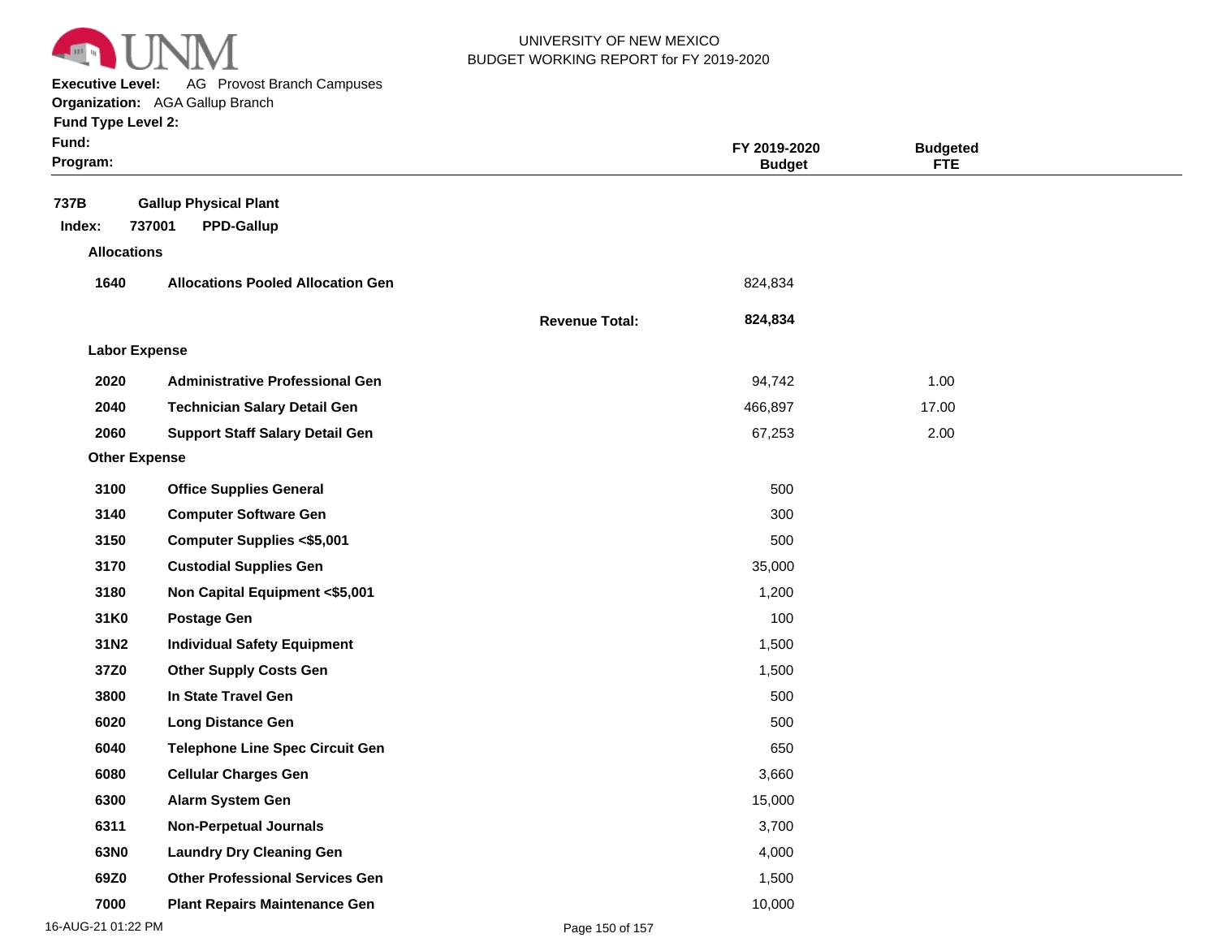UNIVERSITY OF NEW MEXICO
BUDGET WORKING REPORT for FY 2019-2020

**Executive Level:** AG Provost Branch Campuses
**Organization:** AGA Gallup Branch
**Fund Type Level 2:**
**Fund:**
**Program:**

| | | | FY 2019-2020 Budget | Budgeted FTE |
|---|---|---|---|---|
| **737B** | **Gallup Physical Plant** | | | |
| **Index: 737001** | **PPD-Gallup** | | | |
| **Allocations** | | | | |
| **1640** | **Allocations Pooled Allocation Gen** | | 824,834 | |
| | | **Revenue Total:** | **824,834** | |
| **Labor Expense** | | | | |
| **2020** | **Administrative Professional Gen** | | 94,742 | 1.00 |
| **2040** | **Technician Salary Detail Gen** | | 466,897 | 17.00 |
| **2060** | **Support Staff Salary Detail Gen** | | 67,253 | 2.00 |
| **Other Expense** | | | | |
| **3100** | **Office Supplies General** | | 500 | |
| **3140** | **Computer Software Gen** | | 300 | |
| **3150** | **Computer Supplies <$5,001** | | 500 | |
| **3170** | **Custodial Supplies Gen** | | 35,000 | |
| **3180** | **Non Capital Equipment <$5,001** | | 1,200 | |
| **31K0** | **Postage Gen** | | 100 | |
| **31N2** | **Individual Safety Equipment** | | 1,500 | |
| **37Z0** | **Other Supply Costs Gen** | | 1,500 | |
| **3800** | **In State Travel Gen** | | 500 | |
| **6020** | **Long Distance Gen** | | 500 | |
| **6040** | **Telephone Line Spec Circuit Gen** | | 650 | |
| **6080** | **Cellular Charges Gen** | | 3,660 | |
| **6300** | **Alarm System Gen** | | 15,000 | |
| **6311** | **Non-Perpetual Journals** | | 3,700 | |
| **63N0** | **Laundry Dry Cleaning Gen** | | 4,000 | |
| **69Z0** | **Other Professional Services Gen** | | 1,500 | |
| **7000** | **Plant Repairs Maintenance Gen** | | 10,000 | |

16-AUG-21 01:22 PM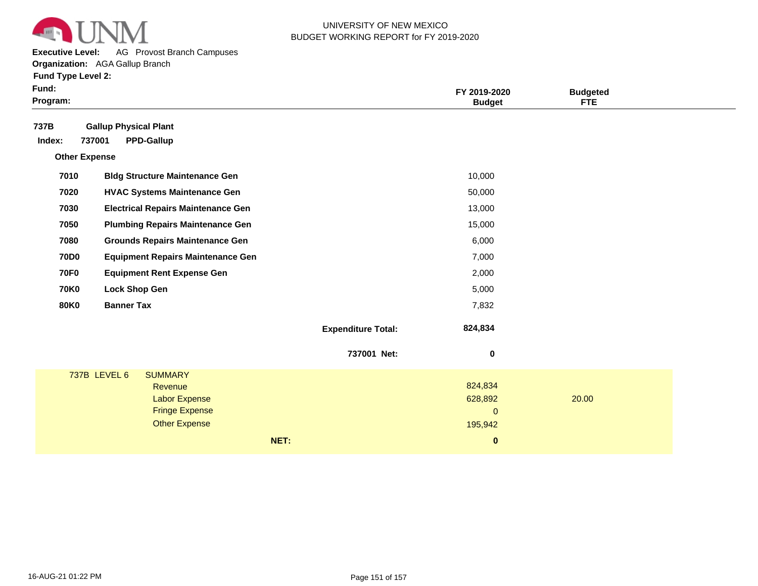UNIVERSITY OF NEW MEXICO
BUDGET WORKING REPORT for FY 2019-2020

**Executive Level:** AG Provost Branch Campuses
**Organization:** AGA Gallup Branch
**Fund Type Level 2:**
**Fund:**
**Program:**

| | | FY 2019-2020 Budget | Budgeted FTE |
|---|---|---|---|
| **737B** | **Gallup Physical Plant** | | |
| **Index: 737001** | **PPD-Gallup** | | |
| **Other Expense** | | | |
| **7010** | **Bldg Structure Maintenance Gen** | 10,000 | |
| **7020** | **HVAC Systems Maintenance Gen** | 50,000 | |
| **7030** | **Electrical Repairs Maintenance Gen** | 13,000 | |
| **7050** | **Plumbing Repairs Maintenance Gen** | 15,000 | |
| **7080** | **Grounds Repairs Maintenance Gen** | 6,000 | |
| **70D0** | **Equipment Repairs Maintenance Gen** | 7,000 | |
| **70F0** | **Equipment Rent Expense Gen** | 2,000 | |
| **70K0** | **Lock Shop Gen** | 5,000 | |
| **80K0** | **Banner Tax** | 7,832 | |
| | **Expenditure Total:** | **824,834** | |
| | **737001 Net:** | **0** | |

| 737B LEVEL 6 | SUMMARY | FY 2019-2020 Budget | Budgeted FTE |
|---|---|---|---|
| | Revenue | 824,834 | |
| | Labor Expense | 628,892 | 20.00 |
| | Fringe Expense | 0 | |
| | Other Expense | 195,942 | |
| | **NET:** | **0** | |

16-AUG-21 01:22 PM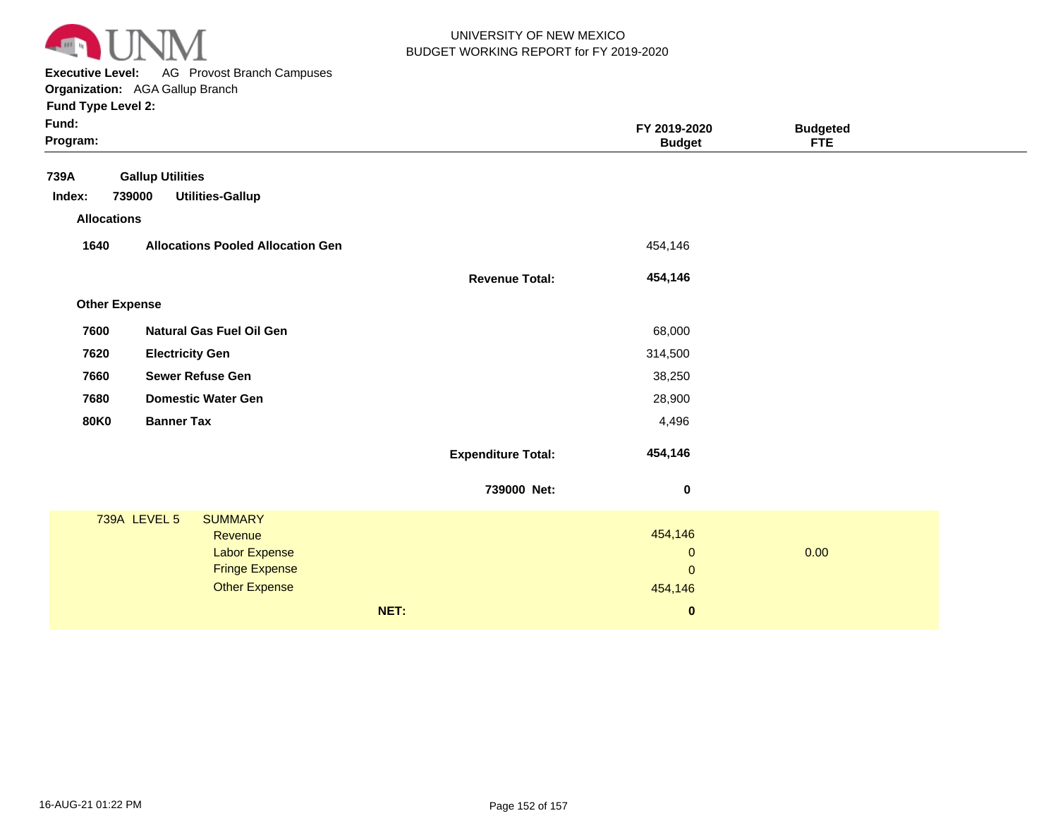UNIVERSITY OF NEW MEXICO
BUDGET WORKING REPORT for FY 2019-2020

**Executive Level:** AG Provost Branch Campuses
**Organization:** AGA Gallup Branch
**Fund Type Level 2:**
**Fund:**
**Program:**

| | | | FY 2019-2020 Budget | Budgeted FTE |
|---|---|---|---|---|
| **739A** | **Gallup Utilities** | | | |
| **Index: 739000** | **Utilities-Gallup** | | | |
| **Allocations** | | | | |
| **1640** | **Allocations Pooled Allocation Gen** | | 454,146 | |
| | | **Revenue Total:** | **454,146** | |
| **Other Expense** | | | | |
| **7600** | **Natural Gas Fuel Oil Gen** | | 68,000 | |
| **7620** | **Electricity Gen** | | 314,500 | |
| **7660** | **Sewer Refuse Gen** | | 38,250 | |
| **7680** | **Domestic Water Gen** | | 28,900 | |
| **80K0** | **Banner Tax** | | 4,496 | |
| | | **Expenditure Total:** | **454,146** | |
| | | **739000 Net:** | **0** | |

| 739A LEVEL 5 | SUMMARY | | |
|---|---|---|---|
| | Revenue | 454,146 | |
| | Labor Expense | 0 | 0.00 |
| | Fringe Expense | 0 | |
| | Other Expense | 454,146 | |
| | **NET:** | **0** | |

16-AUG-21 01:22 PM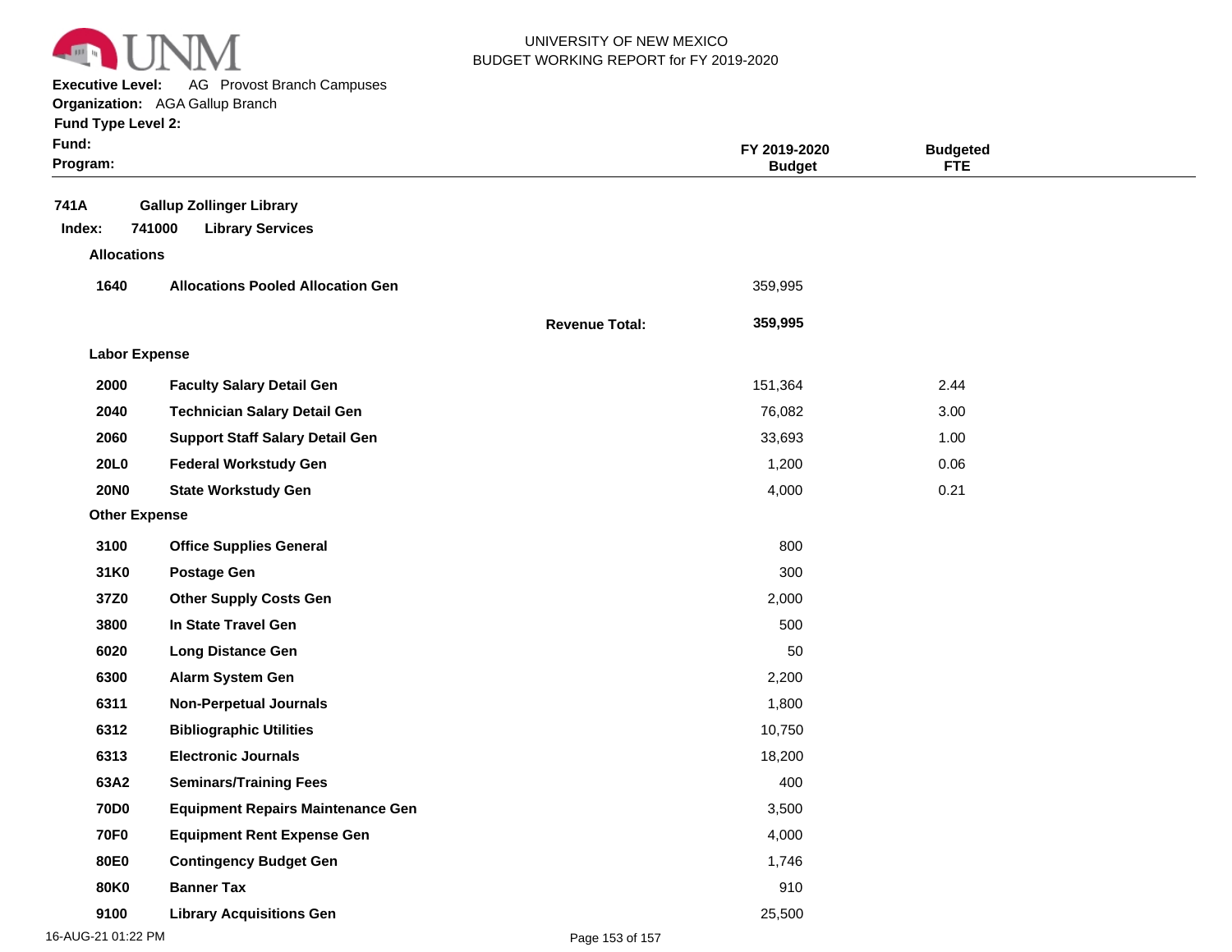UNIVERSITY OF NEW MEXICO
BUDGET WORKING REPORT for FY 2019-2020

**Executive Level:** AG Provost Branch Campuses
**Organization:** AGA Gallup Branch
**Fund Type Level 2:**
**Fund:**
**Program:**

| | | | FY 2019-2020 Budget | Budgeted FTE |
|---|---|---|---|---|
| **741A** | **Gallup Zollinger Library** | | | |
| **Index: 741000** | **Library Services** | | | |
| **Allocations** | | | | |
| **1640** | **Allocations Pooled Allocation Gen** | | 359,995 | |
| | | **Revenue Total:** | **359,995** | |
| **Labor Expense** | | | | |
| **2000** | **Faculty Salary Detail Gen** | | 151,364 | 2.44 |
| **2040** | **Technician Salary Detail Gen** | | 76,082 | 3.00 |
| **2060** | **Support Staff Salary Detail Gen** | | 33,693 | 1.00 |
| **20L0** | **Federal Workstudy Gen** | | 1,200 | 0.06 |
| **20N0** | **State Workstudy Gen** | | 4,000 | 0.21 |
| **Other Expense** | | | | |
| **3100** | **Office Supplies General** | | 800 | |
| **31K0** | **Postage Gen** | | 300 | |
| **37Z0** | **Other Supply Costs Gen** | | 2,000 | |
| **3800** | **In State Travel Gen** | | 500 | |
| **6020** | **Long Distance Gen** | | 50 | |
| **6300** | **Alarm System Gen** | | 2,200 | |
| **6311** | **Non-Perpetual Journals** | | 1,800 | |
| **6312** | **Bibliographic Utilities** | | 10,750 | |
| **6313** | **Electronic Journals** | | 18,200 | |
| **63A2** | **Seminars/Training Fees** | | 400 | |
| **70D0** | **Equipment Repairs Maintenance Gen** | | 3,500 | |
| **70F0** | **Equipment Rent Expense Gen** | | 4,000 | |
| **80E0** | **Contingency Budget Gen** | | 1,746 | |
| **80K0** | **Banner Tax** | | 910 | |
| **9100** | **Library Acquisitions Gen** | | 25,500 | |

16-AUG-21 01:22 PM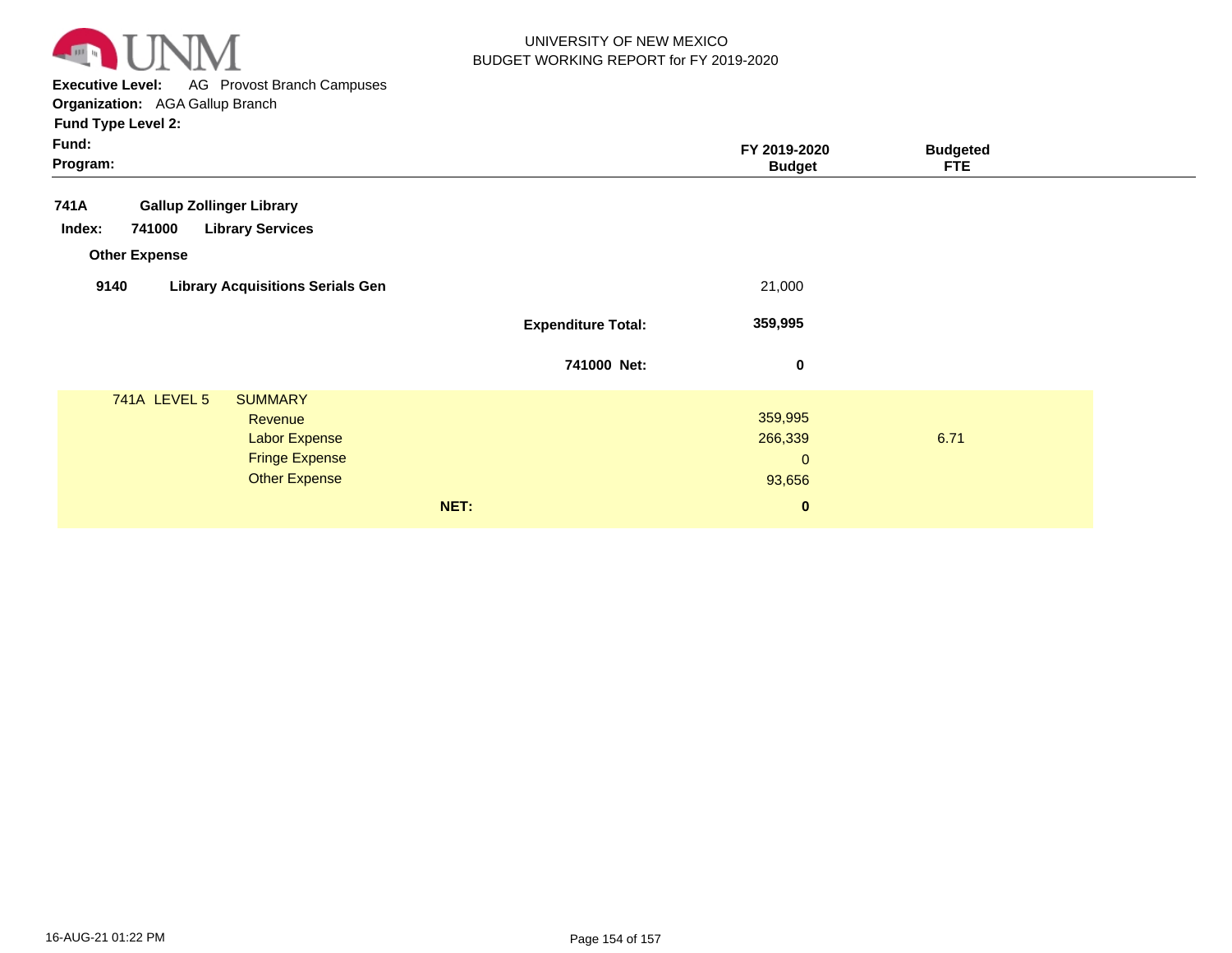UNIVERSITY OF NEW MEXICO
BUDGET WORKING REPORT for FY 2019-2020

**Executive Level:** AG Provost Branch Campuses
**Organization:** AGA Gallup Branch
**Fund Type Level 2:**
**Fund:**
**Program:**

| | | FY 2019-2020 Budget | Budgeted FTE |
|---|---|---|---|
| **741A** | **Gallup Zollinger Library** | | |
| **Index: 741000** | **Library Services** | | |
| **Other Expense** | | | |
| **9140** | **Library Acquisitions Serials Gen** | 21,000 | |
| | **Expenditure Total:** | **359,995** | |
| | **741000 Net:** | **0** | |
| 741A LEVEL 5 | SUMMARY | | |
| | Revenue | 359,995 | |
| | Labor Expense | 266,339 | 6.71 |
| | Fringe Expense | 0 | |
| | Other Expense | 93,656 | |
| | **NET:** | **0** | |

16-AUG-21 01:22 PM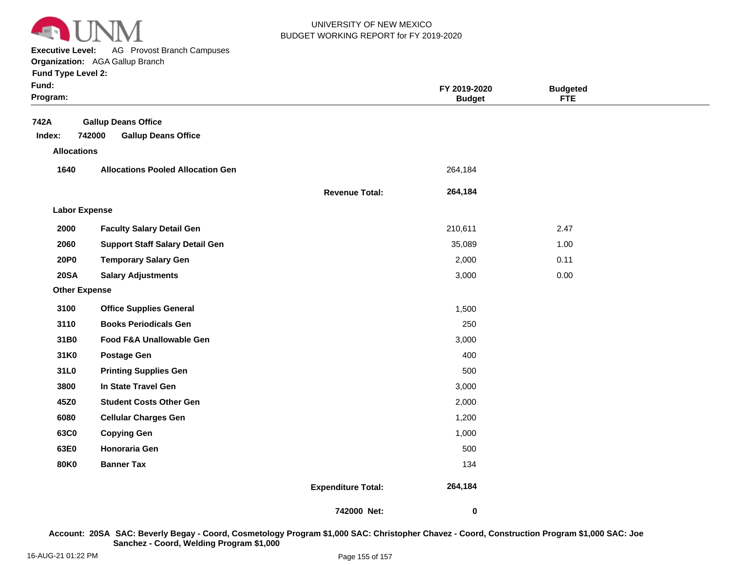UNIVERSITY OF NEW MEXICO
BUDGET WORKING REPORT for FY 2019-2020

**Executive Level:** AG Provost Branch Campuses
**Organization:** AGA Gallup Branch
**Fund Type Level 2:**
**Fund:**
**Program:**

| | | | FY 2019-2020 Budget | Budgeted FTE |
|---|---|---|---|---|
| **742A** | **Gallup Deans Office** | | | |
| **Index: 742000** | **Gallup Deans Office** | | | |
| **Allocations** | | | | |
| **1640** | **Allocations Pooled Allocation Gen** | | 264,184 | |
| | | **Revenue Total:** | **264,184** | |
| **Labor Expense** | | | | |
| **2000** | **Faculty Salary Detail Gen** | | 210,611 | 2.47 |
| **2060** | **Support Staff Salary Detail Gen** | | 35,089 | 1.00 |
| **20P0** | **Temporary Salary Gen** | | 2,000 | 0.11 |
| **20SA** | **Salary Adjustments** | | 3,000 | 0.00 |
| **Other Expense** | | | | |
| **3100** | **Office Supplies General** | | 1,500 | |
| **3110** | **Books Periodicals Gen** | | 250 | |
| **31B0** | **Food F&A Unallowable Gen** | | 3,000 | |
| **31K0** | **Postage Gen** | | 400 | |
| **31L0** | **Printing Supplies Gen** | | 500 | |
| **3800** | **In State Travel Gen** | | 3,000 | |
| **45Z0** | **Student Costs Other Gen** | | 2,000 | |
| **6080** | **Cellular Charges Gen** | | 1,200 | |
| **63C0** | **Copying Gen** | | 1,000 | |
| **63E0** | **Honoraria Gen** | | 500 | |
| **80K0** | **Banner Tax** | | 134 | |
| | | **Expenditure Total:** | **264,184** | |
| | | **742000 Net:** | **0** | |

**Account: 20SA SAC: Beverly Begay - Coord, Cosmetology Program $1,000 SAC: Christopher Chavez - Coord, Construction Program $1,000 SAC: Joe Sanchez - Coord, Welding Program $1,000**

16-AUG-21 01:22 PM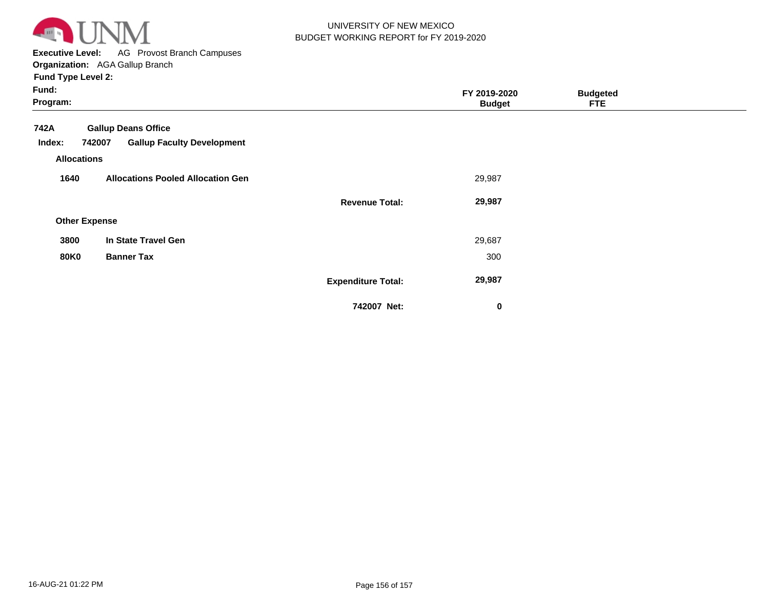UNIVERSITY OF NEW MEXICO
BUDGET WORKING REPORT for FY 2019-2020

**Executive Level:** AG Provost Branch Campuses
**Organization:** AGA Gallup Branch
**Fund Type Level 2:**
**Fund:**
**Program:**

| | | | FY 2019-2020 Budget | Budgeted FTE |
|---|---|---|---|---|
| **742A** | **Gallup Deans Office** | | | |
| **Index: 742007** | **Gallup Faculty Development** | | | |
| **Allocations** | | | | |
| **1640** | **Allocations Pooled Allocation Gen** | | 29,987 | |
| | | **Revenue Total:** | **29,987** | |
| **Other Expense** | | | | |
| **3800** | **In State Travel Gen** | | 29,687 | |
| **80K0** | **Banner Tax** | | 300 | |
| | | **Expenditure Total:** | **29,987** | |
| | | **742007 Net:** | **0** | |

16-AUG-21 01:22 PM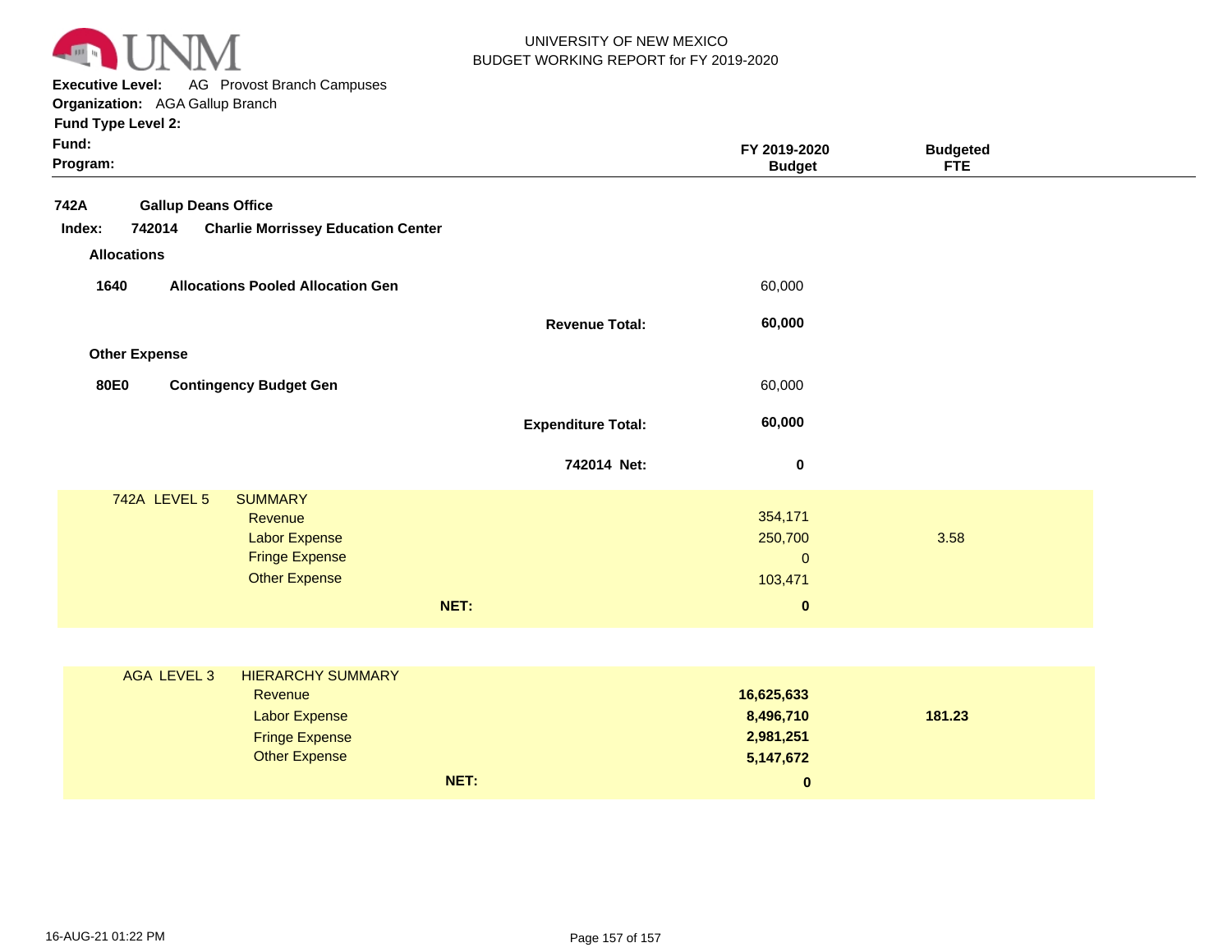UNIVERSITY OF NEW MEXICO
BUDGET WORKING REPORT for FY 2019-2020

**Executive Level:** AG Provost Branch Campuses
**Organization:** AGA Gallup Branch
**Fund Type Level 2:**
**Fund:**
**Program:**

| | | FY 2019-2020 Budget | Budgeted FTE |
|---|---|---|---|
| **742A** | **Gallup Deans Office** | | |
| **Index: 742014** | **Charlie Morrissey Education Center** | | |
| **Allocations** | | | |
| **1640** | **Allocations Pooled Allocation Gen** | 60,000 | |
| | **Revenue Total:** | **60,000** | |
| **Other Expense** | | | |
| **80E0** | **Contingency Budget Gen** | 60,000 | |
| | **Expenditure Total:** | **60,000** | |
| | **742014 Net:** | **0** | |

| 742A LEVEL 5 | SUMMARY | | |
|---|---|---|---|
| | Revenue | 354,171 | |
| | Labor Expense | 250,700 | 3.58 |
| | Fringe Expense | 0 | |
| | Other Expense | 103,471 | |
| | **NET:** | **0** | |

| AGA LEVEL 3 | HIERARCHY SUMMARY | | |
|---|---|---|---|
| | Revenue | **16,625,633** | |
| | Labor Expense | **8,496,710** | **181.23** |
| | Fringe Expense | **2,981,251** | |
| | Other Expense | **5,147,672** | |
| | **NET:** | **0** | |

16-AUG-21 01:22 PM